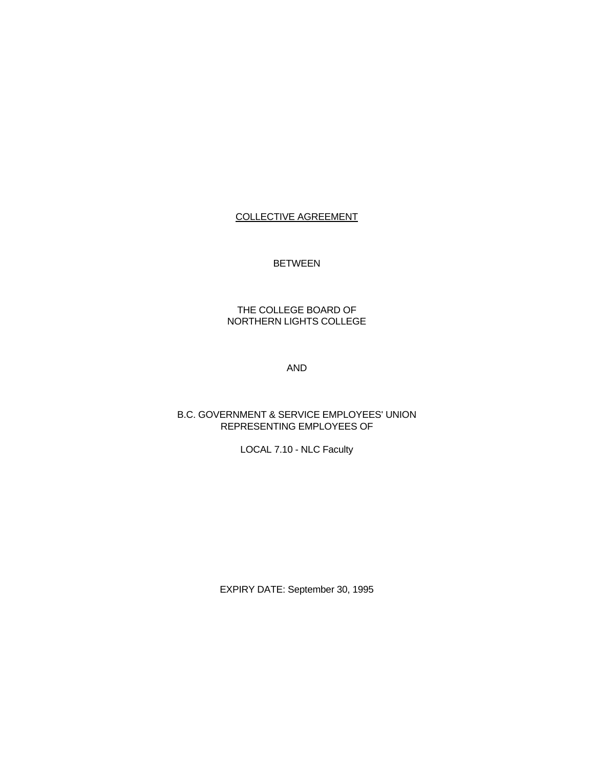COLLECTIVE AGREEMENT

BETWEEN

THE COLLEGE BOARD OF
NORTHERN LIGHTS COLLEGE

AND

B.C. GOVERNMENT & SERVICE EMPLOYEES' UNION
REPRESENTING EMPLOYEES OF

LOCAL 7.10 - NLC Faculty

EXPIRY DATE: September 30, 1995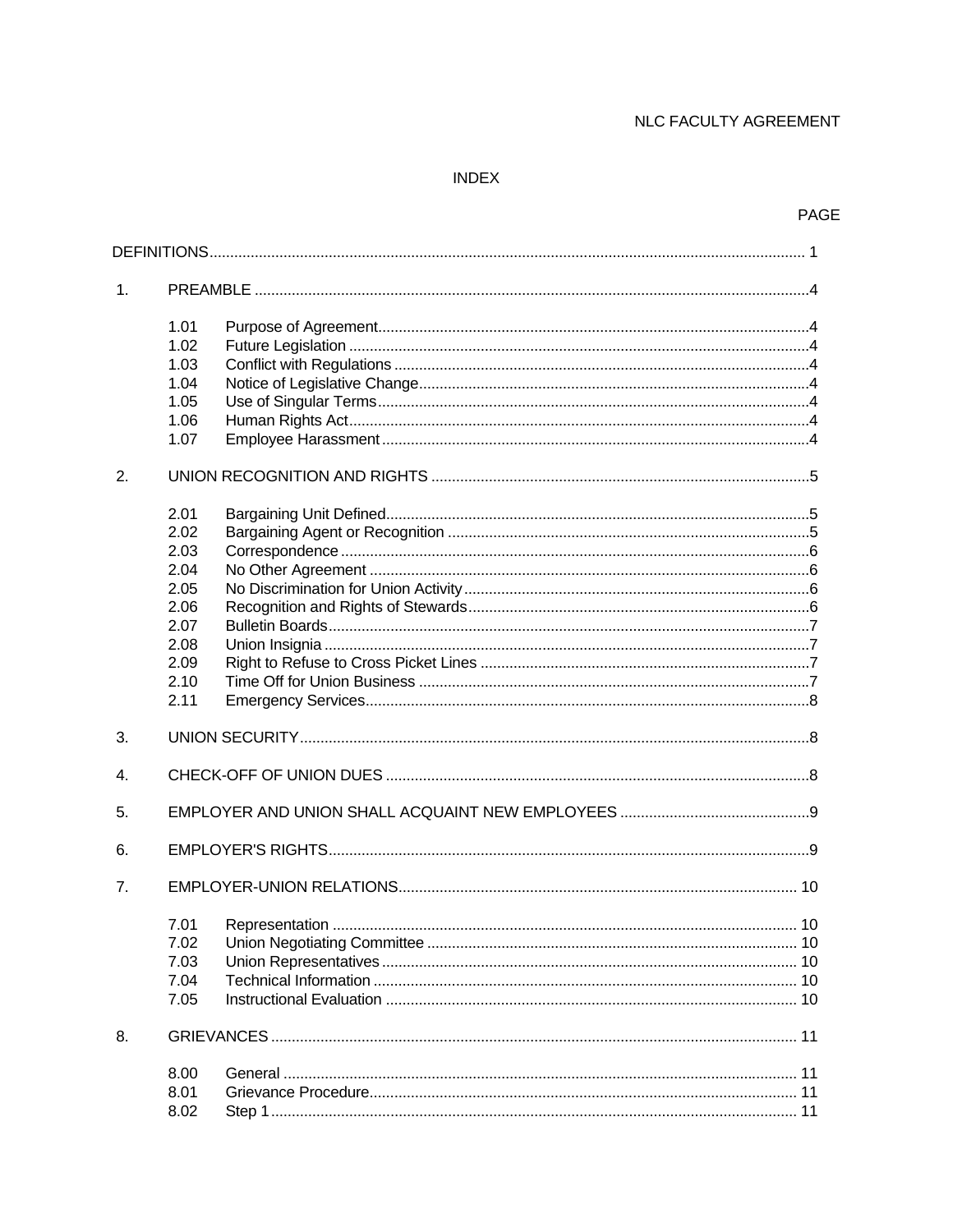NLC FACULTY AGREEMENT

# INDEX

| | | | PAGE |
|---|---|---|---|
| DEFINITIONS | | | 1 |
| 1. | PREAMBLE | | 4 |
| | 1.01 | Purpose of Agreement | 4 |
| | 1.02 | Future Legislation | 4 |
| | 1.03 | Conflict with Regulations | 4 |
| | 1.04 | Notice of Legislative Change | 4 |
| | 1.05 | Use of Singular Terms | 4 |
| | 1.06 | Human Rights Act | 4 |
| | 1.07 | Employee Harassment | 4 |
| 2. | UNION RECOGNITION AND RIGHTS | | 5 |
| | 2.01 | Bargaining Unit Defined | 5 |
| | 2.02 | Bargaining Agent or Recognition | 5 |
| | 2.03 | Correspondence | 6 |
| | 2.04 | No Other Agreement | 6 |
| | 2.05 | No Discrimination for Union Activity | 6 |
| | 2.06 | Recognition and Rights of Stewards | 6 |
| | 2.07 | Bulletin Boards | 7 |
| | 2.08 | Union Insignia | 7 |
| | 2.09 | Right to Refuse to Cross Picket Lines | 7 |
| | 2.10 | Time Off for Union Business | 7 |
| | 2.11 | Emergency Services | 8 |
| 3. | UNION SECURITY | | 8 |
| 4. | CHECK-OFF OF UNION DUES | | 8 |
| 5. | EMPLOYER AND UNION SHALL ACQUAINT NEW EMPLOYEES | | 9 |
| 6. | EMPLOYER'S RIGHTS | | 9 |
| 7. | EMPLOYER-UNION RELATIONS | | 10 |
| | 7.01 | Representation | 10 |
| | 7.02 | Union Negotiating Committee | 10 |
| | 7.03 | Union Representatives | 10 |
| | 7.04 | Technical Information | 10 |
| | 7.05 | Instructional Evaluation | 10 |
| 8. | GRIEVANCES | | 11 |
| | 8.00 | General | 11 |
| | 8.01 | Grievance Procedure | 11 |
| | 8.02 | Step 1 | 11 |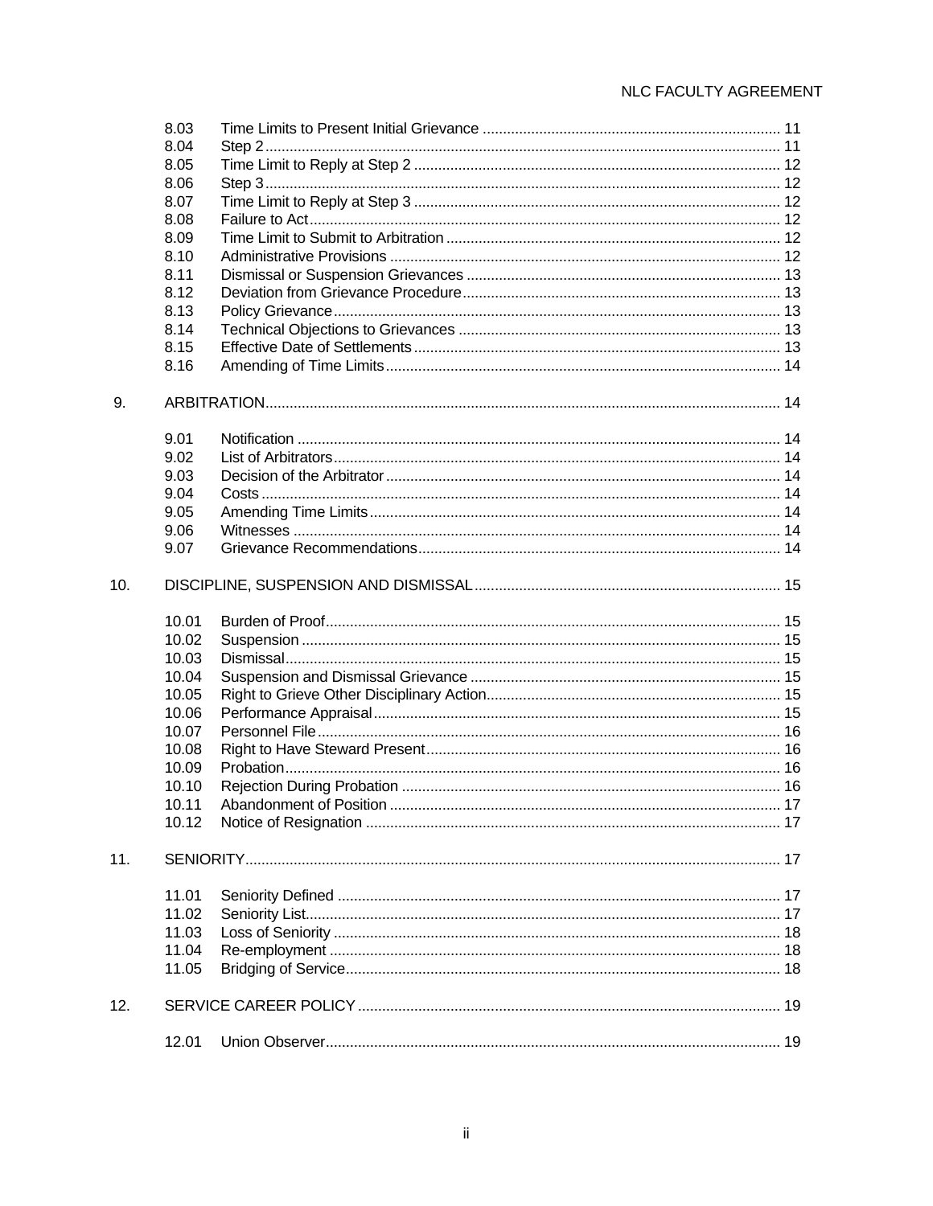| | | | |
|---|---|---|---|
| | 8.03 | Time Limits to Present Initial Grievance | 11 |
| | 8.04 | Step 2 | 11 |
| | 8.05 | Time Limit to Reply at Step 2 | 12 |
| | 8.06 | Step 3 | 12 |
| | 8.07 | Time Limit to Reply at Step 3 | 12 |
| | 8.08 | Failure to Act | 12 |
| | 8.09 | Time Limit to Submit to Arbitration | 12 |
| | 8.10 | Administrative Provisions | 12 |
| | 8.11 | Dismissal or Suspension Grievances | 13 |
| | 8.12 | Deviation from Grievance Procedure | 13 |
| | 8.13 | Policy Grievance | 13 |
| | 8.14 | Technical Objections to Grievances | 13 |
| | 8.15 | Effective Date of Settlements | 13 |
| | 8.16 | Amending of Time Limits | 14 |
| 9. | ARBITRATION | | 14 |
| | 9.01 | Notification | 14 |
| | 9.02 | List of Arbitrators | 14 |
| | 9.03 | Decision of the Arbitrator | 14 |
| | 9.04 | Costs | 14 |
| | 9.05 | Amending Time Limits | 14 |
| | 9.06 | Witnesses | 14 |
| | 9.07 | Grievance Recommendations | 14 |
| 10. | DISCIPLINE, SUSPENSION AND DISMISSAL | | 15 |
| | 10.01 | Burden of Proof | 15 |
| | 10.02 | Suspension | 15 |
| | 10.03 | Dismissal | 15 |
| | 10.04 | Suspension and Dismissal Grievance | 15 |
| | 10.05 | Right to Grieve Other Disciplinary Action | 15 |
| | 10.06 | Performance Appraisal | 15 |
| | 10.07 | Personnel File | 16 |
| | 10.08 | Right to Have Steward Present | 16 |
| | 10.09 | Probation | 16 |
| | 10.10 | Rejection During Probation | 16 |
| | 10.11 | Abandonment of Position | 17 |
| | 10.12 | Notice of Resignation | 17 |
| 11. | SENIORITY | | 17 |
| | 11.01 | Seniority Defined | 17 |
| | 11.02 | Seniority List | 17 |
| | 11.03 | Loss of Seniority | 18 |
| | 11.04 | Re-employment | 18 |
| | 11.05 | Bridging of Service | 18 |
| 12. | SERVICE CAREER POLICY | | 19 |
| | 12.01 | Union Observer | 19 |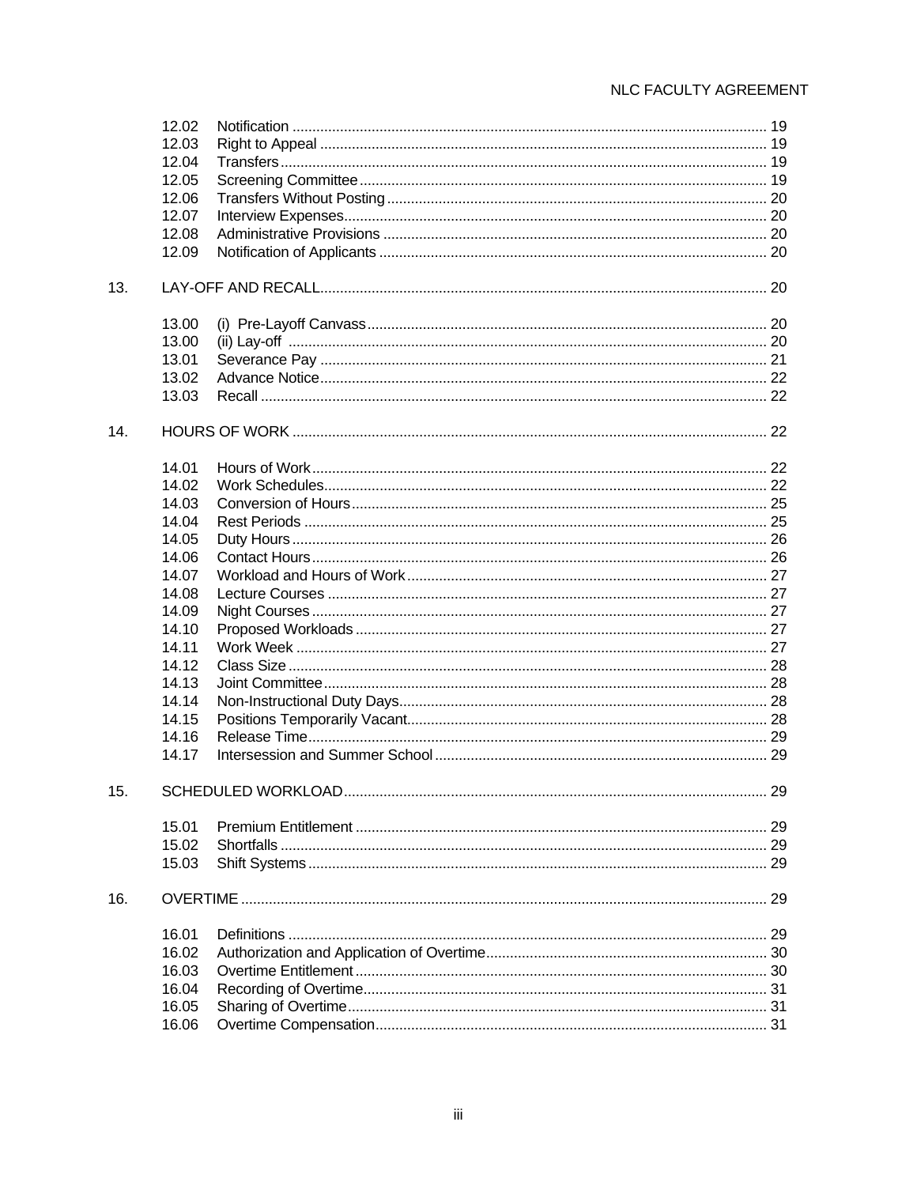| | | | |
|---|---|---|---|
| | 12.02 | Notification | 19 |
| | 12.03 | Right to Appeal | 19 |
| | 12.04 | Transfers | 19 |
| | 12.05 | Screening Committee | 19 |
| | 12.06 | Transfers Without Posting | 20 |
| | 12.07 | Interview Expenses | 20 |
| | 12.08 | Administrative Provisions | 20 |
| | 12.09 | Notification of Applicants | 20 |
| 13. | LAY-OFF AND RECALL | | 20 |
| | 13.00 | (i) Pre-Layoff Canvass | 20 |
| | 13.00 | (ii) Lay-off | 20 |
| | 13.01 | Severance Pay | 21 |
| | 13.02 | Advance Notice | 22 |
| | 13.03 | Recall | 22 |
| 14. | HOURS OF WORK | | 22 |
| | 14.01 | Hours of Work | 22 |
| | 14.02 | Work Schedules | 22 |
| | 14.03 | Conversion of Hours | 25 |
| | 14.04 | Rest Periods | 25 |
| | 14.05 | Duty Hours | 26 |
| | 14.06 | Contact Hours | 26 |
| | 14.07 | Workload and Hours of Work | 27 |
| | 14.08 | Lecture Courses | 27 |
| | 14.09 | Night Courses | 27 |
| | 14.10 | Proposed Workloads | 27 |
| | 14.11 | Work Week | 27 |
| | 14.12 | Class Size | 28 |
| | 14.13 | Joint Committee | 28 |
| | 14.14 | Non-Instructional Duty Days | 28 |
| | 14.15 | Positions Temporarily Vacant | 28 |
| | 14.16 | Release Time | 29 |
| | 14.17 | Intersession and Summer School | 29 |
| 15. | SCHEDULED WORKLOAD | | 29 |
| | 15.01 | Premium Entitlement | 29 |
| | 15.02 | Shortfalls | 29 |
| | 15.03 | Shift Systems | 29 |
| 16. | OVERTIME | | 29 |
| | 16.01 | Definitions | 29 |
| | 16.02 | Authorization and Application of Overtime | 30 |
| | 16.03 | Overtime Entitlement | 30 |
| | 16.04 | Recording of Overtime | 31 |
| | 16.05 | Sharing of Overtime | 31 |
| | 16.06 | Overtime Compensation | 31 |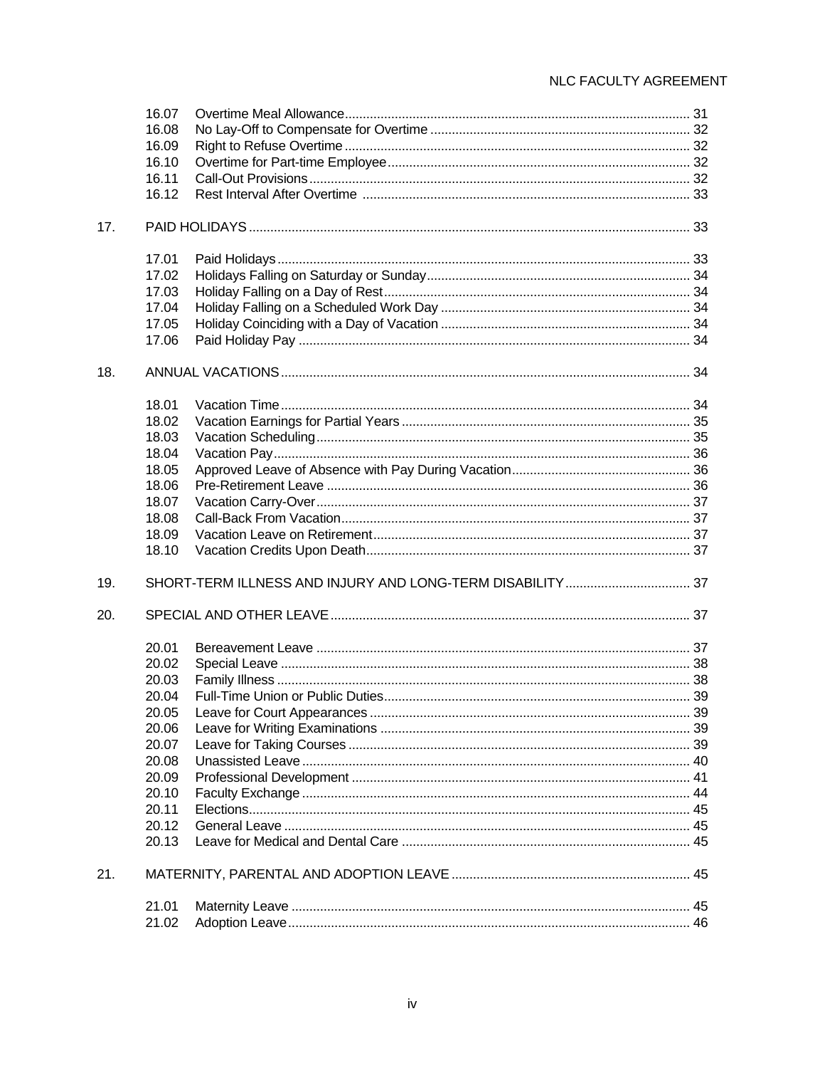| | | |
|---|---|---|
| 16.07 | Overtime Meal Allowance | 31 |
| 16.08 | No Lay-Off to Compensate for Overtime | 32 |
| 16.09 | Right to Refuse Overtime | 32 |
| 16.10 | Overtime for Part-time Employee | 32 |
| 16.11 | Call-Out Provisions | 32 |
| 16.12 | Rest Interval After Overtime | 33 |

**17. PAID HOLIDAYS** ..... 33

| | | |
|---|---|---|
| 17.01 | Paid Holidays | 33 |
| 17.02 | Holidays Falling on Saturday or Sunday | 34 |
| 17.03 | Holiday Falling on a Day of Rest | 34 |
| 17.04 | Holiday Falling on a Scheduled Work Day | 34 |
| 17.05 | Holiday Coinciding with a Day of Vacation | 34 |
| 17.06 | Paid Holiday Pay | 34 |

**18. ANNUAL VACATIONS** ..... 34

| | | |
|---|---|---|
| 18.01 | Vacation Time | 34 |
| 18.02 | Vacation Earnings for Partial Years | 35 |
| 18.03 | Vacation Scheduling | 35 |
| 18.04 | Vacation Pay | 36 |
| 18.05 | Approved Leave of Absence with Pay During Vacation | 36 |
| 18.06 | Pre-Retirement Leave | 36 |
| 18.07 | Vacation Carry-Over | 37 |
| 18.08 | Call-Back From Vacation | 37 |
| 18.09 | Vacation Leave on Retirement | 37 |
| 18.10 | Vacation Credits Upon Death | 37 |

**19. SHORT-TERM ILLNESS AND INJURY AND LONG-TERM DISABILITY** ..... 37

**20. SPECIAL AND OTHER LEAVE** ..... 37

| | | |
|---|---|---|
| 20.01 | Bereavement Leave | 37 |
| 20.02 | Special Leave | 38 |
| 20.03 | Family Illness | 38 |
| 20.04 | Full-Time Union or Public Duties | 39 |
| 20.05 | Leave for Court Appearances | 39 |
| 20.06 | Leave for Writing Examinations | 39 |
| 20.07 | Leave for Taking Courses | 39 |
| 20.08 | Unassisted Leave | 40 |
| 20.09 | Professional Development | 41 |
| 20.10 | Faculty Exchange | 44 |
| 20.11 | Elections | 45 |
| 20.12 | General Leave | 45 |
| 20.13 | Leave for Medical and Dental Care | 45 |

**21. MATERNITY, PARENTAL AND ADOPTION LEAVE** ..... 45

| | | |
|---|---|---|
| 21.01 | Maternity Leave | 45 |
| 21.02 | Adoption Leave | 46 |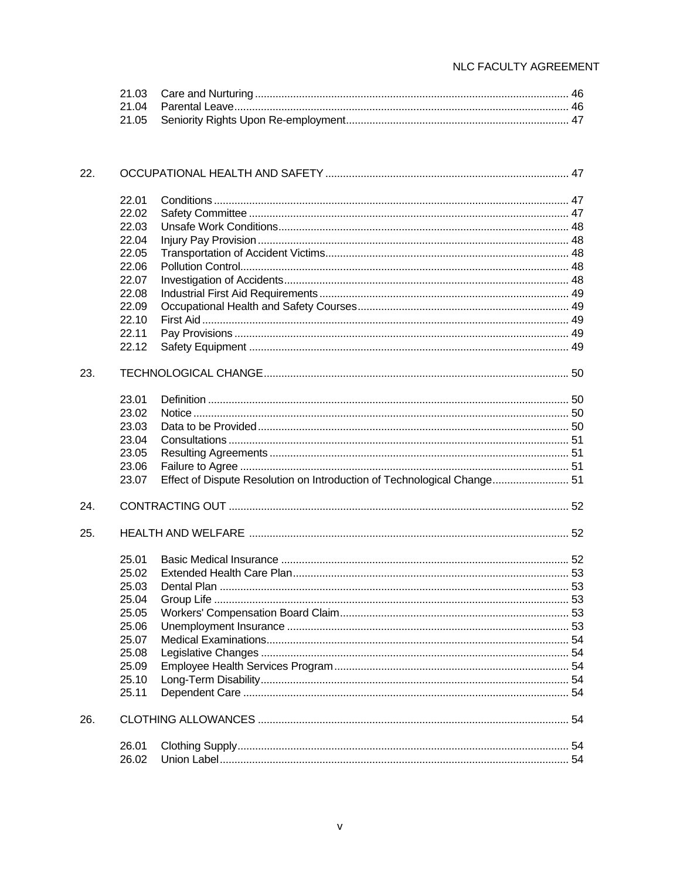| | | |
|---|---|---|
| 21.03 | Care and Nurturing | 46 |
| 21.04 | Parental Leave | 46 |
| 21.05 | Seniority Rights Upon Re-employment | 47 |

22. OCCUPATIONAL HEALTH AND SAFETY ..... 47

| | | |
|---|---|---|
| 22.01 | Conditions | 47 |
| 22.02 | Safety Committee | 47 |
| 22.03 | Unsafe Work Conditions | 48 |
| 22.04 | Injury Pay Provision | 48 |
| 22.05 | Transportation of Accident Victims | 48 |
| 22.06 | Pollution Control | 48 |
| 22.07 | Investigation of Accidents | 48 |
| 22.08 | Industrial First Aid Requirements | 49 |
| 22.09 | Occupational Health and Safety Courses | 49 |
| 22.10 | First Aid | 49 |
| 22.11 | Pay Provisions | 49 |
| 22.12 | Safety Equipment | 49 |

23. TECHNOLOGICAL CHANGE ..... 50

| | | |
|---|---|---|
| 23.01 | Definition | 50 |
| 23.02 | Notice | 50 |
| 23.03 | Data to be Provided | 50 |
| 23.04 | Consultations | 51 |
| 23.05 | Resulting Agreements | 51 |
| 23.06 | Failure to Agree | 51 |
| 23.07 | Effect of Dispute Resolution on Introduction of Technological Change | 51 |

24. CONTRACTING OUT ..... 52

25. HEALTH AND WELFARE ..... 52

| | | |
|---|---|---|
| 25.01 | Basic Medical Insurance | 52 |
| 25.02 | Extended Health Care Plan | 53 |
| 25.03 | Dental Plan | 53 |
| 25.04 | Group Life | 53 |
| 25.05 | Workers' Compensation Board Claim | 53 |
| 25.06 | Unemployment Insurance | 53 |
| 25.07 | Medical Examinations | 54 |
| 25.08 | Legislative Changes | 54 |
| 25.09 | Employee Health Services Program | 54 |
| 25.10 | Long-Term Disability | 54 |
| 25.11 | Dependent Care | 54 |

26. CLOTHING ALLOWANCES ..... 54

| | | |
|---|---|---|
| 26.01 | Clothing Supply | 54 |
| 26.02 | Union Label | 54 |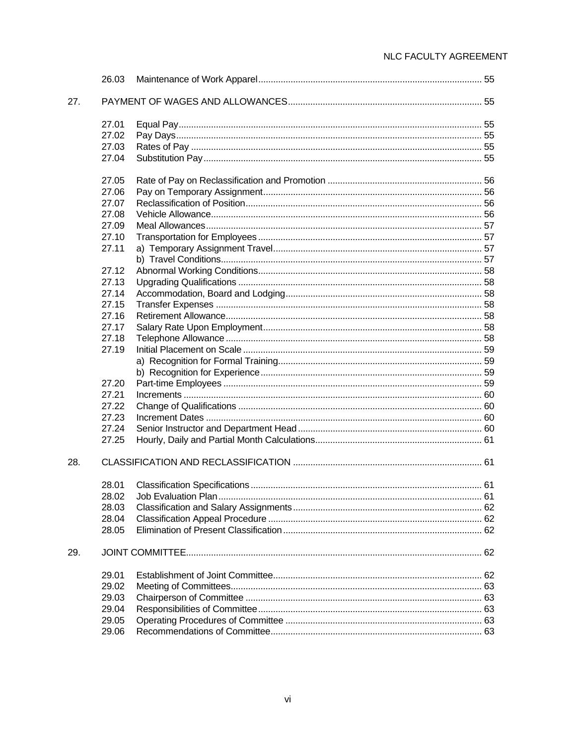| | | |
|---|---|---|
| 26.03 | Maintenance of Work Apparel | 55 |
| **27.** | **PAYMENT OF WAGES AND ALLOWANCES** | **55** |
| 27.01 | Equal Pay | 55 |
| 27.02 | Pay Days | 55 |
| 27.03 | Rates of Pay | 55 |
| 27.04 | Substitution Pay | 55 |
| 27.05 | Rate of Pay on Reclassification and Promotion | 56 |
| 27.06 | Pay on Temporary Assignment | 56 |
| 27.07 | Reclassification of Position | 56 |
| 27.08 | Vehicle Allowance | 56 |
| 27.09 | Meal Allowances | 57 |
| 27.10 | Transportation for Employees | 57 |
| 27.11 | a) Temporary Assignment Travel | 57 |
| | b) Travel Conditions | 57 |
| 27.12 | Abnormal Working Conditions | 58 |
| 27.13 | Upgrading Qualifications | 58 |
| 27.14 | Accommodation, Board and Lodging | 58 |
| 27.15 | Transfer Expenses | 58 |
| 27.16 | Retirement Allowance | 58 |
| 27.17 | Salary Rate Upon Employment | 58 |
| 27.18 | Telephone Allowance | 58 |
| 27.19 | Initial Placement on Scale | 59 |
| | a) Recognition for Formal Training | 59 |
| | b) Recognition for Experience | 59 |
| 27.20 | Part-time Employees | 59 |
| 27.21 | Increments | 60 |
| 27.22 | Change of Qualifications | 60 |
| 27.23 | Increment Dates | 60 |
| 27.24 | Senior Instructor and Department Head | 60 |
| 27.25 | Hourly, Daily and Partial Month Calculations | 61 |
| **28.** | **CLASSIFICATION AND RECLASSIFICATION** | **61** |
| 28.01 | Classification Specifications | 61 |
| 28.02 | Job Evaluation Plan | 61 |
| 28.03 | Classification and Salary Assignments | 62 |
| 28.04 | Classification Appeal Procedure | 62 |
| 28.05 | Elimination of Present Classification | 62 |
| **29.** | **JOINT COMMITTEE** | **62** |
| 29.01 | Establishment of Joint Committee | 62 |
| 29.02 | Meeting of Committees | 63 |
| 29.03 | Chairperson of Committee | 63 |
| 29.04 | Responsibilities of Committee | 63 |
| 29.05 | Operating Procedures of Committee | 63 |
| 29.06 | Recommendations of Committee | 63 |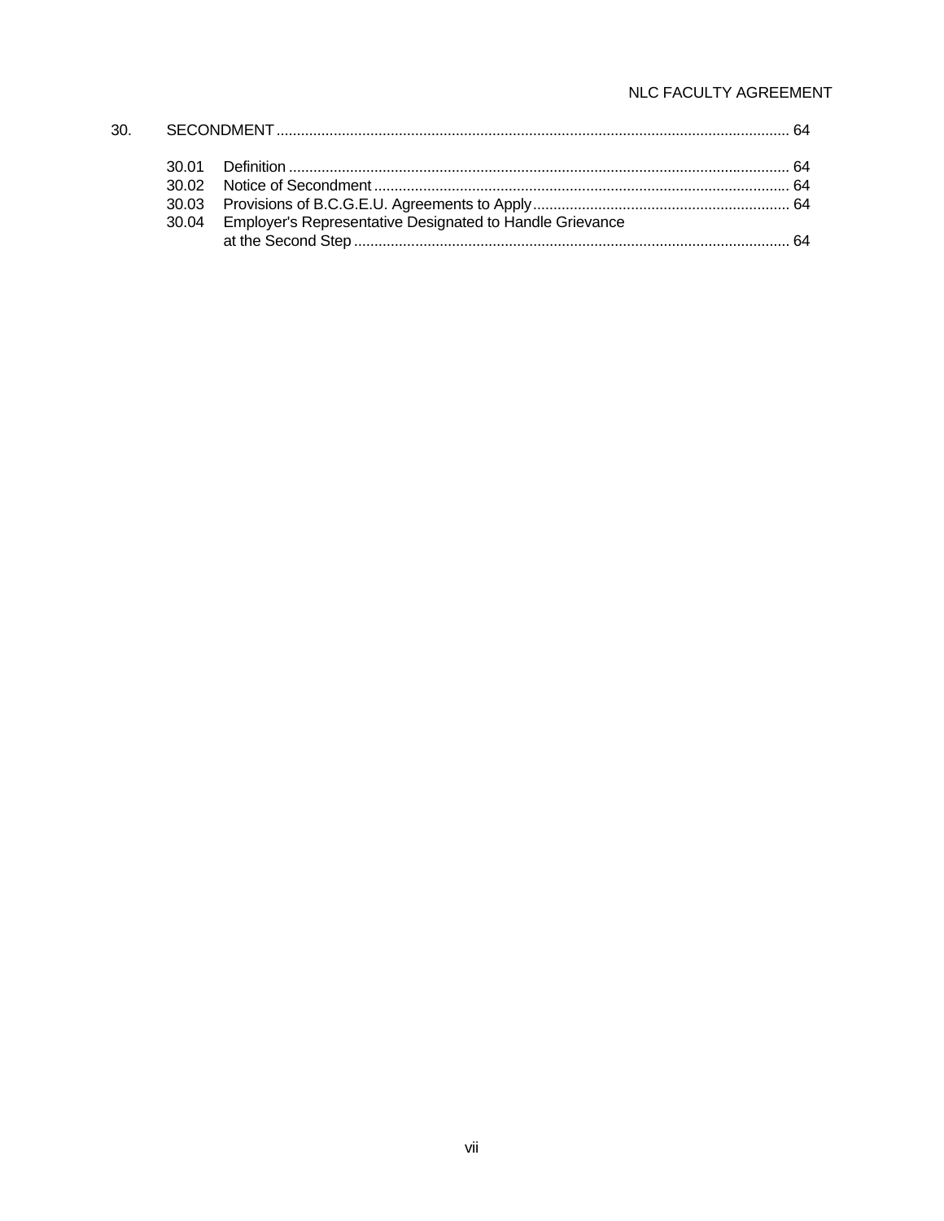30. SECONDMENT ............................................................................................................................. 64

30.01 Definition .......................................................................................................................... 64
30.02 Notice of Secondment ..................................................................................................... 64
30.03 Provisions of B.C.G.E.U. Agreements to Apply .............................................................. 64
30.04 Employer's Representative Designated to Handle Grievance at the Second Step .......................................................................................................... 64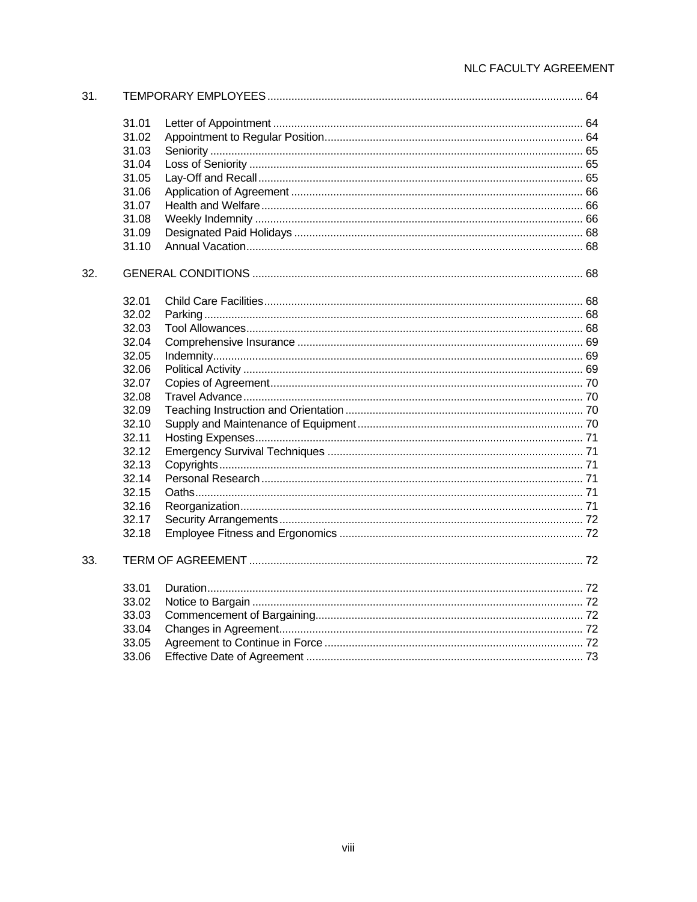| | | |
|---|---|---|
| 31. | TEMPORARY EMPLOYEES | 64 |
| 31.01 | Letter of Appointment | 64 |
| 31.02 | Appointment to Regular Position | 64 |
| 31.03 | Seniority | 65 |
| 31.04 | Loss of Seniority | 65 |
| 31.05 | Lay-Off and Recall | 65 |
| 31.06 | Application of Agreement | 66 |
| 31.07 | Health and Welfare | 66 |
| 31.08 | Weekly Indemnity | 66 |
| 31.09 | Designated Paid Holidays | 68 |
| 31.10 | Annual Vacation | 68 |
| 32. | GENERAL CONDITIONS | 68 |
| 32.01 | Child Care Facilities | 68 |
| 32.02 | Parking | 68 |
| 32.03 | Tool Allowances | 68 |
| 32.04 | Comprehensive Insurance | 69 |
| 32.05 | Indemnity | 69 |
| 32.06 | Political Activity | 69 |
| 32.07 | Copies of Agreement | 70 |
| 32.08 | Travel Advance | 70 |
| 32.09 | Teaching Instruction and Orientation | 70 |
| 32.10 | Supply and Maintenance of Equipment | 70 |
| 32.11 | Hosting Expenses | 71 |
| 32.12 | Emergency Survival Techniques | 71 |
| 32.13 | Copyrights | 71 |
| 32.14 | Personal Research | 71 |
| 32.15 | Oaths | 71 |
| 32.16 | Reorganization | 71 |
| 32.17 | Security Arrangements | 72 |
| 32.18 | Employee Fitness and Ergonomics | 72 |
| 33. | TERM OF AGREEMENT | 72 |
| 33.01 | Duration | 72 |
| 33.02 | Notice to Bargain | 72 |
| 33.03 | Commencement of Bargaining | 72 |
| 33.04 | Changes in Agreement | 72 |
| 33.05 | Agreement to Continue in Force | 72 |
| 33.06 | Effective Date of Agreement | 73 |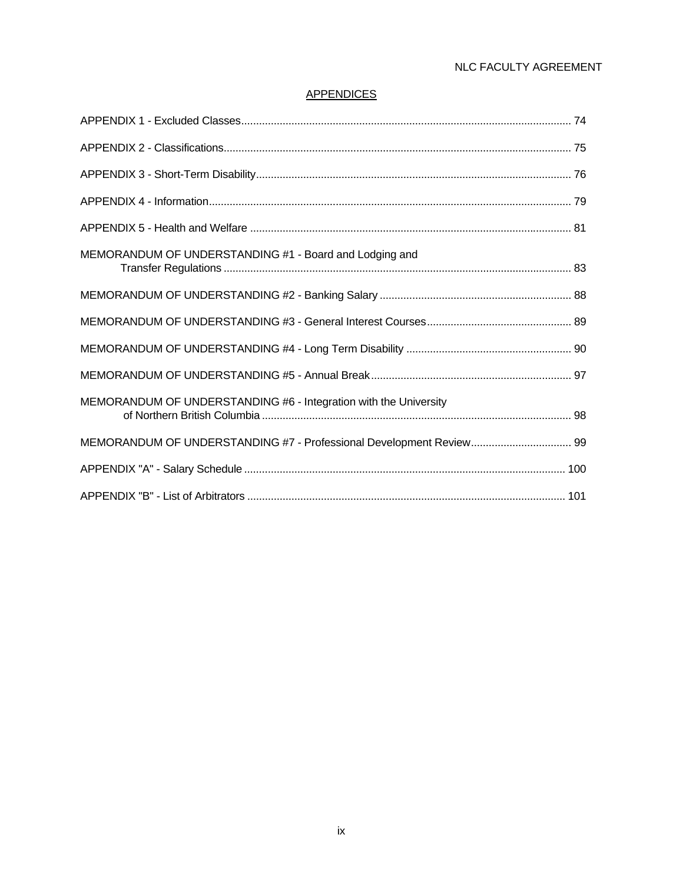## APPENDICES

APPENDIX 1 - Excluded Classes ... 74

APPENDIX 2 - Classifications ... 75

APPENDIX 3 - Short-Term Disability ... 76

APPENDIX 4 - Information ... 79

APPENDIX 5 - Health and Welfare ... 81

MEMORANDUM OF UNDERSTANDING #1 - Board and Lodging and Transfer Regulations ... 83

MEMORANDUM OF UNDERSTANDING #2 - Banking Salary ... 88

MEMORANDUM OF UNDERSTANDING #3 - General Interest Courses ... 89

MEMORANDUM OF UNDERSTANDING #4 - Long Term Disability ... 90

MEMORANDUM OF UNDERSTANDING #5 - Annual Break ... 97

MEMORANDUM OF UNDERSTANDING #6 - Integration with the University of Northern British Columbia ... 98

MEMORANDUM OF UNDERSTANDING #7 - Professional Development Review ... 99

APPENDIX "A" - Salary Schedule ... 100

APPENDIX "B" - List of Arbitrators ... 101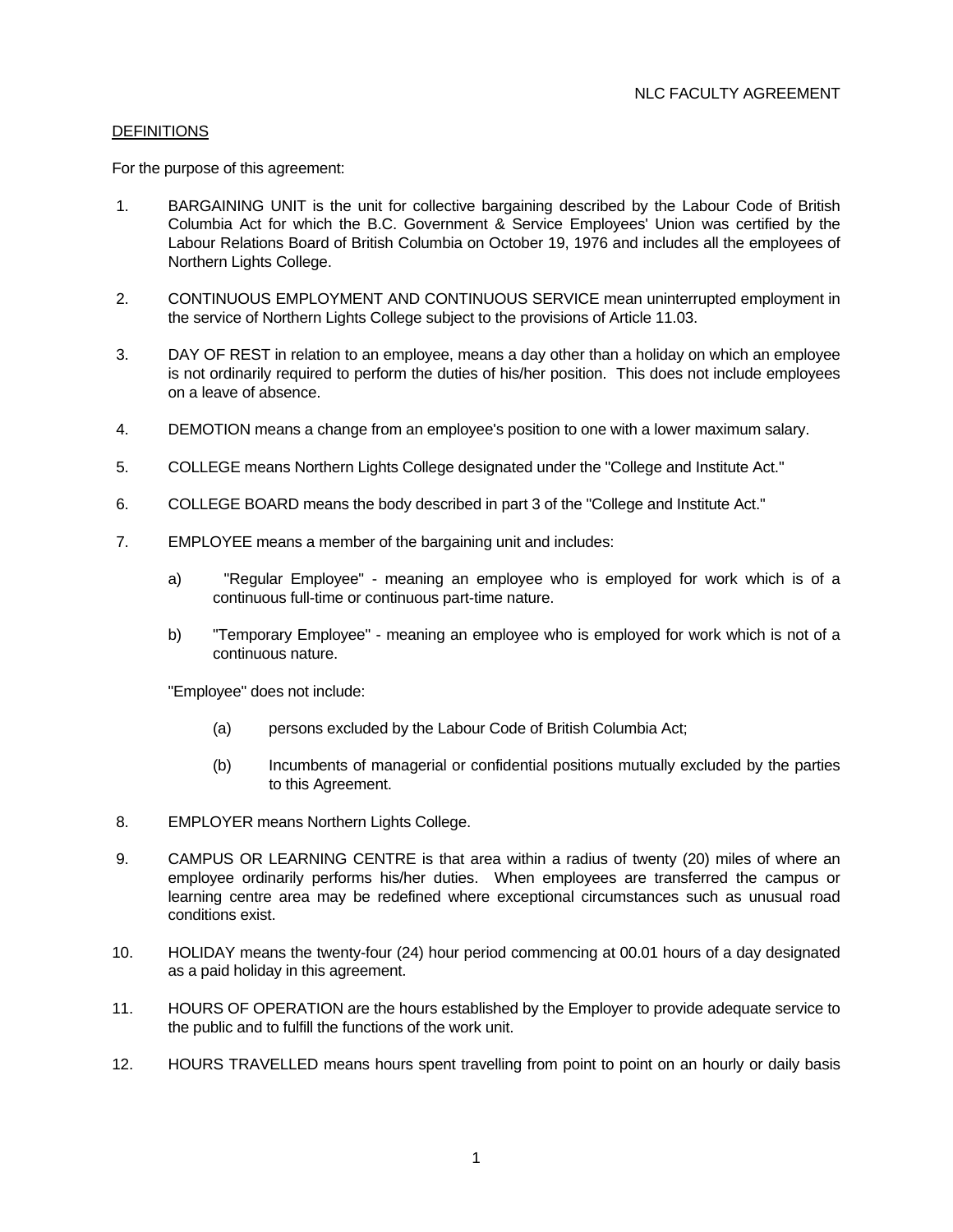## DEFINITIONS

For the purpose of this agreement:

1. BARGAINING UNIT is the unit for collective bargaining described by the Labour Code of British Columbia Act for which the B.C. Government & Service Employees' Union was certified by the Labour Relations Board of British Columbia on October 19, 1976 and includes all the employees of Northern Lights College.

2. CONTINUOUS EMPLOYMENT AND CONTINUOUS SERVICE mean uninterrupted employment in the service of Northern Lights College subject to the provisions of Article 11.03.

3. DAY OF REST in relation to an employee, means a day other than a holiday on which an employee is not ordinarily required to perform the duties of his/her position. This does not include employees on a leave of absence.

4. DEMOTION means a change from an employee's position to one with a lower maximum salary.

5. COLLEGE means Northern Lights College designated under the "College and Institute Act."

6. COLLEGE BOARD means the body described in part 3 of the "College and Institute Act."

7. EMPLOYEE means a member of the bargaining unit and includes:

   a) "Regular Employee" - meaning an employee who is employed for work which is of a continuous full-time or continuous part-time nature.

   b) "Temporary Employee" - meaning an employee who is employed for work which is not of a continuous nature.

   "Employee" does not include:

   (a) persons excluded by the Labour Code of British Columbia Act;

   (b) Incumbents of managerial or confidential positions mutually excluded by the parties to this Agreement.

8. EMPLOYER means Northern Lights College.

9. CAMPUS OR LEARNING CENTRE is that area within a radius of twenty (20) miles of where an employee ordinarily performs his/her duties. When employees are transferred the campus or learning centre area may be redefined where exceptional circumstances such as unusual road conditions exist.

10. HOLIDAY means the twenty-four (24) hour period commencing at 00.01 hours of a day designated as a paid holiday in this agreement.

11. HOURS OF OPERATION are the hours established by the Employer to provide adequate service to the public and to fulfill the functions of the work unit.

12. HOURS TRAVELLED means hours spent travelling from point to point on an hourly or daily basis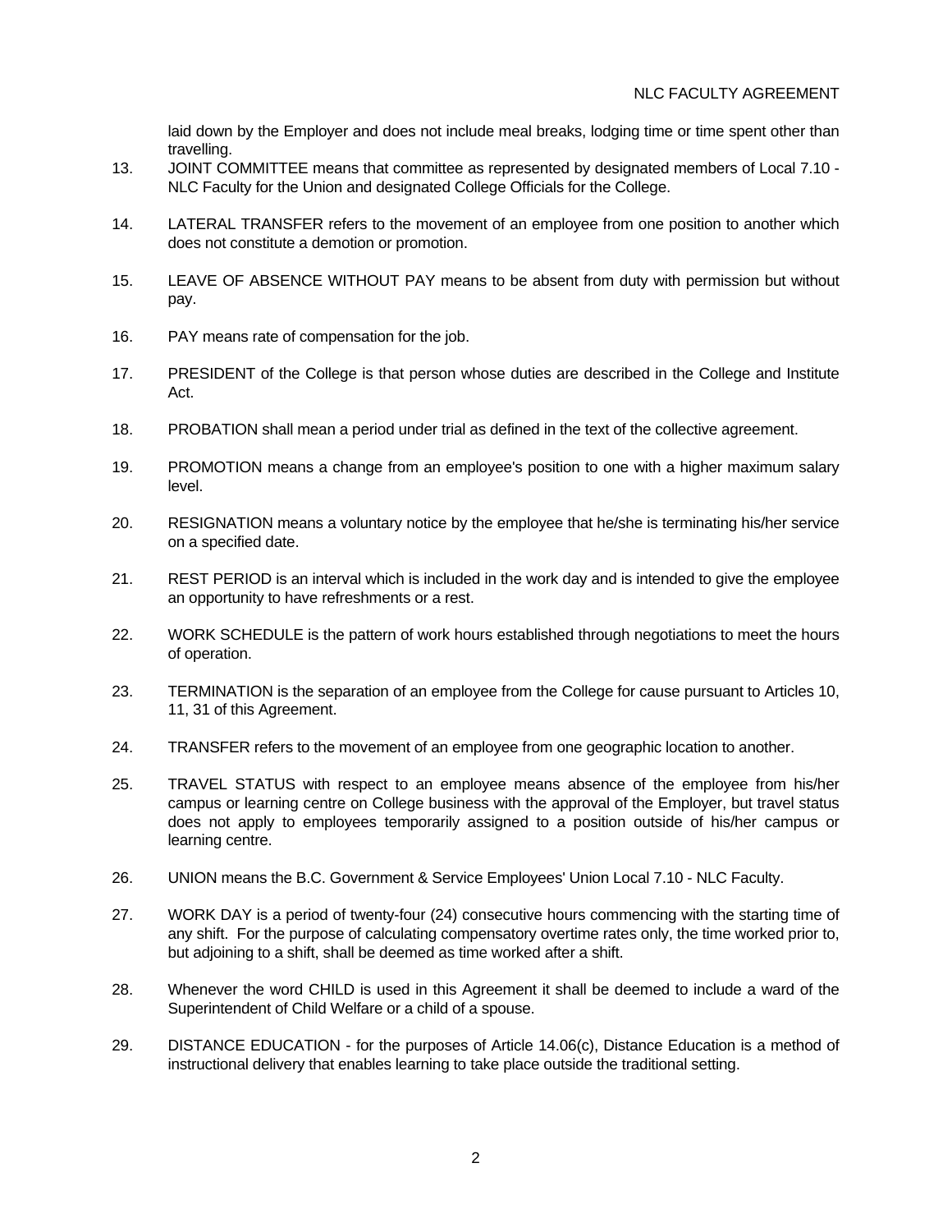laid down by the Employer and does not include meal breaks, lodging time or time spent other than travelling.

13. JOINT COMMITTEE means that committee as represented by designated members of Local 7.10 - NLC Faculty for the Union and designated College Officials for the College.

14. LATERAL TRANSFER refers to the movement of an employee from one position to another which does not constitute a demotion or promotion.

15. LEAVE OF ABSENCE WITHOUT PAY means to be absent from duty with permission but without pay.

16. PAY means rate of compensation for the job.

17. PRESIDENT of the College is that person whose duties are described in the College and Institute Act.

18. PROBATION shall mean a period under trial as defined in the text of the collective agreement.

19. PROMOTION means a change from an employee's position to one with a higher maximum salary level.

20. RESIGNATION means a voluntary notice by the employee that he/she is terminating his/her service on a specified date.

21. REST PERIOD is an interval which is included in the work day and is intended to give the employee an opportunity to have refreshments or a rest.

22. WORK SCHEDULE is the pattern of work hours established through negotiations to meet the hours of operation.

23. TERMINATION is the separation of an employee from the College for cause pursuant to Articles 10, 11, 31 of this Agreement.

24. TRANSFER refers to the movement of an employee from one geographic location to another.

25. TRAVEL STATUS with respect to an employee means absence of the employee from his/her campus or learning centre on College business with the approval of the Employer, but travel status does not apply to employees temporarily assigned to a position outside of his/her campus or learning centre.

26. UNION means the B.C. Government & Service Employees' Union Local 7.10 - NLC Faculty.

27. WORK DAY is a period of twenty-four (24) consecutive hours commencing with the starting time of any shift. For the purpose of calculating compensatory overtime rates only, the time worked prior to, but adjoining to a shift, shall be deemed as time worked after a shift.

28. Whenever the word CHILD is used in this Agreement it shall be deemed to include a ward of the Superintendent of Child Welfare or a child of a spouse.

29. DISTANCE EDUCATION - for the purposes of Article 14.06(c), Distance Education is a method of instructional delivery that enables learning to take place outside the traditional setting.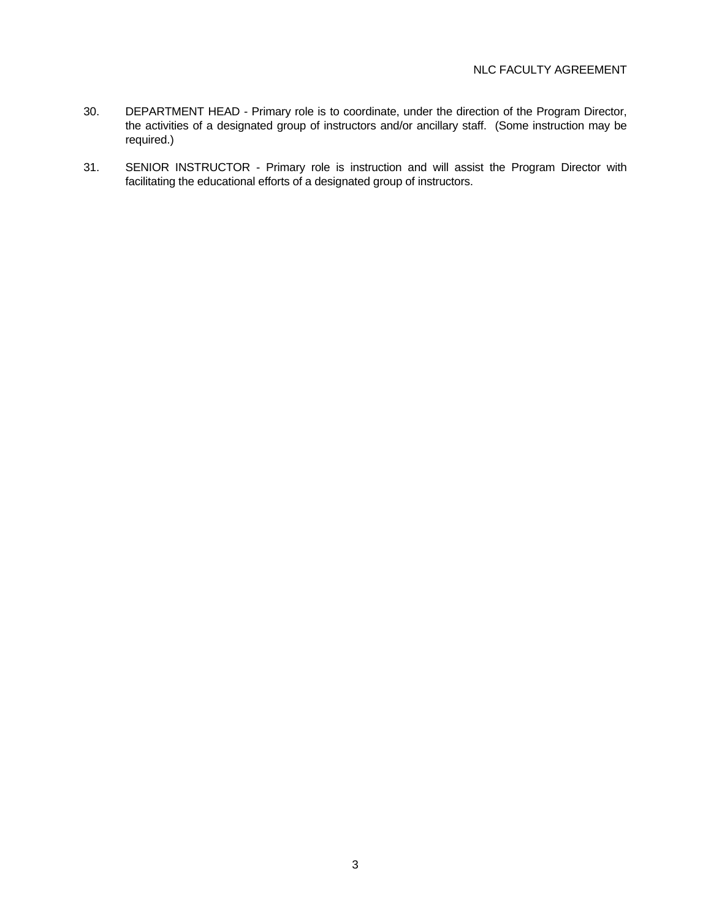30. DEPARTMENT HEAD - Primary role is to coordinate, under the direction of the Program Director, the activities of a designated group of instructors and/or ancillary staff. (Some instruction may be required.)

31. SENIOR INSTRUCTOR - Primary role is instruction and will assist the Program Director with facilitating the educational efforts of a designated group of instructors.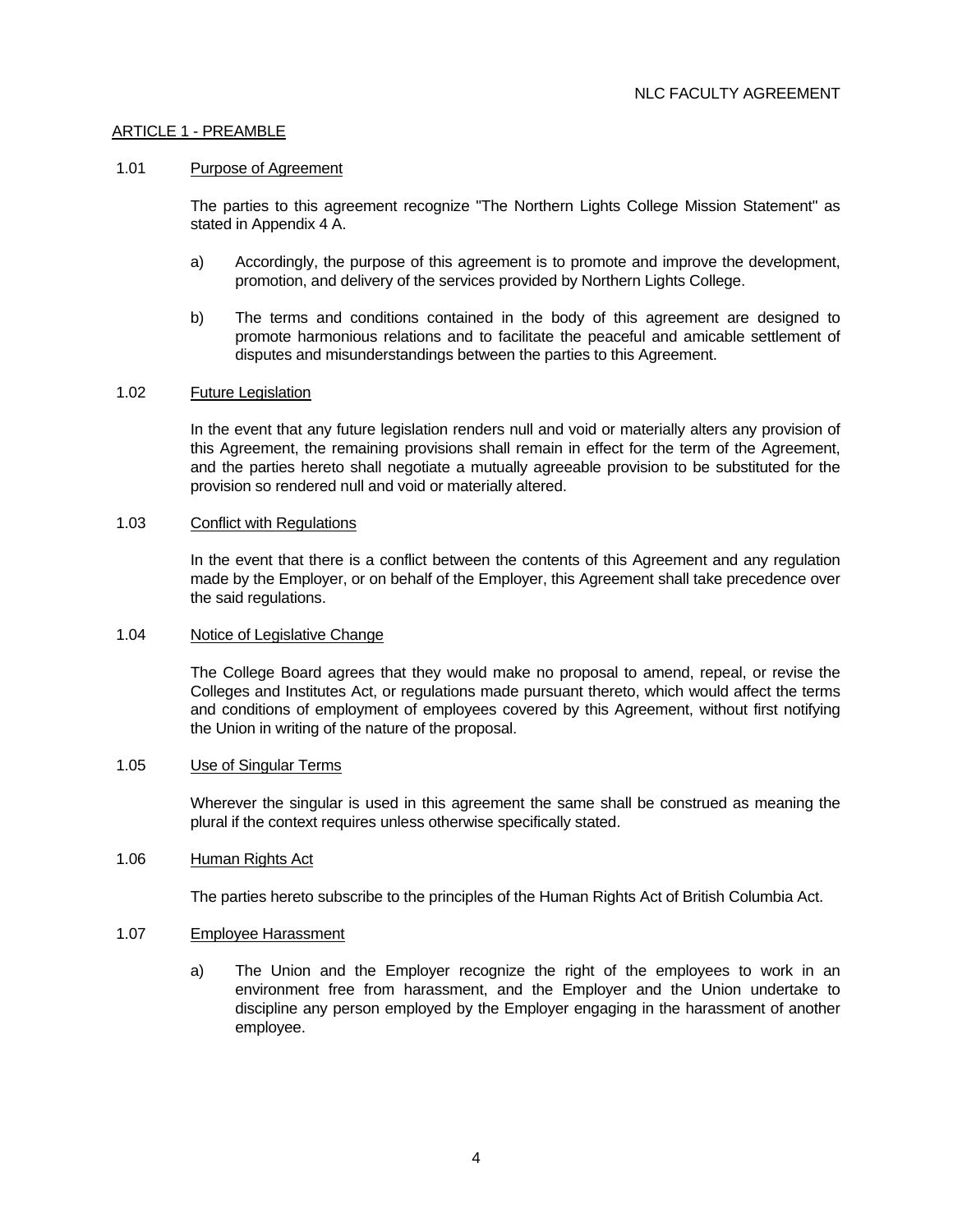## ARTICLE 1 - PREAMBLE

### 1.01 Purpose of Agreement

The parties to this agreement recognize "The Northern Lights College Mission Statement" as stated in Appendix 4 A.

a) Accordingly, the purpose of this agreement is to promote and improve the development, promotion, and delivery of the services provided by Northern Lights College.

b) The terms and conditions contained in the body of this agreement are designed to promote harmonious relations and to facilitate the peaceful and amicable settlement of disputes and misunderstandings between the parties to this Agreement.

### 1.02 Future Legislation

In the event that any future legislation renders null and void or materially alters any provision of this Agreement, the remaining provisions shall remain in effect for the term of the Agreement, and the parties hereto shall negotiate a mutually agreeable provision to be substituted for the provision so rendered null and void or materially altered.

### 1.03 Conflict with Regulations

In the event that there is a conflict between the contents of this Agreement and any regulation made by the Employer, or on behalf of the Employer, this Agreement shall take precedence over the said regulations.

### 1.04 Notice of Legislative Change

The College Board agrees that they would make no proposal to amend, repeal, or revise the Colleges and Institutes Act, or regulations made pursuant thereto, which would affect the terms and conditions of employment of employees covered by this Agreement, without first notifying the Union in writing of the nature of the proposal.

### 1.05 Use of Singular Terms

Wherever the singular is used in this agreement the same shall be construed as meaning the plural if the context requires unless otherwise specifically stated.

### 1.06 Human Rights Act

The parties hereto subscribe to the principles of the Human Rights Act of British Columbia Act.

### 1.07 Employee Harassment

a) The Union and the Employer recognize the right of the employees to work in an environment free from harassment, and the Employer and the Union undertake to discipline any person employed by the Employer engaging in the harassment of another employee.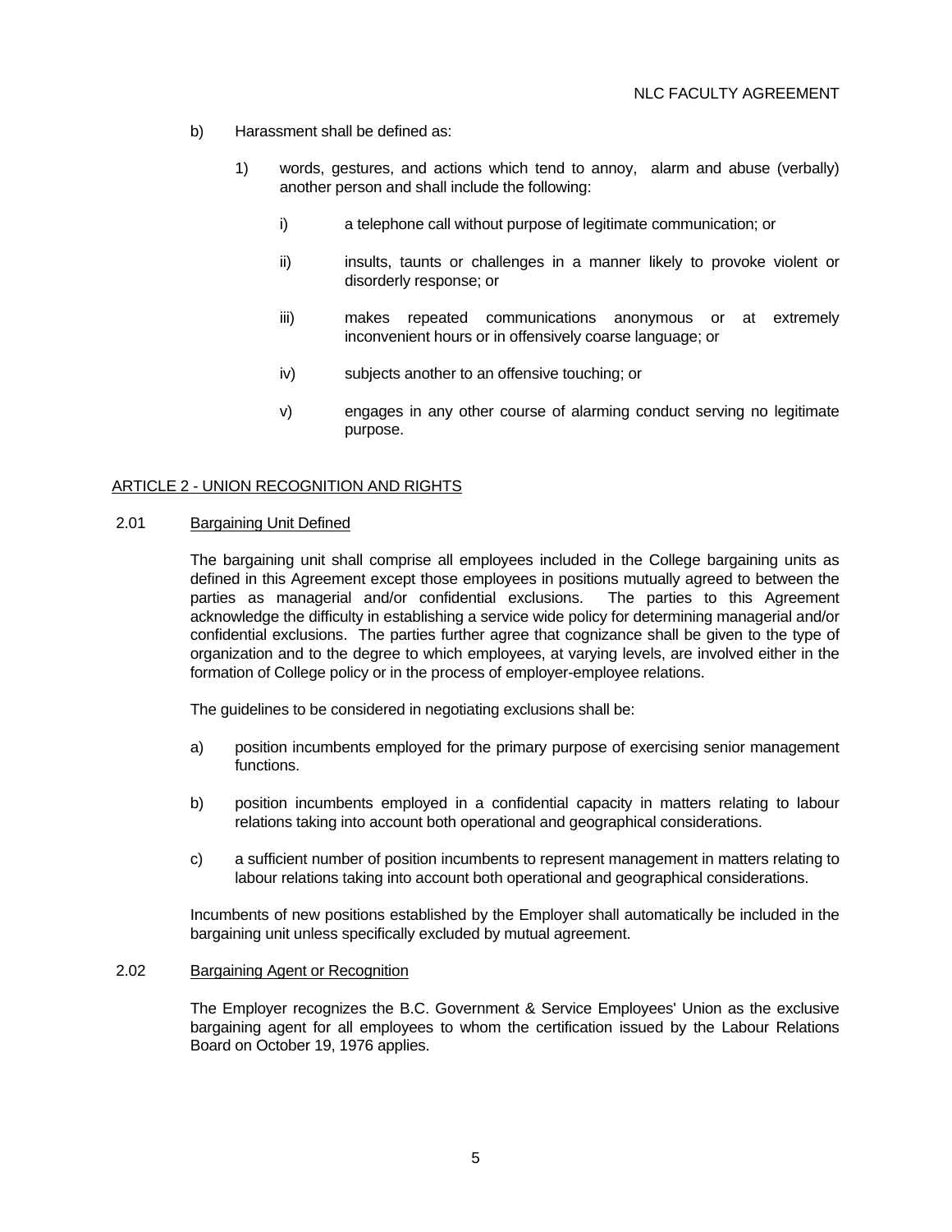b) Harassment shall be defined as:

1) words, gestures, and actions which tend to annoy, alarm and abuse (verbally) another person and shall include the following:

i) a telephone call without purpose of legitimate communication; or

ii) insults, taunts or challenges in a manner likely to provoke violent or disorderly response; or

iii) makes repeated communications anonymous or at extremely inconvenient hours or in offensively coarse language; or

iv) subjects another to an offensive touching; or

v) engages in any other course of alarming conduct serving no legitimate purpose.

## ARTICLE 2 - UNION RECOGNITION AND RIGHTS

### 2.01 Bargaining Unit Defined

The bargaining unit shall comprise all employees included in the College bargaining units as defined in this Agreement except those employees in positions mutually agreed to between the parties as managerial and/or confidential exclusions. The parties to this Agreement acknowledge the difficulty in establishing a service wide policy for determining managerial and/or confidential exclusions. The parties further agree that cognizance shall be given to the type of organization and to the degree to which employees, at varying levels, are involved either in the formation of College policy or in the process of employer-employee relations.

The guidelines to be considered in negotiating exclusions shall be:

a) position incumbents employed for the primary purpose of exercising senior management functions.

b) position incumbents employed in a confidential capacity in matters relating to labour relations taking into account both operational and geographical considerations.

c) a sufficient number of position incumbents to represent management in matters relating to labour relations taking into account both operational and geographical considerations.

Incumbents of new positions established by the Employer shall automatically be included in the bargaining unit unless specifically excluded by mutual agreement.

### 2.02 Bargaining Agent or Recognition

The Employer recognizes the B.C. Government & Service Employees' Union as the exclusive bargaining agent for all employees to whom the certification issued by the Labour Relations Board on October 19, 1976 applies.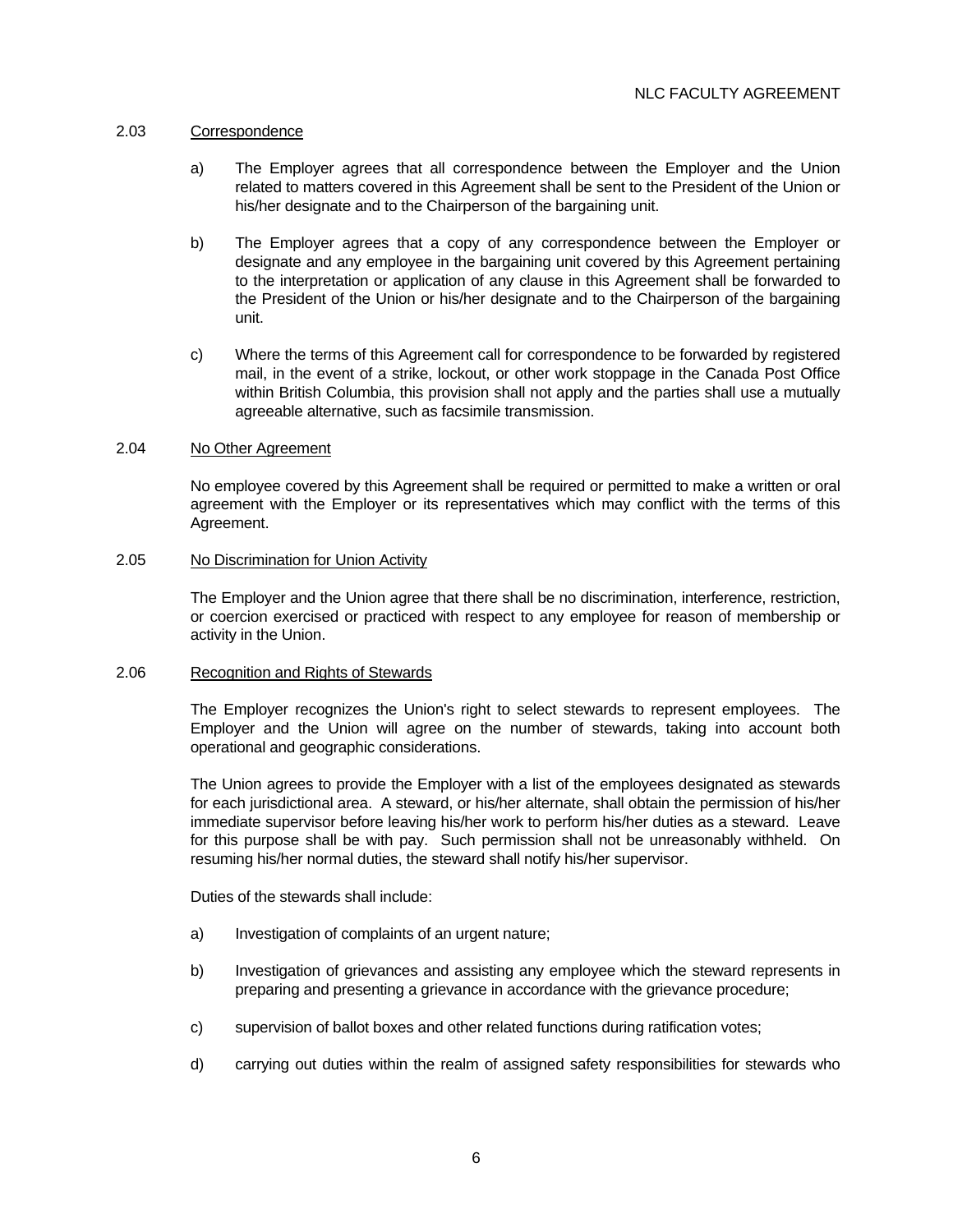### 2.03 Correspondence

a) The Employer agrees that all correspondence between the Employer and the Union related to matters covered in this Agreement shall be sent to the President of the Union or his/her designate and to the Chairperson of the bargaining unit.

b) The Employer agrees that a copy of any correspondence between the Employer or designate and any employee in the bargaining unit covered by this Agreement pertaining to the interpretation or application of any clause in this Agreement shall be forwarded to the President of the Union or his/her designate and to the Chairperson of the bargaining unit.

c) Where the terms of this Agreement call for correspondence to be forwarded by registered mail, in the event of a strike, lockout, or other work stoppage in the Canada Post Office within British Columbia, this provision shall not apply and the parties shall use a mutually agreeable alternative, such as facsimile transmission.

### 2.04 No Other Agreement

No employee covered by this Agreement shall be required or permitted to make a written or oral agreement with the Employer or its representatives which may conflict with the terms of this Agreement.

### 2.05 No Discrimination for Union Activity

The Employer and the Union agree that there shall be no discrimination, interference, restriction, or coercion exercised or practiced with respect to any employee for reason of membership or activity in the Union.

### 2.06 Recognition and Rights of Stewards

The Employer recognizes the Union's right to select stewards to represent employees. The Employer and the Union will agree on the number of stewards, taking into account both operational and geographic considerations.

The Union agrees to provide the Employer with a list of the employees designated as stewards for each jurisdictional area. A steward, or his/her alternate, shall obtain the permission of his/her immediate supervisor before leaving his/her work to perform his/her duties as a steward. Leave for this purpose shall be with pay. Such permission shall not be unreasonably withheld. On resuming his/her normal duties, the steward shall notify his/her supervisor.

Duties of the stewards shall include:

a) Investigation of complaints of an urgent nature;

b) Investigation of grievances and assisting any employee which the steward represents in preparing and presenting a grievance in accordance with the grievance procedure;

c) supervision of ballot boxes and other related functions during ratification votes;

d) carrying out duties within the realm of assigned safety responsibilities for stewards who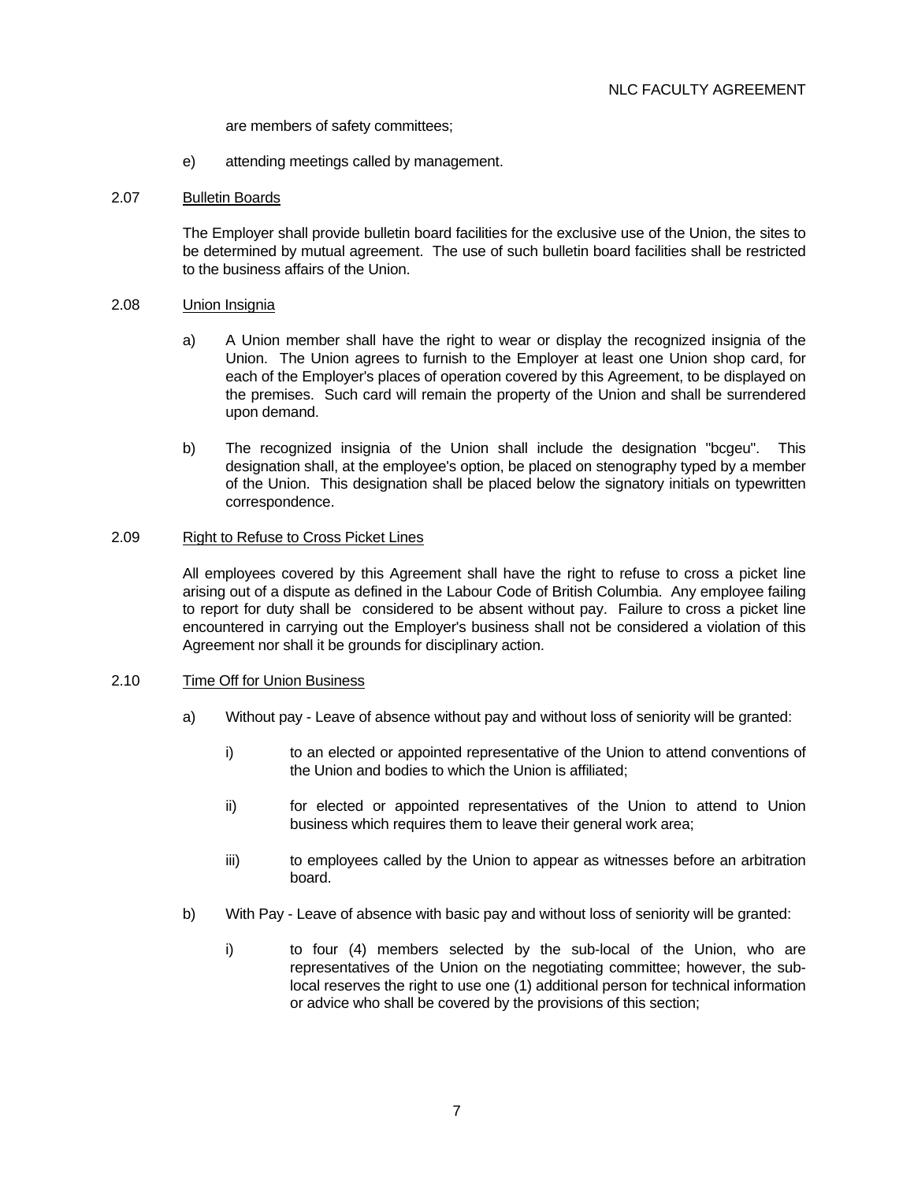are members of safety committees;

e) attending meetings called by management.

2.07 Bulletin Boards

The Employer shall provide bulletin board facilities for the exclusive use of the Union, the sites to be determined by mutual agreement. The use of such bulletin board facilities shall be restricted to the business affairs of the Union.

2.08 Union Insignia

a) A Union member shall have the right to wear or display the recognized insignia of the Union. The Union agrees to furnish to the Employer at least one Union shop card, for each of the Employer's places of operation covered by this Agreement, to be displayed on the premises. Such card will remain the property of the Union and shall be surrendered upon demand.

b) The recognized insignia of the Union shall include the designation "bcgeu". This designation shall, at the employee's option, be placed on stenography typed by a member of the Union. This designation shall be placed below the signatory initials on typewritten correspondence.

2.09 Right to Refuse to Cross Picket Lines

All employees covered by this Agreement shall have the right to refuse to cross a picket line arising out of a dispute as defined in the Labour Code of British Columbia. Any employee failing to report for duty shall be considered to be absent without pay. Failure to cross a picket line encountered in carrying out the Employer's business shall not be considered a violation of this Agreement nor shall it be grounds for disciplinary action.

2.10 Time Off for Union Business

a) Without pay - Leave of absence without pay and without loss of seniority will be granted:

i) to an elected or appointed representative of the Union to attend conventions of the Union and bodies to which the Union is affiliated;

ii) for elected or appointed representatives of the Union to attend to Union business which requires them to leave their general work area;

iii) to employees called by the Union to appear as witnesses before an arbitration board.

b) With Pay - Leave of absence with basic pay and without loss of seniority will be granted:

i) to four (4) members selected by the sub-local of the Union, who are representatives of the Union on the negotiating committee; however, the sub-local reserves the right to use one (1) additional person for technical information or advice who shall be covered by the provisions of this section;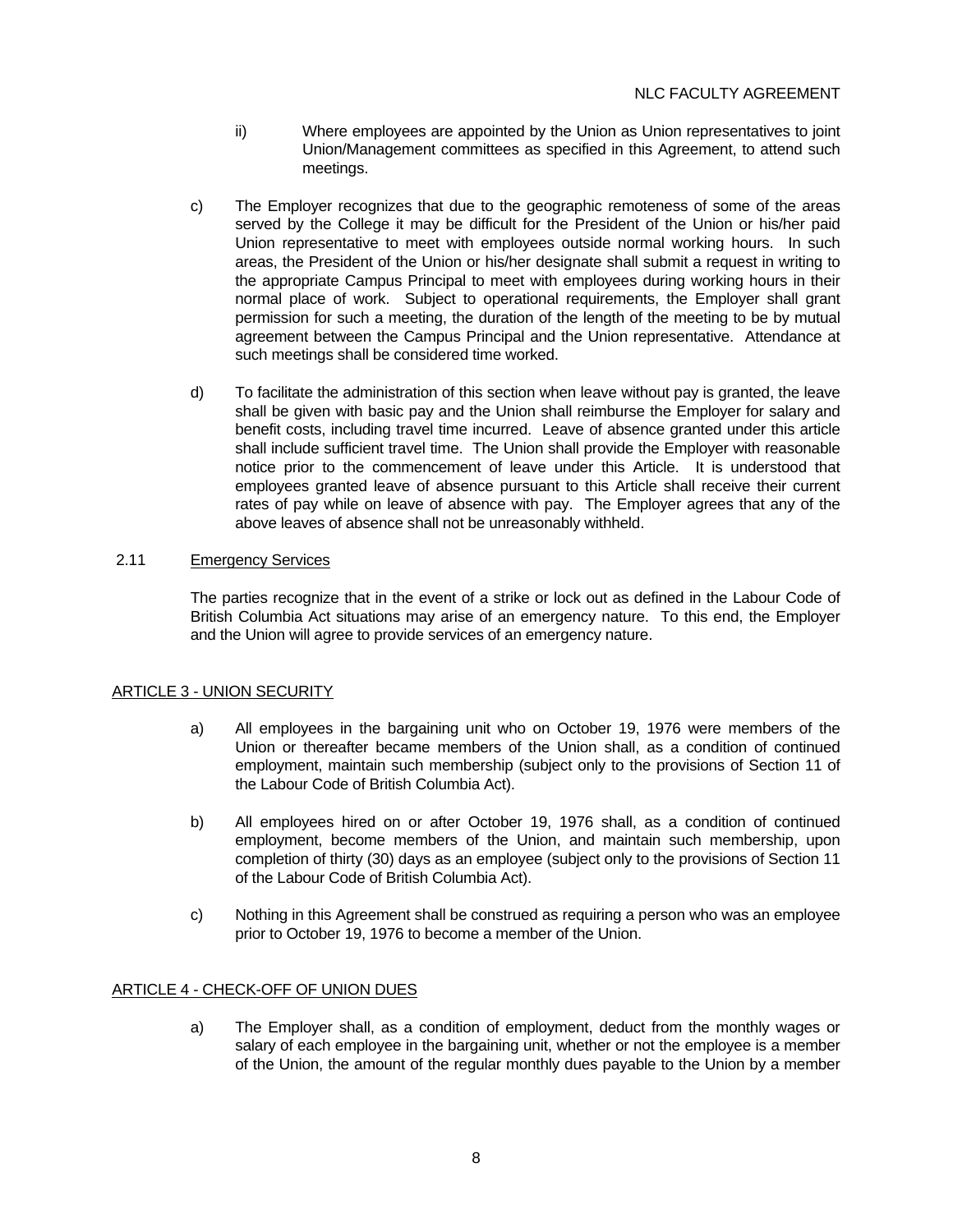ii) Where employees are appointed by the Union as Union representatives to joint Union/Management committees as specified in this Agreement, to attend such meetings.

c) The Employer recognizes that due to the geographic remoteness of some of the areas served by the College it may be difficult for the President of the Union or his/her paid Union representative to meet with employees outside normal working hours. In such areas, the President of the Union or his/her designate shall submit a request in writing to the appropriate Campus Principal to meet with employees during working hours in their normal place of work. Subject to operational requirements, the Employer shall grant permission for such a meeting, the duration of the length of the meeting to be by mutual agreement between the Campus Principal and the Union representative. Attendance at such meetings shall be considered time worked.

d) To facilitate the administration of this section when leave without pay is granted, the leave shall be given with basic pay and the Union shall reimburse the Employer for salary and benefit costs, including travel time incurred. Leave of absence granted under this article shall include sufficient travel time. The Union shall provide the Employer with reasonable notice prior to the commencement of leave under this Article. It is understood that employees granted leave of absence pursuant to this Article shall receive their current rates of pay while on leave of absence with pay. The Employer agrees that any of the above leaves of absence shall not be unreasonably withheld.

2.11 Emergency Services

The parties recognize that in the event of a strike or lock out as defined in the Labour Code of British Columbia Act situations may arise of an emergency nature. To this end, the Employer and the Union will agree to provide services of an emergency nature.

## ARTICLE 3 - UNION SECURITY

a) All employees in the bargaining unit who on October 19, 1976 were members of the Union or thereafter became members of the Union shall, as a condition of continued employment, maintain such membership (subject only to the provisions of Section 11 of the Labour Code of British Columbia Act).

b) All employees hired on or after October 19, 1976 shall, as a condition of continued employment, become members of the Union, and maintain such membership, upon completion of thirty (30) days as an employee (subject only to the provisions of Section 11 of the Labour Code of British Columbia Act).

c) Nothing in this Agreement shall be construed as requiring a person who was an employee prior to October 19, 1976 to become a member of the Union.

## ARTICLE 4 - CHECK-OFF OF UNION DUES

a) The Employer shall, as a condition of employment, deduct from the monthly wages or salary of each employee in the bargaining unit, whether or not the employee is a member of the Union, the amount of the regular monthly dues payable to the Union by a member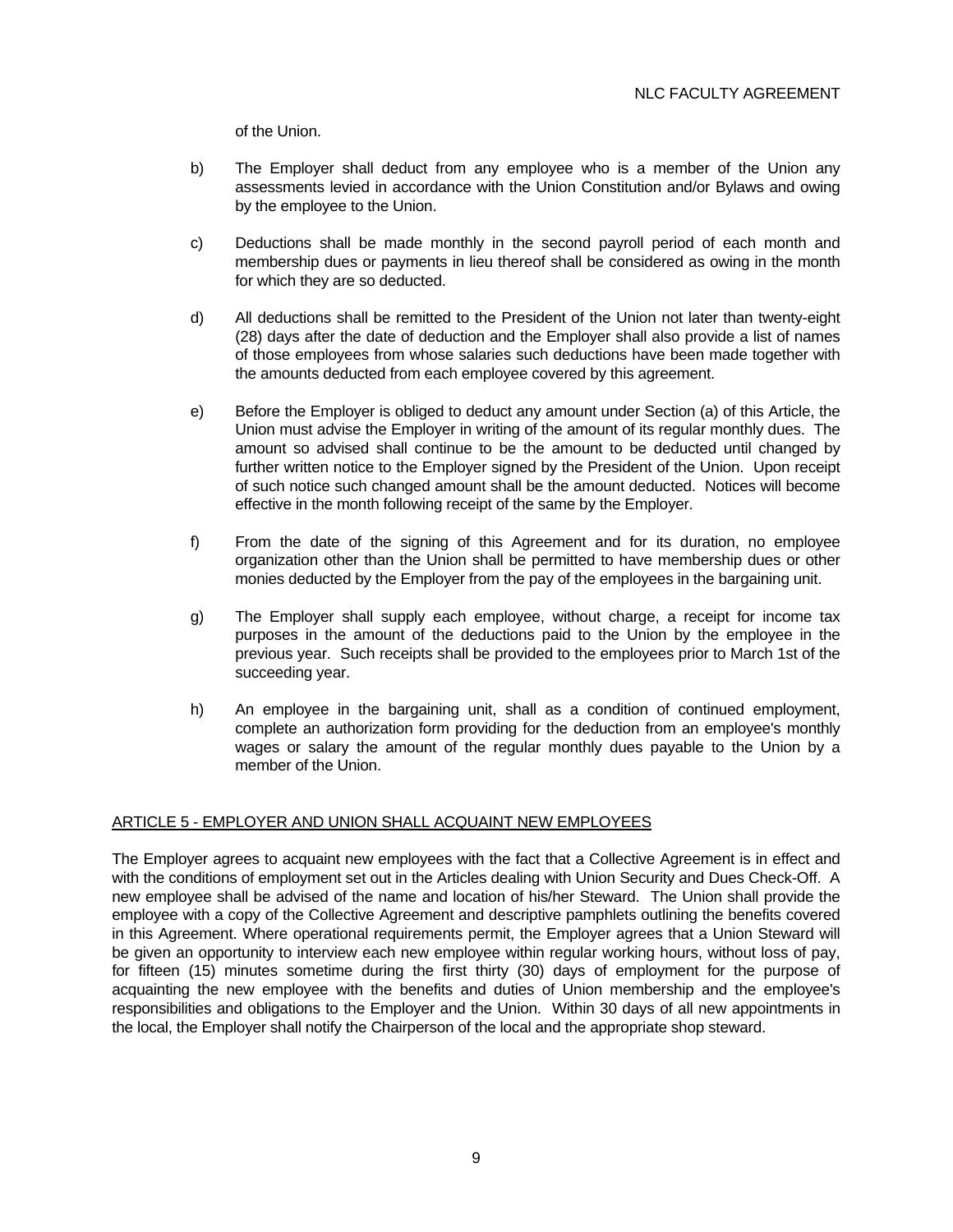of the Union.

b) The Employer shall deduct from any employee who is a member of the Union any assessments levied in accordance with the Union Constitution and/or Bylaws and owing by the employee to the Union.

c) Deductions shall be made monthly in the second payroll period of each month and membership dues or payments in lieu thereof shall be considered as owing in the month for which they are so deducted.

d) All deductions shall be remitted to the President of the Union not later than twenty-eight (28) days after the date of deduction and the Employer shall also provide a list of names of those employees from whose salaries such deductions have been made together with the amounts deducted from each employee covered by this agreement.

e) Before the Employer is obliged to deduct any amount under Section (a) of this Article, the Union must advise the Employer in writing of the amount of its regular monthly dues. The amount so advised shall continue to be the amount to be deducted until changed by further written notice to the Employer signed by the President of the Union. Upon receipt of such notice such changed amount shall be the amount deducted. Notices will become effective in the month following receipt of the same by the Employer.

f) From the date of the signing of this Agreement and for its duration, no employee organization other than the Union shall be permitted to have membership dues or other monies deducted by the Employer from the pay of the employees in the bargaining unit.

g) The Employer shall supply each employee, without charge, a receipt for income tax purposes in the amount of the deductions paid to the Union by the employee in the previous year. Such receipts shall be provided to the employees prior to March 1st of the succeeding year.

h) An employee in the bargaining unit, shall as a condition of continued employment, complete an authorization form providing for the deduction from an employee's monthly wages or salary the amount of the regular monthly dues payable to the Union by a member of the Union.

## ARTICLE 5 - EMPLOYER AND UNION SHALL ACQUAINT NEW EMPLOYEES

The Employer agrees to acquaint new employees with the fact that a Collective Agreement is in effect and with the conditions of employment set out in the Articles dealing with Union Security and Dues Check-Off. A new employee shall be advised of the name and location of his/her Steward. The Union shall provide the employee with a copy of the Collective Agreement and descriptive pamphlets outlining the benefits covered in this Agreement. Where operational requirements permit, the Employer agrees that a Union Steward will be given an opportunity to interview each new employee within regular working hours, without loss of pay, for fifteen (15) minutes sometime during the first thirty (30) days of employment for the purpose of acquainting the new employee with the benefits and duties of Union membership and the employee's responsibilities and obligations to the Employer and the Union. Within 30 days of all new appointments in the local, the Employer shall notify the Chairperson of the local and the appropriate shop steward.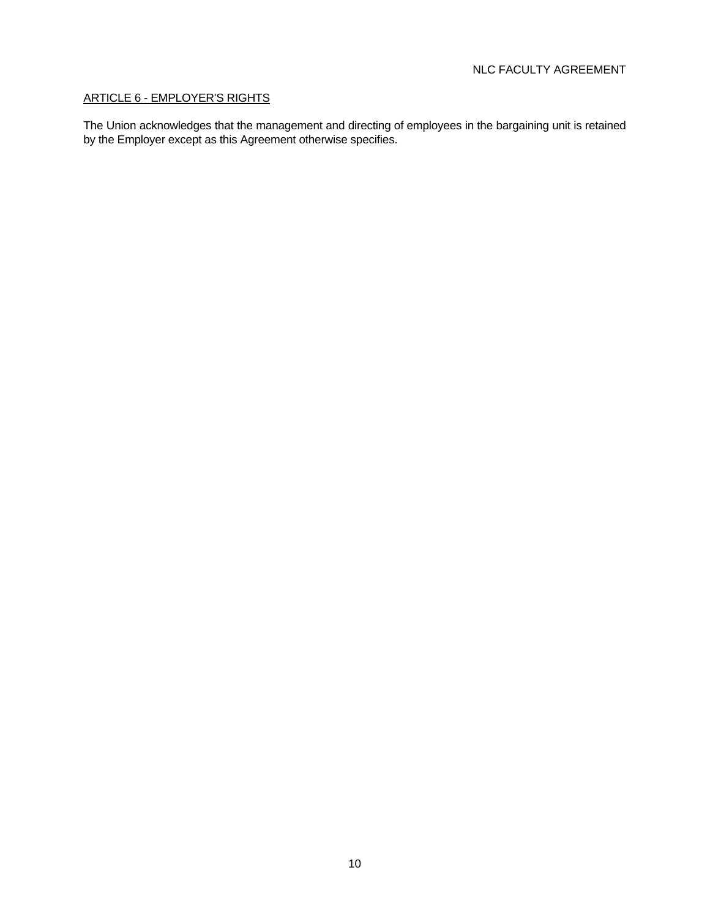## ARTICLE 6 - EMPLOYER'S RIGHTS

The Union acknowledges that the management and directing of employees in the bargaining unit is retained by the Employer except as this Agreement otherwise specifies.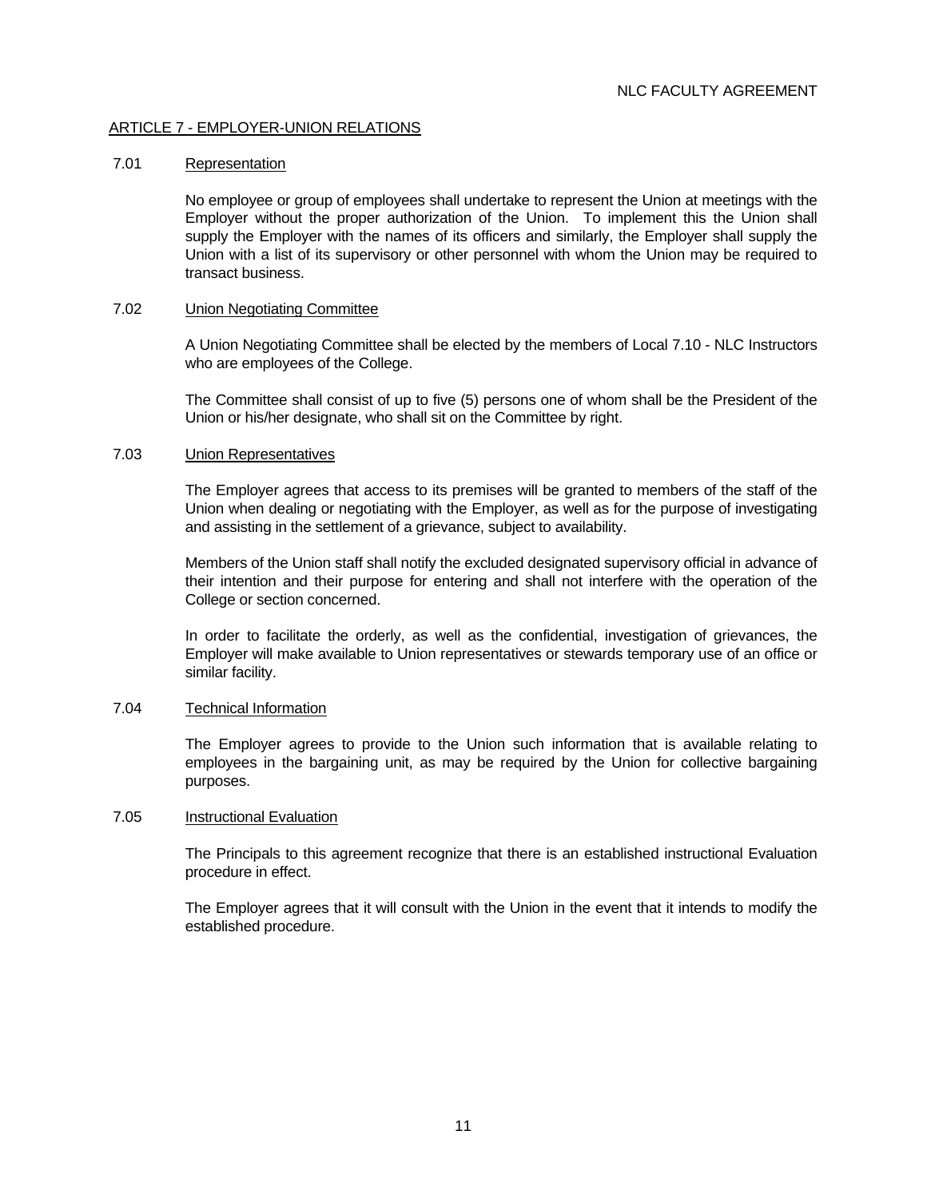## ARTICLE 7 - EMPLOYER-UNION RELATIONS

### 7.01 Representation

No employee or group of employees shall undertake to represent the Union at meetings with the Employer without the proper authorization of the Union. To implement this the Union shall supply the Employer with the names of its officers and similarly, the Employer shall supply the Union with a list of its supervisory or other personnel with whom the Union may be required to transact business.

### 7.02 Union Negotiating Committee

A Union Negotiating Committee shall be elected by the members of Local 7.10 - NLC Instructors who are employees of the College.

The Committee shall consist of up to five (5) persons one of whom shall be the President of the Union or his/her designate, who shall sit on the Committee by right.

### 7.03 Union Representatives

The Employer agrees that access to its premises will be granted to members of the staff of the Union when dealing or negotiating with the Employer, as well as for the purpose of investigating and assisting in the settlement of a grievance, subject to availability.

Members of the Union staff shall notify the excluded designated supervisory official in advance of their intention and their purpose for entering and shall not interfere with the operation of the College or section concerned.

In order to facilitate the orderly, as well as the confidential, investigation of grievances, the Employer will make available to Union representatives or stewards temporary use of an office or similar facility.

### 7.04 Technical Information

The Employer agrees to provide to the Union such information that is available relating to employees in the bargaining unit, as may be required by the Union for collective bargaining purposes.

### 7.05 Instructional Evaluation

The Principals to this agreement recognize that there is an established instructional Evaluation procedure in effect.

The Employer agrees that it will consult with the Union in the event that it intends to modify the established procedure.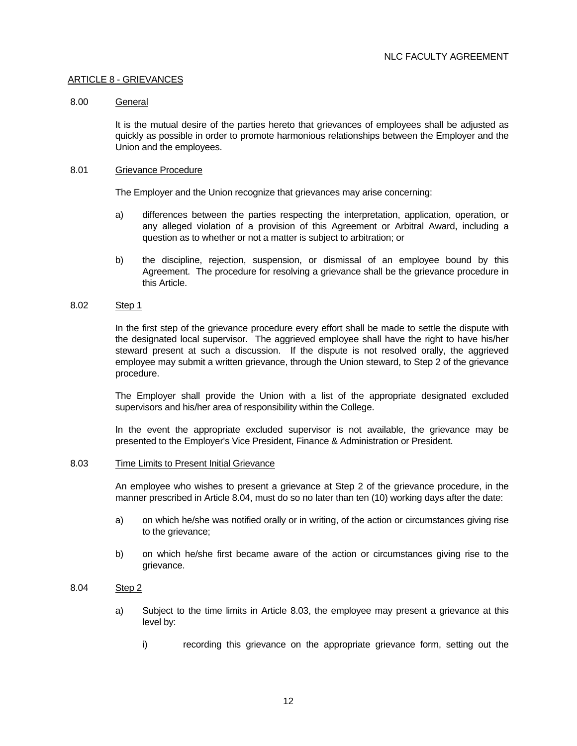## ARTICLE 8 - GRIEVANCES

### 8.00 General

It is the mutual desire of the parties hereto that grievances of employees shall be adjusted as quickly as possible in order to promote harmonious relationships between the Employer and the Union and the employees.

### 8.01 Grievance Procedure

The Employer and the Union recognize that grievances may arise concerning:

a) differences between the parties respecting the interpretation, application, operation, or any alleged violation of a provision of this Agreement or Arbitral Award, including a question as to whether or not a matter is subject to arbitration; or

b) the discipline, rejection, suspension, or dismissal of an employee bound by this Agreement. The procedure for resolving a grievance shall be the grievance procedure in this Article.

### 8.02 Step 1

In the first step of the grievance procedure every effort shall be made to settle the dispute with the designated local supervisor. The aggrieved employee shall have the right to have his/her steward present at such a discussion. If the dispute is not resolved orally, the aggrieved employee may submit a written grievance, through the Union steward, to Step 2 of the grievance procedure.

The Employer shall provide the Union with a list of the appropriate designated excluded supervisors and his/her area of responsibility within the College.

In the event the appropriate excluded supervisor is not available, the grievance may be presented to the Employer's Vice President, Finance & Administration or President.

### 8.03 Time Limits to Present Initial Grievance

An employee who wishes to present a grievance at Step 2 of the grievance procedure, in the manner prescribed in Article 8.04, must do so no later than ten (10) working days after the date:

a) on which he/she was notified orally or in writing, of the action or circumstances giving rise to the grievance;

b) on which he/she first became aware of the action or circumstances giving rise to the grievance.

### 8.04 Step 2

a) Subject to the time limits in Article 8.03, the employee may present a grievance at this level by:

   i) recording this grievance on the appropriate grievance form, setting out the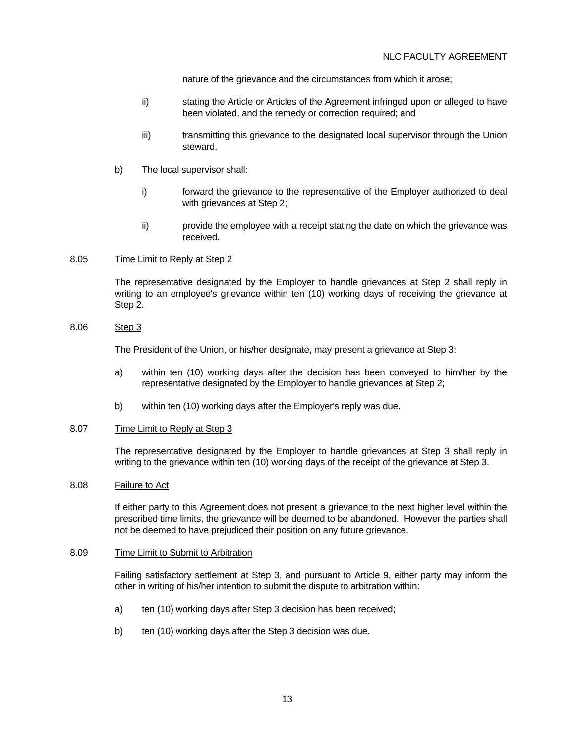nature of the grievance and the circumstances from which it arose;

ii) stating the Article or Articles of the Agreement infringed upon or alleged to have been violated, and the remedy or correction required; and

iii) transmitting this grievance to the designated local supervisor through the Union steward.

b) The local supervisor shall:

i) forward the grievance to the representative of the Employer authorized to deal with grievances at Step 2;

ii) provide the employee with a receipt stating the date on which the grievance was received.

8.05 Time Limit to Reply at Step 2

The representative designated by the Employer to handle grievances at Step 2 shall reply in writing to an employee's grievance within ten (10) working days of receiving the grievance at Step 2.

8.06 Step 3

The President of the Union, or his/her designate, may present a grievance at Step 3:

a) within ten (10) working days after the decision has been conveyed to him/her by the representative designated by the Employer to handle grievances at Step 2;

b) within ten (10) working days after the Employer's reply was due.

8.07 Time Limit to Reply at Step 3

The representative designated by the Employer to handle grievances at Step 3 shall reply in writing to the grievance within ten (10) working days of the receipt of the grievance at Step 3.

8.08 Failure to Act

If either party to this Agreement does not present a grievance to the next higher level within the prescribed time limits, the grievance will be deemed to be abandoned. However the parties shall not be deemed to have prejudiced their position on any future grievance.

8.09 Time Limit to Submit to Arbitration

Failing satisfactory settlement at Step 3, and pursuant to Article 9, either party may inform the other in writing of his/her intention to submit the dispute to arbitration within:

a) ten (10) working days after Step 3 decision has been received;

b) ten (10) working days after the Step 3 decision was due.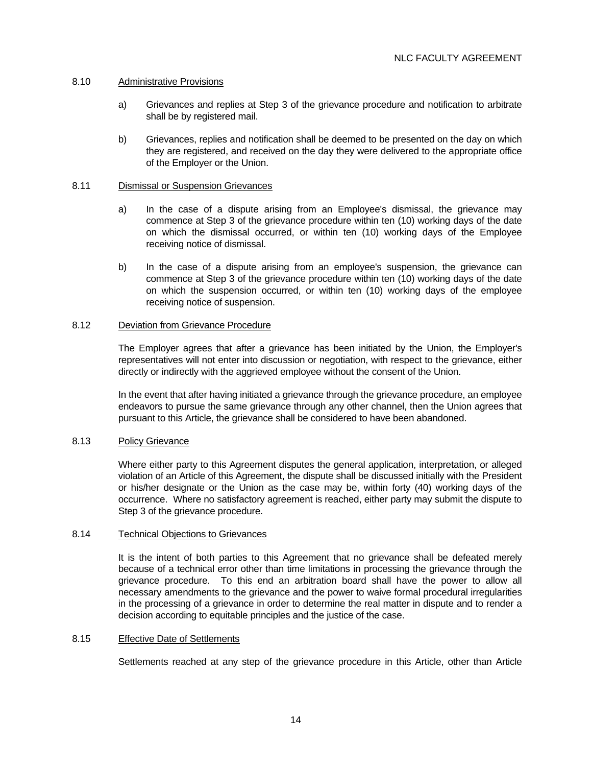### 8.10 Administrative Provisions

a) Grievances and replies at Step 3 of the grievance procedure and notification to arbitrate shall be by registered mail.

b) Grievances, replies and notification shall be deemed to be presented on the day on which they are registered, and received on the day they were delivered to the appropriate office of the Employer or the Union.

### 8.11 Dismissal or Suspension Grievances

a) In the case of a dispute arising from an Employee's dismissal, the grievance may commence at Step 3 of the grievance procedure within ten (10) working days of the date on which the dismissal occurred, or within ten (10) working days of the Employee receiving notice of dismissal.

b) In the case of a dispute arising from an employee's suspension, the grievance can commence at Step 3 of the grievance procedure within ten (10) working days of the date on which the suspension occurred, or within ten (10) working days of the employee receiving notice of suspension.

### 8.12 Deviation from Grievance Procedure

The Employer agrees that after a grievance has been initiated by the Union, the Employer's representatives will not enter into discussion or negotiation, with respect to the grievance, either directly or indirectly with the aggrieved employee without the consent of the Union.

In the event that after having initiated a grievance through the grievance procedure, an employee endeavors to pursue the same grievance through any other channel, then the Union agrees that pursuant to this Article, the grievance shall be considered to have been abandoned.

### 8.13 Policy Grievance

Where either party to this Agreement disputes the general application, interpretation, or alleged violation of an Article of this Agreement, the dispute shall be discussed initially with the President or his/her designate or the Union as the case may be, within forty (40) working days of the occurrence. Where no satisfactory agreement is reached, either party may submit the dispute to Step 3 of the grievance procedure.

### 8.14 Technical Objections to Grievances

It is the intent of both parties to this Agreement that no grievance shall be defeated merely because of a technical error other than time limitations in processing the grievance through the grievance procedure. To this end an arbitration board shall have the power to allow all necessary amendments to the grievance and the power to waive formal procedural irregularities in the processing of a grievance in order to determine the real matter in dispute and to render a decision according to equitable principles and the justice of the case.

### 8.15 Effective Date of Settlements

Settlements reached at any step of the grievance procedure in this Article, other than Article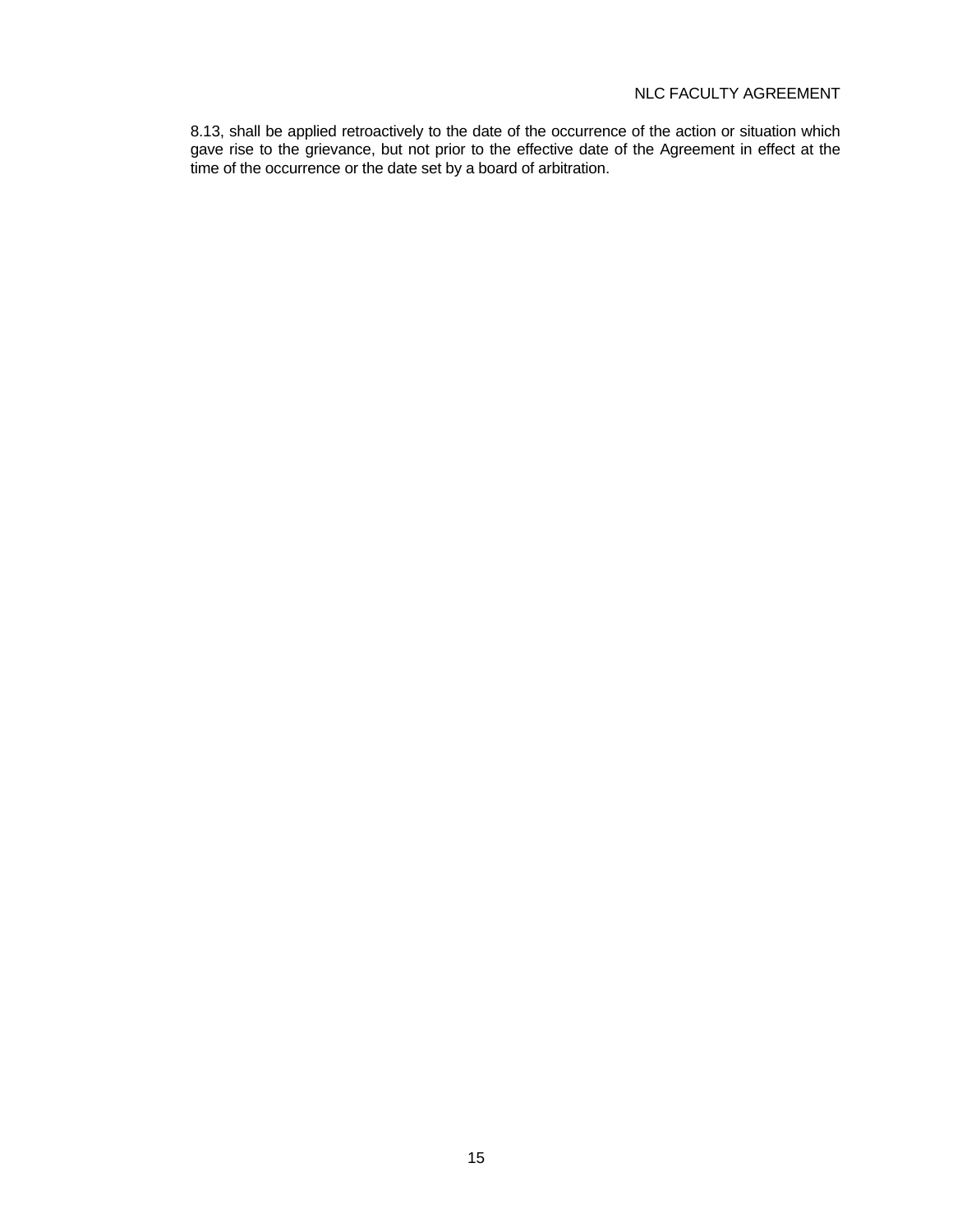8.13, shall be applied retroactively to the date of the occurrence of the action or situation which gave rise to the grievance, but not prior to the effective date of the Agreement in effect at the time of the occurrence or the date set by a board of arbitration.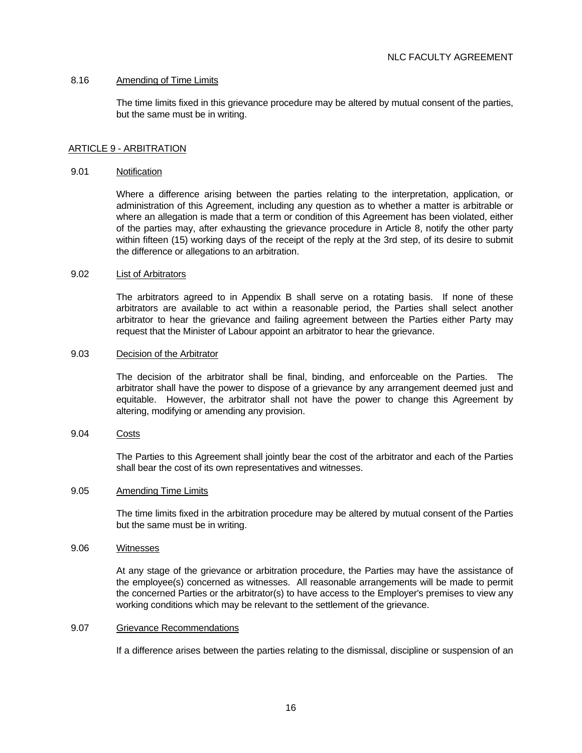8.16 Amending of Time Limits

The time limits fixed in this grievance procedure may be altered by mutual consent of the parties, but the same must be in writing.

## ARTICLE 9 - ARBITRATION

9.01 Notification

Where a difference arising between the parties relating to the interpretation, application, or administration of this Agreement, including any question as to whether a matter is arbitrable or where an allegation is made that a term or condition of this Agreement has been violated, either of the parties may, after exhausting the grievance procedure in Article 8, notify the other party within fifteen (15) working days of the receipt of the reply at the 3rd step, of its desire to submit the difference or allegations to an arbitration.

9.02 List of Arbitrators

The arbitrators agreed to in Appendix B shall serve on a rotating basis. If none of these arbitrators are available to act within a reasonable period, the Parties shall select another arbitrator to hear the grievance and failing agreement between the Parties either Party may request that the Minister of Labour appoint an arbitrator to hear the grievance.

9.03 Decision of the Arbitrator

The decision of the arbitrator shall be final, binding, and enforceable on the Parties. The arbitrator shall have the power to dispose of a grievance by any arrangement deemed just and equitable. However, the arbitrator shall not have the power to change this Agreement by altering, modifying or amending any provision.

9.04 Costs

The Parties to this Agreement shall jointly bear the cost of the arbitrator and each of the Parties shall bear the cost of its own representatives and witnesses.

9.05 Amending Time Limits

The time limits fixed in the arbitration procedure may be altered by mutual consent of the Parties but the same must be in writing.

9.06 Witnesses

At any stage of the grievance or arbitration procedure, the Parties may have the assistance of the employee(s) concerned as witnesses. All reasonable arrangements will be made to permit the concerned Parties or the arbitrator(s) to have access to the Employer's premises to view any working conditions which may be relevant to the settlement of the grievance.

9.07 Grievance Recommendations

If a difference arises between the parties relating to the dismissal, discipline or suspension of an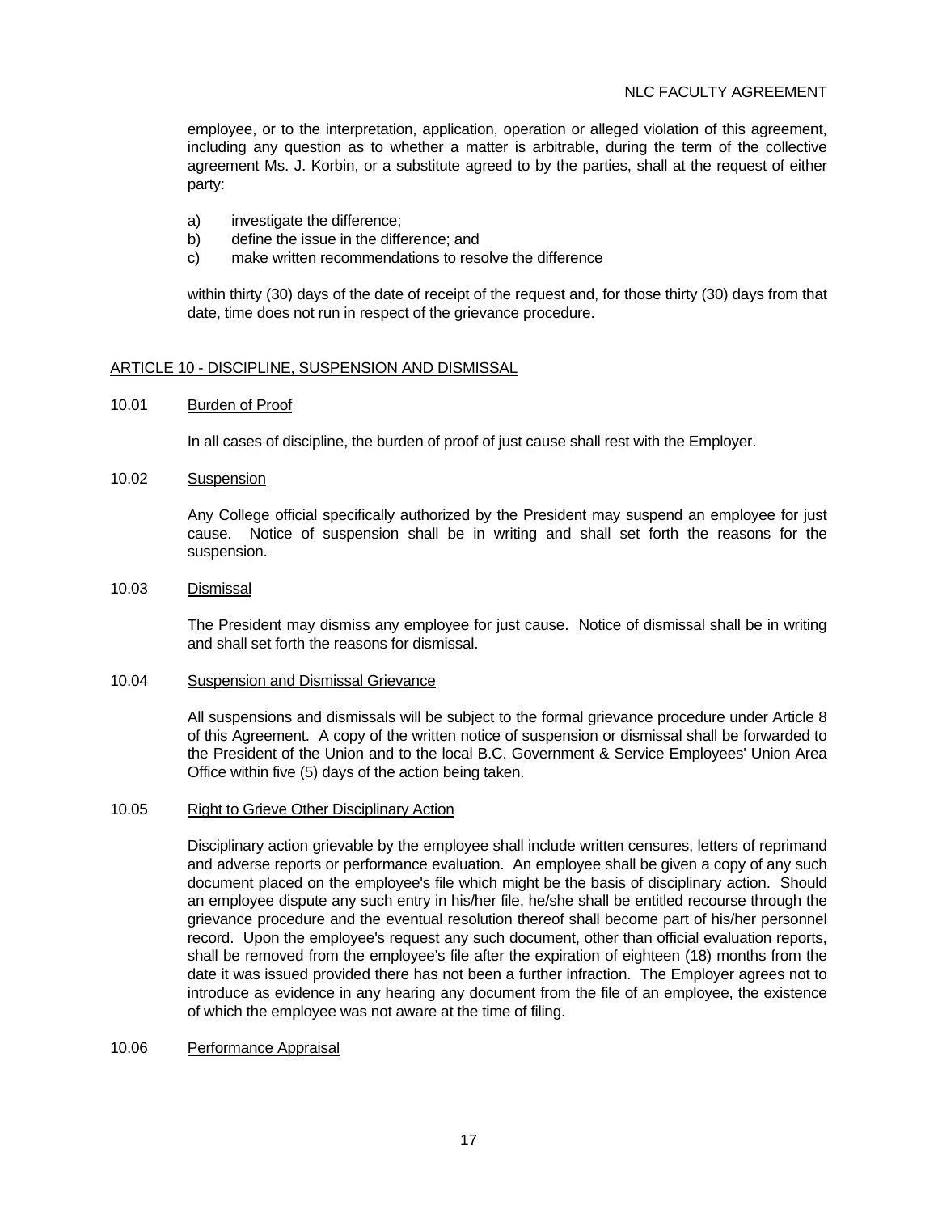employee, or to the interpretation, application, operation or alleged violation of this agreement, including any question as to whether a matter is arbitrable, during the term of the collective agreement Ms. J. Korbin, or a substitute agreed to by the parties, shall at the request of either party:

a) investigate the difference;
b) define the issue in the difference; and
c) make written recommendations to resolve the difference

within thirty (30) days of the date of receipt of the request and, for those thirty (30) days from that date, time does not run in respect of the grievance procedure.

## ARTICLE 10 - DISCIPLINE, SUSPENSION AND DISMISSAL

### 10.01 Burden of Proof

In all cases of discipline, the burden of proof of just cause shall rest with the Employer.

### 10.02 Suspension

Any College official specifically authorized by the President may suspend an employee for just cause. Notice of suspension shall be in writing and shall set forth the reasons for the suspension.

### 10.03 Dismissal

The President may dismiss any employee for just cause. Notice of dismissal shall be in writing and shall set forth the reasons for dismissal.

### 10.04 Suspension and Dismissal Grievance

All suspensions and dismissals will be subject to the formal grievance procedure under Article 8 of this Agreement. A copy of the written notice of suspension or dismissal shall be forwarded to the President of the Union and to the local B.C. Government & Service Employees' Union Area Office within five (5) days of the action being taken.

### 10.05 Right to Grieve Other Disciplinary Action

Disciplinary action grievable by the employee shall include written censures, letters of reprimand and adverse reports or performance evaluation. An employee shall be given a copy of any such document placed on the employee's file which might be the basis of disciplinary action. Should an employee dispute any such entry in his/her file, he/she shall be entitled recourse through the grievance procedure and the eventual resolution thereof shall become part of his/her personnel record. Upon the employee's request any such document, other than official evaluation reports, shall be removed from the employee's file after the expiration of eighteen (18) months from the date it was issued provided there has not been a further infraction. The Employer agrees not to introduce as evidence in any hearing any document from the file of an employee, the existence of which the employee was not aware at the time of filing.

### 10.06 Performance Appraisal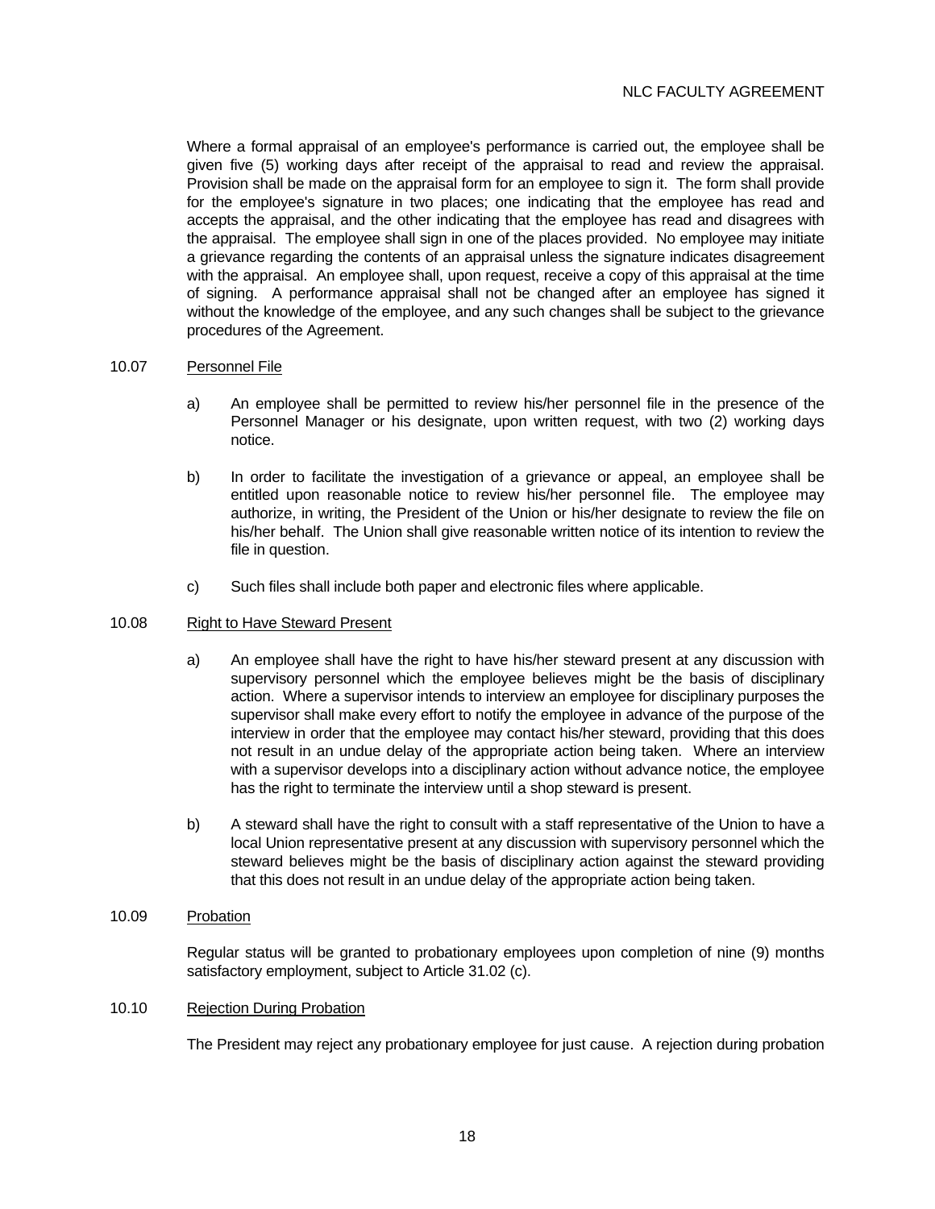Where a formal appraisal of an employee's performance is carried out, the employee shall be given five (5) working days after receipt of the appraisal to read and review the appraisal. Provision shall be made on the appraisal form for an employee to sign it. The form shall provide for the employee's signature in two places; one indicating that the employee has read and accepts the appraisal, and the other indicating that the employee has read and disagrees with the appraisal. The employee shall sign in one of the places provided. No employee may initiate a grievance regarding the contents of an appraisal unless the signature indicates disagreement with the appraisal. An employee shall, upon request, receive a copy of this appraisal at the time of signing. A performance appraisal shall not be changed after an employee has signed it without the knowledge of the employee, and any such changes shall be subject to the grievance procedures of the Agreement.

10.07 Personnel File

a) An employee shall be permitted to review his/her personnel file in the presence of the Personnel Manager or his designate, upon written request, with two (2) working days notice.

b) In order to facilitate the investigation of a grievance or appeal, an employee shall be entitled upon reasonable notice to review his/her personnel file. The employee may authorize, in writing, the President of the Union or his/her designate to review the file on his/her behalf. The Union shall give reasonable written notice of its intention to review the file in question.

c) Such files shall include both paper and electronic files where applicable.

10.08 Right to Have Steward Present

a) An employee shall have the right to have his/her steward present at any discussion with supervisory personnel which the employee believes might be the basis of disciplinary action. Where a supervisor intends to interview an employee for disciplinary purposes the supervisor shall make every effort to notify the employee in advance of the purpose of the interview in order that the employee may contact his/her steward, providing that this does not result in an undue delay of the appropriate action being taken. Where an interview with a supervisor develops into a disciplinary action without advance notice, the employee has the right to terminate the interview until a shop steward is present.

b) A steward shall have the right to consult with a staff representative of the Union to have a local Union representative present at any discussion with supervisory personnel which the steward believes might be the basis of disciplinary action against the steward providing that this does not result in an undue delay of the appropriate action being taken.

10.09 Probation

Regular status will be granted to probationary employees upon completion of nine (9) months satisfactory employment, subject to Article 31.02 (c).

10.10 Rejection During Probation

The President may reject any probationary employee for just cause. A rejection during probation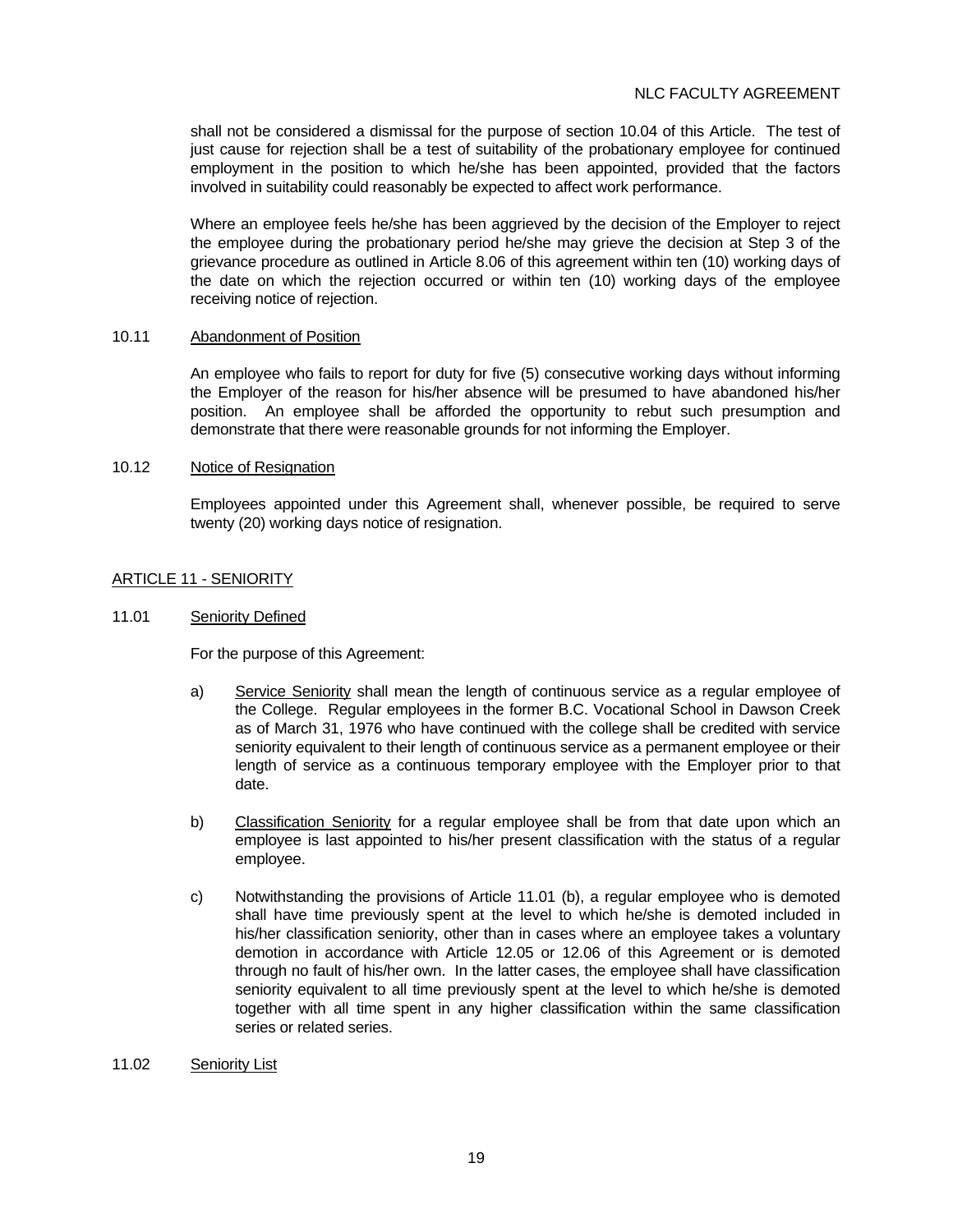shall not be considered a dismissal for the purpose of section 10.04 of this Article. The test of just cause for rejection shall be a test of suitability of the probationary employee for continued employment in the position to which he/she has been appointed, provided that the factors involved in suitability could reasonably be expected to affect work performance.

Where an employee feels he/she has been aggrieved by the decision of the Employer to reject the employee during the probationary period he/she may grieve the decision at Step 3 of the grievance procedure as outlined in Article 8.06 of this agreement within ten (10) working days of the date on which the rejection occurred or within ten (10) working days of the employee receiving notice of rejection.

### 10.11 Abandonment of Position

An employee who fails to report for duty for five (5) consecutive working days without informing the Employer of the reason for his/her absence will be presumed to have abandoned his/her position. An employee shall be afforded the opportunity to rebut such presumption and demonstrate that there were reasonable grounds for not informing the Employer.

### 10.12 Notice of Resignation

Employees appointed under this Agreement shall, whenever possible, be required to serve twenty (20) working days notice of resignation.

## ARTICLE 11 - SENIORITY

### 11.01 Seniority Defined

For the purpose of this Agreement:

a) Service Seniority shall mean the length of continuous service as a regular employee of the College. Regular employees in the former B.C. Vocational School in Dawson Creek as of March 31, 1976 who have continued with the college shall be credited with service seniority equivalent to their length of continuous service as a permanent employee or their length of service as a continuous temporary employee with the Employer prior to that date.

b) Classification Seniority for a regular employee shall be from that date upon which an employee is last appointed to his/her present classification with the status of a regular employee.

c) Notwithstanding the provisions of Article 11.01 (b), a regular employee who is demoted shall have time previously spent at the level to which he/she is demoted included in his/her classification seniority, other than in cases where an employee takes a voluntary demotion in accordance with Article 12.05 or 12.06 of this Agreement or is demoted through no fault of his/her own. In the latter cases, the employee shall have classification seniority equivalent to all time previously spent at the level to which he/she is demoted together with all time spent in any higher classification within the same classification series or related series.

### 11.02 Seniority List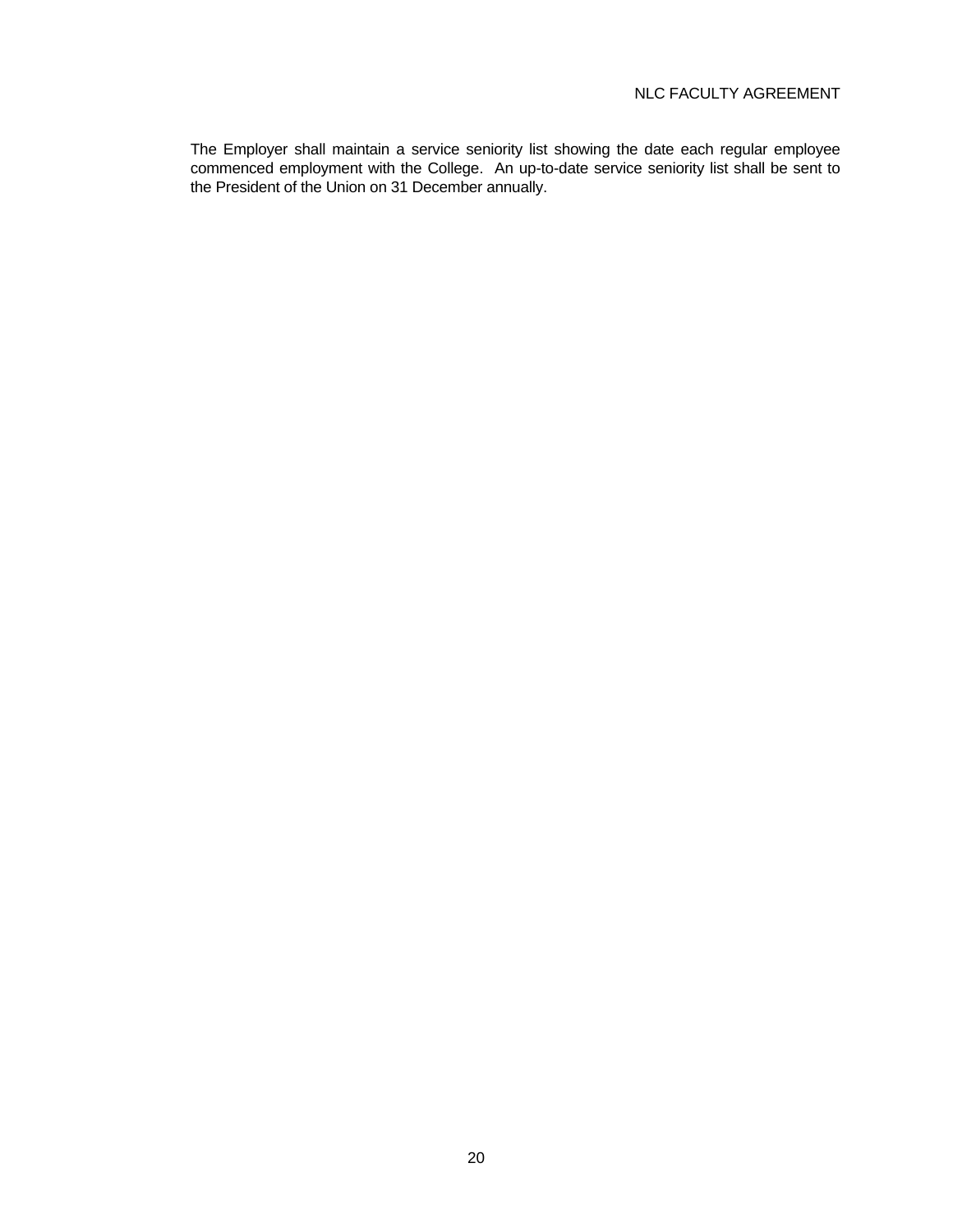The Employer shall maintain a service seniority list showing the date each regular employee commenced employment with the College. An up-to-date service seniority list shall be sent to the President of the Union on 31 December annually.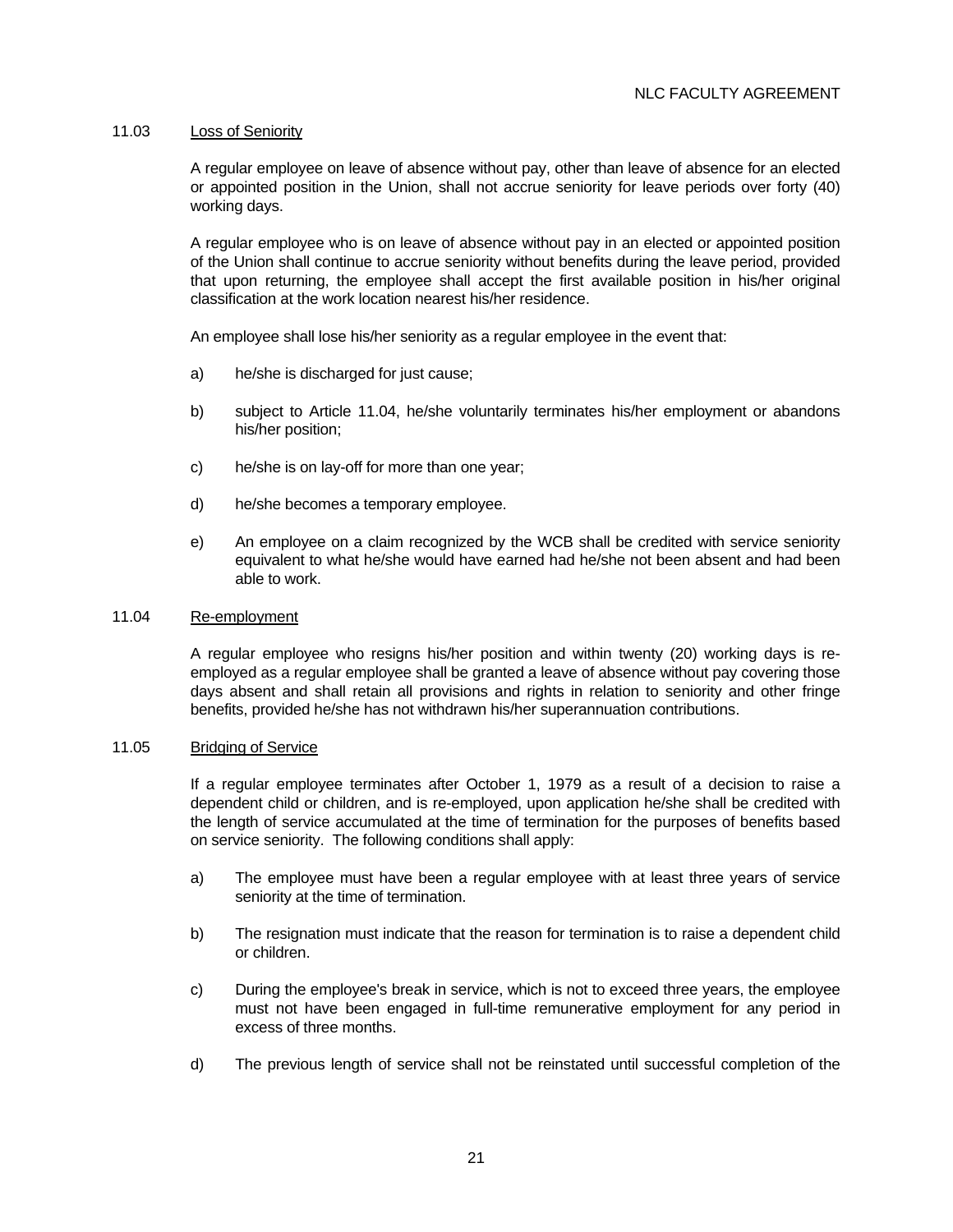### 11.03 Loss of Seniority

A regular employee on leave of absence without pay, other than leave of absence for an elected or appointed position in the Union, shall not accrue seniority for leave periods over forty (40) working days.

A regular employee who is on leave of absence without pay in an elected or appointed position of the Union shall continue to accrue seniority without benefits during the leave period, provided that upon returning, the employee shall accept the first available position in his/her original classification at the work location nearest his/her residence.

An employee shall lose his/her seniority as a regular employee in the event that:

a) he/she is discharged for just cause;

b) subject to Article 11.04, he/she voluntarily terminates his/her employment or abandons his/her position;

c) he/she is on lay-off for more than one year;

d) he/she becomes a temporary employee.

e) An employee on a claim recognized by the WCB shall be credited with service seniority equivalent to what he/she would have earned had he/she not been absent and had been able to work.

### 11.04 Re-employment

A regular employee who resigns his/her position and within twenty (20) working days is re-employed as a regular employee shall be granted a leave of absence without pay covering those days absent and shall retain all provisions and rights in relation to seniority and other fringe benefits, provided he/she has not withdrawn his/her superannuation contributions.

### 11.05 Bridging of Service

If a regular employee terminates after October 1, 1979 as a result of a decision to raise a dependent child or children, and is re-employed, upon application he/she shall be credited with the length of service accumulated at the time of termination for the purposes of benefits based on service seniority. The following conditions shall apply:

a) The employee must have been a regular employee with at least three years of service seniority at the time of termination.

b) The resignation must indicate that the reason for termination is to raise a dependent child or children.

c) During the employee's break in service, which is not to exceed three years, the employee must not have been engaged in full-time remunerative employment for any period in excess of three months.

d) The previous length of service shall not be reinstated until successful completion of the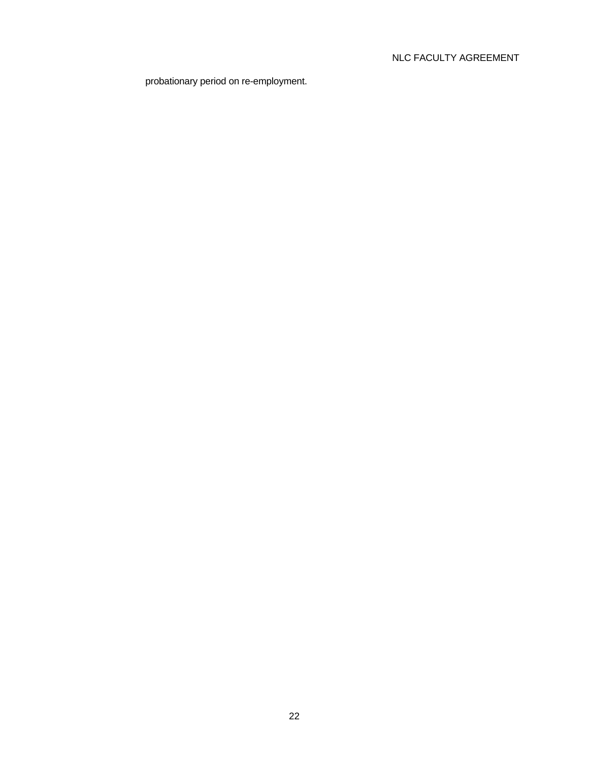probationary period on re-employment.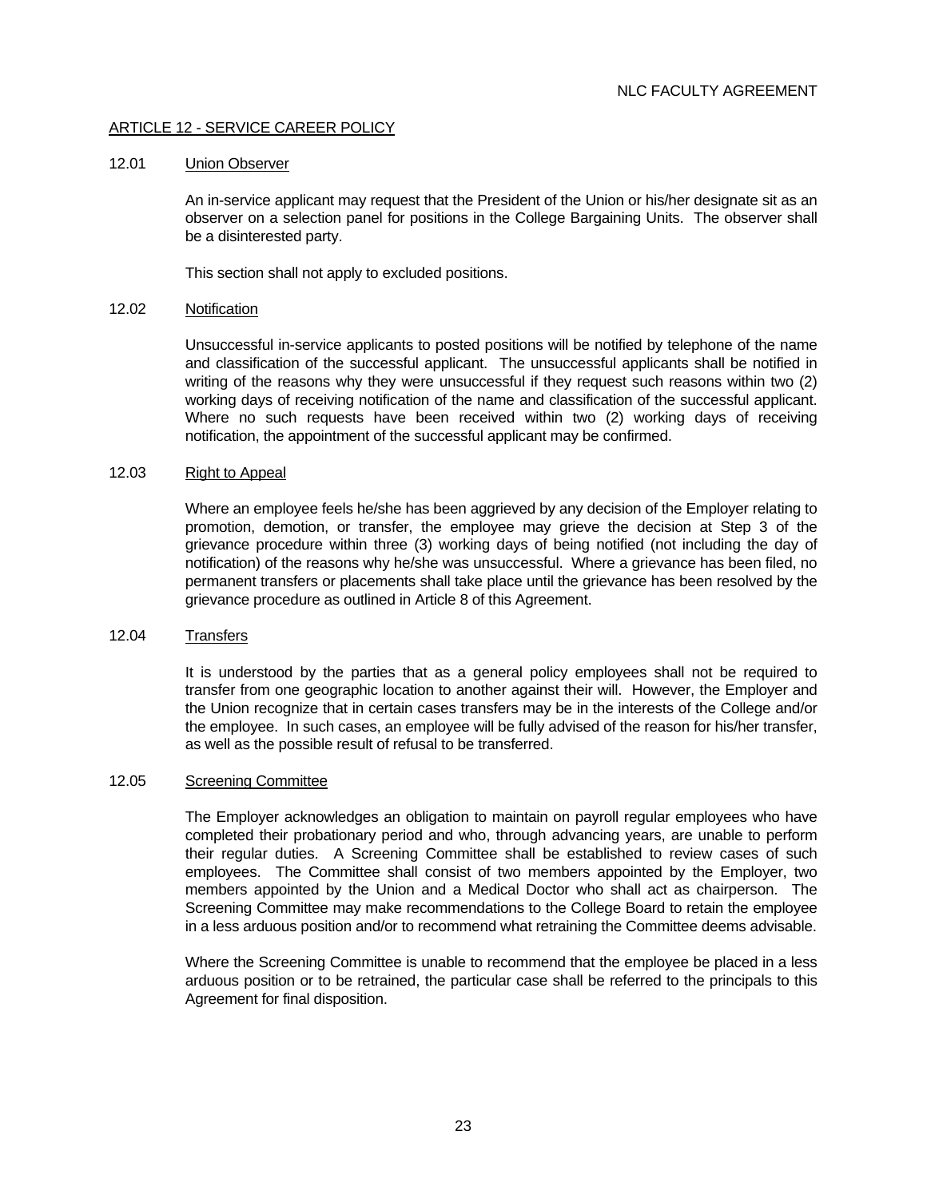## ARTICLE 12 - SERVICE CAREER POLICY

### 12.01 Union Observer

An in-service applicant may request that the President of the Union or his/her designate sit as an observer on a selection panel for positions in the College Bargaining Units. The observer shall be a disinterested party.

This section shall not apply to excluded positions.

### 12.02 Notification

Unsuccessful in-service applicants to posted positions will be notified by telephone of the name and classification of the successful applicant. The unsuccessful applicants shall be notified in writing of the reasons why they were unsuccessful if they request such reasons within two (2) working days of receiving notification of the name and classification of the successful applicant. Where no such requests have been received within two (2) working days of receiving notification, the appointment of the successful applicant may be confirmed.

### 12.03 Right to Appeal

Where an employee feels he/she has been aggrieved by any decision of the Employer relating to promotion, demotion, or transfer, the employee may grieve the decision at Step 3 of the grievance procedure within three (3) working days of being notified (not including the day of notification) of the reasons why he/she was unsuccessful. Where a grievance has been filed, no permanent transfers or placements shall take place until the grievance has been resolved by the grievance procedure as outlined in Article 8 of this Agreement.

### 12.04 Transfers

It is understood by the parties that as a general policy employees shall not be required to transfer from one geographic location to another against their will. However, the Employer and the Union recognize that in certain cases transfers may be in the interests of the College and/or the employee. In such cases, an employee will be fully advised of the reason for his/her transfer, as well as the possible result of refusal to be transferred.

### 12.05 Screening Committee

The Employer acknowledges an obligation to maintain on payroll regular employees who have completed their probationary period and who, through advancing years, are unable to perform their regular duties. A Screening Committee shall be established to review cases of such employees. The Committee shall consist of two members appointed by the Employer, two members appointed by the Union and a Medical Doctor who shall act as chairperson. The Screening Committee may make recommendations to the College Board to retain the employee in a less arduous position and/or to recommend what retraining the Committee deems advisable.

Where the Screening Committee is unable to recommend that the employee be placed in a less arduous position or to be retrained, the particular case shall be referred to the principals to this Agreement for final disposition.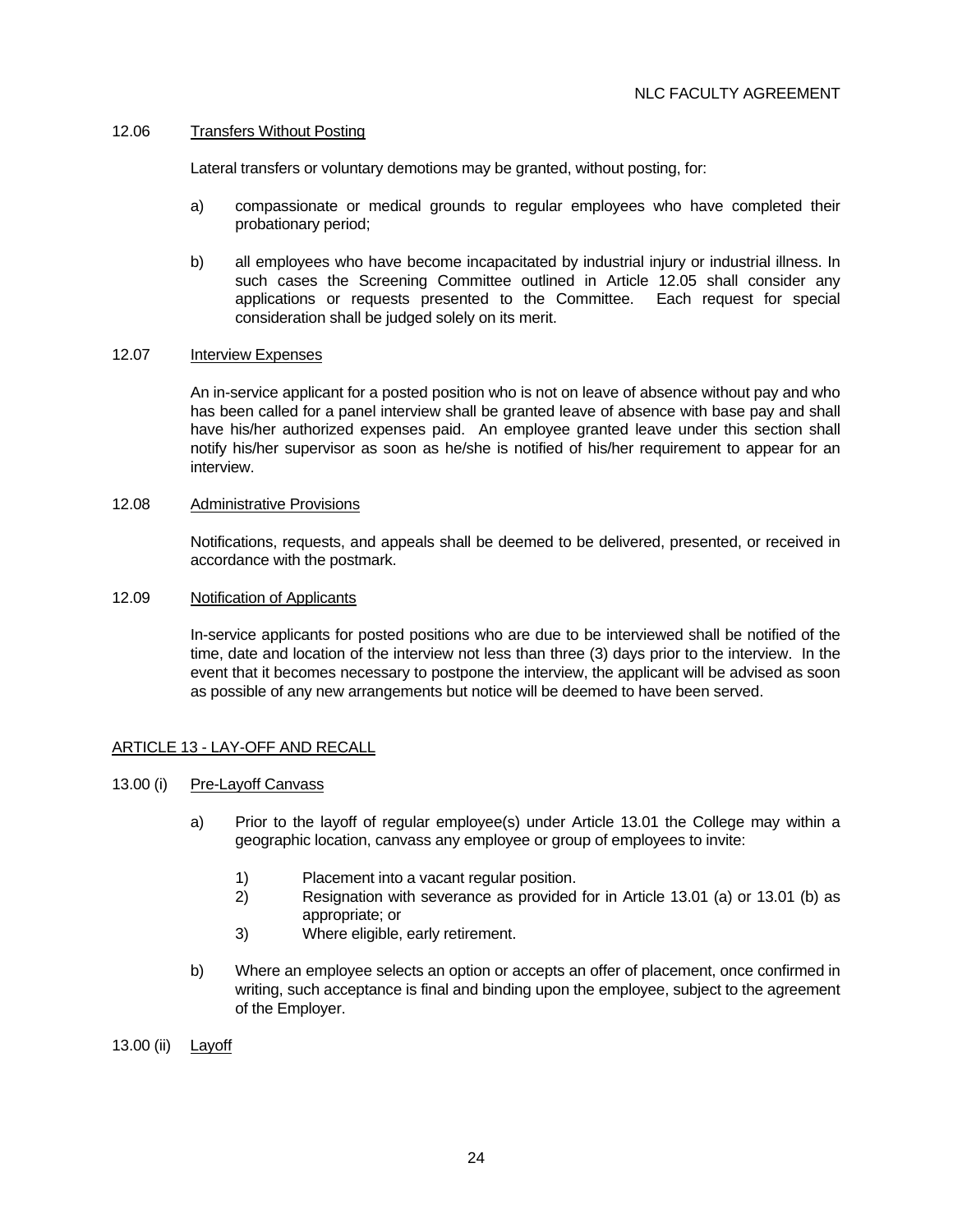12.06 Transfers Without Posting

Lateral transfers or voluntary demotions may be granted, without posting, for:

a) compassionate or medical grounds to regular employees who have completed their probationary period;

b) all employees who have become incapacitated by industrial injury or industrial illness. In such cases the Screening Committee outlined in Article 12.05 shall consider any applications or requests presented to the Committee. Each request for special consideration shall be judged solely on its merit.

12.07 Interview Expenses

An in-service applicant for a posted position who is not on leave of absence without pay and who has been called for a panel interview shall be granted leave of absence with base pay and shall have his/her authorized expenses paid. An employee granted leave under this section shall notify his/her supervisor as soon as he/she is notified of his/her requirement to appear for an interview.

12.08 Administrative Provisions

Notifications, requests, and appeals shall be deemed to be delivered, presented, or received in accordance with the postmark.

12.09 Notification of Applicants

In-service applicants for posted positions who are due to be interviewed shall be notified of the time, date and location of the interview not less than three (3) days prior to the interview. In the event that it becomes necessary to postpone the interview, the applicant will be advised as soon as possible of any new arrangements but notice will be deemed to have been served.

## ARTICLE 13 - LAY-OFF AND RECALL

13.00 (i) Pre-Layoff Canvass

a) Prior to the layoff of regular employee(s) under Article 13.01 the College may within a geographic location, canvass any employee or group of employees to invite:

   1) Placement into a vacant regular position.
   2) Resignation with severance as provided for in Article 13.01 (a) or 13.01 (b) as appropriate; or
   3) Where eligible, early retirement.

b) Where an employee selects an option or accepts an offer of placement, once confirmed in writing, such acceptance is final and binding upon the employee, subject to the agreement of the Employer.

13.00 (ii) Layoff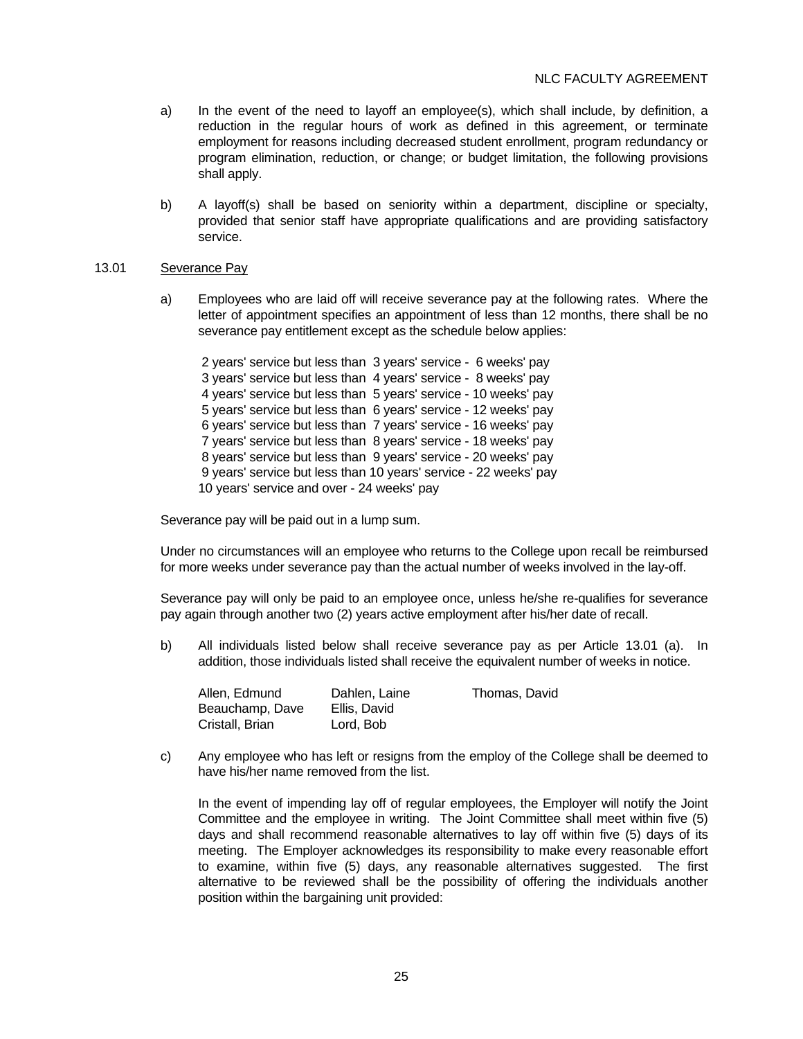a) In the event of the need to layoff an employee(s), which shall include, by definition, a reduction in the regular hours of work as defined in this agreement, or terminate employment for reasons including decreased student enrollment, program redundancy or program elimination, reduction, or change; or budget limitation, the following provisions shall apply.

b) A layoff(s) shall be based on seniority within a department, discipline or specialty, provided that senior staff have appropriate qualifications and are providing satisfactory service.

13.01 Severance Pay

a) Employees who are laid off will receive severance pay at the following rates. Where the letter of appointment specifies an appointment of less than 12 months, there shall be no severance pay entitlement except as the schedule below applies:

2 years' service but less than 3 years' service - 6 weeks' pay
3 years' service but less than 4 years' service - 8 weeks' pay
4 years' service but less than 5 years' service - 10 weeks' pay
5 years' service but less than 6 years' service - 12 weeks' pay
6 years' service but less than 7 years' service - 16 weeks' pay
7 years' service but less than 8 years' service - 18 weeks' pay
8 years' service but less than 9 years' service - 20 weeks' pay
9 years' service but less than 10 years' service - 22 weeks' pay
10 years' service and over - 24 weeks' pay

Severance pay will be paid out in a lump sum.

Under no circumstances will an employee who returns to the College upon recall be reimbursed for more weeks under severance pay than the actual number of weeks involved in the lay-off.

Severance pay will only be paid to an employee once, unless he/she re-qualifies for severance pay again through another two (2) years active employment after his/her date of recall.

b) All individuals listed below shall receive severance pay as per Article 13.01 (a). In addition, those individuals listed shall receive the equivalent number of weeks in notice.

Allen, Edmund
Beauchamp, Dave
Cristall, Brian
Dahlen, Laine
Ellis, David
Lord, Bob
Thomas, David

c) Any employee who has left or resigns from the employ of the College shall be deemed to have his/her name removed from the list.

In the event of impending lay off of regular employees, the Employer will notify the Joint Committee and the employee in writing. The Joint Committee shall meet within five (5) days and shall recommend reasonable alternatives to lay off within five (5) days of its meeting. The Employer acknowledges its responsibility to make every reasonable effort to examine, within five (5) days, any reasonable alternatives suggested. The first alternative to be reviewed shall be the possibility of offering the individuals another position within the bargaining unit provided: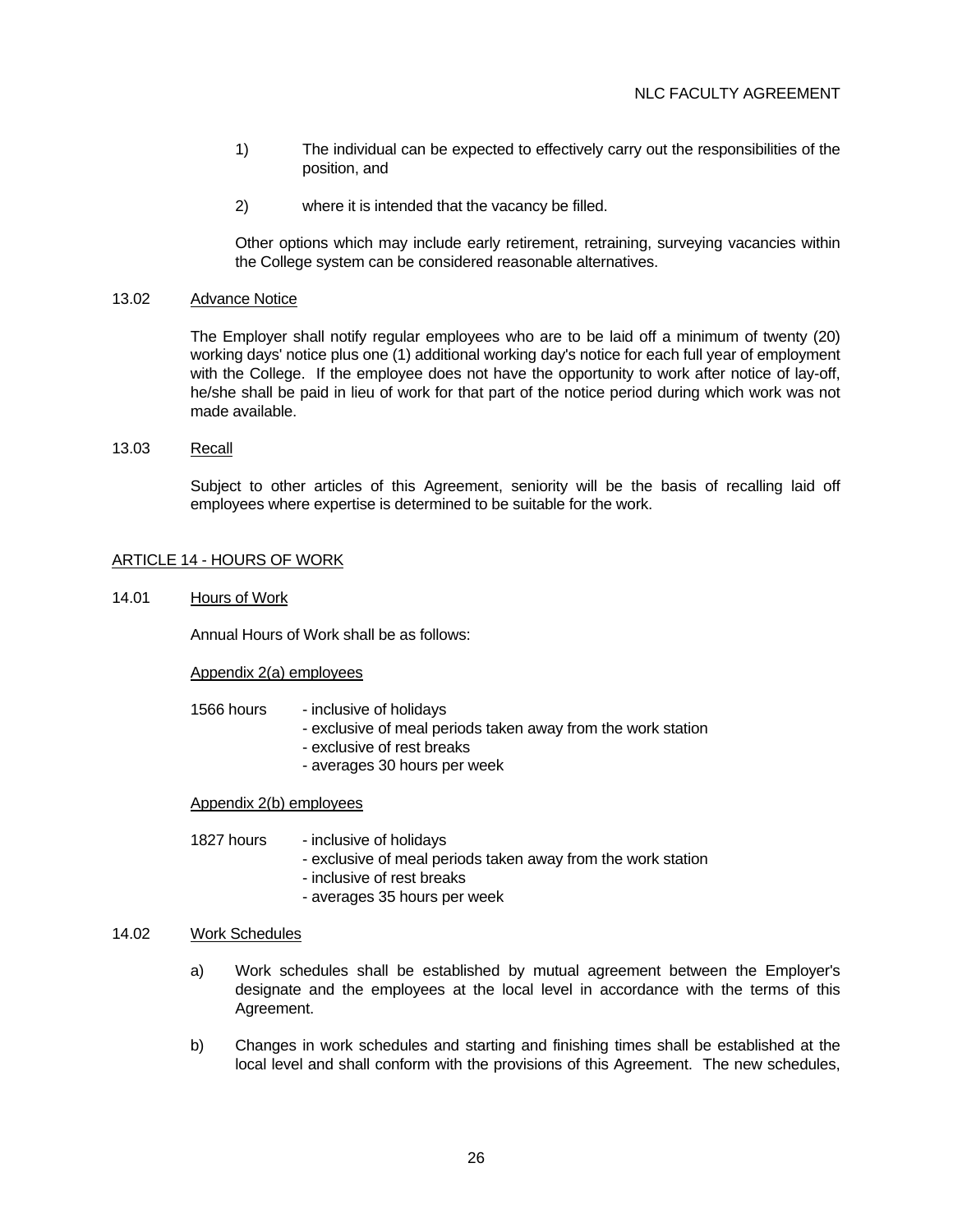1) The individual can be expected to effectively carry out the responsibilities of the position, and

2) where it is intended that the vacancy be filled.

Other options which may include early retirement, retraining, surveying vacancies within the College system can be considered reasonable alternatives.

13.02 Advance Notice

The Employer shall notify regular employees who are to be laid off a minimum of twenty (20) working days' notice plus one (1) additional working day's notice for each full year of employment with the College. If the employee does not have the opportunity to work after notice of lay-off, he/she shall be paid in lieu of work for that part of the notice period during which work was not made available.

13.03 Recall

Subject to other articles of this Agreement, seniority will be the basis of recalling laid off employees where expertise is determined to be suitable for the work.

## ARTICLE 14 - HOURS OF WORK

14.01 Hours of Work

Annual Hours of Work shall be as follows:

Appendix 2(a) employees

1566 hours
- inclusive of holidays
- exclusive of meal periods taken away from the work station
- exclusive of rest breaks
- averages 30 hours per week

Appendix 2(b) employees

1827 hours
- inclusive of holidays
- exclusive of meal periods taken away from the work station
- inclusive of rest breaks
- averages 35 hours per week

14.02 Work Schedules

a) Work schedules shall be established by mutual agreement between the Employer's designate and the employees at the local level in accordance with the terms of this Agreement.

b) Changes in work schedules and starting and finishing times shall be established at the local level and shall conform with the provisions of this Agreement. The new schedules,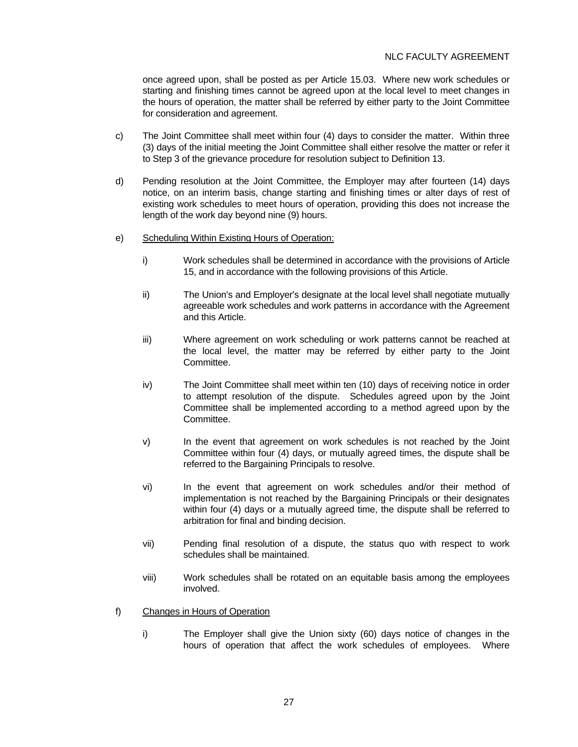once agreed upon, shall be posted as per Article 15.03. Where new work schedules or starting and finishing times cannot be agreed upon at the local level to meet changes in the hours of operation, the matter shall be referred by either party to the Joint Committee for consideration and agreement.

c) The Joint Committee shall meet within four (4) days to consider the matter. Within three (3) days of the initial meeting the Joint Committee shall either resolve the matter or refer it to Step 3 of the grievance procedure for resolution subject to Definition 13.

d) Pending resolution at the Joint Committee, the Employer may after fourteen (14) days notice, on an interim basis, change starting and finishing times or alter days of rest of existing work schedules to meet hours of operation, providing this does not increase the length of the work day beyond nine (9) hours.

e) <u>Scheduling Within Existing Hours of Operation:</u>

i) Work schedules shall be determined in accordance with the provisions of Article 15, and in accordance with the following provisions of this Article.

ii) The Union's and Employer's designate at the local level shall negotiate mutually agreeable work schedules and work patterns in accordance with the Agreement and this Article.

iii) Where agreement on work scheduling or work patterns cannot be reached at the local level, the matter may be referred by either party to the Joint Committee.

iv) The Joint Committee shall meet within ten (10) days of receiving notice in order to attempt resolution of the dispute. Schedules agreed upon by the Joint Committee shall be implemented according to a method agreed upon by the Committee.

v) In the event that agreement on work schedules is not reached by the Joint Committee within four (4) days, or mutually agreed times, the dispute shall be referred to the Bargaining Principals to resolve.

vi) In the event that agreement on work schedules and/or their method of implementation is not reached by the Bargaining Principals or their designates within four (4) days or a mutually agreed time, the dispute shall be referred to arbitration for final and binding decision.

vii) Pending final resolution of a dispute, the status quo with respect to work schedules shall be maintained.

viii) Work schedules shall be rotated on an equitable basis among the employees involved.

f) <u>Changes in Hours of Operation</u>

i) The Employer shall give the Union sixty (60) days notice of changes in the hours of operation that affect the work schedules of employees. Where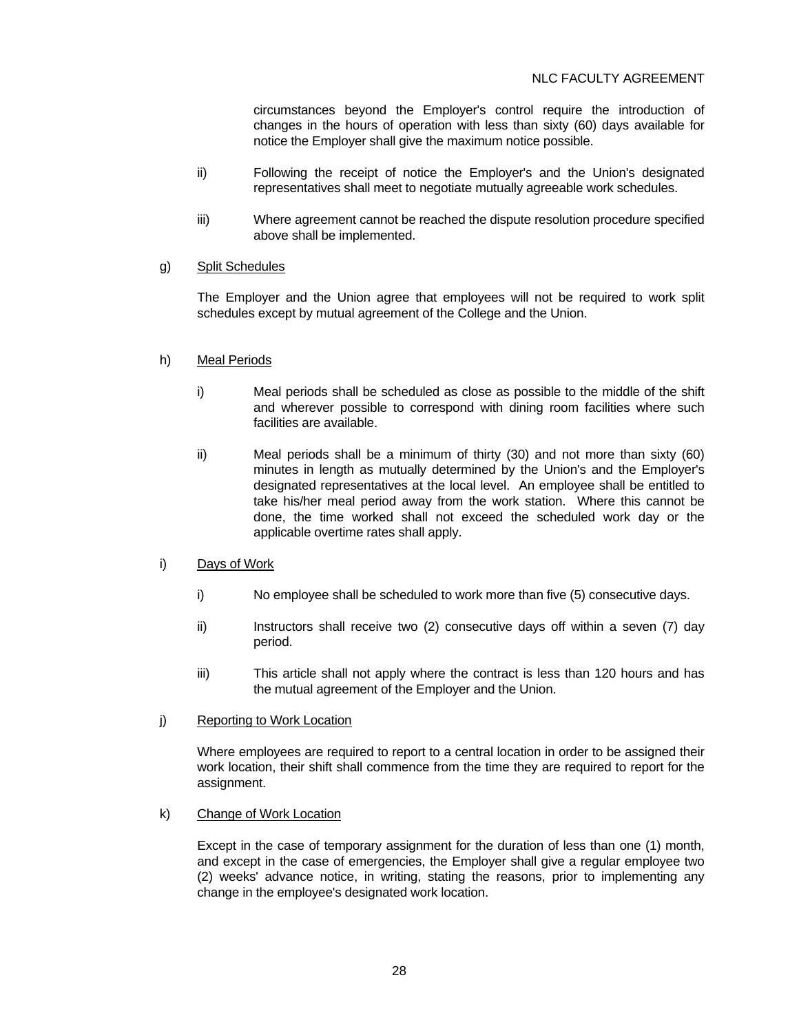circumstances beyond the Employer's control require the introduction of changes in the hours of operation with less than sixty (60) days available for notice the Employer shall give the maximum notice possible.

ii) Following the receipt of notice the Employer's and the Union's designated representatives shall meet to negotiate mutually agreeable work schedules.

iii) Where agreement cannot be reached the dispute resolution procedure specified above shall be implemented.

g) Split Schedules

The Employer and the Union agree that employees will not be required to work split schedules except by mutual agreement of the College and the Union.

h) Meal Periods

i) Meal periods shall be scheduled as close as possible to the middle of the shift and wherever possible to correspond with dining room facilities where such facilities are available.

ii) Meal periods shall be a minimum of thirty (30) and not more than sixty (60) minutes in length as mutually determined by the Union's and the Employer's designated representatives at the local level. An employee shall be entitled to take his/her meal period away from the work station. Where this cannot be done, the time worked shall not exceed the scheduled work day or the applicable overtime rates shall apply.

i) Days of Work

i) No employee shall be scheduled to work more than five (5) consecutive days.

ii) Instructors shall receive two (2) consecutive days off within a seven (7) day period.

iii) This article shall not apply where the contract is less than 120 hours and has the mutual agreement of the Employer and the Union.

j) Reporting to Work Location

Where employees are required to report to a central location in order to be assigned their work location, their shift shall commence from the time they are required to report for the assignment.

k) Change of Work Location

Except in the case of temporary assignment for the duration of less than one (1) month, and except in the case of emergencies, the Employer shall give a regular employee two (2) weeks' advance notice, in writing, stating the reasons, prior to implementing any change in the employee's designated work location.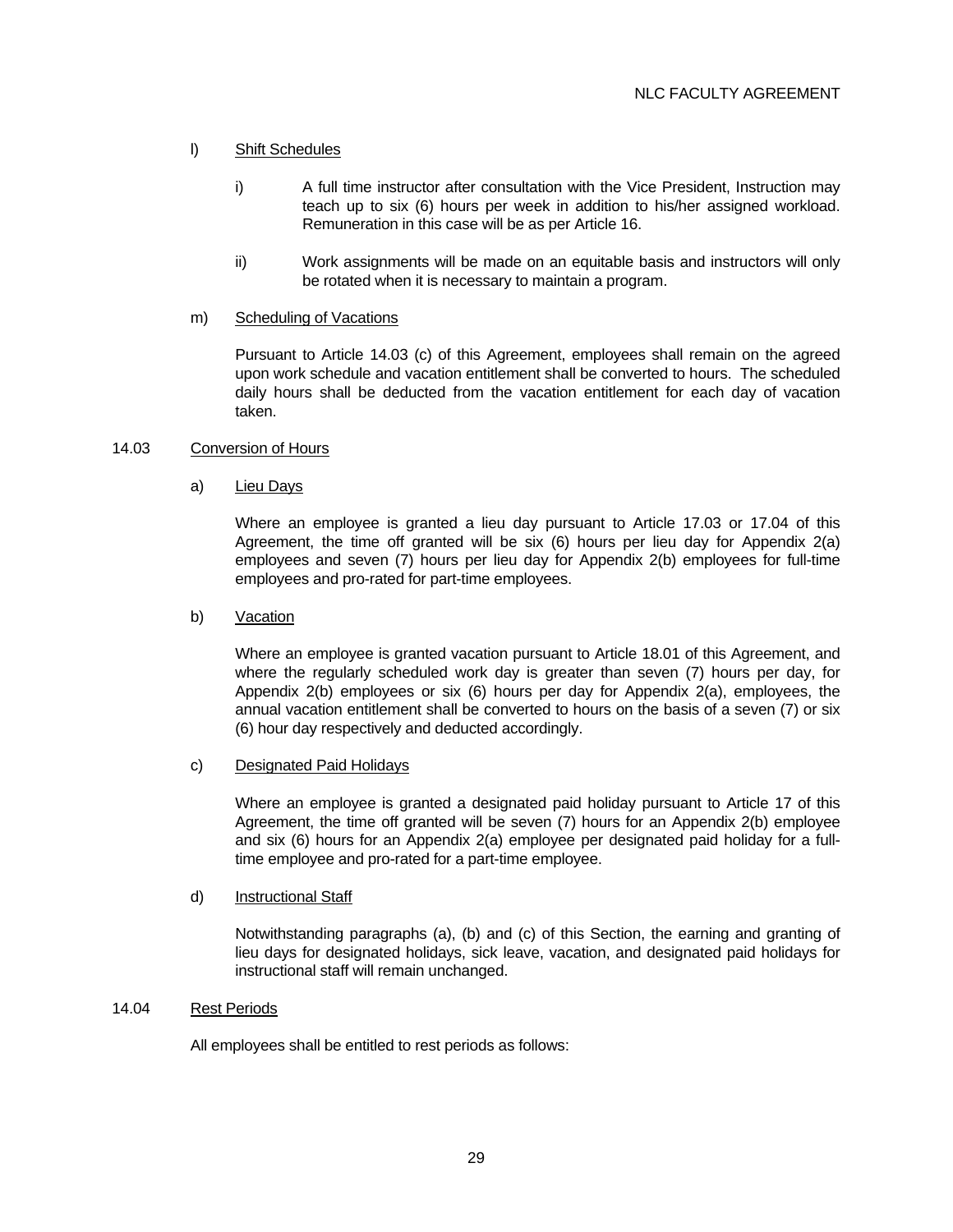l) Shift Schedules

i) A full time instructor after consultation with the Vice President, Instruction may teach up to six (6) hours per week in addition to his/her assigned workload. Remuneration in this case will be as per Article 16.

ii) Work assignments will be made on an equitable basis and instructors will only be rotated when it is necessary to maintain a program.

m) Scheduling of Vacations

Pursuant to Article 14.03 (c) of this Agreement, employees shall remain on the agreed upon work schedule and vacation entitlement shall be converted to hours. The scheduled daily hours shall be deducted from the vacation entitlement for each day of vacation taken.

## 14.03 Conversion of Hours

a) Lieu Days

Where an employee is granted a lieu day pursuant to Article 17.03 or 17.04 of this Agreement, the time off granted will be six (6) hours per lieu day for Appendix 2(a) employees and seven (7) hours per lieu day for Appendix 2(b) employees for full-time employees and pro-rated for part-time employees.

b) Vacation

Where an employee is granted vacation pursuant to Article 18.01 of this Agreement, and where the regularly scheduled work day is greater than seven (7) hours per day, for Appendix 2(b) employees or six (6) hours per day for Appendix 2(a), employees, the annual vacation entitlement shall be converted to hours on the basis of a seven (7) or six (6) hour day respectively and deducted accordingly.

c) Designated Paid Holidays

Where an employee is granted a designated paid holiday pursuant to Article 17 of this Agreement, the time off granted will be seven (7) hours for an Appendix 2(b) employee and six (6) hours for an Appendix 2(a) employee per designated paid holiday for a full-time employee and pro-rated for a part-time employee.

d) Instructional Staff

Notwithstanding paragraphs (a), (b) and (c) of this Section, the earning and granting of lieu days for designated holidays, sick leave, vacation, and designated paid holidays for instructional staff will remain unchanged.

## 14.04 Rest Periods

All employees shall be entitled to rest periods as follows: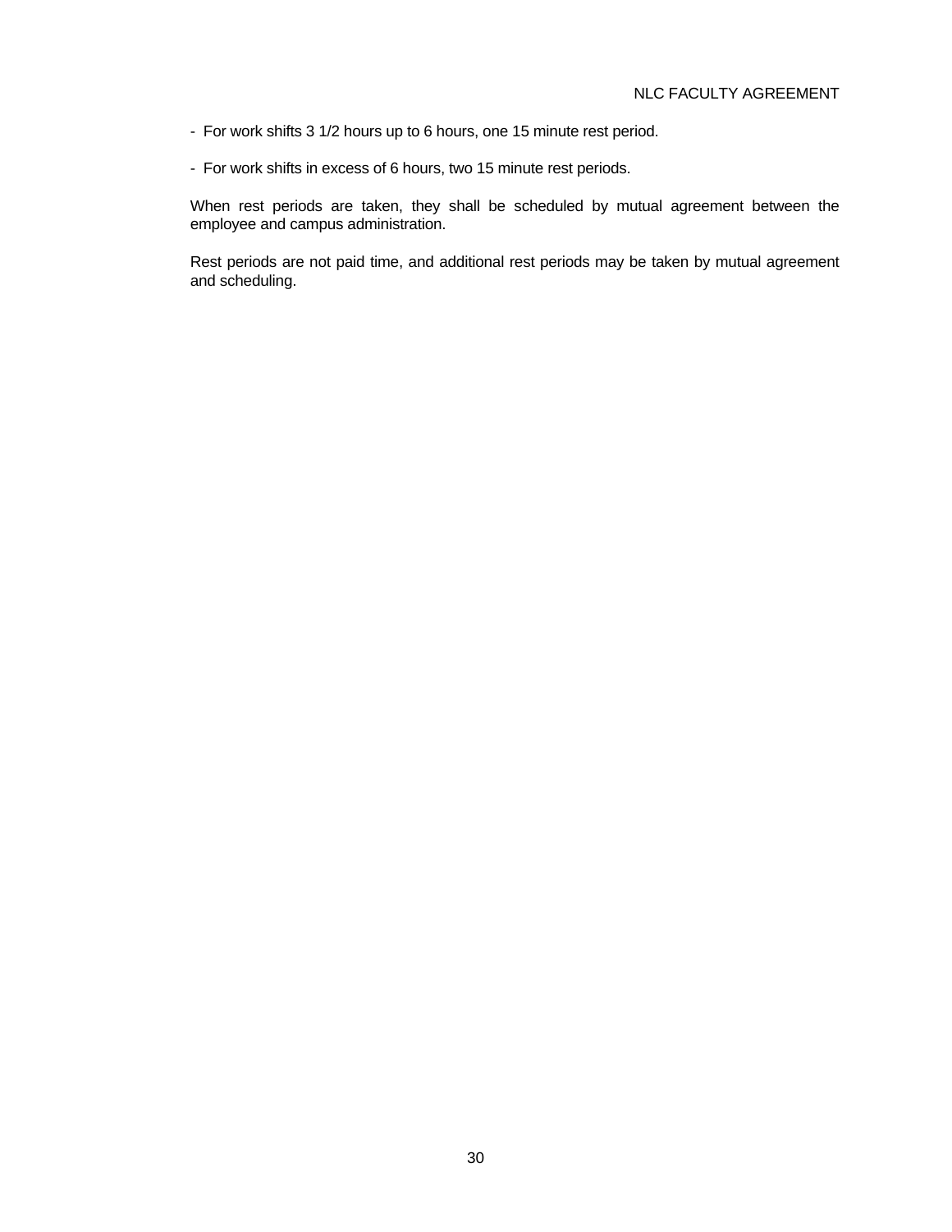- For work shifts 3 1/2 hours up to 6 hours, one 15 minute rest period.

- For work shifts in excess of 6 hours, two 15 minute rest periods.

When rest periods are taken, they shall be scheduled by mutual agreement between the employee and campus administration.

Rest periods are not paid time, and additional rest periods may be taken by mutual agreement and scheduling.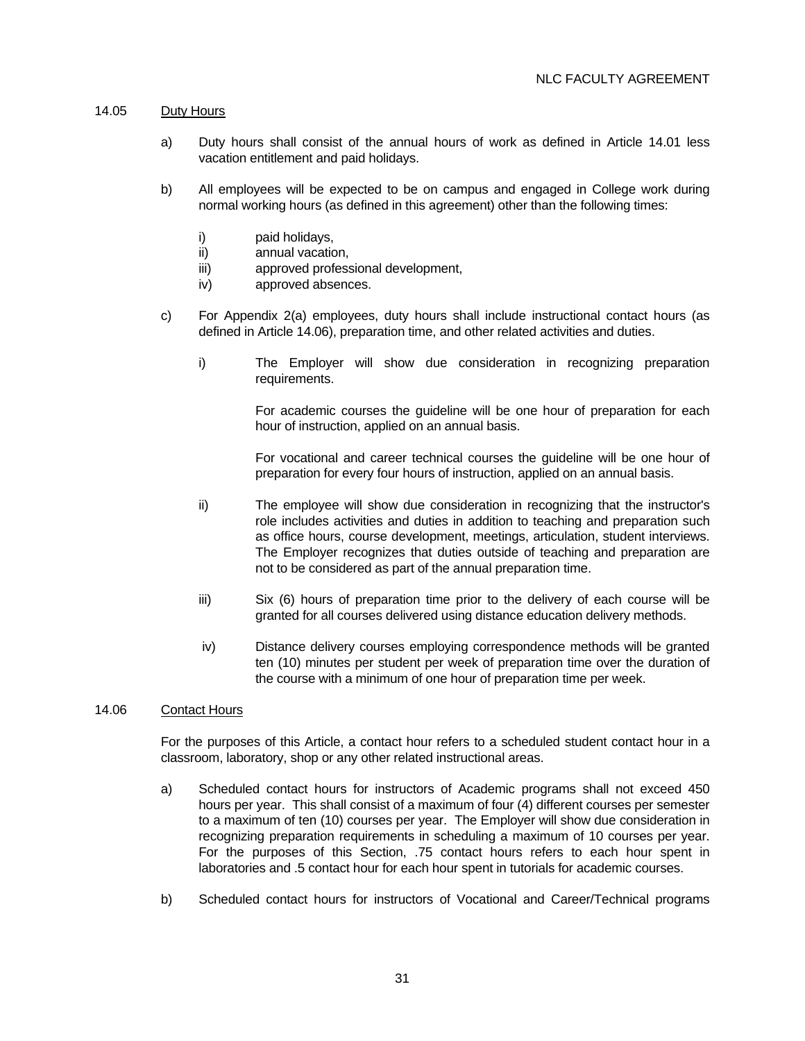14.05 Duty Hours

a) Duty hours shall consist of the annual hours of work as defined in Article 14.01 less vacation entitlement and paid holidays.

b) All employees will be expected to be on campus and engaged in College work during normal working hours (as defined in this agreement) other than the following times:

   i) paid holidays,
   ii) annual vacation,
   iii) approved professional development,
   iv) approved absences.

c) For Appendix 2(a) employees, duty hours shall include instructional contact hours (as defined in Article 14.06), preparation time, and other related activities and duties.

   i) The Employer will show due consideration in recognizing preparation requirements.

      For academic courses the guideline will be one hour of preparation for each hour of instruction, applied on an annual basis.

      For vocational and career technical courses the guideline will be one hour of preparation for every four hours of instruction, applied on an annual basis.

   ii) The employee will show due consideration in recognizing that the instructor's role includes activities and duties in addition to teaching and preparation such as office hours, course development, meetings, articulation, student interviews. The Employer recognizes that duties outside of teaching and preparation are not to be considered as part of the annual preparation time.

   iii) Six (6) hours of preparation time prior to the delivery of each course will be granted for all courses delivered using distance education delivery methods.

   iv) Distance delivery courses employing correspondence methods will be granted ten (10) minutes per student per week of preparation time over the duration of the course with a minimum of one hour of preparation time per week.

14.06 Contact Hours

For the purposes of this Article, a contact hour refers to a scheduled student contact hour in a classroom, laboratory, shop or any other related instructional areas.

a) Scheduled contact hours for instructors of Academic programs shall not exceed 450 hours per year. This shall consist of a maximum of four (4) different courses per semester to a maximum of ten (10) courses per year. The Employer will show due consideration in recognizing preparation requirements in scheduling a maximum of 10 courses per year. For the purposes of this Section, .75 contact hours refers to each hour spent in laboratories and .5 contact hour for each hour spent in tutorials for academic courses.

b) Scheduled contact hours for instructors of Vocational and Career/Technical programs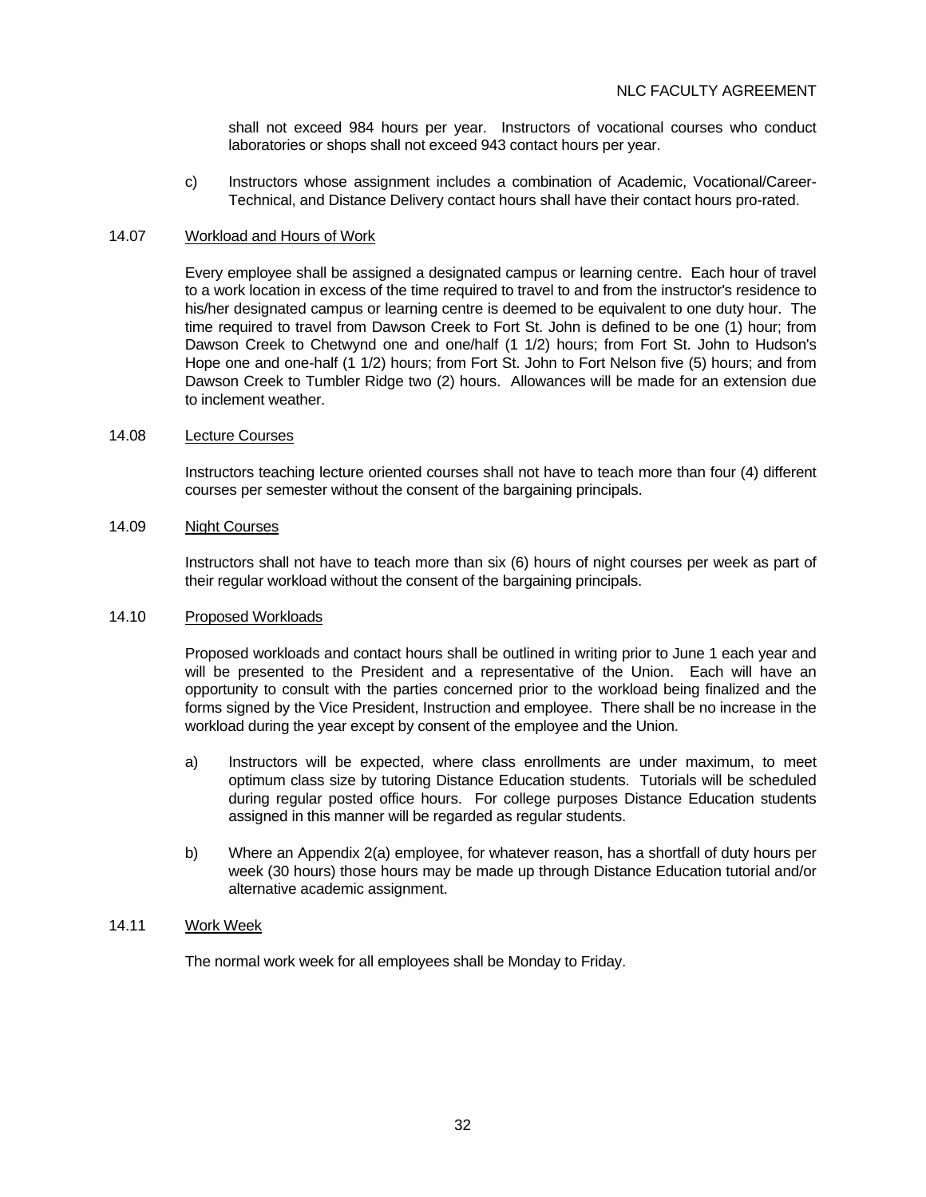shall not exceed 984 hours per year. Instructors of vocational courses who conduct laboratories or shops shall not exceed 943 contact hours per year.

c) Instructors whose assignment includes a combination of Academic, Vocational/Career-Technical, and Distance Delivery contact hours shall have their contact hours pro-rated.

### 14.07 Workload and Hours of Work

Every employee shall be assigned a designated campus or learning centre. Each hour of travel to a work location in excess of the time required to travel to and from the instructor's residence to his/her designated campus or learning centre is deemed to be equivalent to one duty hour. The time required to travel from Dawson Creek to Fort St. John is defined to be one (1) hour; from Dawson Creek to Chetwynd one and one/half (1 1/2) hours; from Fort St. John to Hudson's Hope one and one-half (1 1/2) hours; from Fort St. John to Fort Nelson five (5) hours; and from Dawson Creek to Tumbler Ridge two (2) hours. Allowances will be made for an extension due to inclement weather.

### 14.08 Lecture Courses

Instructors teaching lecture oriented courses shall not have to teach more than four (4) different courses per semester without the consent of the bargaining principals.

### 14.09 Night Courses

Instructors shall not have to teach more than six (6) hours of night courses per week as part of their regular workload without the consent of the bargaining principals.

### 14.10 Proposed Workloads

Proposed workloads and contact hours shall be outlined in writing prior to June 1 each year and will be presented to the President and a representative of the Union. Each will have an opportunity to consult with the parties concerned prior to the workload being finalized and the forms signed by the Vice President, Instruction and employee. There shall be no increase in the workload during the year except by consent of the employee and the Union.

a) Instructors will be expected, where class enrollments are under maximum, to meet optimum class size by tutoring Distance Education students. Tutorials will be scheduled during regular posted office hours. For college purposes Distance Education students assigned in this manner will be regarded as regular students.

b) Where an Appendix 2(a) employee, for whatever reason, has a shortfall of duty hours per week (30 hours) those hours may be made up through Distance Education tutorial and/or alternative academic assignment.

### 14.11 Work Week

The normal work week for all employees shall be Monday to Friday.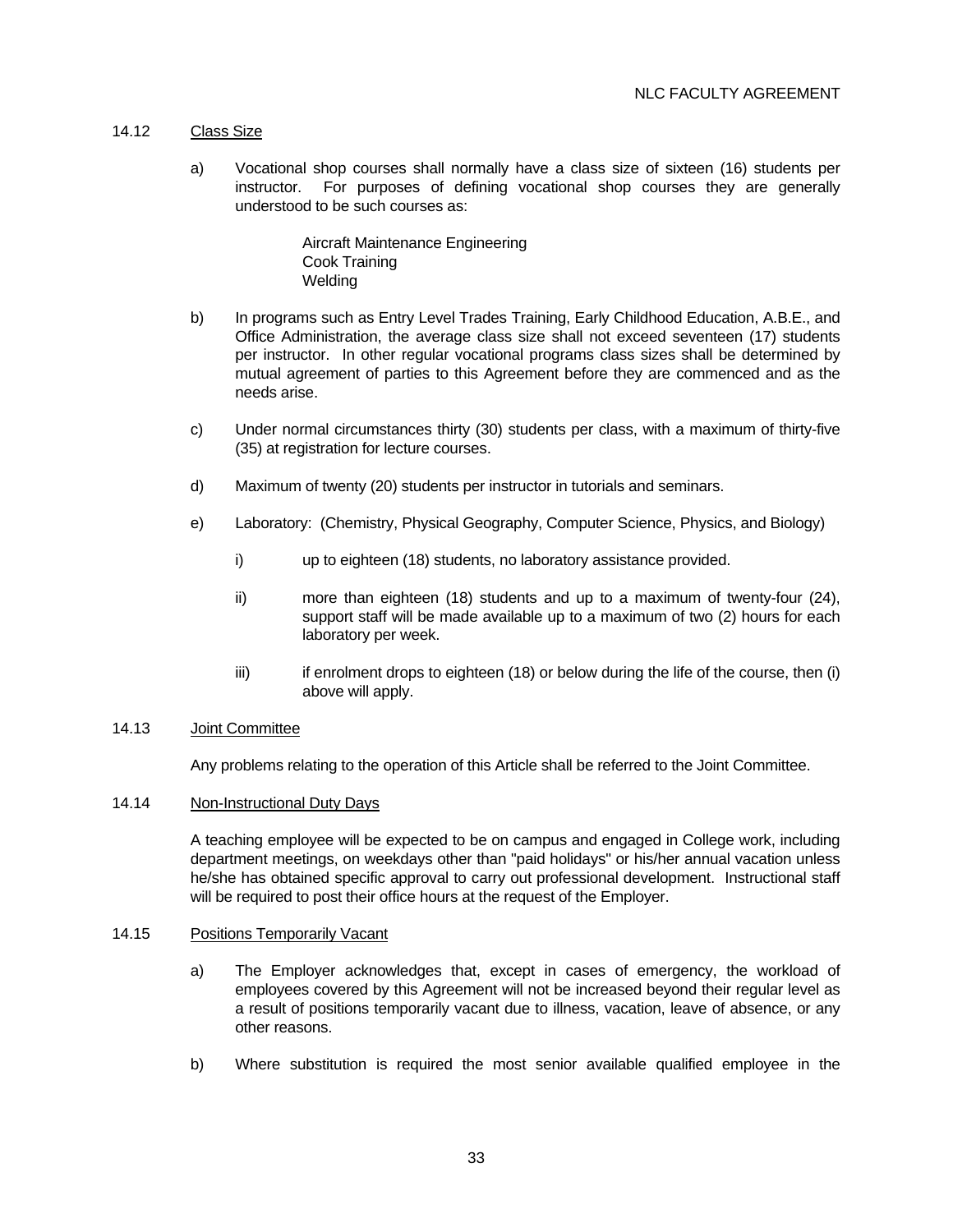### 14.12 Class Size

a) Vocational shop courses shall normally have a class size of sixteen (16) students per instructor. For purposes of defining vocational shop courses they are generally understood to be such courses as:

Aircraft Maintenance Engineering
Cook Training
Welding

b) In programs such as Entry Level Trades Training, Early Childhood Education, A.B.E., and Office Administration, the average class size shall not exceed seventeen (17) students per instructor. In other regular vocational programs class sizes shall be determined by mutual agreement of parties to this Agreement before they are commenced and as the needs arise.

c) Under normal circumstances thirty (30) students per class, with a maximum of thirty-five (35) at registration for lecture courses.

d) Maximum of twenty (20) students per instructor in tutorials and seminars.

e) Laboratory: (Chemistry, Physical Geography, Computer Science, Physics, and Biology)

i) up to eighteen (18) students, no laboratory assistance provided.

ii) more than eighteen (18) students and up to a maximum of twenty-four (24), support staff will be made available up to a maximum of two (2) hours for each laboratory per week.

iii) if enrolment drops to eighteen (18) or below during the life of the course, then (i) above will apply.

### 14.13 Joint Committee

Any problems relating to the operation of this Article shall be referred to the Joint Committee.

### 14.14 Non-Instructional Duty Days

A teaching employee will be expected to be on campus and engaged in College work, including department meetings, on weekdays other than "paid holidays" or his/her annual vacation unless he/she has obtained specific approval to carry out professional development. Instructional staff will be required to post their office hours at the request of the Employer.

### 14.15 Positions Temporarily Vacant

a) The Employer acknowledges that, except in cases of emergency, the workload of employees covered by this Agreement will not be increased beyond their regular level as a result of positions temporarily vacant due to illness, vacation, leave of absence, or any other reasons.

b) Where substitution is required the most senior available qualified employee in the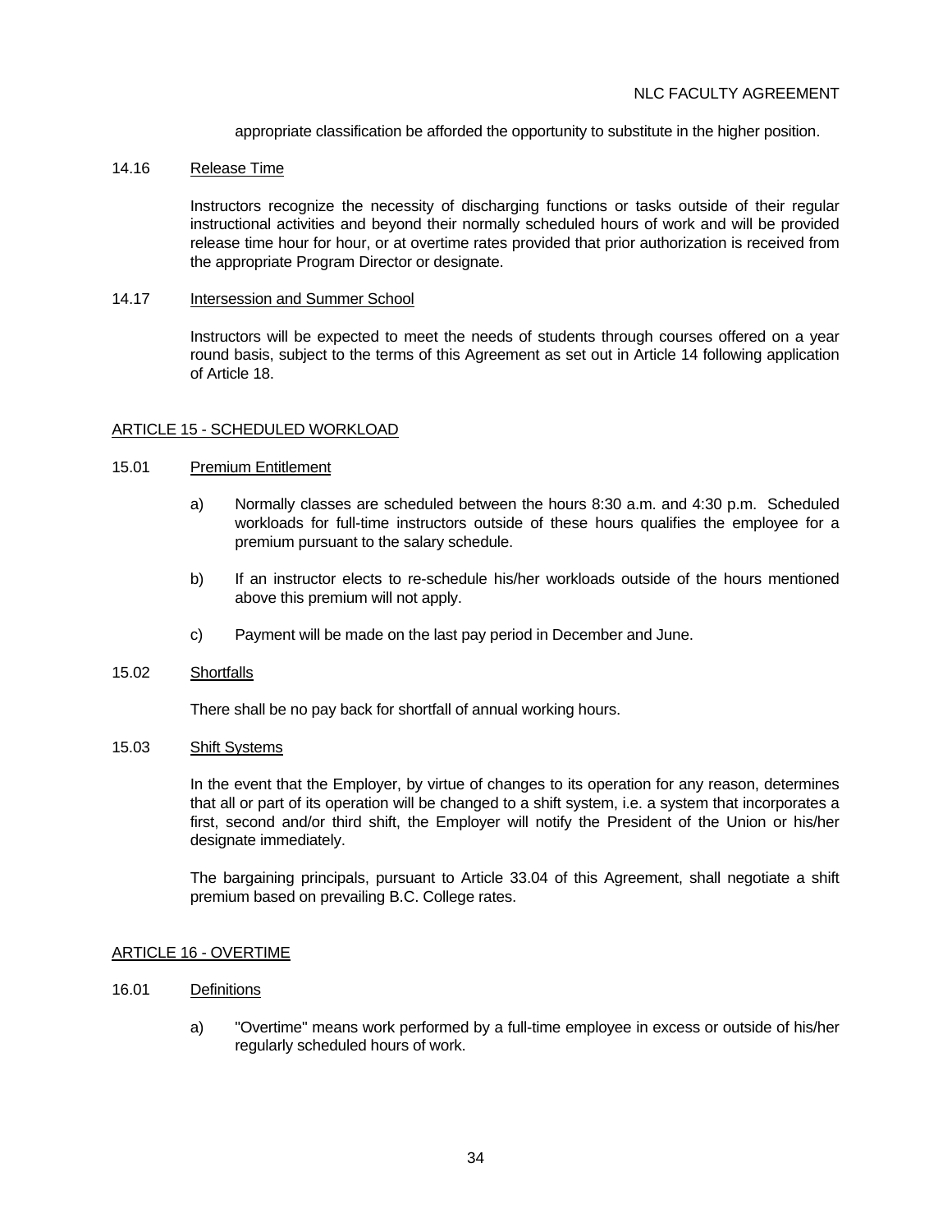appropriate classification be afforded the opportunity to substitute in the higher position.

14.16 Release Time

Instructors recognize the necessity of discharging functions or tasks outside of their regular instructional activities and beyond their normally scheduled hours of work and will be provided release time hour for hour, or at overtime rates provided that prior authorization is received from the appropriate Program Director or designate.

14.17 Intersession and Summer School

Instructors will be expected to meet the needs of students through courses offered on a year round basis, subject to the terms of this Agreement as set out in Article 14 following application of Article 18.

## ARTICLE 15 - SCHEDULED WORKLOAD

15.01 Premium Entitlement

a) Normally classes are scheduled between the hours 8:30 a.m. and 4:30 p.m. Scheduled workloads for full-time instructors outside of these hours qualifies the employee for a premium pursuant to the salary schedule.

b) If an instructor elects to re-schedule his/her workloads outside of the hours mentioned above this premium will not apply.

c) Payment will be made on the last pay period in December and June.

15.02 Shortfalls

There shall be no pay back for shortfall of annual working hours.

15.03 Shift Systems

In the event that the Employer, by virtue of changes to its operation for any reason, determines that all or part of its operation will be changed to a shift system, i.e. a system that incorporates a first, second and/or third shift, the Employer will notify the President of the Union or his/her designate immediately.

The bargaining principals, pursuant to Article 33.04 of this Agreement, shall negotiate a shift premium based on prevailing B.C. College rates.

## ARTICLE 16 - OVERTIME

16.01 Definitions

a) "Overtime" means work performed by a full-time employee in excess or outside of his/her regularly scheduled hours of work.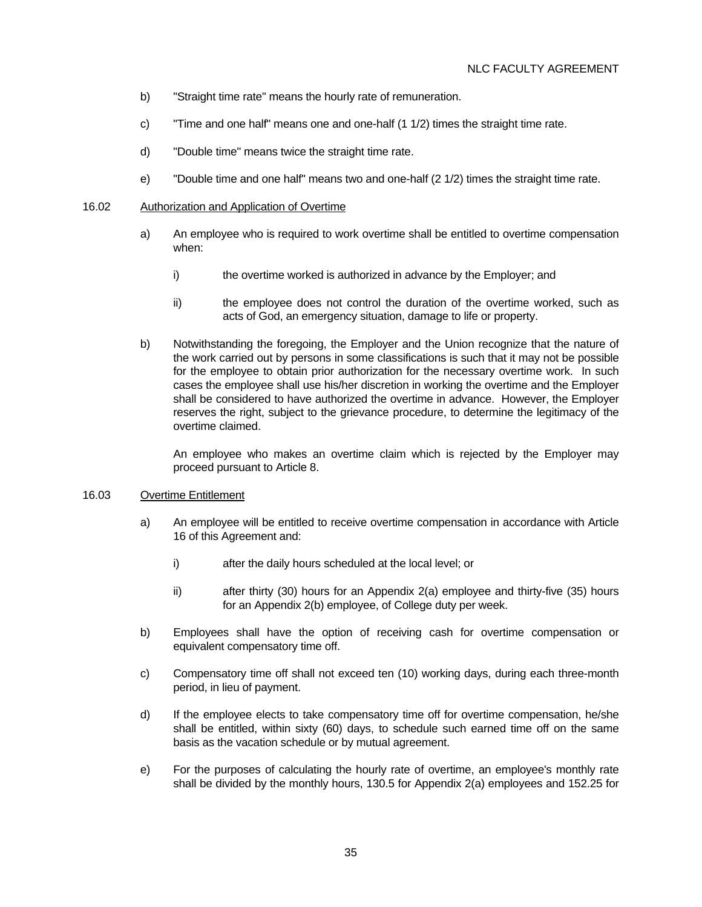b) "Straight time rate" means the hourly rate of remuneration.

c) "Time and one half" means one and one-half (1 1/2) times the straight time rate.

d) "Double time" means twice the straight time rate.

e) "Double time and one half" means two and one-half (2 1/2) times the straight time rate.

16.02 Authorization and Application of Overtime

a) An employee who is required to work overtime shall be entitled to overtime compensation when:

i) the overtime worked is authorized in advance by the Employer; and

ii) the employee does not control the duration of the overtime worked, such as acts of God, an emergency situation, damage to life or property.

b) Notwithstanding the foregoing, the Employer and the Union recognize that the nature of the work carried out by persons in some classifications is such that it may not be possible for the employee to obtain prior authorization for the necessary overtime work. In such cases the employee shall use his/her discretion in working the overtime and the Employer shall be considered to have authorized the overtime in advance. However, the Employer reserves the right, subject to the grievance procedure, to determine the legitimacy of the overtime claimed.

An employee who makes an overtime claim which is rejected by the Employer may proceed pursuant to Article 8.

16.03 Overtime Entitlement

a) An employee will be entitled to receive overtime compensation in accordance with Article 16 of this Agreement and:

i) after the daily hours scheduled at the local level; or

ii) after thirty (30) hours for an Appendix 2(a) employee and thirty-five (35) hours for an Appendix 2(b) employee, of College duty per week.

b) Employees shall have the option of receiving cash for overtime compensation or equivalent compensatory time off.

c) Compensatory time off shall not exceed ten (10) working days, during each three-month period, in lieu of payment.

d) If the employee elects to take compensatory time off for overtime compensation, he/she shall be entitled, within sixty (60) days, to schedule such earned time off on the same basis as the vacation schedule or by mutual agreement.

e) For the purposes of calculating the hourly rate of overtime, an employee's monthly rate shall be divided by the monthly hours, 130.5 for Appendix 2(a) employees and 152.25 for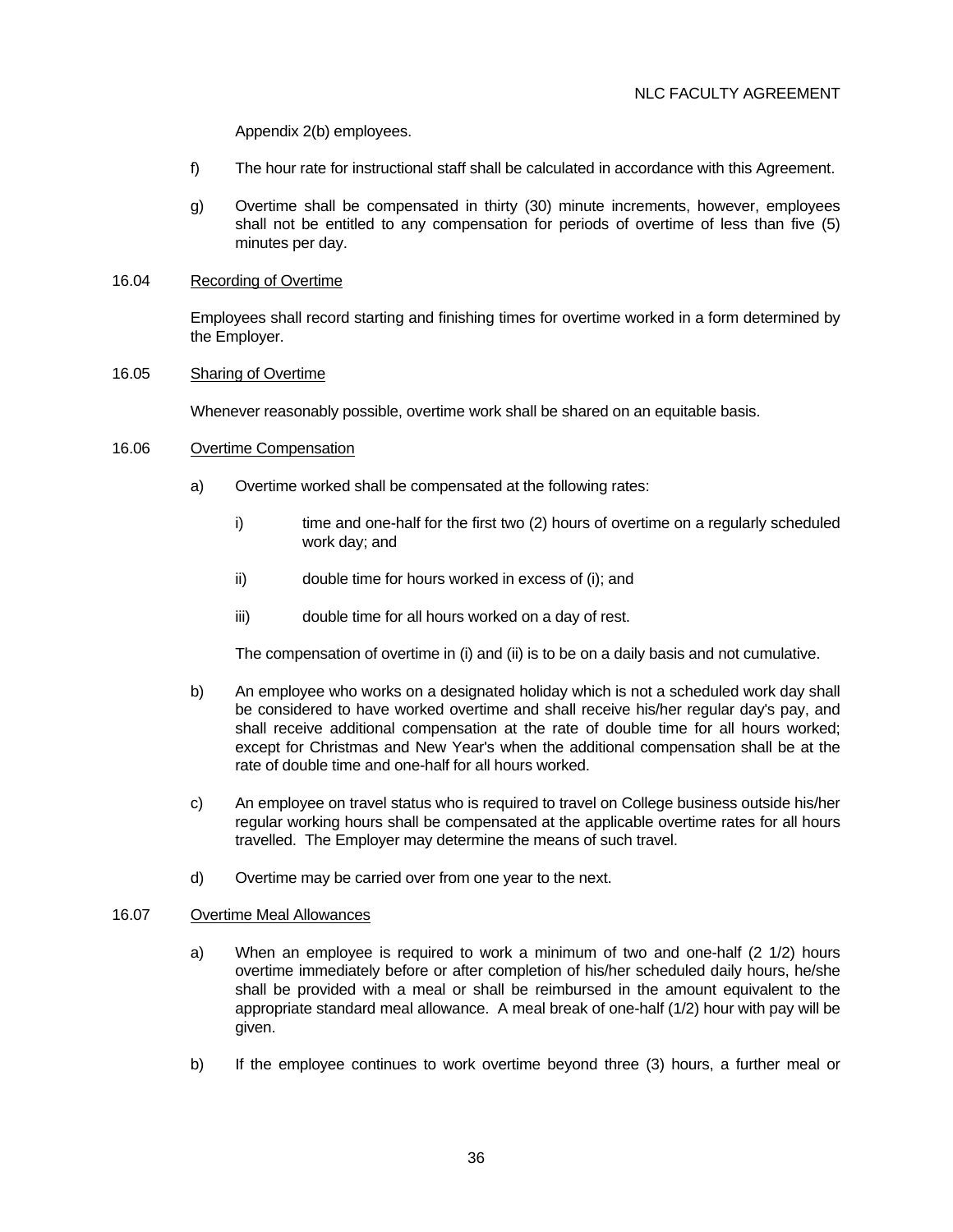Appendix 2(b) employees.

f) The hour rate for instructional staff shall be calculated in accordance with this Agreement.

g) Overtime shall be compensated in thirty (30) minute increments, however, employees shall not be entitled to any compensation for periods of overtime of less than five (5) minutes per day.

16.04 Recording of Overtime

Employees shall record starting and finishing times for overtime worked in a form determined by the Employer.

16.05 Sharing of Overtime

Whenever reasonably possible, overtime work shall be shared on an equitable basis.

16.06 Overtime Compensation

a) Overtime worked shall be compensated at the following rates:

i) time and one-half for the first two (2) hours of overtime on a regularly scheduled work day; and

ii) double time for hours worked in excess of (i); and

iii) double time for all hours worked on a day of rest.

The compensation of overtime in (i) and (ii) is to be on a daily basis and not cumulative.

b) An employee who works on a designated holiday which is not a scheduled work day shall be considered to have worked overtime and shall receive his/her regular day's pay, and shall receive additional compensation at the rate of double time for all hours worked; except for Christmas and New Year's when the additional compensation shall be at the rate of double time and one-half for all hours worked.

c) An employee on travel status who is required to travel on College business outside his/her regular working hours shall be compensated at the applicable overtime rates for all hours travelled. The Employer may determine the means of such travel.

d) Overtime may be carried over from one year to the next.

16.07 Overtime Meal Allowances

a) When an employee is required to work a minimum of two and one-half (2 1/2) hours overtime immediately before or after completion of his/her scheduled daily hours, he/she shall be provided with a meal or shall be reimbursed in the amount equivalent to the appropriate standard meal allowance. A meal break of one-half (1/2) hour with pay will be given.

b) If the employee continues to work overtime beyond three (3) hours, a further meal or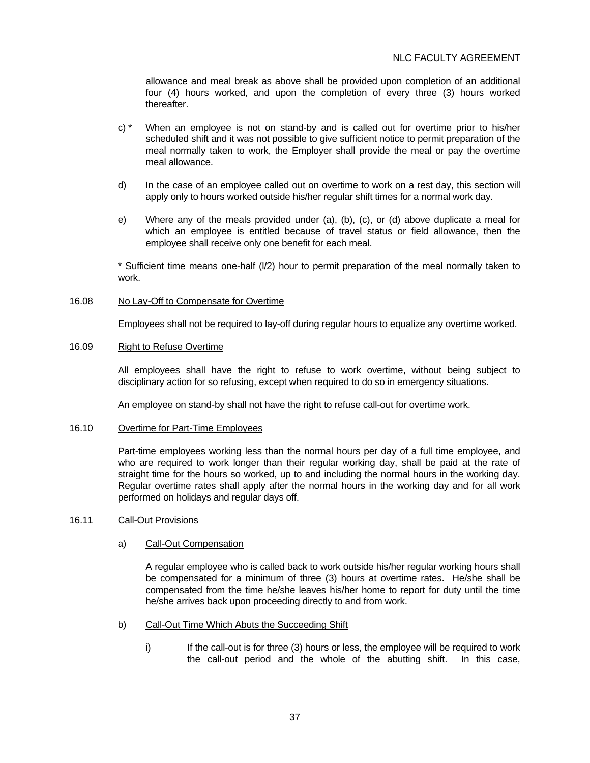allowance and meal break as above shall be provided upon completion of an additional four (4) hours worked, and upon the completion of every three (3) hours worked thereafter.

c) * When an employee is not on stand-by and is called out for overtime prior to his/her scheduled shift and it was not possible to give sufficient notice to permit preparation of the meal normally taken to work, the Employer shall provide the meal or pay the overtime meal allowance.

d) In the case of an employee called out on overtime to work on a rest day, this section will apply only to hours worked outside his/her regular shift times for a normal work day.

e) Where any of the meals provided under (a), (b), (c), or (d) above duplicate a meal for which an employee is entitled because of travel status or field allowance, then the employee shall receive only one benefit for each meal.

* Sufficient time means one-half (l/2) hour to permit preparation of the meal normally taken to work.

16.08 <u>No Lay-Off to Compensate for Overtime</u>

Employees shall not be required to lay-off during regular hours to equalize any overtime worked.

16.09 <u>Right to Refuse Overtime</u>

All employees shall have the right to refuse to work overtime, without being subject to disciplinary action for so refusing, except when required to do so in emergency situations.

An employee on stand-by shall not have the right to refuse call-out for overtime work.

16.10 <u>Overtime for Part-Time Employees</u>

Part-time employees working less than the normal hours per day of a full time employee, and who are required to work longer than their regular working day, shall be paid at the rate of straight time for the hours so worked, up to and including the normal hours in the working day. Regular overtime rates shall apply after the normal hours in the working day and for all work performed on holidays and regular days off.

16.11 <u>Call-Out Provisions</u>

a) <u>Call-Out Compensation</u>

A regular employee who is called back to work outside his/her regular working hours shall be compensated for a minimum of three (3) hours at overtime rates. He/she shall be compensated from the time he/she leaves his/her home to report for duty until the time he/she arrives back upon proceeding directly to and from work.

b) <u>Call-Out Time Which Abuts the Succeeding Shift</u>

i) If the call-out is for three (3) hours or less, the employee will be required to work the call-out period and the whole of the abutting shift. In this case,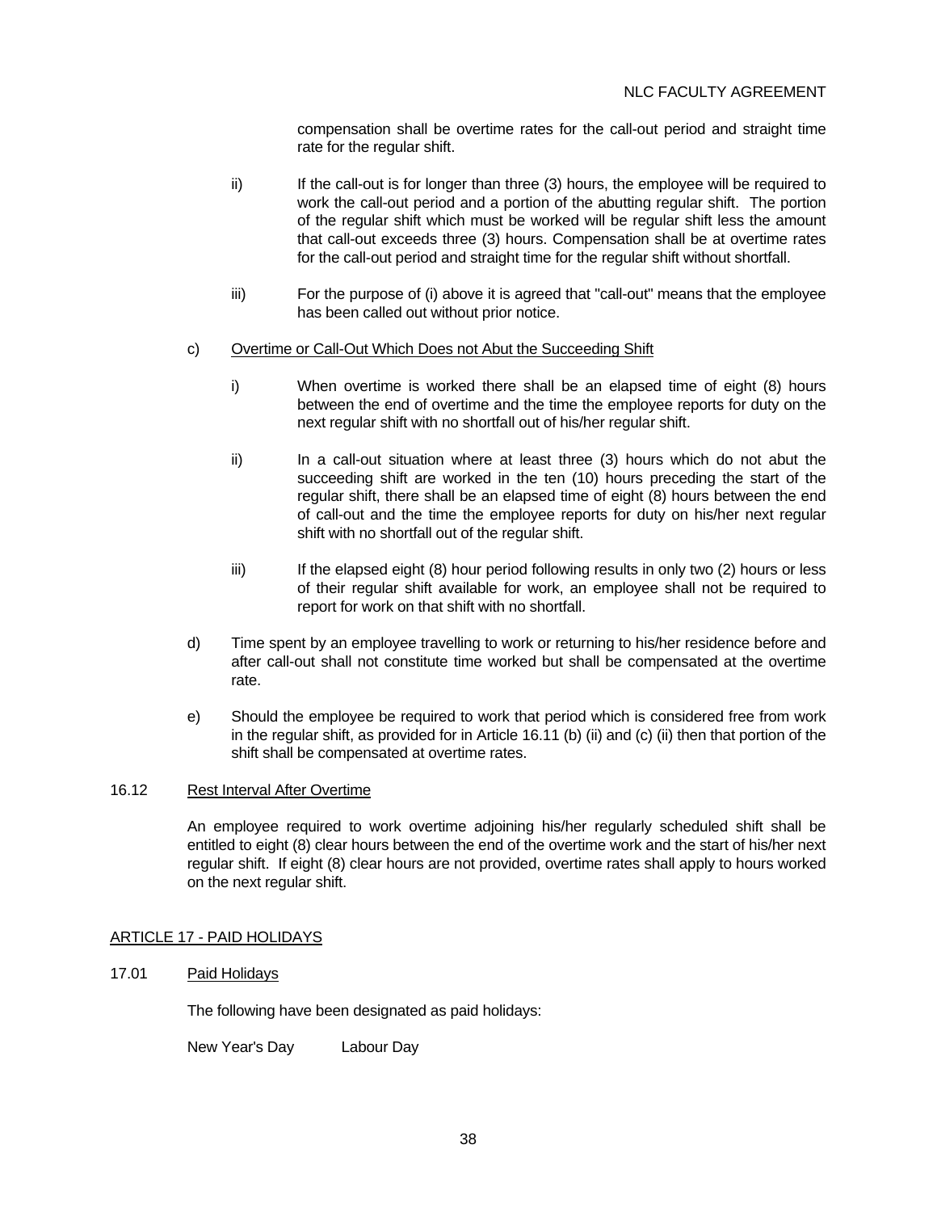compensation shall be overtime rates for the call-out period and straight time rate for the regular shift.

ii) If the call-out is for longer than three (3) hours, the employee will be required to work the call-out period and a portion of the abutting regular shift. The portion of the regular shift which must be worked will be regular shift less the amount that call-out exceeds three (3) hours. Compensation shall be at overtime rates for the call-out period and straight time for the regular shift without shortfall.

iii) For the purpose of (i) above it is agreed that "call-out" means that the employee has been called out without prior notice.

c) <u>Overtime or Call-Out Which Does not Abut the Succeeding Shift</u>

i) When overtime is worked there shall be an elapsed time of eight (8) hours between the end of overtime and the time the employee reports for duty on the next regular shift with no shortfall out of his/her regular shift.

ii) In a call-out situation where at least three (3) hours which do not abut the succeeding shift are worked in the ten (10) hours preceding the start of the regular shift, there shall be an elapsed time of eight (8) hours between the end of call-out and the time the employee reports for duty on his/her next regular shift with no shortfall out of the regular shift.

iii) If the elapsed eight (8) hour period following results in only two (2) hours or less of their regular shift available for work, an employee shall not be required to report for work on that shift with no shortfall.

d) Time spent by an employee travelling to work or returning to his/her residence before and after call-out shall not constitute time worked but shall be compensated at the overtime rate.

e) Should the employee be required to work that period which is considered free from work in the regular shift, as provided for in Article 16.11 (b) (ii) and (c) (ii) then that portion of the shift shall be compensated at overtime rates.

16.12 <u>Rest Interval After Overtime</u>

An employee required to work overtime adjoining his/her regularly scheduled shift shall be entitled to eight (8) clear hours between the end of the overtime work and the start of his/her next regular shift. If eight (8) clear hours are not provided, overtime rates shall apply to hours worked on the next regular shift.

## ARTICLE 17 - PAID HOLIDAYS

17.01 <u>Paid Holidays</u>

The following have been designated as paid holidays:

New Year's Day Labour Day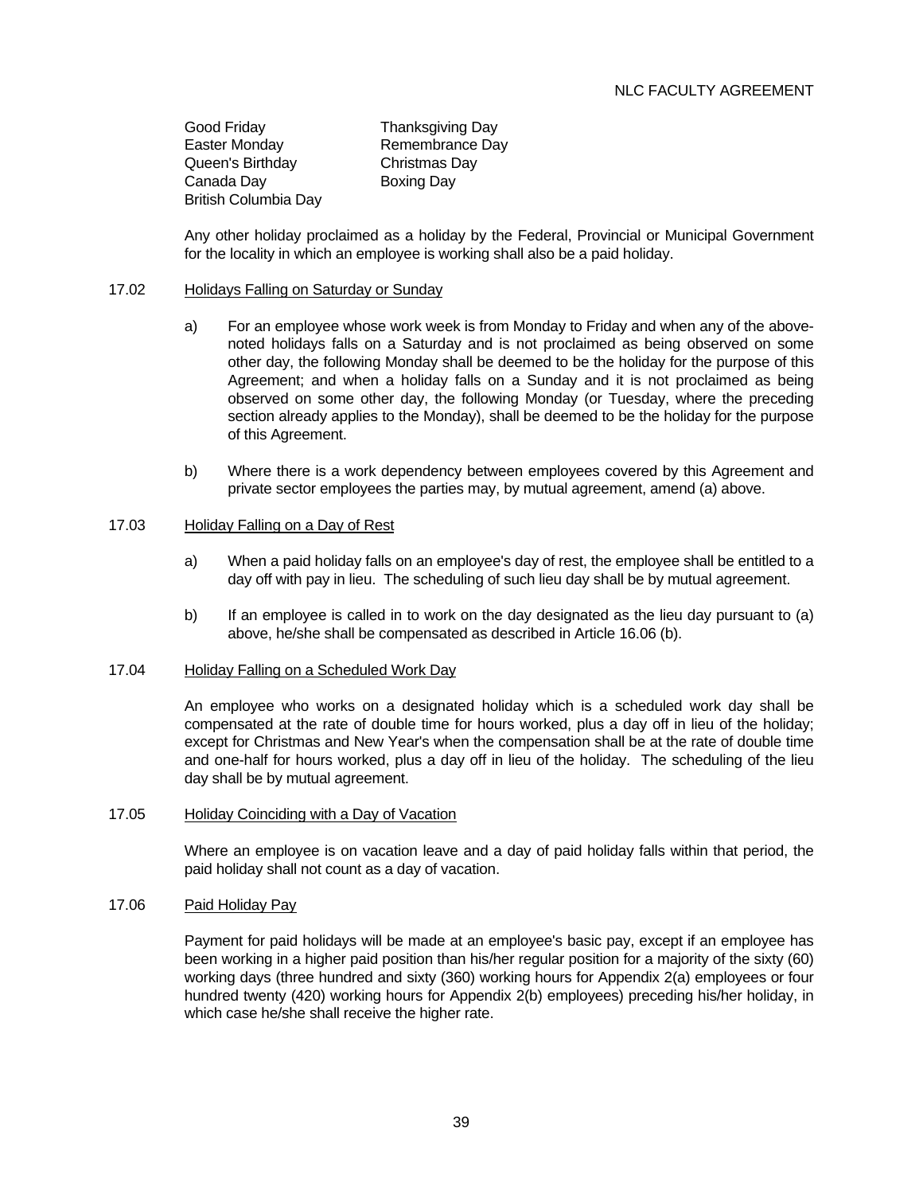Good Friday
Easter Monday
Queen's Birthday
Canada Day
British Columbia Day
Thanksgiving Day
Remembrance Day
Christmas Day
Boxing Day

Any other holiday proclaimed as a holiday by the Federal, Provincial or Municipal Government for the locality in which an employee is working shall also be a paid holiday.

17.02 Holidays Falling on Saturday or Sunday

a) For an employee whose work week is from Monday to Friday and when any of the above-noted holidays falls on a Saturday and is not proclaimed as being observed on some other day, the following Monday shall be deemed to be the holiday for the purpose of this Agreement; and when a holiday falls on a Sunday and it is not proclaimed as being observed on some other day, the following Monday (or Tuesday, where the preceding section already applies to the Monday), shall be deemed to be the holiday for the purpose of this Agreement.

b) Where there is a work dependency between employees covered by this Agreement and private sector employees the parties may, by mutual agreement, amend (a) above.

17.03 Holiday Falling on a Day of Rest

a) When a paid holiday falls on an employee's day of rest, the employee shall be entitled to a day off with pay in lieu. The scheduling of such lieu day shall be by mutual agreement.

b) If an employee is called in to work on the day designated as the lieu day pursuant to (a) above, he/she shall be compensated as described in Article 16.06 (b).

17.04 Holiday Falling on a Scheduled Work Day

An employee who works on a designated holiday which is a scheduled work day shall be compensated at the rate of double time for hours worked, plus a day off in lieu of the holiday; except for Christmas and New Year's when the compensation shall be at the rate of double time and one-half for hours worked, plus a day off in lieu of the holiday. The scheduling of the lieu day shall be by mutual agreement.

17.05 Holiday Coinciding with a Day of Vacation

Where an employee is on vacation leave and a day of paid holiday falls within that period, the paid holiday shall not count as a day of vacation.

17.06 Paid Holiday Pay

Payment for paid holidays will be made at an employee's basic pay, except if an employee has been working in a higher paid position than his/her regular position for a majority of the sixty (60) working days (three hundred and sixty (360) working hours for Appendix 2(a) employees or four hundred twenty (420) working hours for Appendix 2(b) employees) preceding his/her holiday, in which case he/she shall receive the higher rate.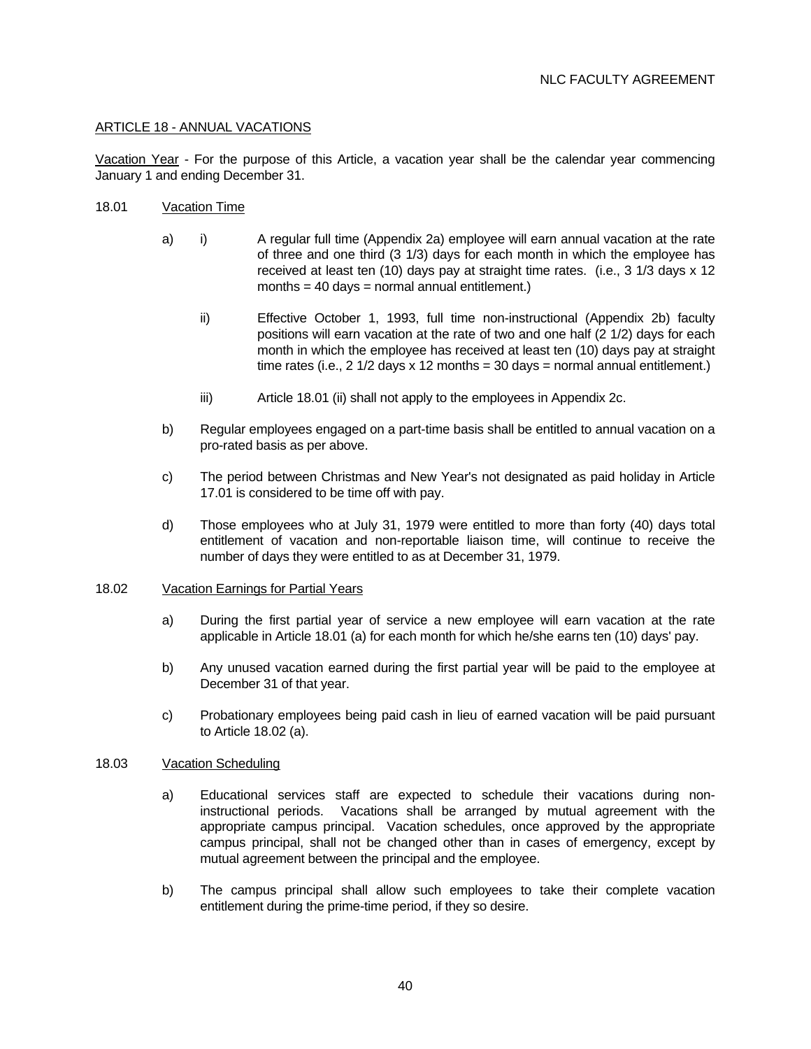## ARTICLE 18 - ANNUAL VACATIONS

Vacation Year - For the purpose of this Article, a vacation year shall be the calendar year commencing January 1 and ending December 31.

18.01 Vacation Time

a) i) A regular full time (Appendix 2a) employee will earn annual vacation at the rate of three and one third (3 1/3) days for each month in which the employee has received at least ten (10) days pay at straight time rates. (i.e., 3 1/3 days x 12 months = 40 days = normal annual entitlement.)

ii) Effective October 1, 1993, full time non-instructional (Appendix 2b) faculty positions will earn vacation at the rate of two and one half (2 1/2) days for each month in which the employee has received at least ten (10) days pay at straight time rates (i.e., 2 1/2 days x 12 months = 30 days = normal annual entitlement.)

iii) Article 18.01 (ii) shall not apply to the employees in Appendix 2c.

b) Regular employees engaged on a part-time basis shall be entitled to annual vacation on a pro-rated basis as per above.

c) The period between Christmas and New Year's not designated as paid holiday in Article 17.01 is considered to be time off with pay.

d) Those employees who at July 31, 1979 were entitled to more than forty (40) days total entitlement of vacation and non-reportable liaison time, will continue to receive the number of days they were entitled to as at December 31, 1979.

18.02 Vacation Earnings for Partial Years

a) During the first partial year of service a new employee will earn vacation at the rate applicable in Article 18.01 (a) for each month for which he/she earns ten (10) days' pay.

b) Any unused vacation earned during the first partial year will be paid to the employee at December 31 of that year.

c) Probationary employees being paid cash in lieu of earned vacation will be paid pursuant to Article 18.02 (a).

18.03 Vacation Scheduling

a) Educational services staff are expected to schedule their vacations during non-instructional periods. Vacations shall be arranged by mutual agreement with the appropriate campus principal. Vacation schedules, once approved by the appropriate campus principal, shall not be changed other than in cases of emergency, except by mutual agreement between the principal and the employee.

b) The campus principal shall allow such employees to take their complete vacation entitlement during the prime-time period, if they so desire.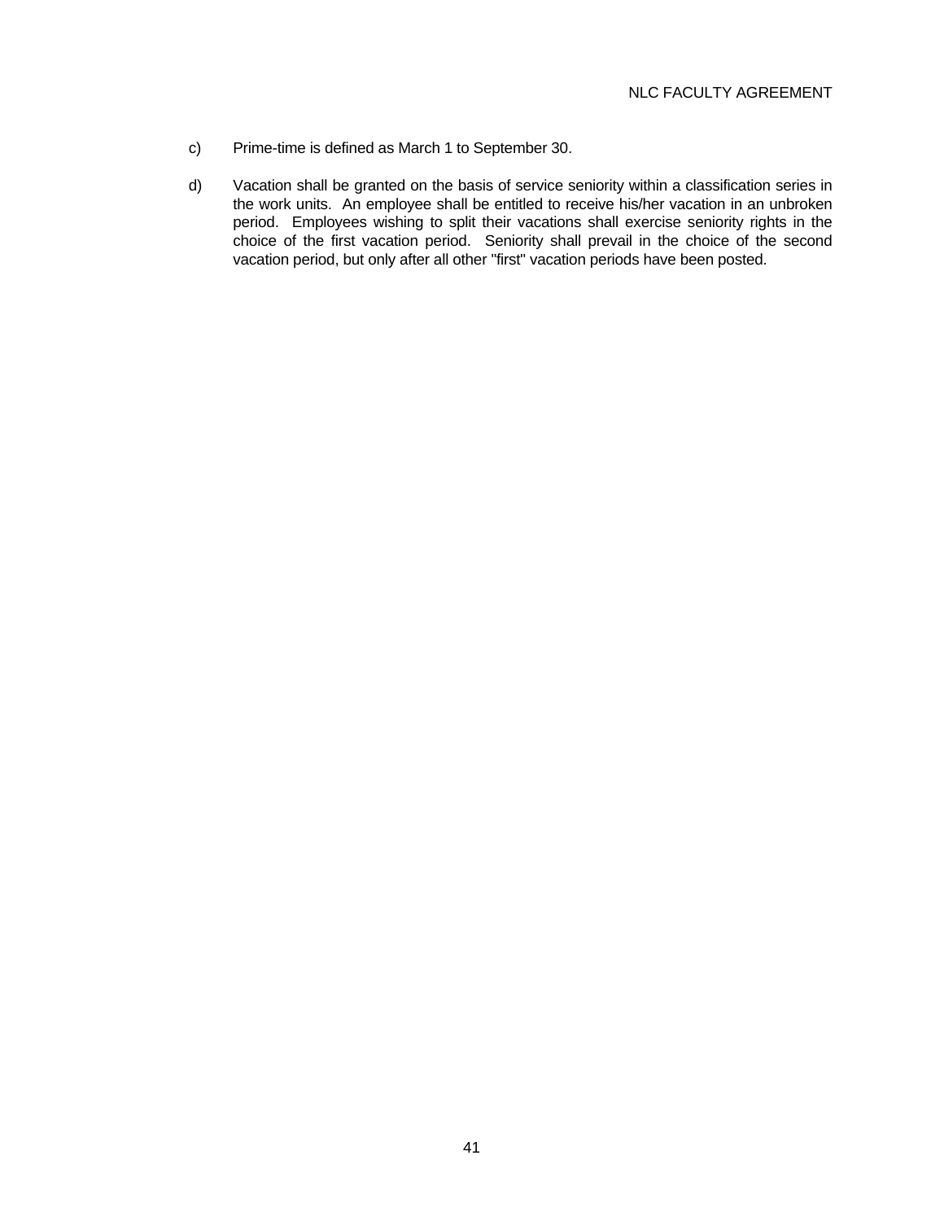c) Prime-time is defined as March 1 to September 30.

d) Vacation shall be granted on the basis of service seniority within a classification series in the work units. An employee shall be entitled to receive his/her vacation in an unbroken period. Employees wishing to split their vacations shall exercise seniority rights in the choice of the first vacation period. Seniority shall prevail in the choice of the second vacation period, but only after all other "first" vacation periods have been posted.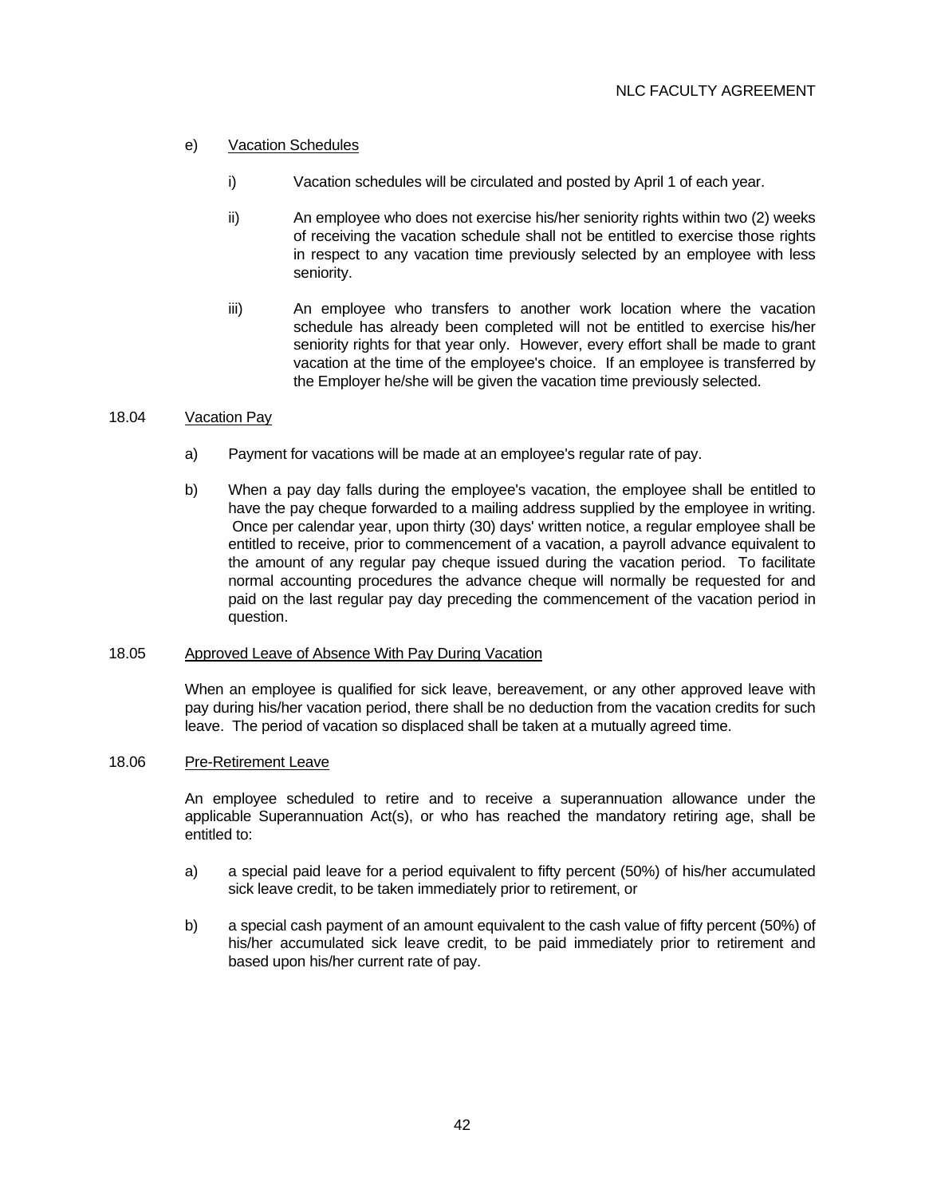e) Vacation Schedules

i) Vacation schedules will be circulated and posted by April 1 of each year.

ii) An employee who does not exercise his/her seniority rights within two (2) weeks of receiving the vacation schedule shall not be entitled to exercise those rights in respect to any vacation time previously selected by an employee with less seniority.

iii) An employee who transfers to another work location where the vacation schedule has already been completed will not be entitled to exercise his/her seniority rights for that year only. However, every effort shall be made to grant vacation at the time of the employee's choice. If an employee is transferred by the Employer he/she will be given the vacation time previously selected.

18.04 Vacation Pay

a) Payment for vacations will be made at an employee's regular rate of pay.

b) When a pay day falls during the employee's vacation, the employee shall be entitled to have the pay cheque forwarded to a mailing address supplied by the employee in writing. Once per calendar year, upon thirty (30) days' written notice, a regular employee shall be entitled to receive, prior to commencement of a vacation, a payroll advance equivalent to the amount of any regular pay cheque issued during the vacation period. To facilitate normal accounting procedures the advance cheque will normally be requested for and paid on the last regular pay day preceding the commencement of the vacation period in question.

18.05 Approved Leave of Absence With Pay During Vacation

When an employee is qualified for sick leave, bereavement, or any other approved leave with pay during his/her vacation period, there shall be no deduction from the vacation credits for such leave. The period of vacation so displaced shall be taken at a mutually agreed time.

18.06 Pre-Retirement Leave

An employee scheduled to retire and to receive a superannuation allowance under the applicable Superannuation Act(s), or who has reached the mandatory retiring age, shall be entitled to:

a) a special paid leave for a period equivalent to fifty percent (50%) of his/her accumulated sick leave credit, to be taken immediately prior to retirement, or

b) a special cash payment of an amount equivalent to the cash value of fifty percent (50%) of his/her accumulated sick leave credit, to be paid immediately prior to retirement and based upon his/her current rate of pay.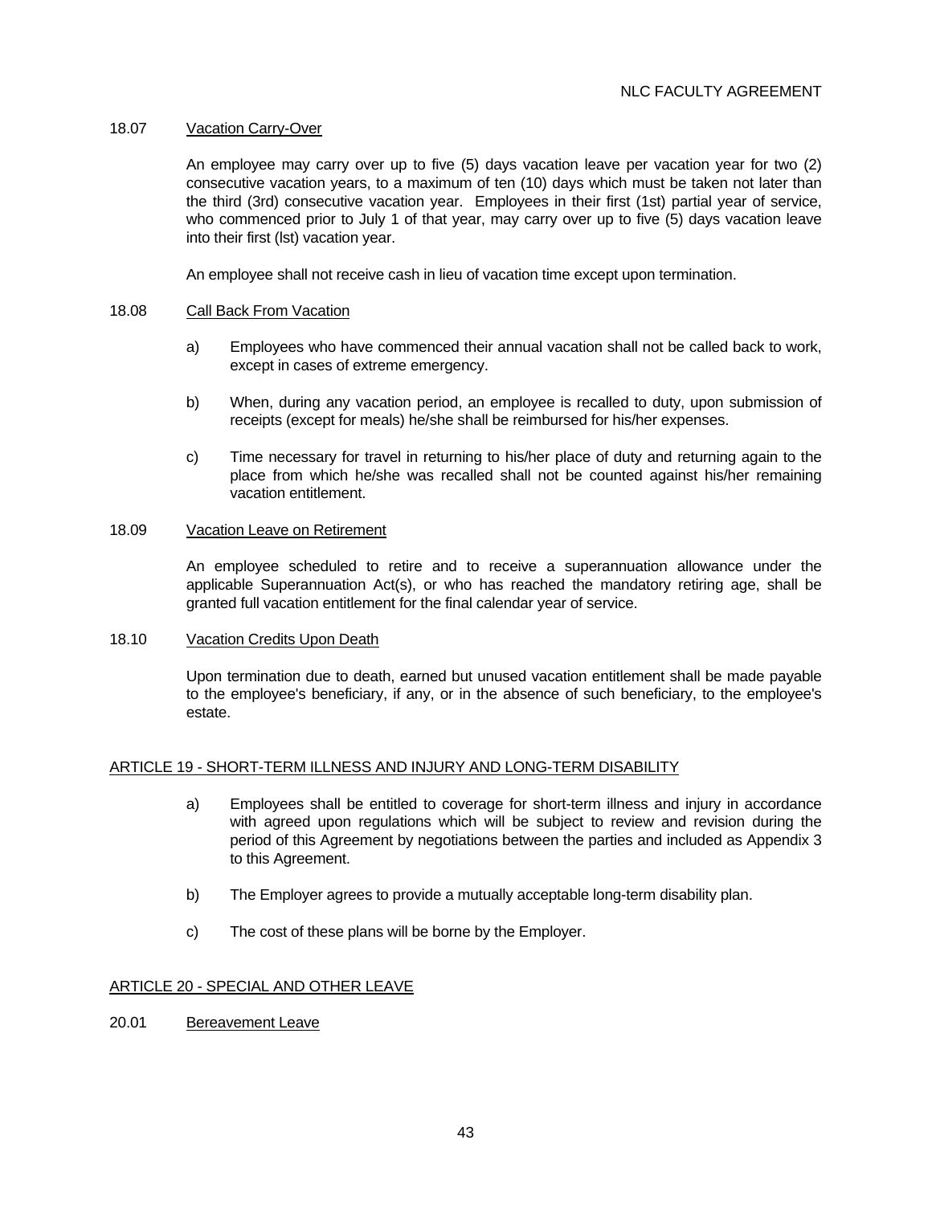### 18.07 Vacation Carry-Over

An employee may carry over up to five (5) days vacation leave per vacation year for two (2) consecutive vacation years, to a maximum of ten (10) days which must be taken not later than the third (3rd) consecutive vacation year. Employees in their first (1st) partial year of service, who commenced prior to July 1 of that year, may carry over up to five (5) days vacation leave into their first (lst) vacation year.

An employee shall not receive cash in lieu of vacation time except upon termination.

### 18.08 Call Back From Vacation

a) Employees who have commenced their annual vacation shall not be called back to work, except in cases of extreme emergency.

b) When, during any vacation period, an employee is recalled to duty, upon submission of receipts (except for meals) he/she shall be reimbursed for his/her expenses.

c) Time necessary for travel in returning to his/her place of duty and returning again to the place from which he/she was recalled shall not be counted against his/her remaining vacation entitlement.

### 18.09 Vacation Leave on Retirement

An employee scheduled to retire and to receive a superannuation allowance under the applicable Superannuation Act(s), or who has reached the mandatory retiring age, shall be granted full vacation entitlement for the final calendar year of service.

### 18.10 Vacation Credits Upon Death

Upon termination due to death, earned but unused vacation entitlement shall be made payable to the employee's beneficiary, if any, or in the absence of such beneficiary, to the employee's estate.

## ARTICLE 19 - SHORT-TERM ILLNESS AND INJURY AND LONG-TERM DISABILITY

a) Employees shall be entitled to coverage for short-term illness and injury in accordance with agreed upon regulations which will be subject to review and revision during the period of this Agreement by negotiations between the parties and included as Appendix 3 to this Agreement.

b) The Employer agrees to provide a mutually acceptable long-term disability plan.

c) The cost of these plans will be borne by the Employer.

## ARTICLE 20 - SPECIAL AND OTHER LEAVE

### 20.01 Bereavement Leave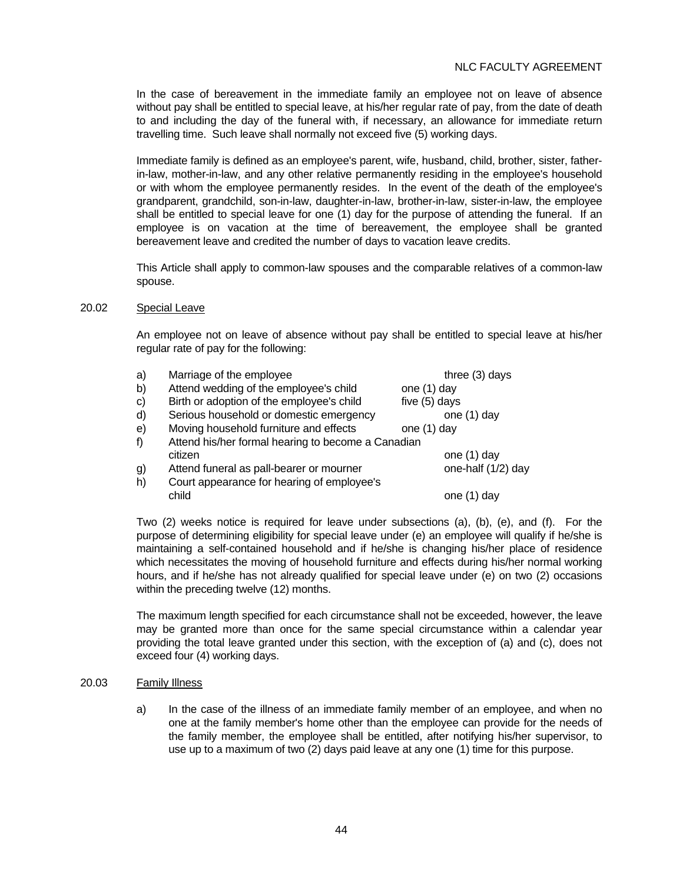In the case of bereavement in the immediate family an employee not on leave of absence without pay shall be entitled to special leave, at his/her regular rate of pay, from the date of death to and including the day of the funeral with, if necessary, an allowance for immediate return travelling time. Such leave shall normally not exceed five (5) working days.

Immediate family is defined as an employee's parent, wife, husband, child, brother, sister, father-in-law, mother-in-law, and any other relative permanently residing in the employee's household or with whom the employee permanently resides. In the event of the death of the employee's grandparent, grandchild, son-in-law, daughter-in-law, brother-in-law, sister-in-law, the employee shall be entitled to special leave for one (1) day for the purpose of attending the funeral. If an employee is on vacation at the time of bereavement, the employee shall be granted bereavement leave and credited the number of days to vacation leave credits.

This Article shall apply to common-law spouses and the comparable relatives of a common-law spouse.

20.02 Special Leave

An employee not on leave of absence without pay shall be entitled to special leave at his/her regular rate of pay for the following:

| | | |
|---|---|---|
| a) | Marriage of the employee | three (3) days |
| b) | Attend wedding of the employee's child | one (1) day |
| c) | Birth or adoption of the employee's child | five (5) days |
| d) | Serious household or domestic emergency | one (1) day |
| e) | Moving household furniture and effects | one (1) day |
| f) | Attend his/her formal hearing to become a Canadian citizen | one (1) day |
| g) | Attend funeral as pall-bearer or mourner | one-half (1/2) day |
| h) | Court appearance for hearing of employee's child | one (1) day |

Two (2) weeks notice is required for leave under subsections (a), (b), (e), and (f). For the purpose of determining eligibility for special leave under (e) an employee will qualify if he/she is maintaining a self-contained household and if he/she is changing his/her place of residence which necessitates the moving of household furniture and effects during his/her normal working hours, and if he/she has not already qualified for special leave under (e) on two (2) occasions within the preceding twelve (12) months.

The maximum length specified for each circumstance shall not be exceeded, however, the leave may be granted more than once for the same special circumstance within a calendar year providing the total leave granted under this section, with the exception of (a) and (c), does not exceed four (4) working days.

20.03 Family Illness

a) In the case of the illness of an immediate family member of an employee, and when no one at the family member's home other than the employee can provide for the needs of the family member, the employee shall be entitled, after notifying his/her supervisor, to use up to a maximum of two (2) days paid leave at any one (1) time for this purpose.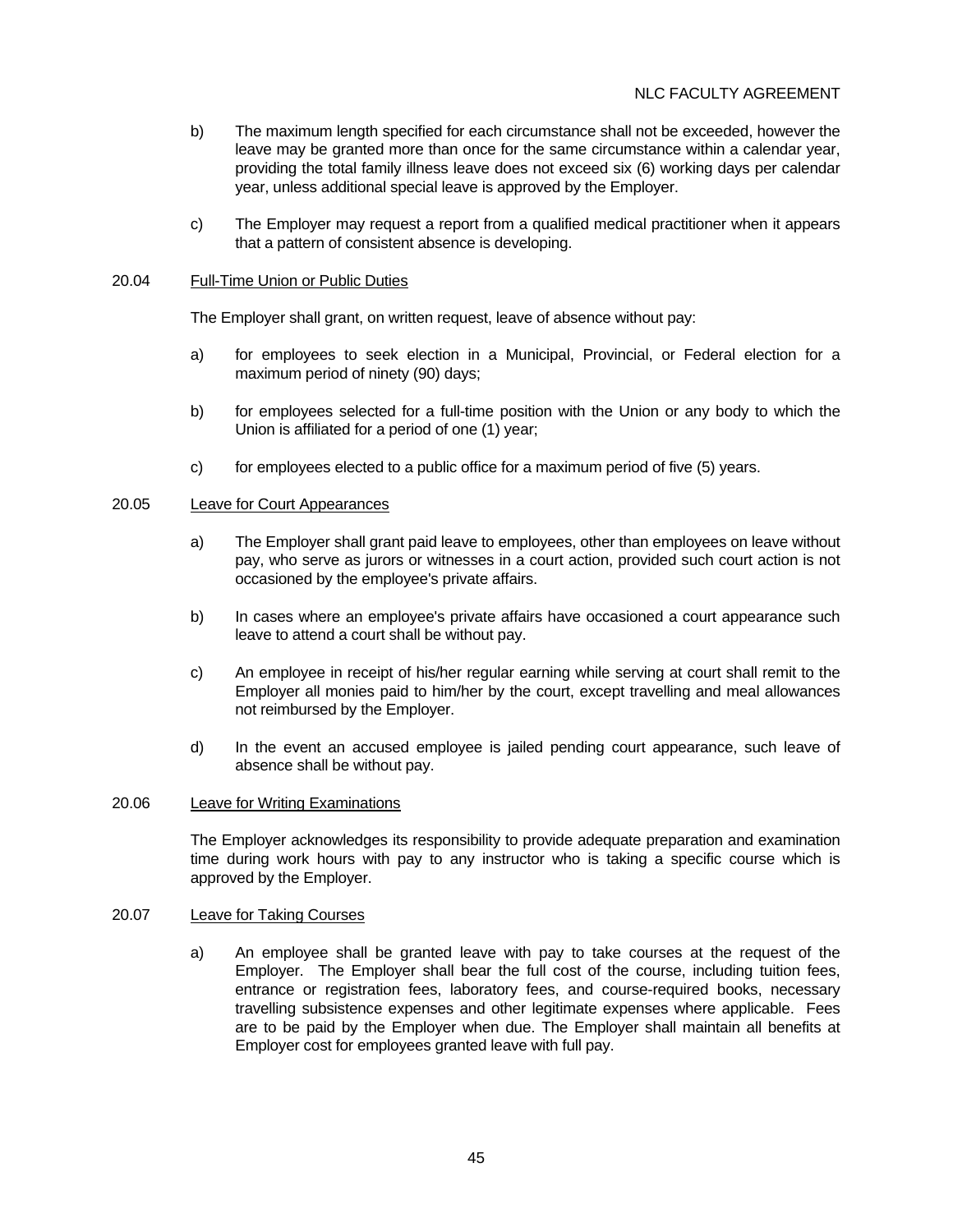b) The maximum length specified for each circumstance shall not be exceeded, however the leave may be granted more than once for the same circumstance within a calendar year, providing the total family illness leave does not exceed six (6) working days per calendar year, unless additional special leave is approved by the Employer.

c) The Employer may request a report from a qualified medical practitioner when it appears that a pattern of consistent absence is developing.

20.04 Full-Time Union or Public Duties

The Employer shall grant, on written request, leave of absence without pay:

a) for employees to seek election in a Municipal, Provincial, or Federal election for a maximum period of ninety (90) days;

b) for employees selected for a full-time position with the Union or any body to which the Union is affiliated for a period of one (1) year;

c) for employees elected to a public office for a maximum period of five (5) years.

20.05 Leave for Court Appearances

a) The Employer shall grant paid leave to employees, other than employees on leave without pay, who serve as jurors or witnesses in a court action, provided such court action is not occasioned by the employee's private affairs.

b) In cases where an employee's private affairs have occasioned a court appearance such leave to attend a court shall be without pay.

c) An employee in receipt of his/her regular earning while serving at court shall remit to the Employer all monies paid to him/her by the court, except travelling and meal allowances not reimbursed by the Employer.

d) In the event an accused employee is jailed pending court appearance, such leave of absence shall be without pay.

20.06 Leave for Writing Examinations

The Employer acknowledges its responsibility to provide adequate preparation and examination time during work hours with pay to any instructor who is taking a specific course which is approved by the Employer.

20.07 Leave for Taking Courses

a) An employee shall be granted leave with pay to take courses at the request of the Employer. The Employer shall bear the full cost of the course, including tuition fees, entrance or registration fees, laboratory fees, and course-required books, necessary travelling subsistence expenses and other legitimate expenses where applicable. Fees are to be paid by the Employer when due. The Employer shall maintain all benefits at Employer cost for employees granted leave with full pay.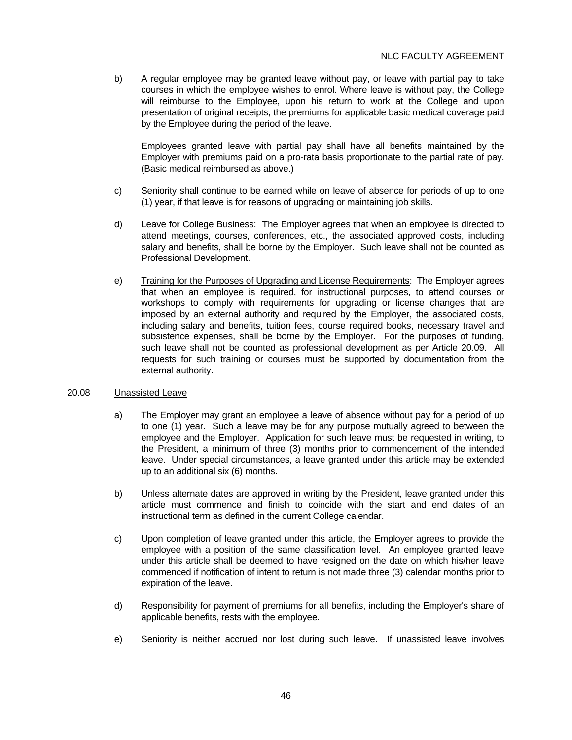b) A regular employee may be granted leave without pay, or leave with partial pay to take courses in which the employee wishes to enrol. Where leave is without pay, the College will reimburse to the Employee, upon his return to work at the College and upon presentation of original receipts, the premiums for applicable basic medical coverage paid by the Employee during the period of the leave.

   Employees granted leave with partial pay shall have all benefits maintained by the Employer with premiums paid on a pro-rata basis proportionate to the partial rate of pay. (Basic medical reimbursed as above.)

c) Seniority shall continue to be earned while on leave of absence for periods of up to one (1) year, if that leave is for reasons of upgrading or maintaining job skills.

d) Leave for College Business: The Employer agrees that when an employee is directed to attend meetings, courses, conferences, etc., the associated approved costs, including salary and benefits, shall be borne by the Employer. Such leave shall not be counted as Professional Development.

e) Training for the Purposes of Upgrading and License Requirements: The Employer agrees that when an employee is required, for instructional purposes, to attend courses or workshops to comply with requirements for upgrading or license changes that are imposed by an external authority and required by the Employer, the associated costs, including salary and benefits, tuition fees, course required books, necessary travel and subsistence expenses, shall be borne by the Employer. For the purposes of funding, such leave shall not be counted as professional development as per Article 20.09. All requests for such training or courses must be supported by documentation from the external authority.

20.08 Unassisted Leave

a) The Employer may grant an employee a leave of absence without pay for a period of up to one (1) year. Such a leave may be for any purpose mutually agreed to between the employee and the Employer. Application for such leave must be requested in writing, to the President, a minimum of three (3) months prior to commencement of the intended leave. Under special circumstances, a leave granted under this article may be extended up to an additional six (6) months.

b) Unless alternate dates are approved in writing by the President, leave granted under this article must commence and finish to coincide with the start and end dates of an instructional term as defined in the current College calendar.

c) Upon completion of leave granted under this article, the Employer agrees to provide the employee with a position of the same classification level. An employee granted leave under this article shall be deemed to have resigned on the date on which his/her leave commenced if notification of intent to return is not made three (3) calendar months prior to expiration of the leave.

d) Responsibility for payment of premiums for all benefits, including the Employer's share of applicable benefits, rests with the employee.

e) Seniority is neither accrued nor lost during such leave. If unassisted leave involves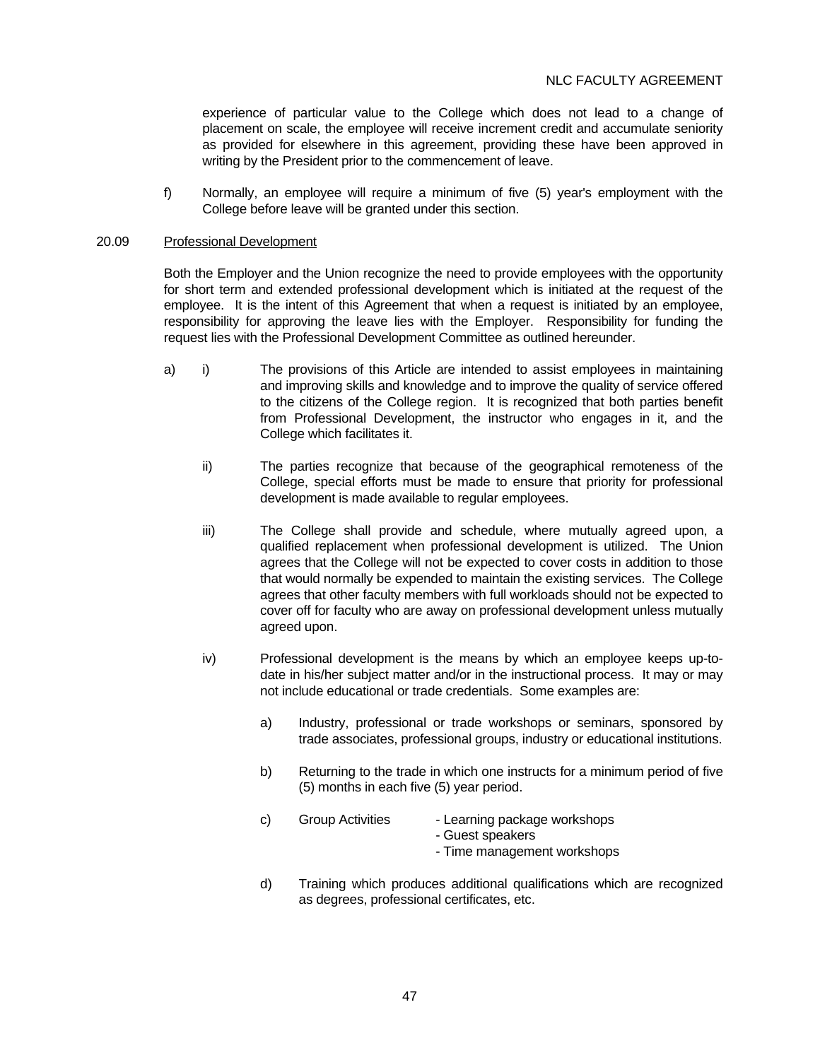experience of particular value to the College which does not lead to a change of placement on scale, the employee will receive increment credit and accumulate seniority as provided for elsewhere in this agreement, providing these have been approved in writing by the President prior to the commencement of leave.

f) Normally, an employee will require a minimum of five (5) year's employment with the College before leave will be granted under this section.

20.09 Professional Development

Both the Employer and the Union recognize the need to provide employees with the opportunity for short term and extended professional development which is initiated at the request of the employee. It is the intent of this Agreement that when a request is initiated by an employee, responsibility for approving the leave lies with the Employer. Responsibility for funding the request lies with the Professional Development Committee as outlined hereunder.

a) i) The provisions of this Article are intended to assist employees in maintaining and improving skills and knowledge and to improve the quality of service offered to the citizens of the College region. It is recognized that both parties benefit from Professional Development, the instructor who engages in it, and the College which facilitates it.

ii) The parties recognize that because of the geographical remoteness of the College, special efforts must be made to ensure that priority for professional development is made available to regular employees.

iii) The College shall provide and schedule, where mutually agreed upon, a qualified replacement when professional development is utilized. The Union agrees that the College will not be expected to cover costs in addition to those that would normally be expended to maintain the existing services. The College agrees that other faculty members with full workloads should not be expected to cover off for faculty who are away on professional development unless mutually agreed upon.

iv) Professional development is the means by which an employee keeps up-to-date in his/her subject matter and/or in the instructional process. It may or may not include educational or trade credentials. Some examples are:

a) Industry, professional or trade workshops or seminars, sponsored by trade associates, professional groups, industry or educational institutions.

b) Returning to the trade in which one instructs for a minimum period of five (5) months in each five (5) year period.

c) Group Activities
- Learning package workshops
- Guest speakers
- Time management workshops

d) Training which produces additional qualifications which are recognized as degrees, professional certificates, etc.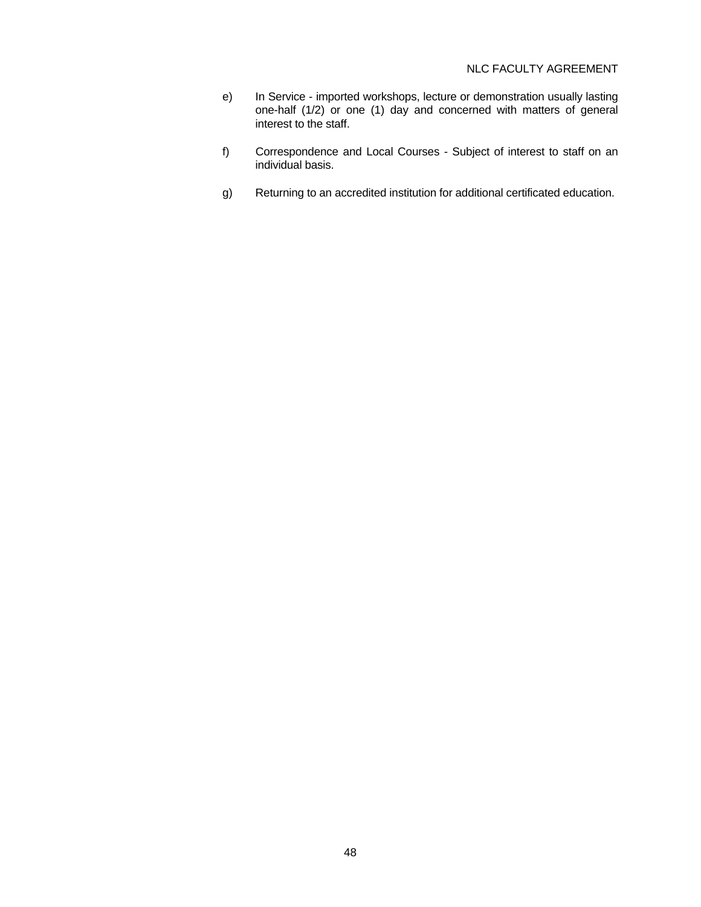e) In Service - imported workshops, lecture or demonstration usually lasting one-half (1/2) or one (1) day and concerned with matters of general interest to the staff.

f) Correspondence and Local Courses - Subject of interest to staff on an individual basis.

g) Returning to an accredited institution for additional certificated education.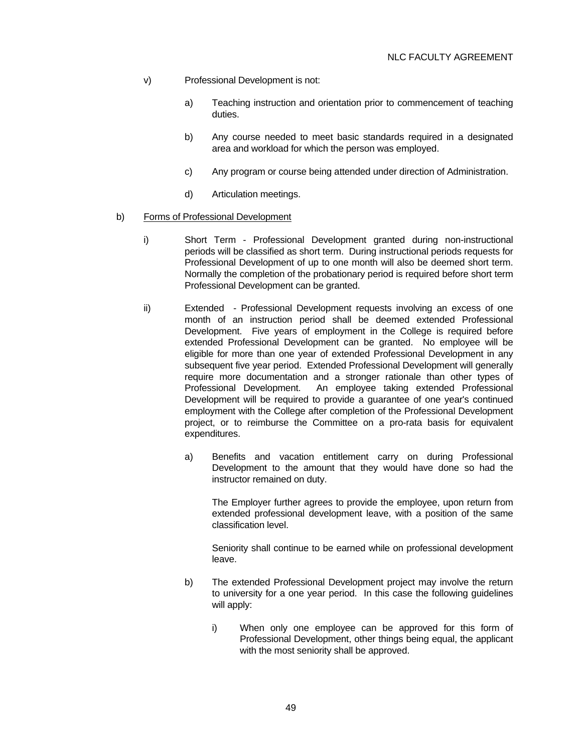v) Professional Development is not:

   a) Teaching instruction and orientation prior to commencement of teaching duties.

   b) Any course needed to meet basic standards required in a designated area and workload for which the person was employed.

   c) Any program or course being attended under direction of Administration.

   d) Articulation meetings.

b) <u>Forms of Professional Development</u>

   i) Short Term - Professional Development granted during non-instructional periods will be classified as short term. During instructional periods requests for Professional Development of up to one month will also be deemed short term. Normally the completion of the probationary period is required before short term Professional Development can be granted.

   ii) Extended - Professional Development requests involving an excess of one month of an instruction period shall be deemed extended Professional Development. Five years of employment in the College is required before extended Professional Development can be granted. No employee will be eligible for more than one year of extended Professional Development in any subsequent five year period. Extended Professional Development will generally require more documentation and a stronger rationale than other types of Professional Development. An employee taking extended Professional Development will be required to provide a guarantee of one year's continued employment with the College after completion of the Professional Development project, or to reimburse the Committee on a pro-rata basis for equivalent expenditures.

      a) Benefits and vacation entitlement carry on during Professional Development to the amount that they would have done so had the instructor remained on duty.

         The Employer further agrees to provide the employee, upon return from extended professional development leave, with a position of the same classification level.

         Seniority shall continue to be earned while on professional development leave.

      b) The extended Professional Development project may involve the return to university for a one year period. In this case the following guidelines will apply:

         i) When only one employee can be approved for this form of Professional Development, other things being equal, the applicant with the most seniority shall be approved.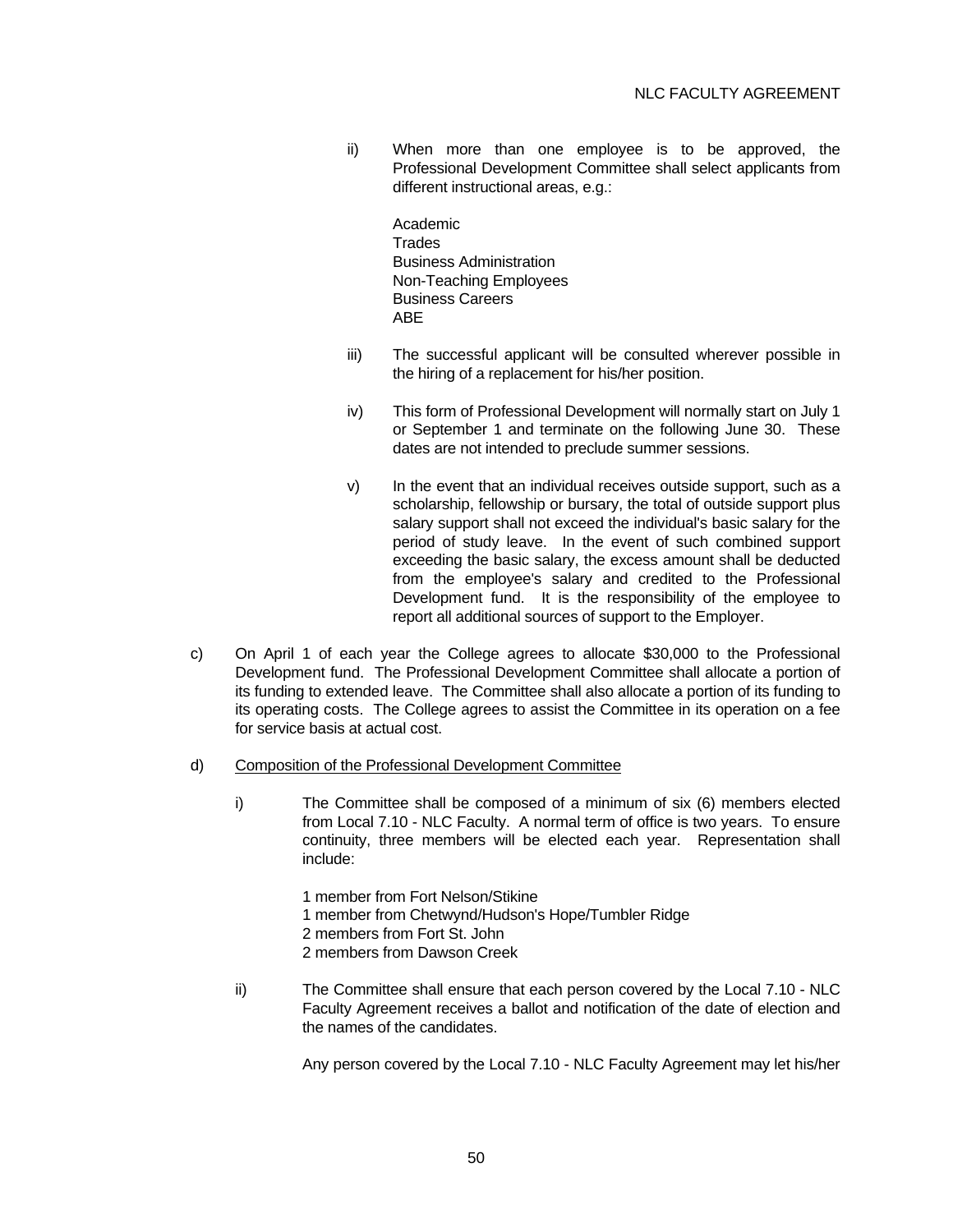ii) When more than one employee is to be approved, the Professional Development Committee shall select applicants from different instructional areas, e.g.:

Academic
Trades
Business Administration
Non-Teaching Employees
Business Careers
ABE

iii) The successful applicant will be consulted wherever possible in the hiring of a replacement for his/her position.

iv) This form of Professional Development will normally start on July 1 or September 1 and terminate on the following June 30. These dates are not intended to preclude summer sessions.

v) In the event that an individual receives outside support, such as a scholarship, fellowship or bursary, the total of outside support plus salary support shall not exceed the individual's basic salary for the period of study leave. In the event of such combined support exceeding the basic salary, the excess amount shall be deducted from the employee's salary and credited to the Professional Development fund. It is the responsibility of the employee to report all additional sources of support to the Employer.

c) On April 1 of each year the College agrees to allocate $30,000 to the Professional Development fund. The Professional Development Committee shall allocate a portion of its funding to extended leave. The Committee shall also allocate a portion of its funding to its operating costs. The College agrees to assist the Committee in its operation on a fee for service basis at actual cost.

d) Composition of the Professional Development Committee

i) The Committee shall be composed of a minimum of six (6) members elected from Local 7.10 - NLC Faculty. A normal term of office is two years. To ensure continuity, three members will be elected each year. Representation shall include:

1 member from Fort Nelson/Stikine
1 member from Chetwynd/Hudson's Hope/Tumbler Ridge
2 members from Fort St. John
2 members from Dawson Creek

ii) The Committee shall ensure that each person covered by the Local 7.10 - NLC Faculty Agreement receives a ballot and notification of the date of election and the names of the candidates.

Any person covered by the Local 7.10 - NLC Faculty Agreement may let his/her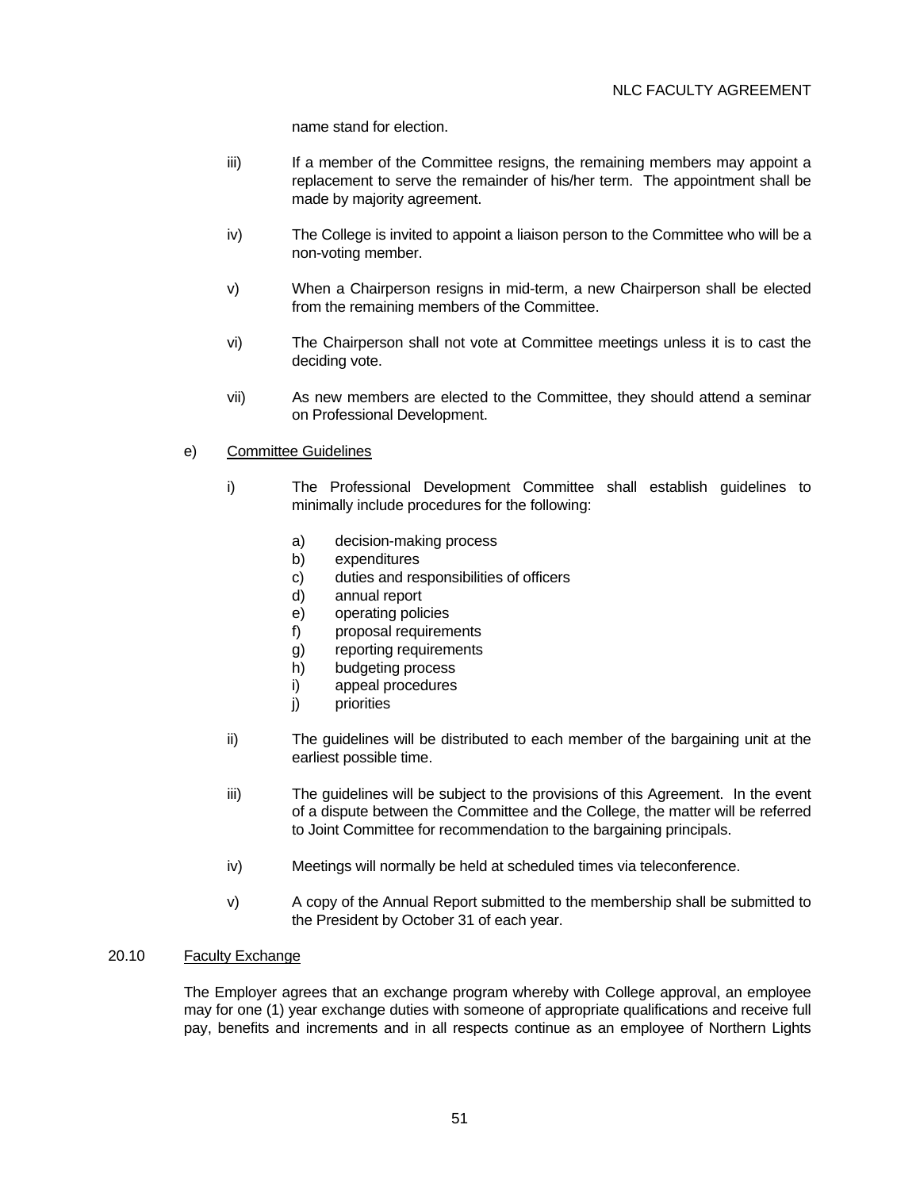name stand for election.

iii) If a member of the Committee resigns, the remaining members may appoint a replacement to serve the remainder of his/her term. The appointment shall be made by majority agreement.

iv) The College is invited to appoint a liaison person to the Committee who will be a non-voting member.

v) When a Chairperson resigns in mid-term, a new Chairperson shall be elected from the remaining members of the Committee.

vi) The Chairperson shall not vote at Committee meetings unless it is to cast the deciding vote.

vii) As new members are elected to the Committee, they should attend a seminar on Professional Development.

e) Committee Guidelines

i) The Professional Development Committee shall establish guidelines to minimally include procedures for the following:

a) decision-making process
b) expenditures
c) duties and responsibilities of officers
d) annual report
e) operating policies
f) proposal requirements
g) reporting requirements
h) budgeting process
i) appeal procedures
j) priorities

ii) The guidelines will be distributed to each member of the bargaining unit at the earliest possible time.

iii) The guidelines will be subject to the provisions of this Agreement. In the event of a dispute between the Committee and the College, the matter will be referred to Joint Committee for recommendation to the bargaining principals.

iv) Meetings will normally be held at scheduled times via teleconference.

v) A copy of the Annual Report submitted to the membership shall be submitted to the President by October 31 of each year.

20.10 Faculty Exchange

The Employer agrees that an exchange program whereby with College approval, an employee may for one (1) year exchange duties with someone of appropriate qualifications and receive full pay, benefits and increments and in all respects continue as an employee of Northern Lights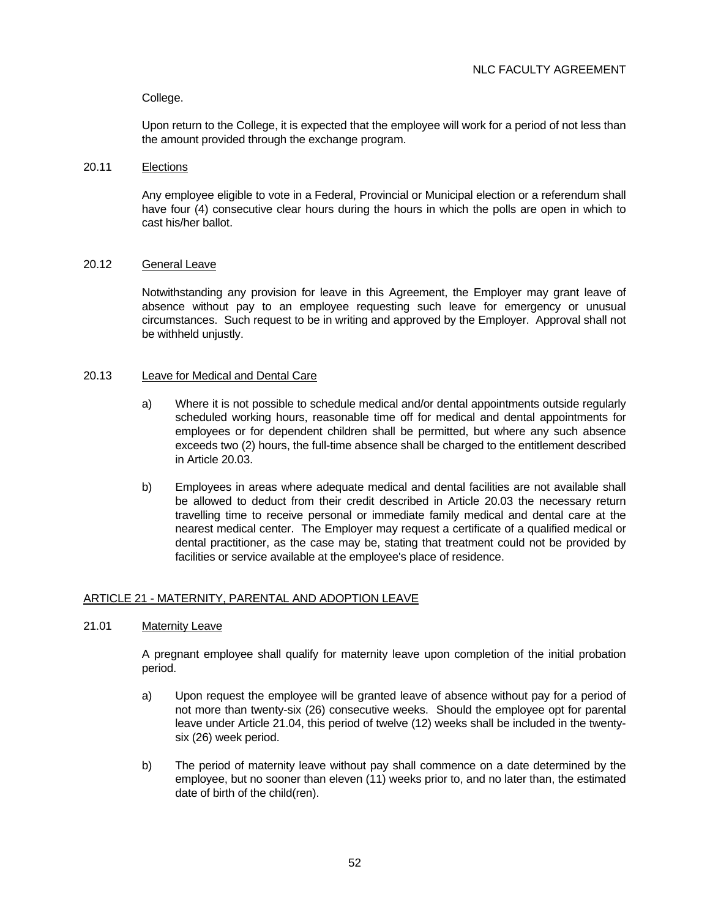College.

Upon return to the College, it is expected that the employee will work for a period of not less than the amount provided through the exchange program.

20.11 Elections

Any employee eligible to vote in a Federal, Provincial or Municipal election or a referendum shall have four (4) consecutive clear hours during the hours in which the polls are open in which to cast his/her ballot.

20.12 General Leave

Notwithstanding any provision for leave in this Agreement, the Employer may grant leave of absence without pay to an employee requesting such leave for emergency or unusual circumstances. Such request to be in writing and approved by the Employer. Approval shall not be withheld unjustly.

20.13 Leave for Medical and Dental Care

a) Where it is not possible to schedule medical and/or dental appointments outside regularly scheduled working hours, reasonable time off for medical and dental appointments for employees or for dependent children shall be permitted, but where any such absence exceeds two (2) hours, the full-time absence shall be charged to the entitlement described in Article 20.03.

b) Employees in areas where adequate medical and dental facilities are not available shall be allowed to deduct from their credit described in Article 20.03 the necessary return travelling time to receive personal or immediate family medical and dental care at the nearest medical center. The Employer may request a certificate of a qualified medical or dental practitioner, as the case may be, stating that treatment could not be provided by facilities or service available at the employee's place of residence.

## ARTICLE 21 - MATERNITY, PARENTAL AND ADOPTION LEAVE

21.01 Maternity Leave

A pregnant employee shall qualify for maternity leave upon completion of the initial probation period.

a) Upon request the employee will be granted leave of absence without pay for a period of not more than twenty-six (26) consecutive weeks. Should the employee opt for parental leave under Article 21.04, this period of twelve (12) weeks shall be included in the twenty-six (26) week period.

b) The period of maternity leave without pay shall commence on a date determined by the employee, but no sooner than eleven (11) weeks prior to, and no later than, the estimated date of birth of the child(ren).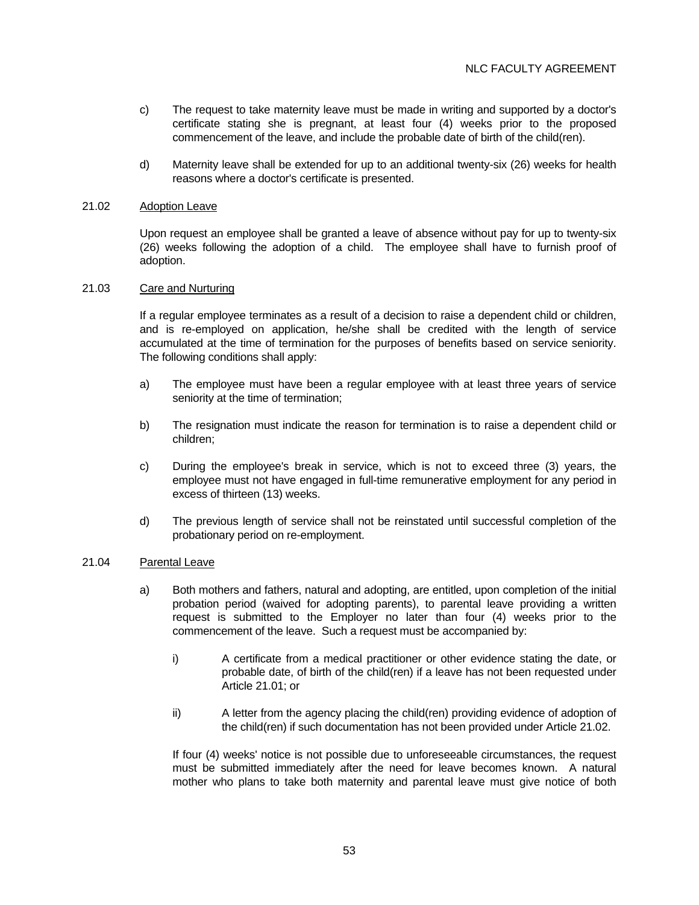c) The request to take maternity leave must be made in writing and supported by a doctor's certificate stating she is pregnant, at least four (4) weeks prior to the proposed commencement of the leave, and include the probable date of birth of the child(ren).

d) Maternity leave shall be extended for up to an additional twenty-six (26) weeks for health reasons where a doctor's certificate is presented.

21.02 Adoption Leave

Upon request an employee shall be granted a leave of absence without pay for up to twenty-six (26) weeks following the adoption of a child. The employee shall have to furnish proof of adoption.

21.03 Care and Nurturing

If a regular employee terminates as a result of a decision to raise a dependent child or children, and is re-employed on application, he/she shall be credited with the length of service accumulated at the time of termination for the purposes of benefits based on service seniority. The following conditions shall apply:

a) The employee must have been a regular employee with at least three years of service seniority at the time of termination;

b) The resignation must indicate the reason for termination is to raise a dependent child or children;

c) During the employee's break in service, which is not to exceed three (3) years, the employee must not have engaged in full-time remunerative employment for any period in excess of thirteen (13) weeks.

d) The previous length of service shall not be reinstated until successful completion of the probationary period on re-employment.

21.04 Parental Leave

a) Both mothers and fathers, natural and adopting, are entitled, upon completion of the initial probation period (waived for adopting parents), to parental leave providing a written request is submitted to the Employer no later than four (4) weeks prior to the commencement of the leave. Such a request must be accompanied by:

i) A certificate from a medical practitioner or other evidence stating the date, or probable date, of birth of the child(ren) if a leave has not been requested under Article 21.01; or

ii) A letter from the agency placing the child(ren) providing evidence of adoption of the child(ren) if such documentation has not been provided under Article 21.02.

If four (4) weeks' notice is not possible due to unforeseeable circumstances, the request must be submitted immediately after the need for leave becomes known. A natural mother who plans to take both maternity and parental leave must give notice of both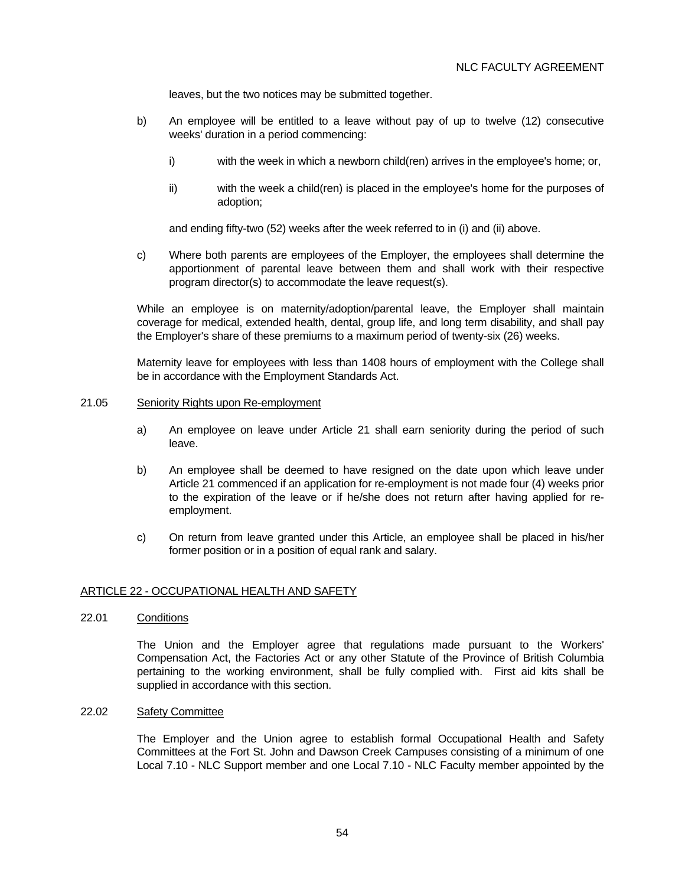leaves, but the two notices may be submitted together.

b) An employee will be entitled to a leave without pay of up to twelve (12) consecutive weeks' duration in a period commencing:

i) with the week in which a newborn child(ren) arrives in the employee's home; or,

ii) with the week a child(ren) is placed in the employee's home for the purposes of adoption;

and ending fifty-two (52) weeks after the week referred to in (i) and (ii) above.

c) Where both parents are employees of the Employer, the employees shall determine the apportionment of parental leave between them and shall work with their respective program director(s) to accommodate the leave request(s).

While an employee is on maternity/adoption/parental leave, the Employer shall maintain coverage for medical, extended health, dental, group life, and long term disability, and shall pay the Employer's share of these premiums to a maximum period of twenty-six (26) weeks.

Maternity leave for employees with less than 1408 hours of employment with the College shall be in accordance with the Employment Standards Act.

21.05 Seniority Rights upon Re-employment

a) An employee on leave under Article 21 shall earn seniority during the period of such leave.

b) An employee shall be deemed to have resigned on the date upon which leave under Article 21 commenced if an application for re-employment is not made four (4) weeks prior to the expiration of the leave or if he/she does not return after having applied for re-employment.

c) On return from leave granted under this Article, an employee shall be placed in his/her former position or in a position of equal rank and salary.

## ARTICLE 22 - OCCUPATIONAL HEALTH AND SAFETY

22.01 Conditions

The Union and the Employer agree that regulations made pursuant to the Workers' Compensation Act, the Factories Act or any other Statute of the Province of British Columbia pertaining to the working environment, shall be fully complied with. First aid kits shall be supplied in accordance with this section.

22.02 Safety Committee

The Employer and the Union agree to establish formal Occupational Health and Safety Committees at the Fort St. John and Dawson Creek Campuses consisting of a minimum of one Local 7.10 - NLC Support member and one Local 7.10 - NLC Faculty member appointed by the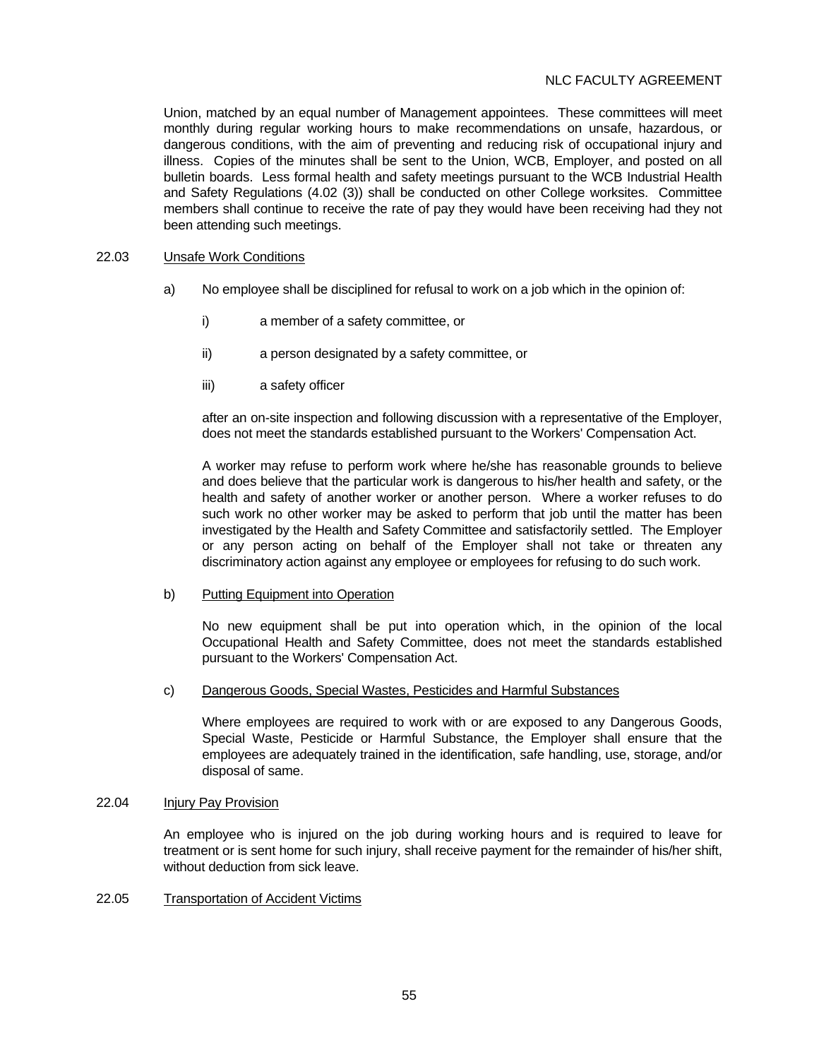Union, matched by an equal number of Management appointees. These committees will meet monthly during regular working hours to make recommendations on unsafe, hazardous, or dangerous conditions, with the aim of preventing and reducing risk of occupational injury and illness. Copies of the minutes shall be sent to the Union, WCB, Employer, and posted on all bulletin boards. Less formal health and safety meetings pursuant to the WCB Industrial Health and Safety Regulations (4.02 (3)) shall be conducted on other College worksites. Committee members shall continue to receive the rate of pay they would have been receiving had they not been attending such meetings.

22.03 Unsafe Work Conditions

a) No employee shall be disciplined for refusal to work on a job which in the opinion of:

i) a member of a safety committee, or

ii) a person designated by a safety committee, or

iii) a safety officer

after an on-site inspection and following discussion with a representative of the Employer, does not meet the standards established pursuant to the Workers' Compensation Act.

A worker may refuse to perform work where he/she has reasonable grounds to believe and does believe that the particular work is dangerous to his/her health and safety, or the health and safety of another worker or another person. Where a worker refuses to do such work no other worker may be asked to perform that job until the matter has been investigated by the Health and Safety Committee and satisfactorily settled. The Employer or any person acting on behalf of the Employer shall not take or threaten any discriminatory action against any employee or employees for refusing to do such work.

b) Putting Equipment into Operation

No new equipment shall be put into operation which, in the opinion of the local Occupational Health and Safety Committee, does not meet the standards established pursuant to the Workers' Compensation Act.

c) Dangerous Goods, Special Wastes, Pesticides and Harmful Substances

Where employees are required to work with or are exposed to any Dangerous Goods, Special Waste, Pesticide or Harmful Substance, the Employer shall ensure that the employees are adequately trained in the identification, safe handling, use, storage, and/or disposal of same.

22.04 Injury Pay Provision

An employee who is injured on the job during working hours and is required to leave for treatment or is sent home for such injury, shall receive payment for the remainder of his/her shift, without deduction from sick leave.

22.05 Transportation of Accident Victims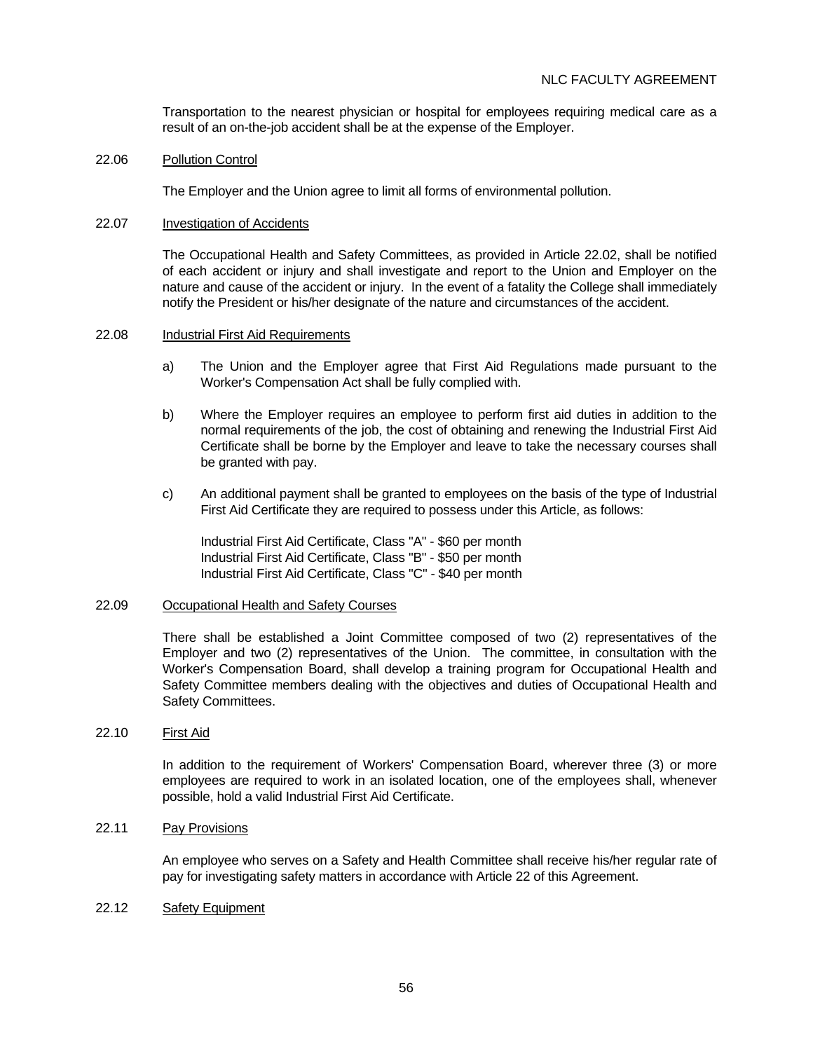Transportation to the nearest physician or hospital for employees requiring medical care as a result of an on-the-job accident shall be at the expense of the Employer.

22.06 Pollution Control

The Employer and the Union agree to limit all forms of environmental pollution.

22.07 Investigation of Accidents

The Occupational Health and Safety Committees, as provided in Article 22.02, shall be notified of each accident or injury and shall investigate and report to the Union and Employer on the nature and cause of the accident or injury. In the event of a fatality the College shall immediately notify the President or his/her designate of the nature and circumstances of the accident.

22.08 Industrial First Aid Requirements

a) The Union and the Employer agree that First Aid Regulations made pursuant to the Worker's Compensation Act shall be fully complied with.

b) Where the Employer requires an employee to perform first aid duties in addition to the normal requirements of the job, the cost of obtaining and renewing the Industrial First Aid Certificate shall be borne by the Employer and leave to take the necessary courses shall be granted with pay.

c) An additional payment shall be granted to employees on the basis of the type of Industrial First Aid Certificate they are required to possess under this Article, as follows:

Industrial First Aid Certificate, Class "A" - $60 per month
Industrial First Aid Certificate, Class "B" - $50 per month
Industrial First Aid Certificate, Class "C" - $40 per month

22.09 Occupational Health and Safety Courses

There shall be established a Joint Committee composed of two (2) representatives of the Employer and two (2) representatives of the Union. The committee, in consultation with the Worker's Compensation Board, shall develop a training program for Occupational Health and Safety Committee members dealing with the objectives and duties of Occupational Health and Safety Committees.

22.10 First Aid

In addition to the requirement of Workers' Compensation Board, wherever three (3) or more employees are required to work in an isolated location, one of the employees shall, whenever possible, hold a valid Industrial First Aid Certificate.

22.11 Pay Provisions

An employee who serves on a Safety and Health Committee shall receive his/her regular rate of pay for investigating safety matters in accordance with Article 22 of this Agreement.

22.12 Safety Equipment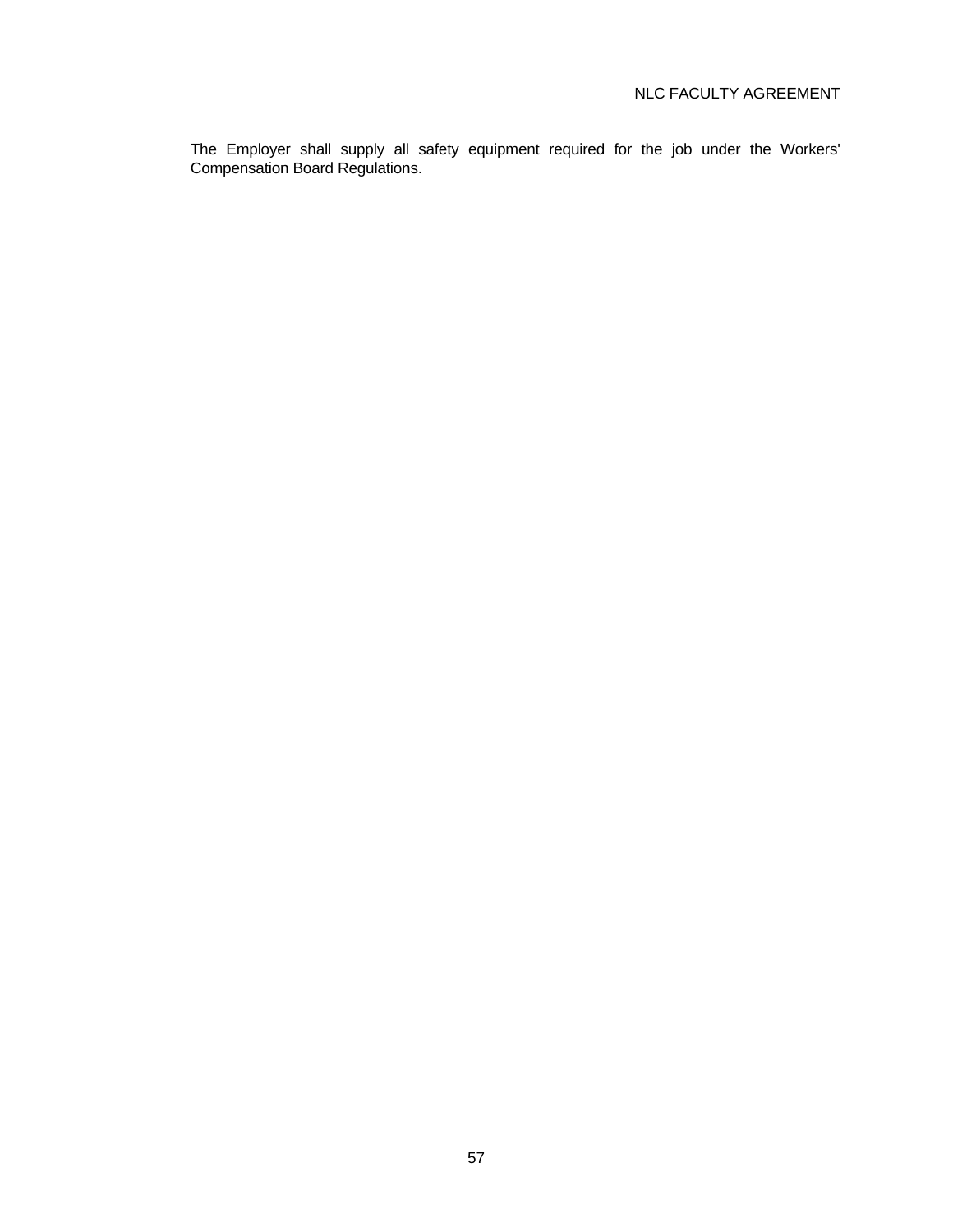The Employer shall supply all safety equipment required for the job under the Workers' Compensation Board Regulations.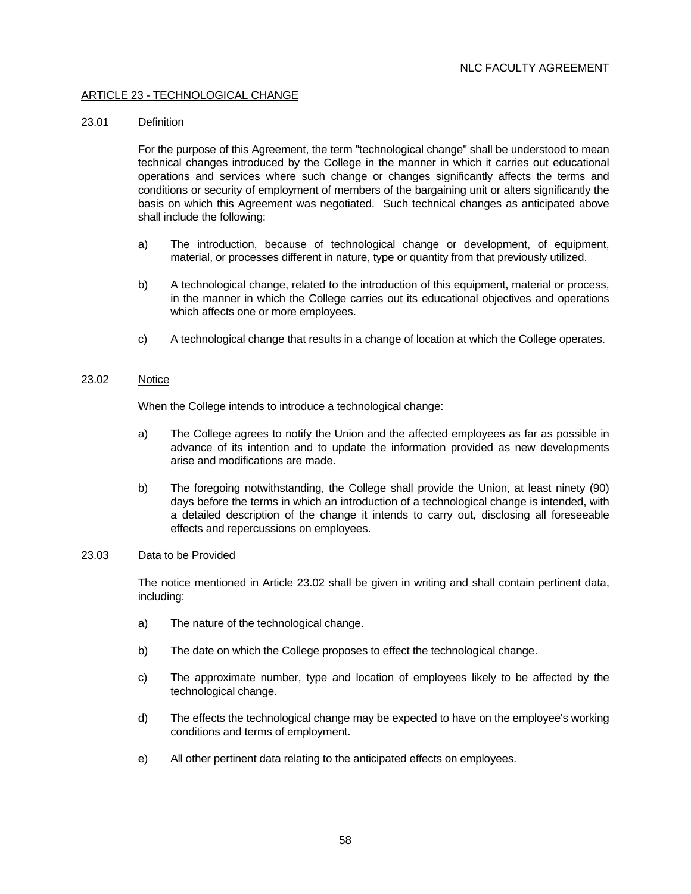## ARTICLE 23 - TECHNOLOGICAL CHANGE

### 23.01 Definition

For the purpose of this Agreement, the term "technological change" shall be understood to mean technical changes introduced by the College in the manner in which it carries out educational operations and services where such change or changes significantly affects the terms and conditions or security of employment of members of the bargaining unit or alters significantly the basis on which this Agreement was negotiated. Such technical changes as anticipated above shall include the following:

a) The introduction, because of technological change or development, of equipment, material, or processes different in nature, type or quantity from that previously utilized.

b) A technological change, related to the introduction of this equipment, material or process, in the manner in which the College carries out its educational objectives and operations which affects one or more employees.

c) A technological change that results in a change of location at which the College operates.

### 23.02 Notice

When the College intends to introduce a technological change:

a) The College agrees to notify the Union and the affected employees as far as possible in advance of its intention and to update the information provided as new developments arise and modifications are made.

b) The foregoing notwithstanding, the College shall provide the Union, at least ninety (90) days before the terms in which an introduction of a technological change is intended, with a detailed description of the change it intends to carry out, disclosing all foreseeable effects and repercussions on employees.

### 23.03 Data to be Provided

The notice mentioned in Article 23.02 shall be given in writing and shall contain pertinent data, including:

a) The nature of the technological change.

b) The date on which the College proposes to effect the technological change.

c) The approximate number, type and location of employees likely to be affected by the technological change.

d) The effects the technological change may be expected to have on the employee's working conditions and terms of employment.

e) All other pertinent data relating to the anticipated effects on employees.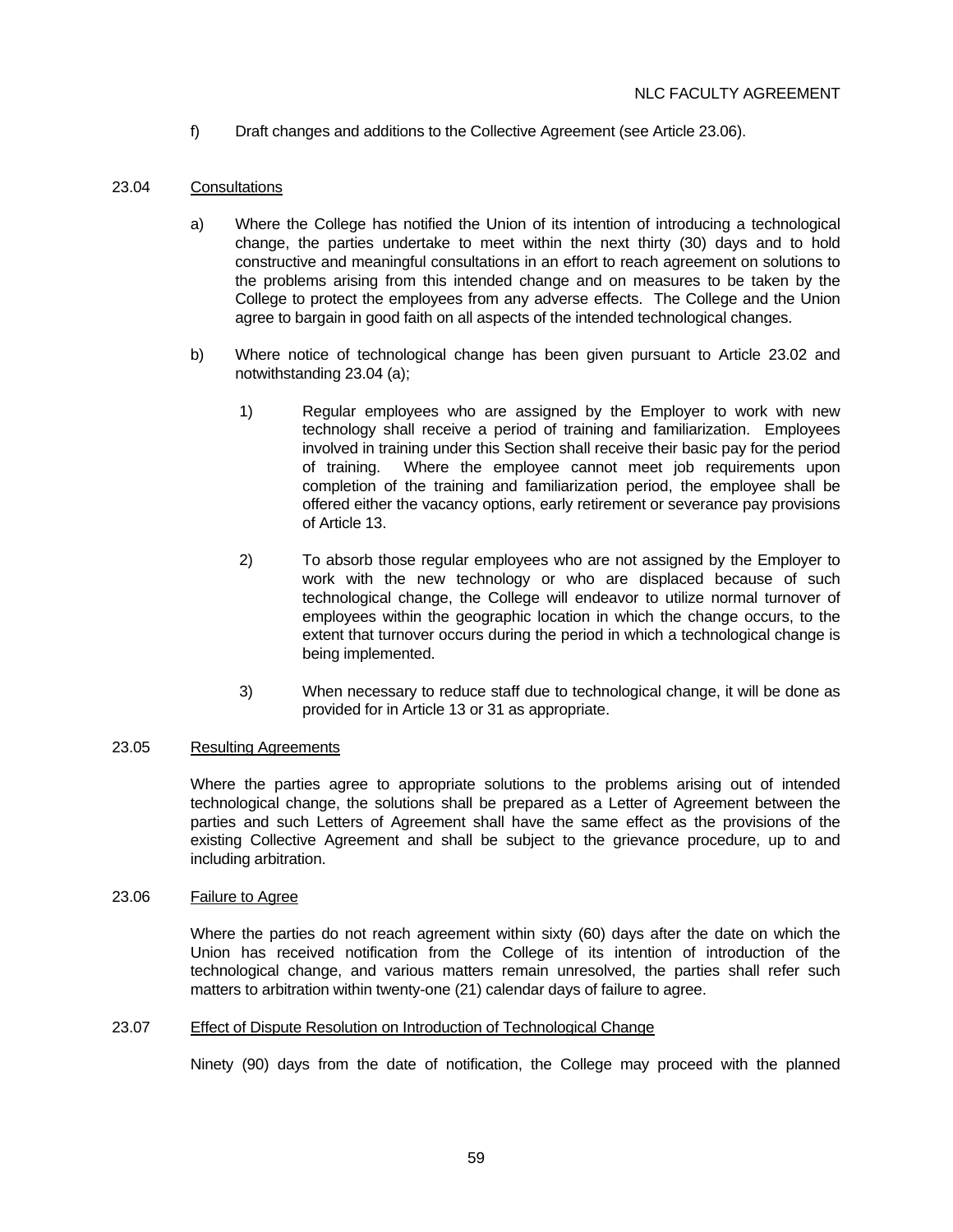f) Draft changes and additions to the Collective Agreement (see Article 23.06).

23.04 Consultations

a) Where the College has notified the Union of its intention of introducing a technological change, the parties undertake to meet within the next thirty (30) days and to hold constructive and meaningful consultations in an effort to reach agreement on solutions to the problems arising from this intended change and on measures to be taken by the College to protect the employees from any adverse effects. The College and the Union agree to bargain in good faith on all aspects of the intended technological changes.

b) Where notice of technological change has been given pursuant to Article 23.02 and notwithstanding 23.04 (a);

1) Regular employees who are assigned by the Employer to work with new technology shall receive a period of training and familiarization. Employees involved in training under this Section shall receive their basic pay for the period of training. Where the employee cannot meet job requirements upon completion of the training and familiarization period, the employee shall be offered either the vacancy options, early retirement or severance pay provisions of Article 13.

2) To absorb those regular employees who are not assigned by the Employer to work with the new technology or who are displaced because of such technological change, the College will endeavor to utilize normal turnover of employees within the geographic location in which the change occurs, to the extent that turnover occurs during the period in which a technological change is being implemented.

3) When necessary to reduce staff due to technological change, it will be done as provided for in Article 13 or 31 as appropriate.

23.05 Resulting Agreements

Where the parties agree to appropriate solutions to the problems arising out of intended technological change, the solutions shall be prepared as a Letter of Agreement between the parties and such Letters of Agreement shall have the same effect as the provisions of the existing Collective Agreement and shall be subject to the grievance procedure, up to and including arbitration.

23.06 Failure to Agree

Where the parties do not reach agreement within sixty (60) days after the date on which the Union has received notification from the College of its intention of introduction of the technological change, and various matters remain unresolved, the parties shall refer such matters to arbitration within twenty-one (21) calendar days of failure to agree.

23.07 Effect of Dispute Resolution on Introduction of Technological Change

Ninety (90) days from the date of notification, the College may proceed with the planned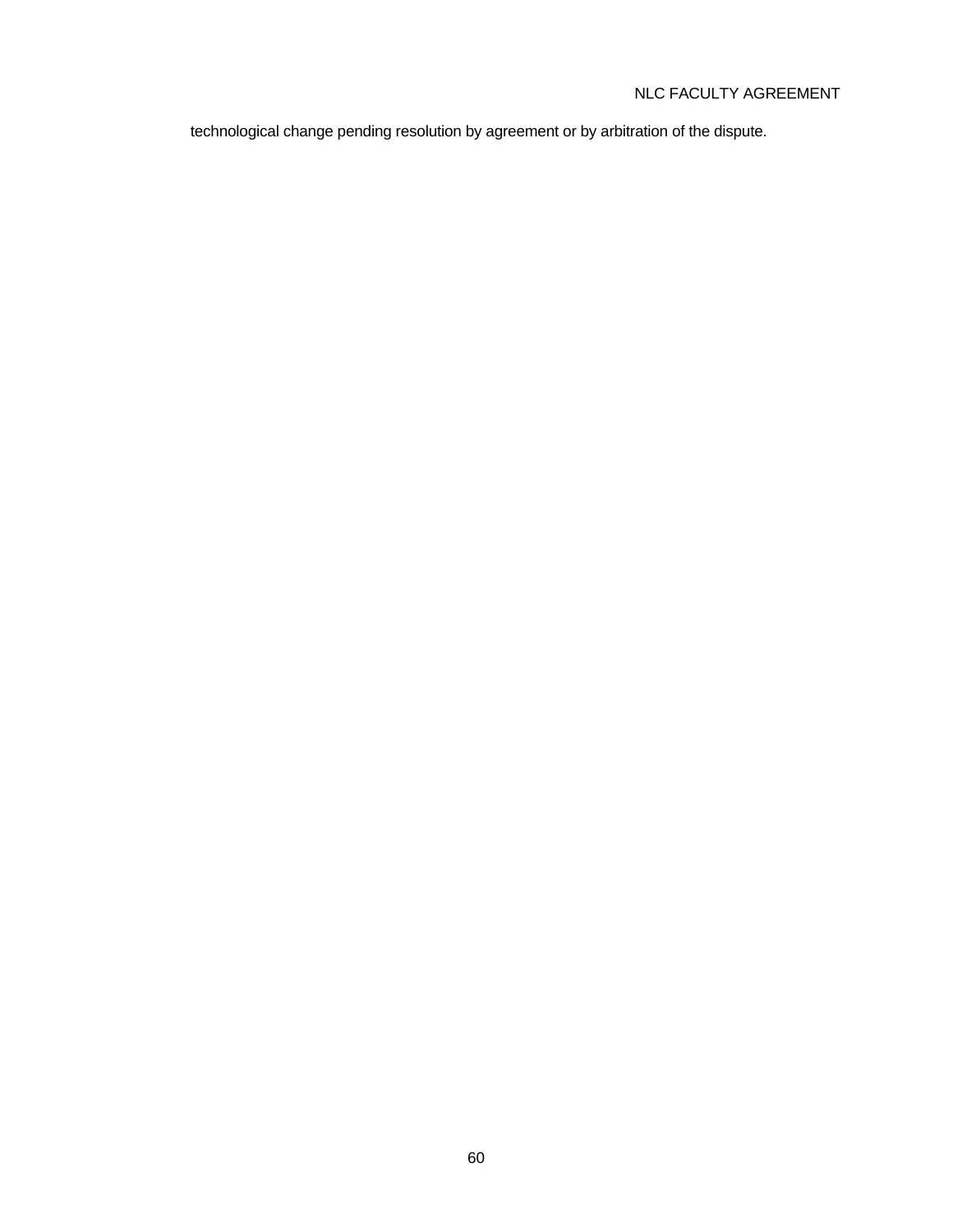technological change pending resolution by agreement or by arbitration of the dispute.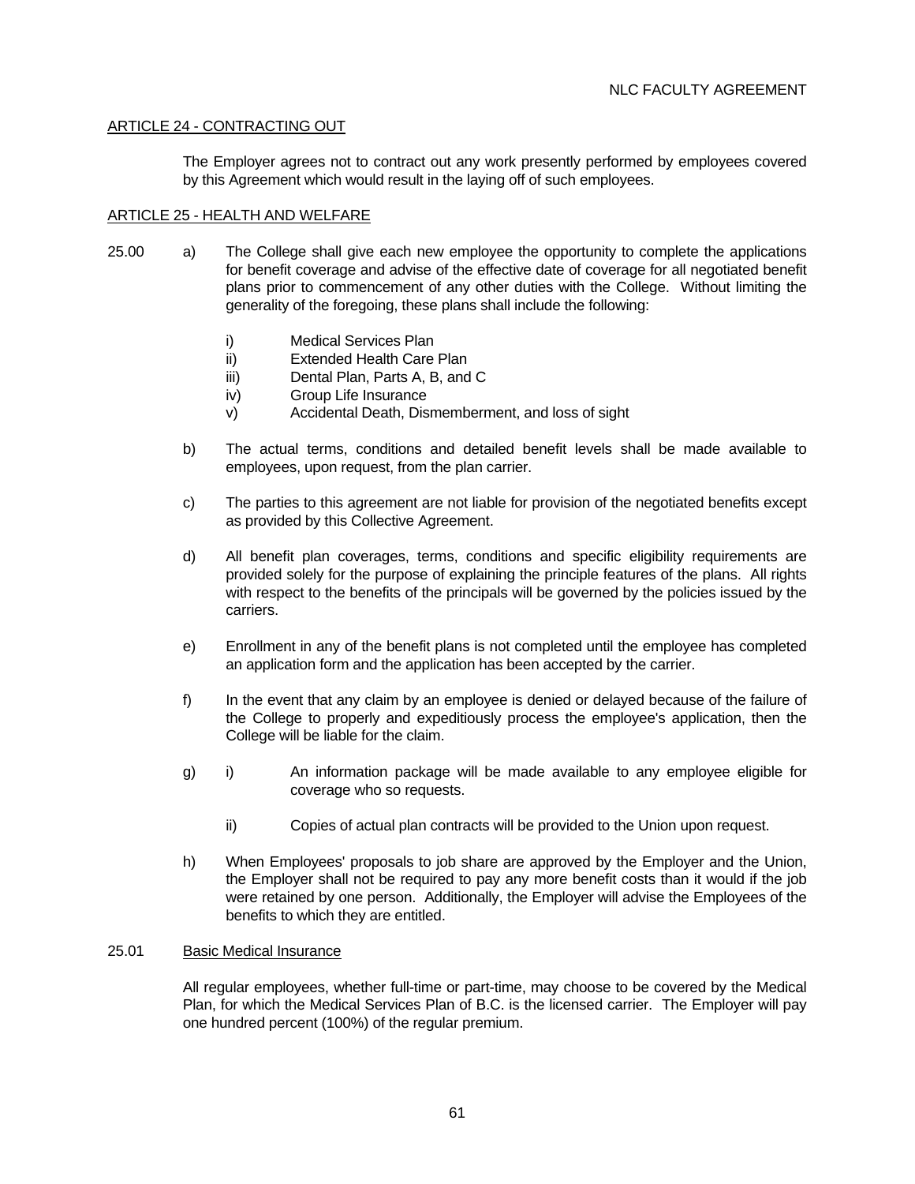## ARTICLE 24 - CONTRACTING OUT

The Employer agrees not to contract out any work presently performed by employees covered by this Agreement which would result in the laying off of such employees.

## ARTICLE 25 - HEALTH AND WELFARE

25.00

a) The College shall give each new employee the opportunity to complete the applications for benefit coverage and advise of the effective date of coverage for all negotiated benefit plans prior to commencement of any other duties with the College. Without limiting the generality of the foregoing, these plans shall include the following:

   i) Medical Services Plan
   ii) Extended Health Care Plan
   iii) Dental Plan, Parts A, B, and C
   iv) Group Life Insurance
   v) Accidental Death, Dismemberment, and loss of sight

b) The actual terms, conditions and detailed benefit levels shall be made available to employees, upon request, from the plan carrier.

c) The parties to this agreement are not liable for provision of the negotiated benefits except as provided by this Collective Agreement.

d) All benefit plan coverages, terms, conditions and specific eligibility requirements are provided solely for the purpose of explaining the principle features of the plans. All rights with respect to the benefits of the principals will be governed by the policies issued by the carriers.

e) Enrollment in any of the benefit plans is not completed until the employee has completed an application form and the application has been accepted by the carrier.

f) In the event that any claim by an employee is denied or delayed because of the failure of the College to properly and expeditiously process the employee's application, then the College will be liable for the claim.

g) i) An information package will be made available to any employee eligible for coverage who so requests.

   ii) Copies of actual plan contracts will be provided to the Union upon request.

h) When Employees' proposals to job share are approved by the Employer and the Union, the Employer shall not be required to pay any more benefit costs than it would if the job were retained by one person. Additionally, the Employer will advise the Employees of the benefits to which they are entitled.

25.01 Basic Medical Insurance

All regular employees, whether full-time or part-time, may choose to be covered by the Medical Plan, for which the Medical Services Plan of B.C. is the licensed carrier. The Employer will pay one hundred percent (100%) of the regular premium.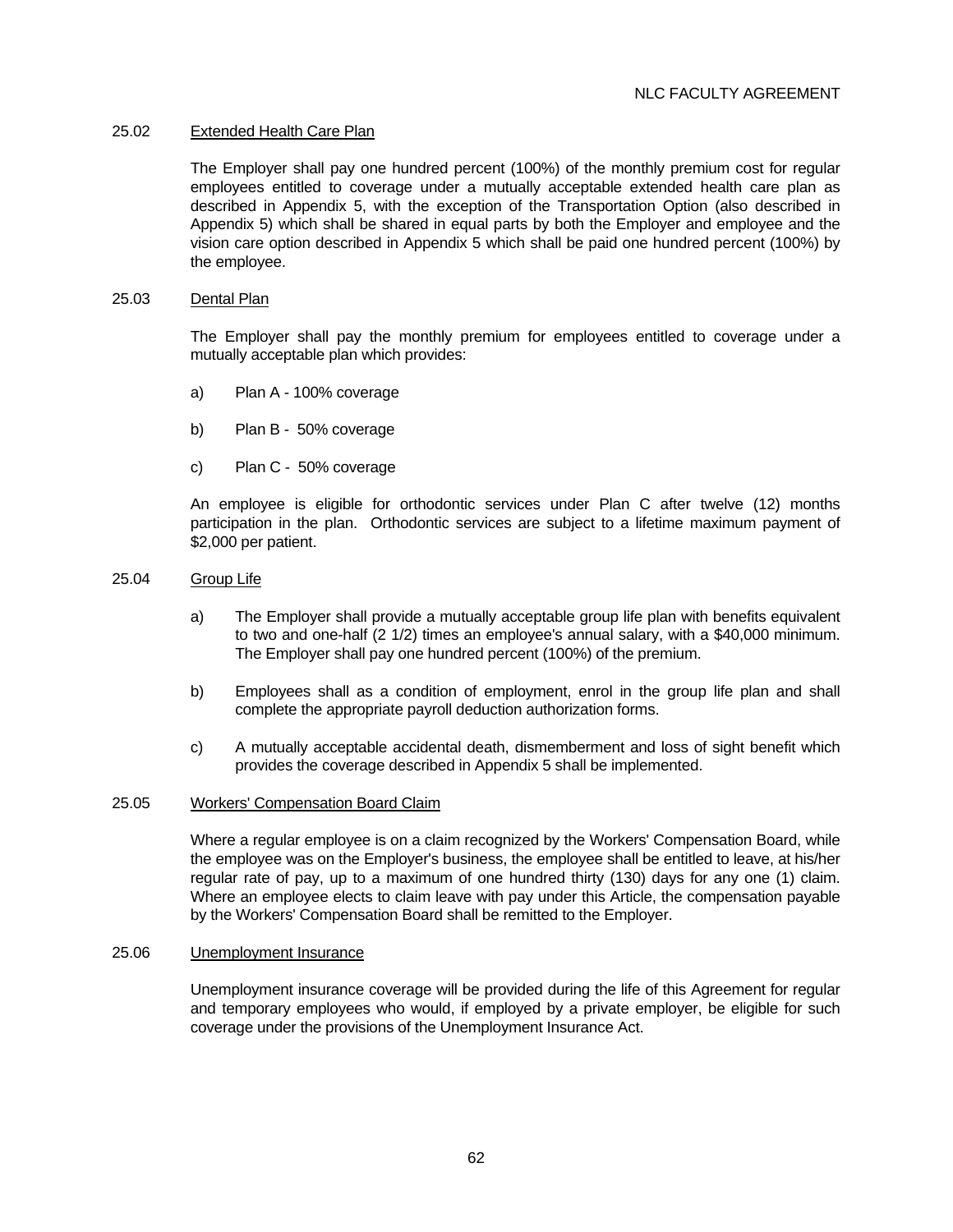### 25.02 Extended Health Care Plan

The Employer shall pay one hundred percent (100%) of the monthly premium cost for regular employees entitled to coverage under a mutually acceptable extended health care plan as described in Appendix 5, with the exception of the Transportation Option (also described in Appendix 5) which shall be shared in equal parts by both the Employer and employee and the vision care option described in Appendix 5 which shall be paid one hundred percent (100%) by the employee.

### 25.03 Dental Plan

The Employer shall pay the monthly premium for employees entitled to coverage under a mutually acceptable plan which provides:

a) Plan A - 100% coverage

b) Plan B - 50% coverage

c) Plan C - 50% coverage

An employee is eligible for orthodontic services under Plan C after twelve (12) months participation in the plan. Orthodontic services are subject to a lifetime maximum payment of $2,000 per patient.

### 25.04 Group Life

a) The Employer shall provide a mutually acceptable group life plan with benefits equivalent to two and one-half (2 1/2) times an employee's annual salary, with a $40,000 minimum. The Employer shall pay one hundred percent (100%) of the premium.

b) Employees shall as a condition of employment, enrol in the group life plan and shall complete the appropriate payroll deduction authorization forms.

c) A mutually acceptable accidental death, dismemberment and loss of sight benefit which provides the coverage described in Appendix 5 shall be implemented.

### 25.05 Workers' Compensation Board Claim

Where a regular employee is on a claim recognized by the Workers' Compensation Board, while the employee was on the Employer's business, the employee shall be entitled to leave, at his/her regular rate of pay, up to a maximum of one hundred thirty (130) days for any one (1) claim. Where an employee elects to claim leave with pay under this Article, the compensation payable by the Workers' Compensation Board shall be remitted to the Employer.

### 25.06 Unemployment Insurance

Unemployment insurance coverage will be provided during the life of this Agreement for regular and temporary employees who would, if employed by a private employer, be eligible for such coverage under the provisions of the Unemployment Insurance Act.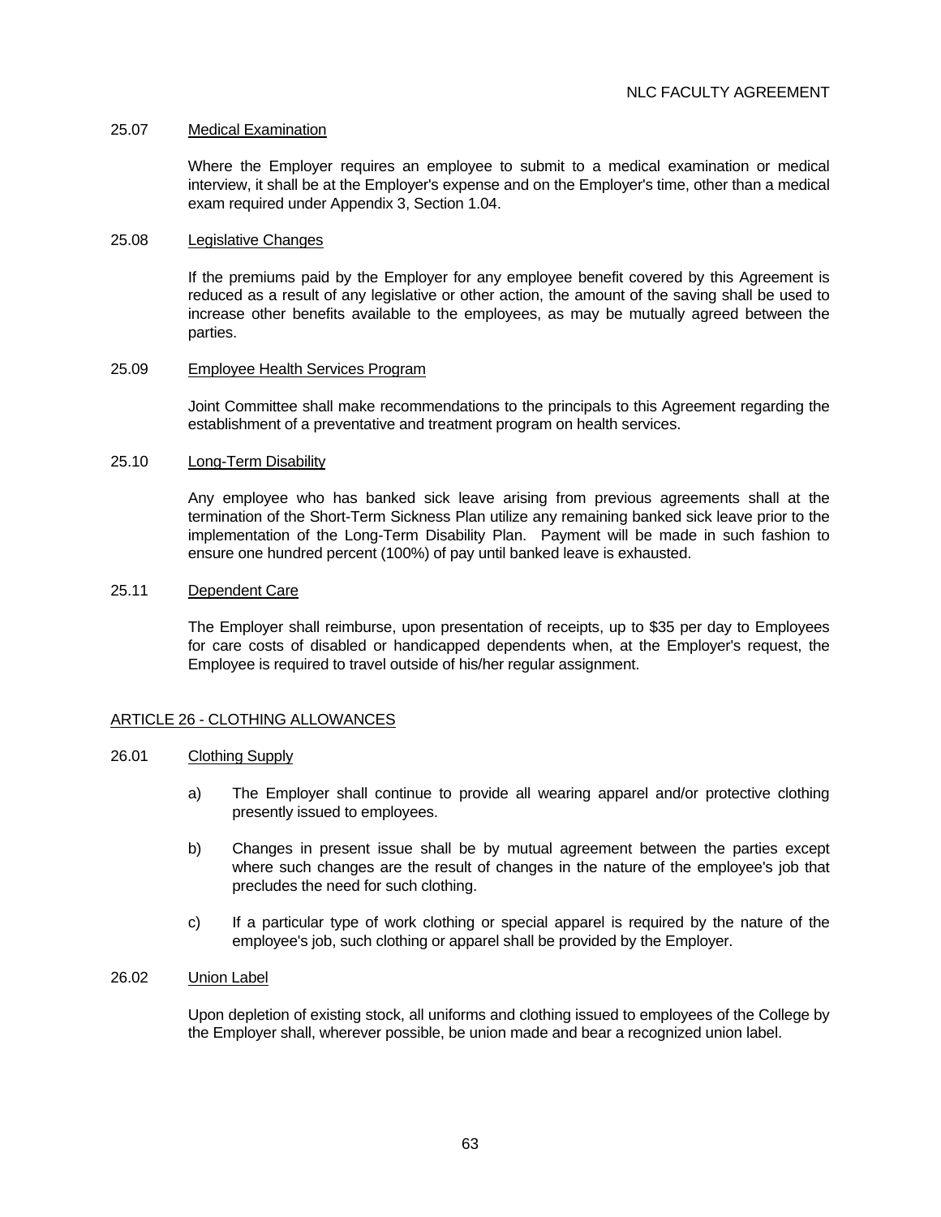25.07 Medical Examination

Where the Employer requires an employee to submit to a medical examination or medical interview, it shall be at the Employer's expense and on the Employer's time, other than a medical exam required under Appendix 3, Section 1.04.

25.08 Legislative Changes

If the premiums paid by the Employer for any employee benefit covered by this Agreement is reduced as a result of any legislative or other action, the amount of the saving shall be used to increase other benefits available to the employees, as may be mutually agreed between the parties.

25.09 Employee Health Services Program

Joint Committee shall make recommendations to the principals to this Agreement regarding the establishment of a preventative and treatment program on health services.

25.10 Long-Term Disability

Any employee who has banked sick leave arising from previous agreements shall at the termination of the Short-Term Sickness Plan utilize any remaining banked sick leave prior to the implementation of the Long-Term Disability Plan. Payment will be made in such fashion to ensure one hundred percent (100%) of pay until banked leave is exhausted.

25.11 Dependent Care

The Employer shall reimburse, upon presentation of receipts, up to $35 per day to Employees for care costs of disabled or handicapped dependents when, at the Employer's request, the Employee is required to travel outside of his/her regular assignment.

## ARTICLE 26 - CLOTHING ALLOWANCES

26.01 Clothing Supply

a) The Employer shall continue to provide all wearing apparel and/or protective clothing presently issued to employees.

b) Changes in present issue shall be by mutual agreement between the parties except where such changes are the result of changes in the nature of the employee's job that precludes the need for such clothing.

c) If a particular type of work clothing or special apparel is required by the nature of the employee's job, such clothing or apparel shall be provided by the Employer.

26.02 Union Label

Upon depletion of existing stock, all uniforms and clothing issued to employees of the College by the Employer shall, wherever possible, be union made and bear a recognized union label.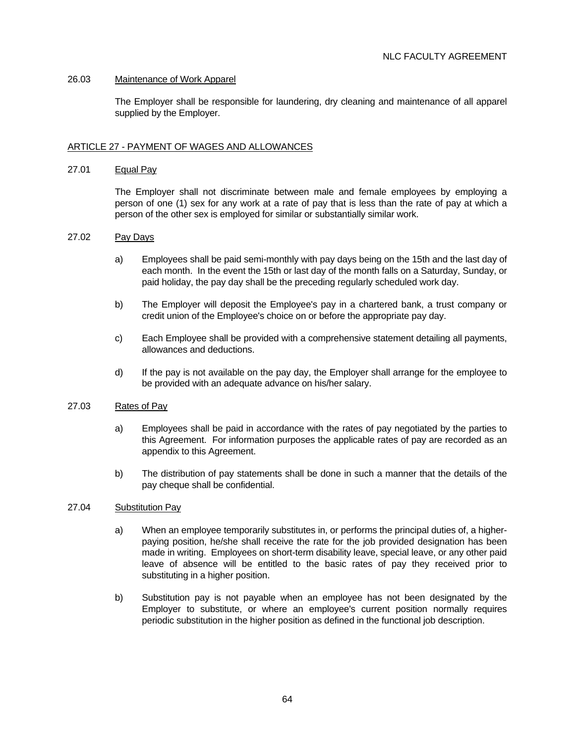### 26.03 Maintenance of Work Apparel

The Employer shall be responsible for laundering, dry cleaning and maintenance of all apparel supplied by the Employer.

## ARTICLE 27 - PAYMENT OF WAGES AND ALLOWANCES

### 27.01 Equal Pay

The Employer shall not discriminate between male and female employees by employing a person of one (1) sex for any work at a rate of pay that is less than the rate of pay at which a person of the other sex is employed for similar or substantially similar work.

### 27.02 Pay Days

a) Employees shall be paid semi-monthly with pay days being on the 15th and the last day of each month. In the event the 15th or last day of the month falls on a Saturday, Sunday, or paid holiday, the pay day shall be the preceding regularly scheduled work day.

b) The Employer will deposit the Employee's pay in a chartered bank, a trust company or credit union of the Employee's choice on or before the appropriate pay day.

c) Each Employee shall be provided with a comprehensive statement detailing all payments, allowances and deductions.

d) If the pay is not available on the pay day, the Employer shall arrange for the employee to be provided with an adequate advance on his/her salary.

### 27.03 Rates of Pay

a) Employees shall be paid in accordance with the rates of pay negotiated by the parties to this Agreement. For information purposes the applicable rates of pay are recorded as an appendix to this Agreement.

b) The distribution of pay statements shall be done in such a manner that the details of the pay cheque shall be confidential.

### 27.04 Substitution Pay

a) When an employee temporarily substitutes in, or performs the principal duties of, a higher-paying position, he/she shall receive the rate for the job provided designation has been made in writing. Employees on short-term disability leave, special leave, or any other paid leave of absence will be entitled to the basic rates of pay they received prior to substituting in a higher position.

b) Substitution pay is not payable when an employee has not been designated by the Employer to substitute, or where an employee's current position normally requires periodic substitution in the higher position as defined in the functional job description.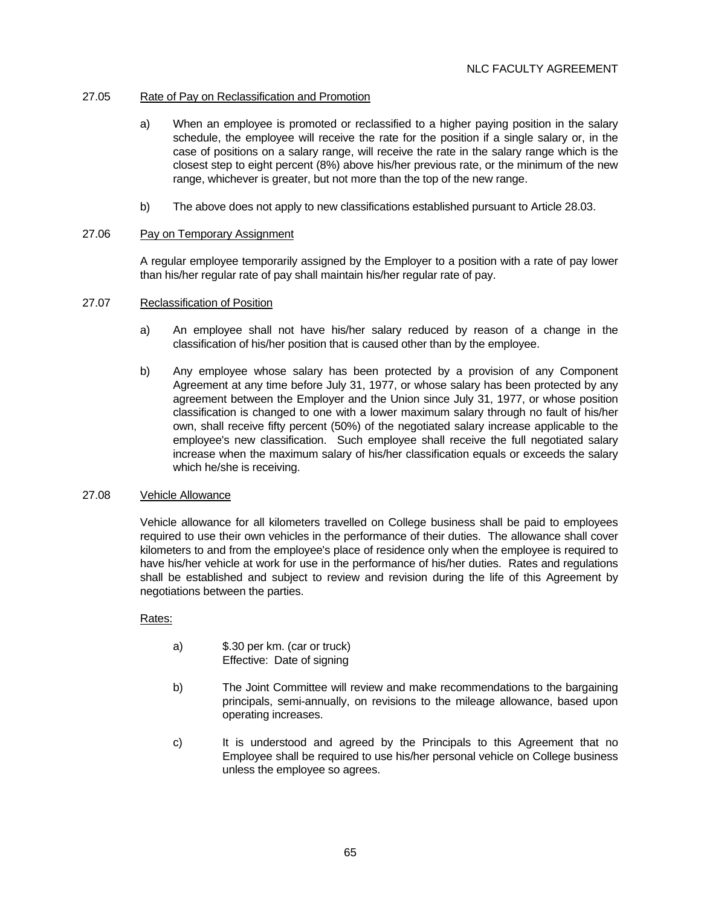### 27.05 Rate of Pay on Reclassification and Promotion

a) When an employee is promoted or reclassified to a higher paying position in the salary schedule, the employee will receive the rate for the position if a single salary or, in the case of positions on a salary range, will receive the rate in the salary range which is the closest step to eight percent (8%) above his/her previous rate, or the minimum of the new range, whichever is greater, but not more than the top of the new range.

b) The above does not apply to new classifications established pursuant to Article 28.03.

### 27.06 Pay on Temporary Assignment

A regular employee temporarily assigned by the Employer to a position with a rate of pay lower than his/her regular rate of pay shall maintain his/her regular rate of pay.

### 27.07 Reclassification of Position

a) An employee shall not have his/her salary reduced by reason of a change in the classification of his/her position that is caused other than by the employee.

b) Any employee whose salary has been protected by a provision of any Component Agreement at any time before July 31, 1977, or whose salary has been protected by any agreement between the Employer and the Union since July 31, 1977, or whose position classification is changed to one with a lower maximum salary through no fault of his/her own, shall receive fifty percent (50%) of the negotiated salary increase applicable to the employee's new classification. Such employee shall receive the full negotiated salary increase when the maximum salary of his/her classification equals or exceeds the salary which he/she is receiving.

### 27.08 Vehicle Allowance

Vehicle allowance for all kilometers travelled on College business shall be paid to employees required to use their own vehicles in the performance of their duties. The allowance shall cover kilometers to and from the employee's place of residence only when the employee is required to have his/her vehicle at work for use in the performance of his/her duties. Rates and regulations shall be established and subject to review and revision during the life of this Agreement by negotiations between the parties.

Rates:

a) $.30 per km. (car or truck)
Effective: Date of signing

b) The Joint Committee will review and make recommendations to the bargaining principals, semi-annually, on revisions to the mileage allowance, based upon operating increases.

c) It is understood and agreed by the Principals to this Agreement that no Employee shall be required to use his/her personal vehicle on College business unless the employee so agrees.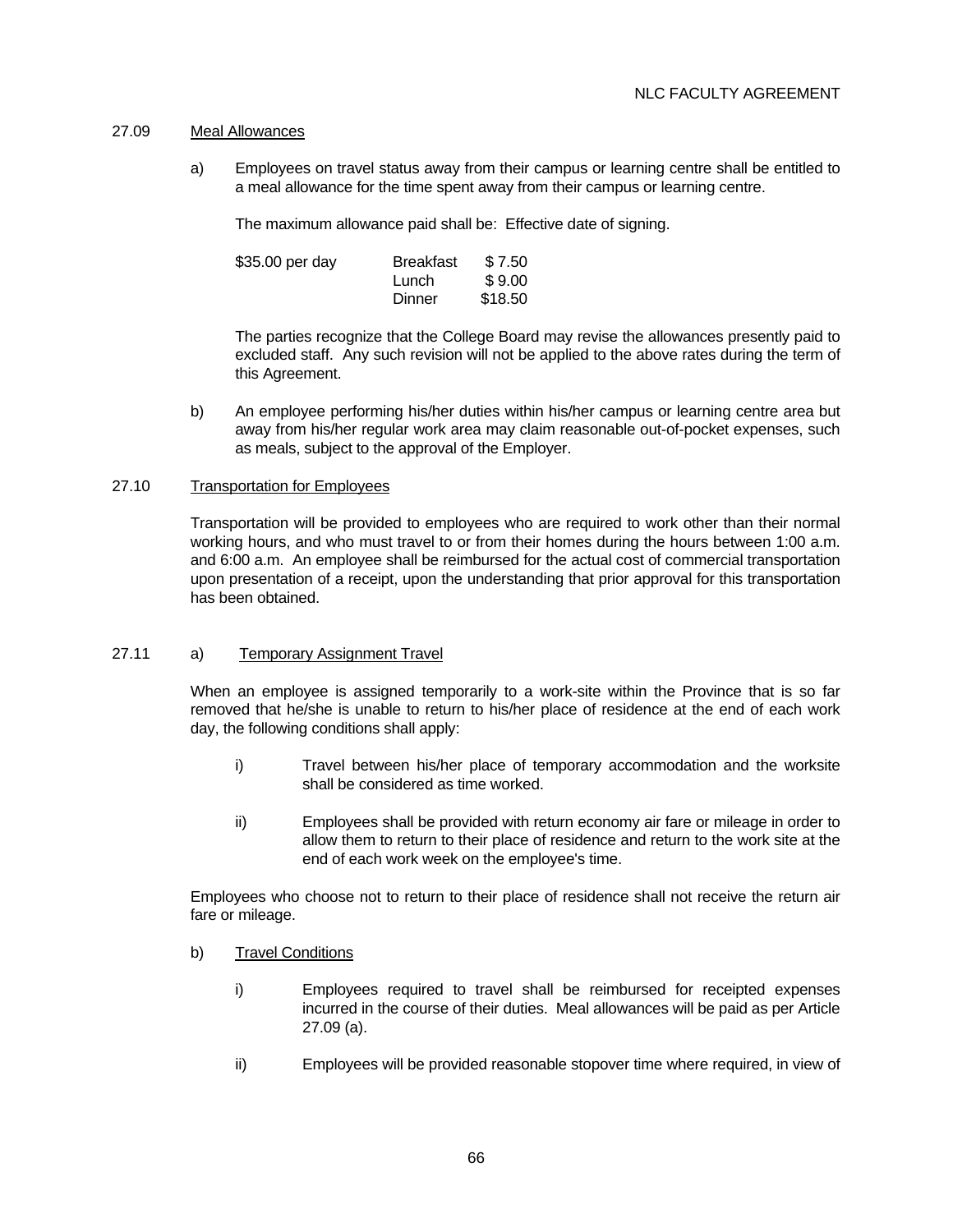27.09 Meal Allowances

a) Employees on travel status away from their campus or learning centre shall be entitled to a meal allowance for the time spent away from their campus or learning centre.

The maximum allowance paid shall be: Effective date of signing.

| | | |
|---|---|---|
| $35.00 per day | Breakfast | $ 7.50 |
| | Lunch | $ 9.00 |
| | Dinner | $18.50 |

The parties recognize that the College Board may revise the allowances presently paid to excluded staff. Any such revision will not be applied to the above rates during the term of this Agreement.

b) An employee performing his/her duties within his/her campus or learning centre area but away from his/her regular work area may claim reasonable out-of-pocket expenses, such as meals, subject to the approval of the Employer.

27.10 Transportation for Employees

Transportation will be provided to employees who are required to work other than their normal working hours, and who must travel to or from their homes during the hours between 1:00 a.m. and 6:00 a.m. An employee shall be reimbursed for the actual cost of commercial transportation upon presentation of a receipt, upon the understanding that prior approval for this transportation has been obtained.

27.11 a) Temporary Assignment Travel

When an employee is assigned temporarily to a work-site within the Province that is so far removed that he/she is unable to return to his/her place of residence at the end of each work day, the following conditions shall apply:

i) Travel between his/her place of temporary accommodation and the worksite shall be considered as time worked.

ii) Employees shall be provided with return economy air fare or mileage in order to allow them to return to their place of residence and return to the work site at the end of each work week on the employee's time.

Employees who choose not to return to their place of residence shall not receive the return air fare or mileage.

b) Travel Conditions

i) Employees required to travel shall be reimbursed for receipted expenses incurred in the course of their duties. Meal allowances will be paid as per Article 27.09 (a).

ii) Employees will be provided reasonable stopover time where required, in view of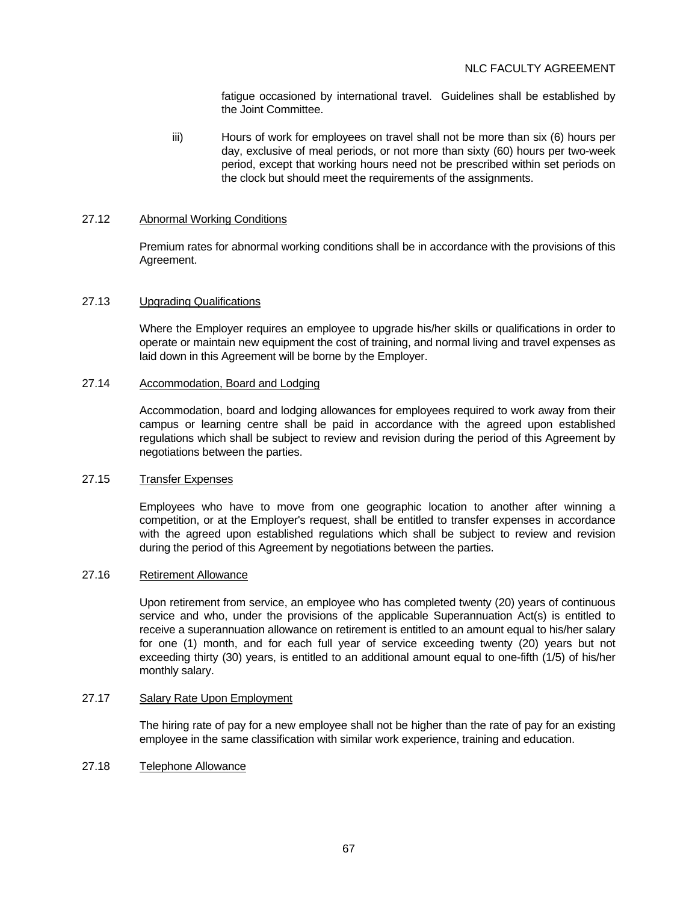fatigue occasioned by international travel. Guidelines shall be established by the Joint Committee.

iii) Hours of work for employees on travel shall not be more than six (6) hours per day, exclusive of meal periods, or not more than sixty (60) hours per two-week period, except that working hours need not be prescribed within set periods on the clock but should meet the requirements of the assignments.

27.12 Abnormal Working Conditions

Premium rates for abnormal working conditions shall be in accordance with the provisions of this Agreement.

27.13 Upgrading Qualifications

Where the Employer requires an employee to upgrade his/her skills or qualifications in order to operate or maintain new equipment the cost of training, and normal living and travel expenses as laid down in this Agreement will be borne by the Employer.

27.14 Accommodation, Board and Lodging

Accommodation, board and lodging allowances for employees required to work away from their campus or learning centre shall be paid in accordance with the agreed upon established regulations which shall be subject to review and revision during the period of this Agreement by negotiations between the parties.

27.15 Transfer Expenses

Employees who have to move from one geographic location to another after winning a competition, or at the Employer's request, shall be entitled to transfer expenses in accordance with the agreed upon established regulations which shall be subject to review and revision during the period of this Agreement by negotiations between the parties.

27.16 Retirement Allowance

Upon retirement from service, an employee who has completed twenty (20) years of continuous service and who, under the provisions of the applicable Superannuation Act(s) is entitled to receive a superannuation allowance on retirement is entitled to an amount equal to his/her salary for one (1) month, and for each full year of service exceeding twenty (20) years but not exceeding thirty (30) years, is entitled to an additional amount equal to one-fifth (1/5) of his/her monthly salary.

27.17 Salary Rate Upon Employment

The hiring rate of pay for a new employee shall not be higher than the rate of pay for an existing employee in the same classification with similar work experience, training and education.

27.18 Telephone Allowance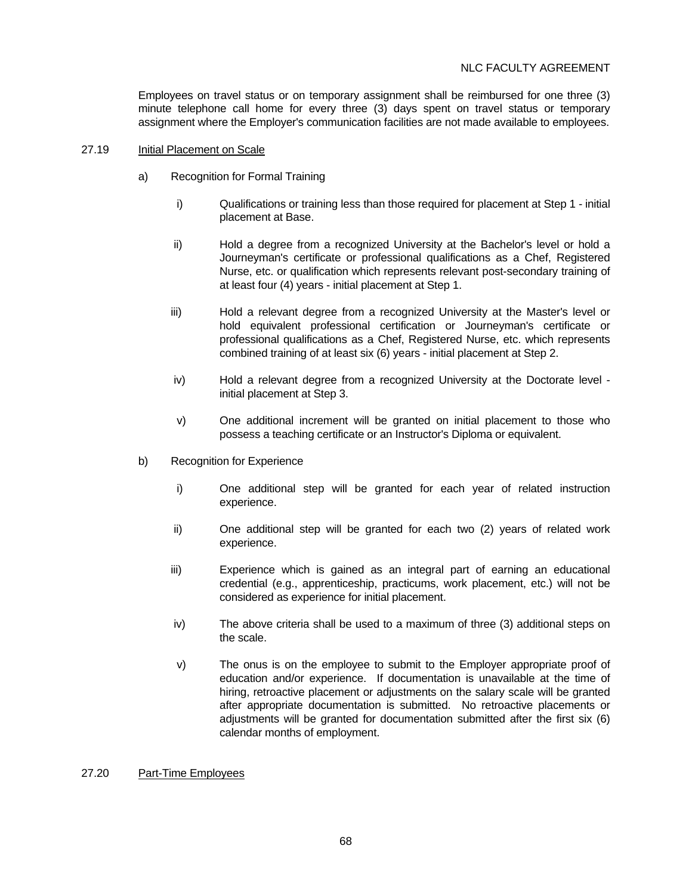Employees on travel status or on temporary assignment shall be reimbursed for one three (3) minute telephone call home for every three (3) days spent on travel status or temporary assignment where the Employer's communication facilities are not made available to employees.

27.19 Initial Placement on Scale

a) Recognition for Formal Training

i) Qualifications or training less than those required for placement at Step 1 - initial placement at Base.

ii) Hold a degree from a recognized University at the Bachelor's level or hold a Journeyman's certificate or professional qualifications as a Chef, Registered Nurse, etc. or qualification which represents relevant post-secondary training of at least four (4) years - initial placement at Step 1.

iii) Hold a relevant degree from a recognized University at the Master's level or hold equivalent professional certification or Journeyman's certificate or professional qualifications as a Chef, Registered Nurse, etc. which represents combined training of at least six (6) years - initial placement at Step 2.

iv) Hold a relevant degree from a recognized University at the Doctorate level - initial placement at Step 3.

v) One additional increment will be granted on initial placement to those who possess a teaching certificate or an Instructor's Diploma or equivalent.

b) Recognition for Experience

i) One additional step will be granted for each year of related instruction experience.

ii) One additional step will be granted for each two (2) years of related work experience.

iii) Experience which is gained as an integral part of earning an educational credential (e.g., apprenticeship, practicums, work placement, etc.) will not be considered as experience for initial placement.

iv) The above criteria shall be used to a maximum of three (3) additional steps on the scale.

v) The onus is on the employee to submit to the Employer appropriate proof of education and/or experience. If documentation is unavailable at the time of hiring, retroactive placement or adjustments on the salary scale will be granted after appropriate documentation is submitted. No retroactive placements or adjustments will be granted for documentation submitted after the first six (6) calendar months of employment.

27.20 Part-Time Employees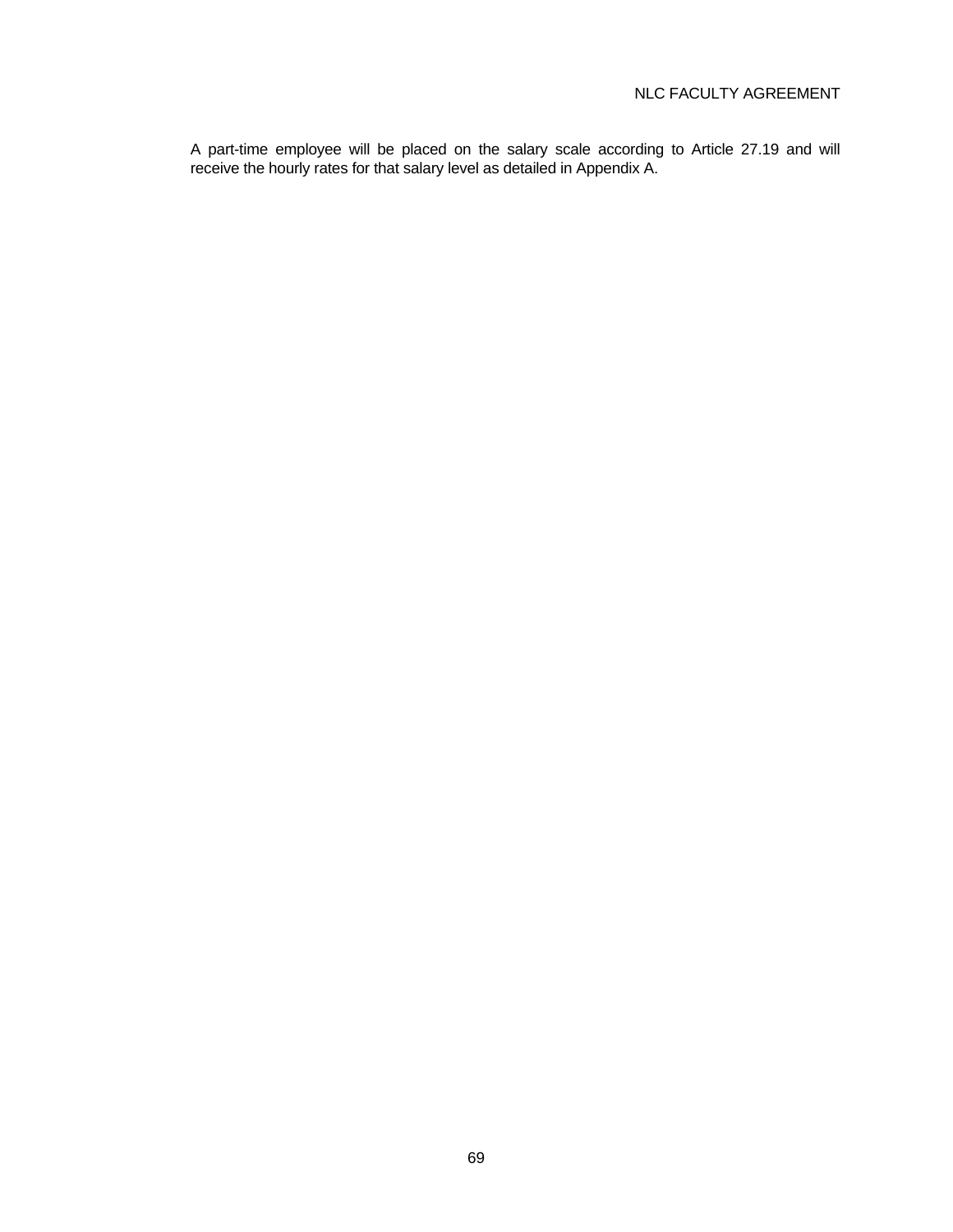A part-time employee will be placed on the salary scale according to Article 27.19 and will receive the hourly rates for that salary level as detailed in Appendix A.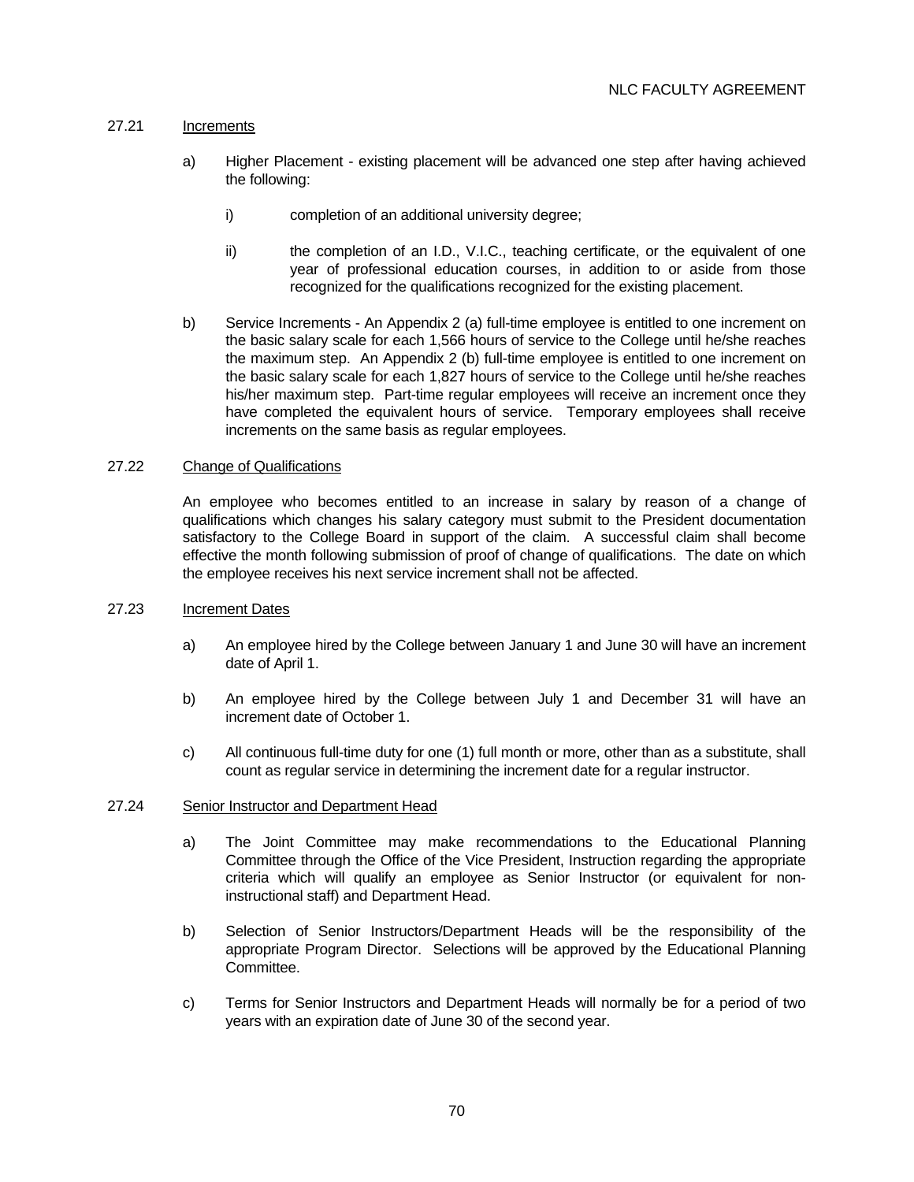### 27.21 Increments

a) Higher Placement - existing placement will be advanced one step after having achieved the following:

   i) completion of an additional university degree;

   ii) the completion of an I.D., V.I.C., teaching certificate, or the equivalent of one year of professional education courses, in addition to or aside from those recognized for the qualifications recognized for the existing placement.

b) Service Increments - An Appendix 2 (a) full-time employee is entitled to one increment on the basic salary scale for each 1,566 hours of service to the College until he/she reaches the maximum step. An Appendix 2 (b) full-time employee is entitled to one increment on the basic salary scale for each 1,827 hours of service to the College until he/she reaches his/her maximum step. Part-time regular employees will receive an increment once they have completed the equivalent hours of service. Temporary employees shall receive increments on the same basis as regular employees.

### 27.22 Change of Qualifications

An employee who becomes entitled to an increase in salary by reason of a change of qualifications which changes his salary category must submit to the President documentation satisfactory to the College Board in support of the claim. A successful claim shall become effective the month following submission of proof of change of qualifications. The date on which the employee receives his next service increment shall not be affected.

### 27.23 Increment Dates

a) An employee hired by the College between January 1 and June 30 will have an increment date of April 1.

b) An employee hired by the College between July 1 and December 31 will have an increment date of October 1.

c) All continuous full-time duty for one (1) full month or more, other than as a substitute, shall count as regular service in determining the increment date for a regular instructor.

### 27.24 Senior Instructor and Department Head

a) The Joint Committee may make recommendations to the Educational Planning Committee through the Office of the Vice President, Instruction regarding the appropriate criteria which will qualify an employee as Senior Instructor (or equivalent for non-instructional staff) and Department Head.

b) Selection of Senior Instructors/Department Heads will be the responsibility of the appropriate Program Director. Selections will be approved by the Educational Planning Committee.

c) Terms for Senior Instructors and Department Heads will normally be for a period of two years with an expiration date of June 30 of the second year.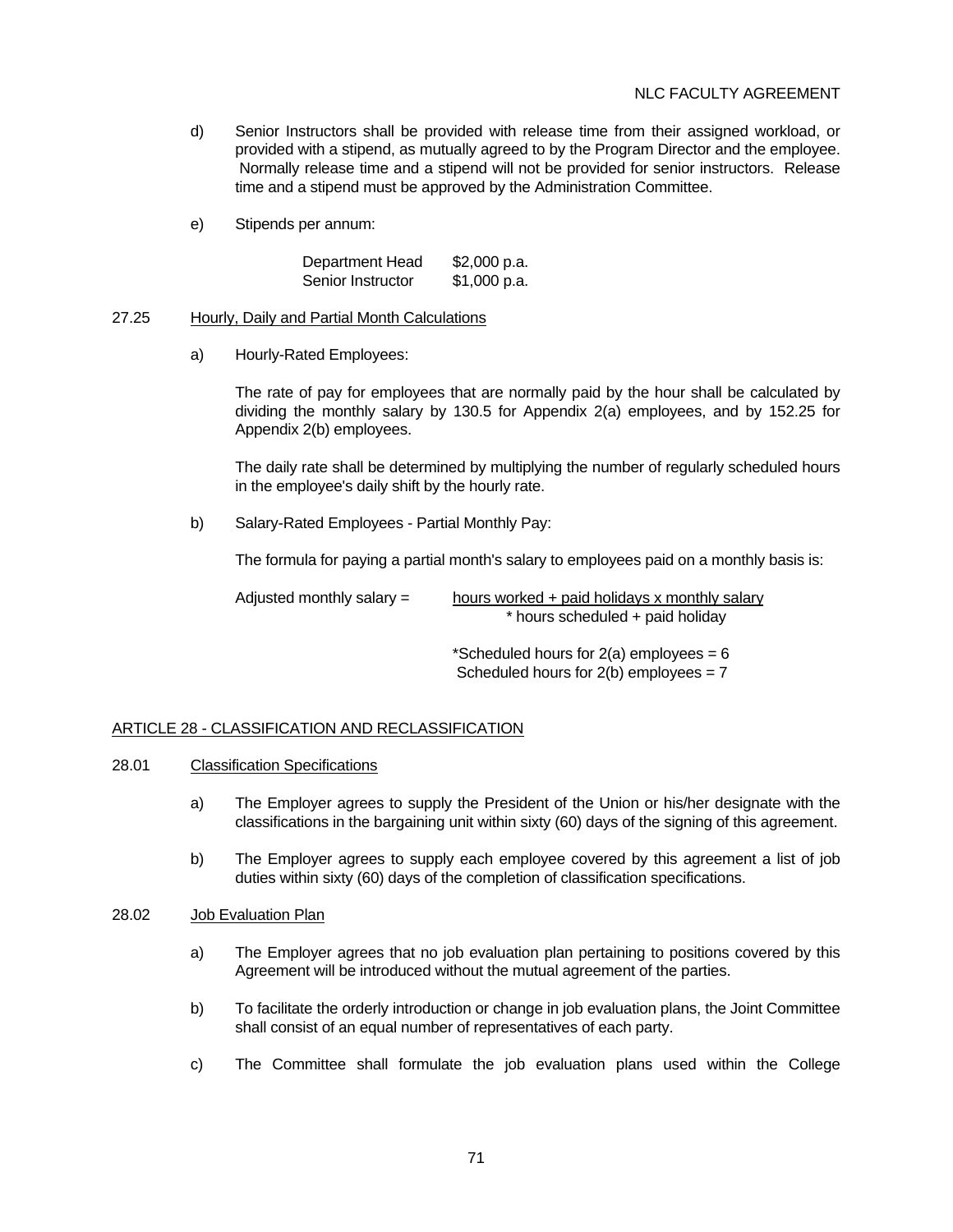d) Senior Instructors shall be provided with release time from their assigned workload, or provided with a stipend, as mutually agreed to by the Program Director and the employee. Normally release time and a stipend will not be provided for senior instructors. Release time and a stipend must be approved by the Administration Committee.

e) Stipends per annum:

| | |
|---|---|
| Department Head | $2,000 p.a. |
| Senior Instructor | $1,000 p.a. |

27.25 Hourly, Daily and Partial Month Calculations

a) Hourly-Rated Employees:

The rate of pay for employees that are normally paid by the hour shall be calculated by dividing the monthly salary by 130.5 for Appendix 2(a) employees, and by 152.25 for Appendix 2(b) employees.

The daily rate shall be determined by multiplying the number of regularly scheduled hours in the employee's daily shift by the hourly rate.

b) Salary-Rated Employees - Partial Monthly Pay:

The formula for paying a partial month's salary to employees paid on a monthly basis is:

$$\text{Adjusted monthly salary} = \frac{\text{hours worked + paid holidays x monthly salary}}{\text{* hours scheduled + paid holiday}}$$

*Scheduled hours for 2(a) employees = 6
Scheduled hours for 2(b) employees = 7

ARTICLE 28 - CLASSIFICATION AND RECLASSIFICATION

28.01 Classification Specifications

a) The Employer agrees to supply the President of the Union or his/her designate with the classifications in the bargaining unit within sixty (60) days of the signing of this agreement.

b) The Employer agrees to supply each employee covered by this agreement a list of job duties within sixty (60) days of the completion of classification specifications.

28.02 Job Evaluation Plan

a) The Employer agrees that no job evaluation plan pertaining to positions covered by this Agreement will be introduced without the mutual agreement of the parties.

b) To facilitate the orderly introduction or change in job evaluation plans, the Joint Committee shall consist of an equal number of representatives of each party.

c) The Committee shall formulate the job evaluation plans used within the College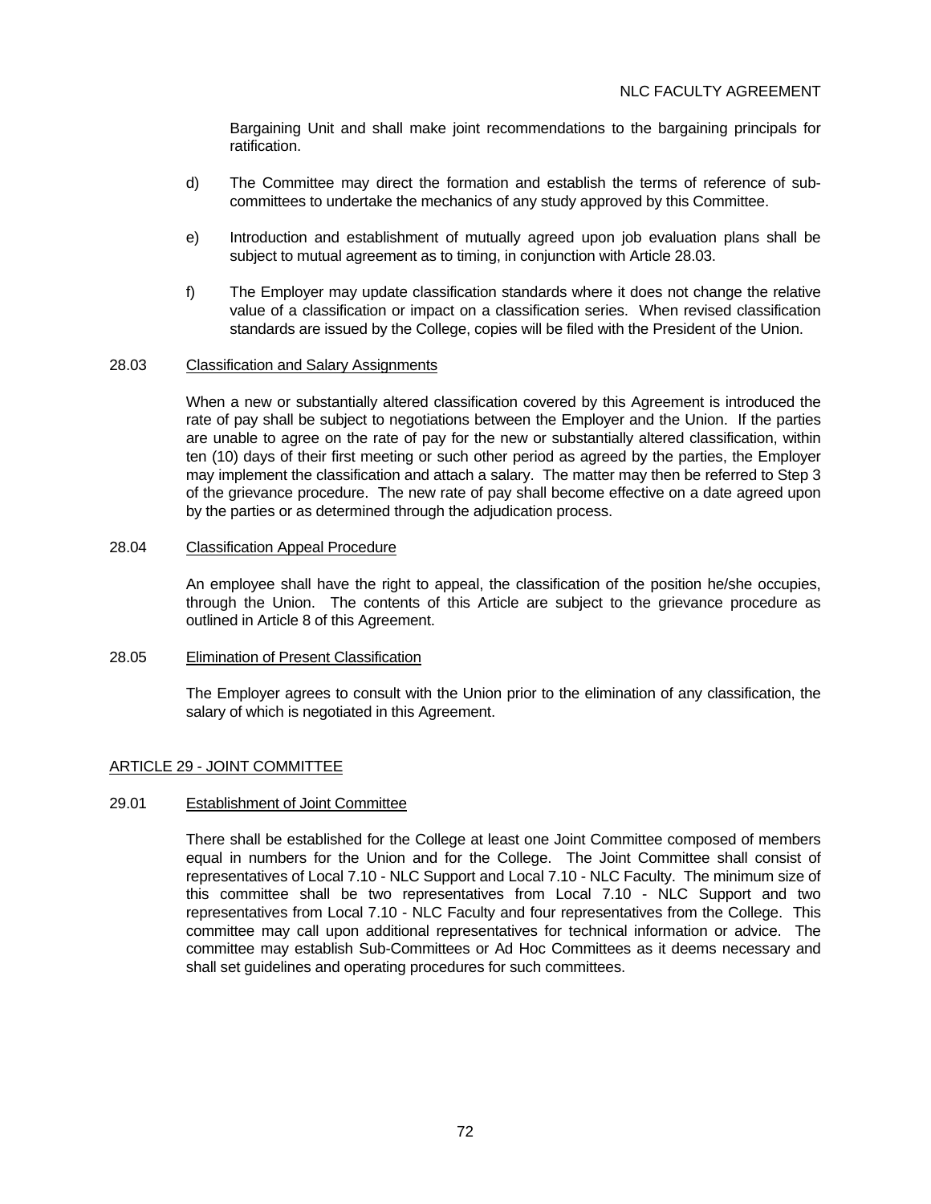Bargaining Unit and shall make joint recommendations to the bargaining principals for ratification.

d) The Committee may direct the formation and establish the terms of reference of sub-committees to undertake the mechanics of any study approved by this Committee.

e) Introduction and establishment of mutually agreed upon job evaluation plans shall be subject to mutual agreement as to timing, in conjunction with Article 28.03.

f) The Employer may update classification standards where it does not change the relative value of a classification or impact on a classification series. When revised classification standards are issued by the College, copies will be filed with the President of the Union.

28.03 Classification and Salary Assignments

When a new or substantially altered classification covered by this Agreement is introduced the rate of pay shall be subject to negotiations between the Employer and the Union. If the parties are unable to agree on the rate of pay for the new or substantially altered classification, within ten (10) days of their first meeting or such other period as agreed by the parties, the Employer may implement the classification and attach a salary. The matter may then be referred to Step 3 of the grievance procedure. The new rate of pay shall become effective on a date agreed upon by the parties or as determined through the adjudication process.

28.04 Classification Appeal Procedure

An employee shall have the right to appeal, the classification of the position he/she occupies, through the Union. The contents of this Article are subject to the grievance procedure as outlined in Article 8 of this Agreement.

28.05 Elimination of Present Classification

The Employer agrees to consult with the Union prior to the elimination of any classification, the salary of which is negotiated in this Agreement.

## ARTICLE 29 - JOINT COMMITTEE

29.01 Establishment of Joint Committee

There shall be established for the College at least one Joint Committee composed of members equal in numbers for the Union and for the College. The Joint Committee shall consist of representatives of Local 7.10 - NLC Support and Local 7.10 - NLC Faculty. The minimum size of this committee shall be two representatives from Local 7.10 - NLC Support and two representatives from Local 7.10 - NLC Faculty and four representatives from the College. This committee may call upon additional representatives for technical information or advice. The committee may establish Sub-Committees or Ad Hoc Committees as it deems necessary and shall set guidelines and operating procedures for such committees.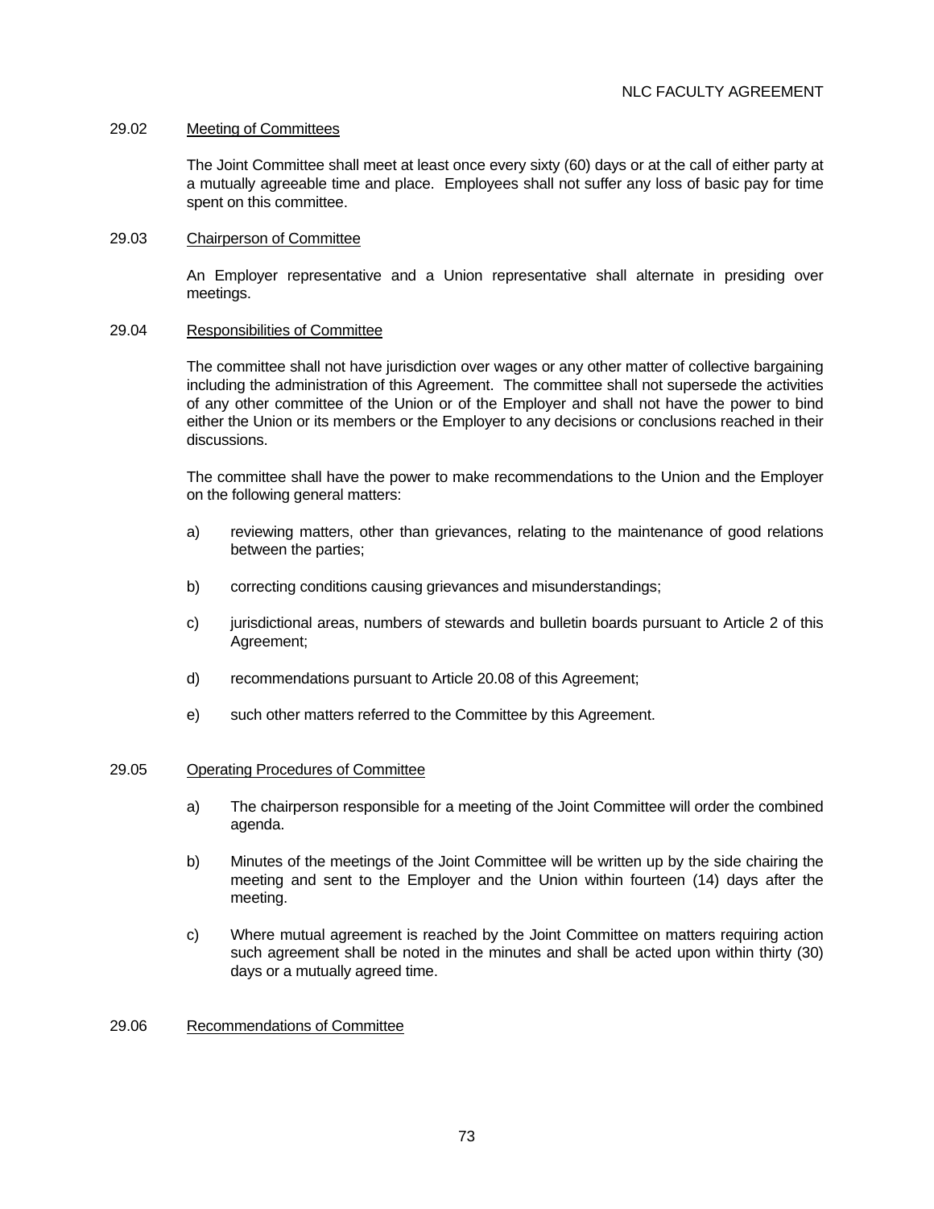### 29.02 Meeting of Committees

The Joint Committee shall meet at least once every sixty (60) days or at the call of either party at a mutually agreeable time and place. Employees shall not suffer any loss of basic pay for time spent on this committee.

### 29.03 Chairperson of Committee

An Employer representative and a Union representative shall alternate in presiding over meetings.

### 29.04 Responsibilities of Committee

The committee shall not have jurisdiction over wages or any other matter of collective bargaining including the administration of this Agreement. The committee shall not supersede the activities of any other committee of the Union or of the Employer and shall not have the power to bind either the Union or its members or the Employer to any decisions or conclusions reached in their discussions.

The committee shall have the power to make recommendations to the Union and the Employer on the following general matters:

a) reviewing matters, other than grievances, relating to the maintenance of good relations between the parties;

b) correcting conditions causing grievances and misunderstandings;

c) jurisdictional areas, numbers of stewards and bulletin boards pursuant to Article 2 of this Agreement;

d) recommendations pursuant to Article 20.08 of this Agreement;

e) such other matters referred to the Committee by this Agreement.

### 29.05 Operating Procedures of Committee

a) The chairperson responsible for a meeting of the Joint Committee will order the combined agenda.

b) Minutes of the meetings of the Joint Committee will be written up by the side chairing the meeting and sent to the Employer and the Union within fourteen (14) days after the meeting.

c) Where mutual agreement is reached by the Joint Committee on matters requiring action such agreement shall be noted in the minutes and shall be acted upon within thirty (30) days or a mutually agreed time.

### 29.06 Recommendations of Committee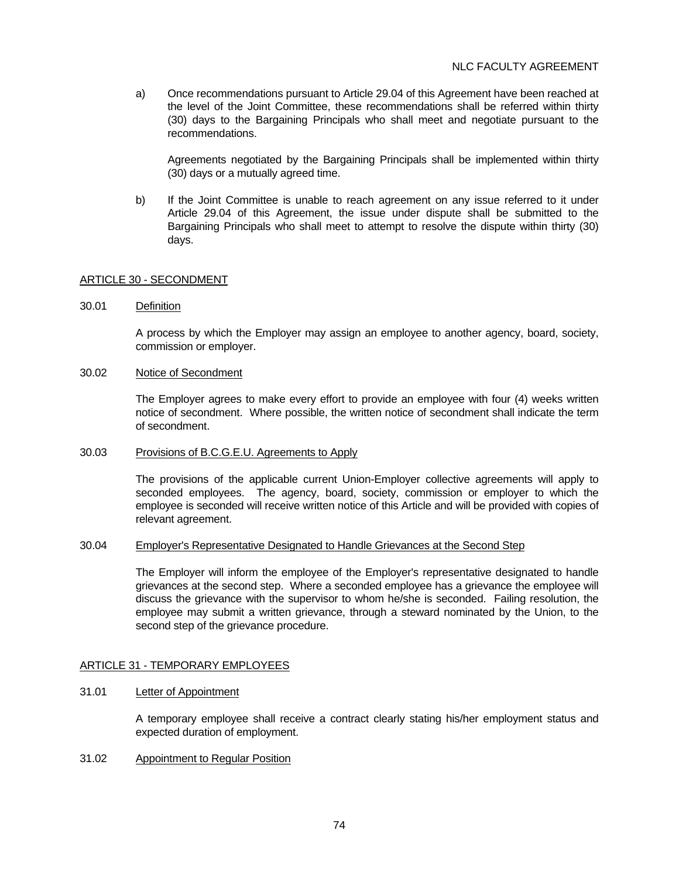a) Once recommendations pursuant to Article 29.04 of this Agreement have been reached at the level of the Joint Committee, these recommendations shall be referred within thirty (30) days to the Bargaining Principals who shall meet and negotiate pursuant to the recommendations.

   Agreements negotiated by the Bargaining Principals shall be implemented within thirty (30) days or a mutually agreed time.

b) If the Joint Committee is unable to reach agreement on any issue referred to it under Article 29.04 of this Agreement, the issue under dispute shall be submitted to the Bargaining Principals who shall meet to attempt to resolve the dispute within thirty (30) days.

## ARTICLE 30 - SECONDMENT

### 30.01 Definition

A process by which the Employer may assign an employee to another agency, board, society, commission or employer.

### 30.02 Notice of Secondment

The Employer agrees to make every effort to provide an employee with four (4) weeks written notice of secondment. Where possible, the written notice of secondment shall indicate the term of secondment.

### 30.03 Provisions of B.C.G.E.U. Agreements to Apply

The provisions of the applicable current Union-Employer collective agreements will apply to seconded employees. The agency, board, society, commission or employer to which the employee is seconded will receive written notice of this Article and will be provided with copies of relevant agreement.

### 30.04 Employer's Representative Designated to Handle Grievances at the Second Step

The Employer will inform the employee of the Employer's representative designated to handle grievances at the second step. Where a seconded employee has a grievance the employee will discuss the grievance with the supervisor to whom he/she is seconded. Failing resolution, the employee may submit a written grievance, through a steward nominated by the Union, to the second step of the grievance procedure.

## ARTICLE 31 - TEMPORARY EMPLOYEES

### 31.01 Letter of Appointment

A temporary employee shall receive a contract clearly stating his/her employment status and expected duration of employment.

### 31.02 Appointment to Regular Position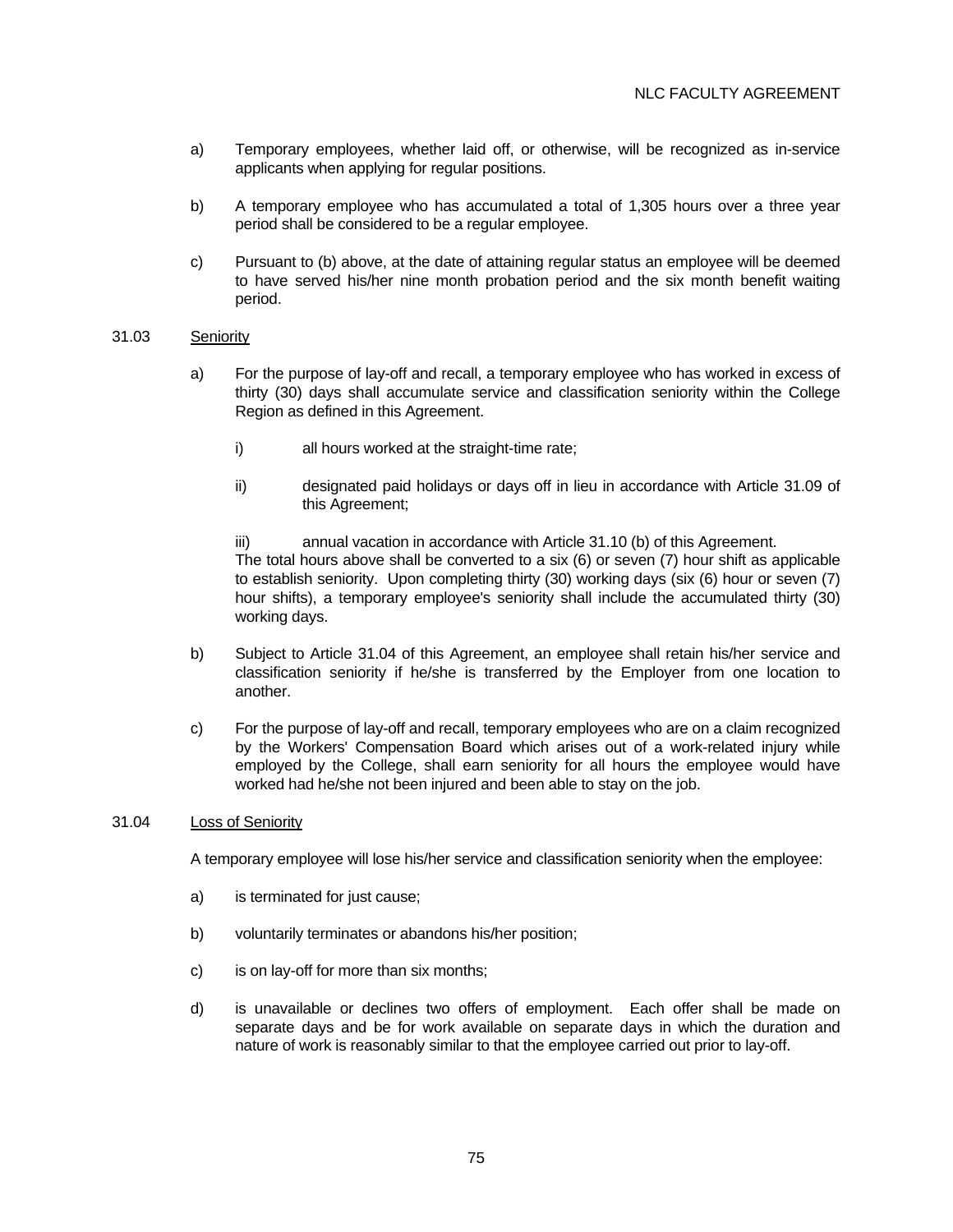a) Temporary employees, whether laid off, or otherwise, will be recognized as in-service applicants when applying for regular positions.

b) A temporary employee who has accumulated a total of 1,305 hours over a three year period shall be considered to be a regular employee.

c) Pursuant to (b) above, at the date of attaining regular status an employee will be deemed to have served his/her nine month probation period and the six month benefit waiting period.

31.03 Seniority

a) For the purpose of lay-off and recall, a temporary employee who has worked in excess of thirty (30) days shall accumulate service and classification seniority within the College Region as defined in this Agreement.

   i) all hours worked at the straight-time rate;

   ii) designated paid holidays or days off in lieu in accordance with Article 31.09 of this Agreement;

   iii) annual vacation in accordance with Article 31.10 (b) of this Agreement.

   The total hours above shall be converted to a six (6) or seven (7) hour shift as applicable to establish seniority. Upon completing thirty (30) working days (six (6) hour or seven (7) hour shifts), a temporary employee's seniority shall include the accumulated thirty (30) working days.

b) Subject to Article 31.04 of this Agreement, an employee shall retain his/her service and classification seniority if he/she is transferred by the Employer from one location to another.

c) For the purpose of lay-off and recall, temporary employees who are on a claim recognized by the Workers' Compensation Board which arises out of a work-related injury while employed by the College, shall earn seniority for all hours the employee would have worked had he/she not been injured and been able to stay on the job.

31.04 Loss of Seniority

A temporary employee will lose his/her service and classification seniority when the employee:

a) is terminated for just cause;

b) voluntarily terminates or abandons his/her position;

c) is on lay-off for more than six months;

d) is unavailable or declines two offers of employment. Each offer shall be made on separate days and be for work available on separate days in which the duration and nature of work is reasonably similar to that the employee carried out prior to lay-off.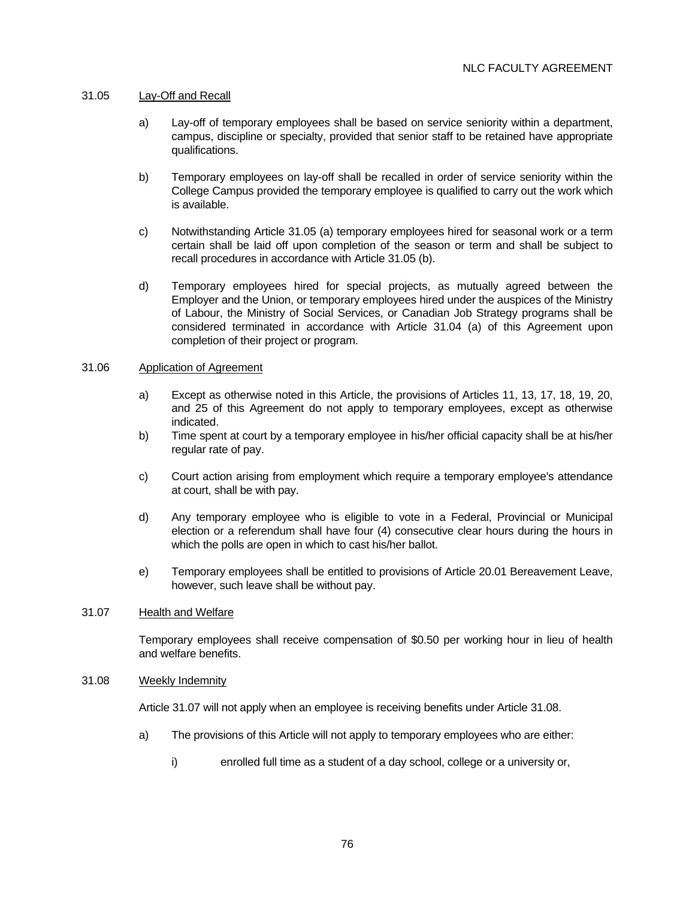31.05 Lay-Off and Recall

a) Lay-off of temporary employees shall be based on service seniority within a department, campus, discipline or specialty, provided that senior staff to be retained have appropriate qualifications.

b) Temporary employees on lay-off shall be recalled in order of service seniority within the College Campus provided the temporary employee is qualified to carry out the work which is available.

c) Notwithstanding Article 31.05 (a) temporary employees hired for seasonal work or a term certain shall be laid off upon completion of the season or term and shall be subject to recall procedures in accordance with Article 31.05 (b).

d) Temporary employees hired for special projects, as mutually agreed between the Employer and the Union, or temporary employees hired under the auspices of the Ministry of Labour, the Ministry of Social Services, or Canadian Job Strategy programs shall be considered terminated in accordance with Article 31.04 (a) of this Agreement upon completion of their project or program.

31.06 Application of Agreement

a) Except as otherwise noted in this Article, the provisions of Articles 11, 13, 17, 18, 19, 20, and 25 of this Agreement do not apply to temporary employees, except as otherwise indicated.

b) Time spent at court by a temporary employee in his/her official capacity shall be at his/her regular rate of pay.

c) Court action arising from employment which require a temporary employee's attendance at court, shall be with pay.

d) Any temporary employee who is eligible to vote in a Federal, Provincial or Municipal election or a referendum shall have four (4) consecutive clear hours during the hours in which the polls are open in which to cast his/her ballot.

e) Temporary employees shall be entitled to provisions of Article 20.01 Bereavement Leave, however, such leave shall be without pay.

31.07 Health and Welfare

Temporary employees shall receive compensation of $0.50 per working hour in lieu of health and welfare benefits.

31.08 Weekly Indemnity

Article 31.07 will not apply when an employee is receiving benefits under Article 31.08.

a) The provisions of this Article will not apply to temporary employees who are either:

i) enrolled full time as a student of a day school, college or a university or,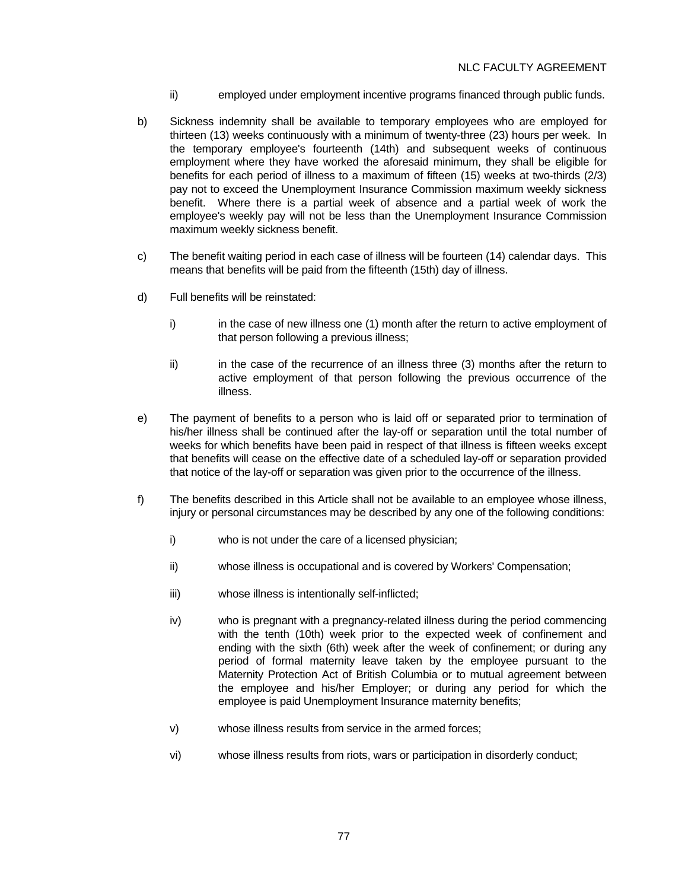ii) employed under employment incentive programs financed through public funds.

b) Sickness indemnity shall be available to temporary employees who are employed for thirteen (13) weeks continuously with a minimum of twenty-three (23) hours per week. In the temporary employee's fourteenth (14th) and subsequent weeks of continuous employment where they have worked the aforesaid minimum, they shall be eligible for benefits for each period of illness to a maximum of fifteen (15) weeks at two-thirds (2/3) pay not to exceed the Unemployment Insurance Commission maximum weekly sickness benefit. Where there is a partial week of absence and a partial week of work the employee's weekly pay will not be less than the Unemployment Insurance Commission maximum weekly sickness benefit.

c) The benefit waiting period in each case of illness will be fourteen (14) calendar days. This means that benefits will be paid from the fifteenth (15th) day of illness.

d) Full benefits will be reinstated:

i) in the case of new illness one (1) month after the return to active employment of that person following a previous illness;

ii) in the case of the recurrence of an illness three (3) months after the return to active employment of that person following the previous occurrence of the illness.

e) The payment of benefits to a person who is laid off or separated prior to termination of his/her illness shall be continued after the lay-off or separation until the total number of weeks for which benefits have been paid in respect of that illness is fifteen weeks except that benefits will cease on the effective date of a scheduled lay-off or separation provided that notice of the lay-off or separation was given prior to the occurrence of the illness.

f) The benefits described in this Article shall not be available to an employee whose illness, injury or personal circumstances may be described by any one of the following conditions:

i) who is not under the care of a licensed physician;

ii) whose illness is occupational and is covered by Workers' Compensation;

iii) whose illness is intentionally self-inflicted;

iv) who is pregnant with a pregnancy-related illness during the period commencing with the tenth (10th) week prior to the expected week of confinement and ending with the sixth (6th) week after the week of confinement; or during any period of formal maternity leave taken by the employee pursuant to the Maternity Protection Act of British Columbia or to mutual agreement between the employee and his/her Employer; or during any period for which the employee is paid Unemployment Insurance maternity benefits;

v) whose illness results from service in the armed forces;

vi) whose illness results from riots, wars or participation in disorderly conduct;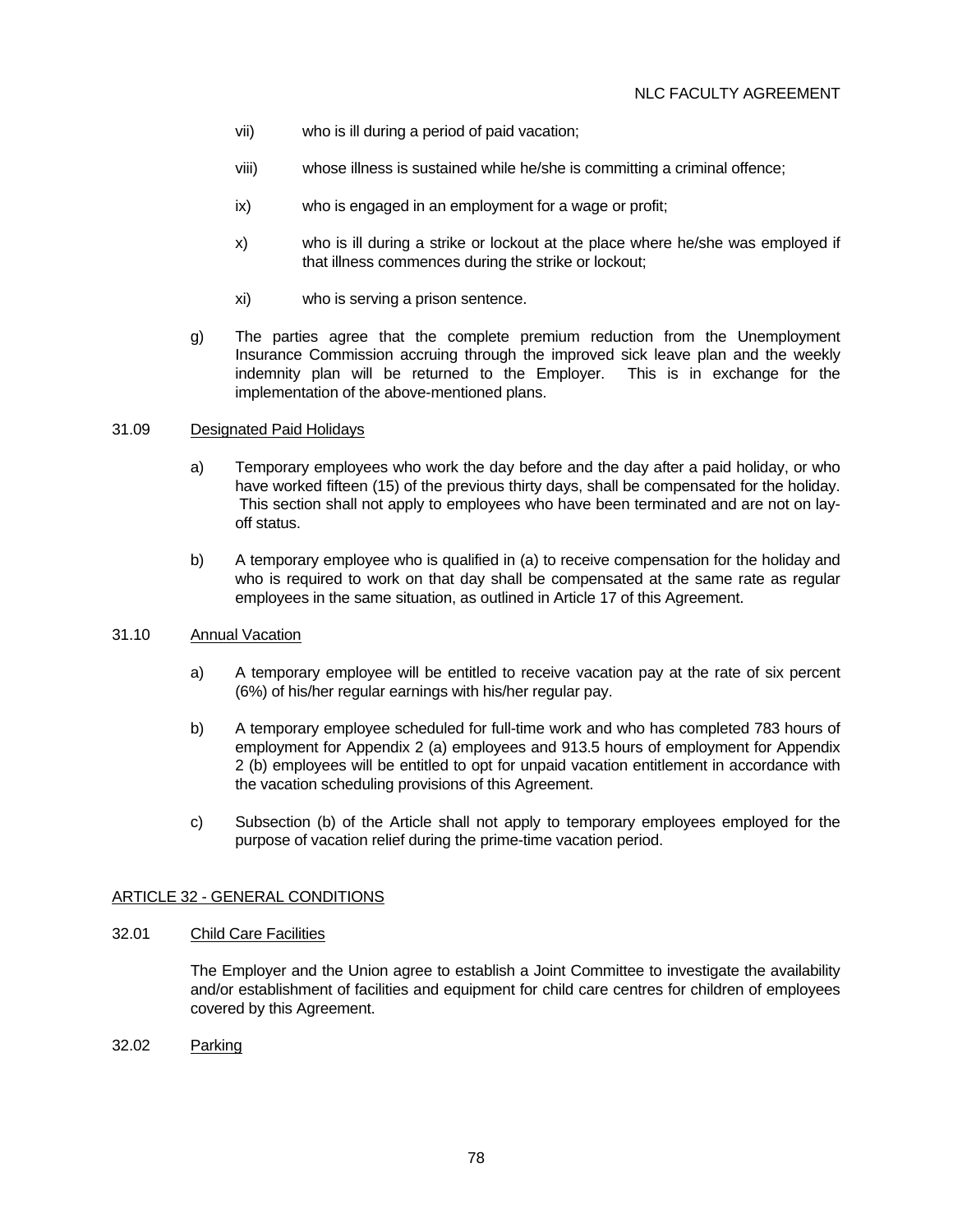vii) who is ill during a period of paid vacation;

viii) whose illness is sustained while he/she is committing a criminal offence;

ix) who is engaged in an employment for a wage or profit;

x) who is ill during a strike or lockout at the place where he/she was employed if that illness commences during the strike or lockout;

xi) who is serving a prison sentence.

g) The parties agree that the complete premium reduction from the Unemployment Insurance Commission accruing through the improved sick leave plan and the weekly indemnity plan will be returned to the Employer. This is in exchange for the implementation of the above-mentioned plans.

31.09 Designated Paid Holidays

a) Temporary employees who work the day before and the day after a paid holiday, or who have worked fifteen (15) of the previous thirty days, shall be compensated for the holiday. This section shall not apply to employees who have been terminated and are not on lay-off status.

b) A temporary employee who is qualified in (a) to receive compensation for the holiday and who is required to work on that day shall be compensated at the same rate as regular employees in the same situation, as outlined in Article 17 of this Agreement.

31.10 Annual Vacation

a) A temporary employee will be entitled to receive vacation pay at the rate of six percent (6%) of his/her regular earnings with his/her regular pay.

b) A temporary employee scheduled for full-time work and who has completed 783 hours of employment for Appendix 2 (a) employees and 913.5 hours of employment for Appendix 2 (b) employees will be entitled to opt for unpaid vacation entitlement in accordance with the vacation scheduling provisions of this Agreement.

c) Subsection (b) of the Article shall not apply to temporary employees employed for the purpose of vacation relief during the prime-time vacation period.

## ARTICLE 32 - GENERAL CONDITIONS

32.01 Child Care Facilities

The Employer and the Union agree to establish a Joint Committee to investigate the availability and/or establishment of facilities and equipment for child care centres for children of employees covered by this Agreement.

32.02 Parking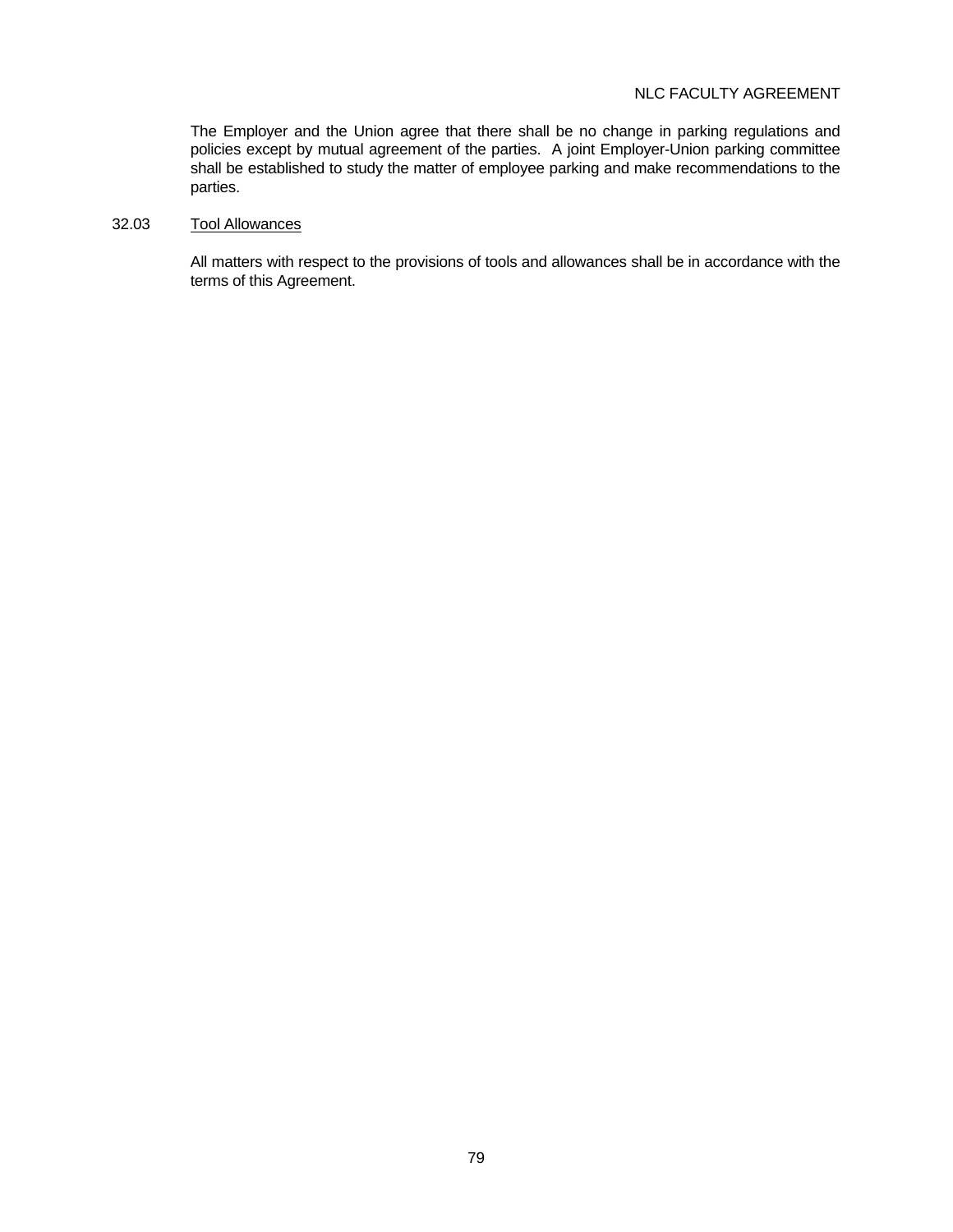The Employer and the Union agree that there shall be no change in parking regulations and policies except by mutual agreement of the parties. A joint Employer-Union parking committee shall be established to study the matter of employee parking and make recommendations to the parties.

32.03 Tool Allowances

All matters with respect to the provisions of tools and allowances shall be in accordance with the terms of this Agreement.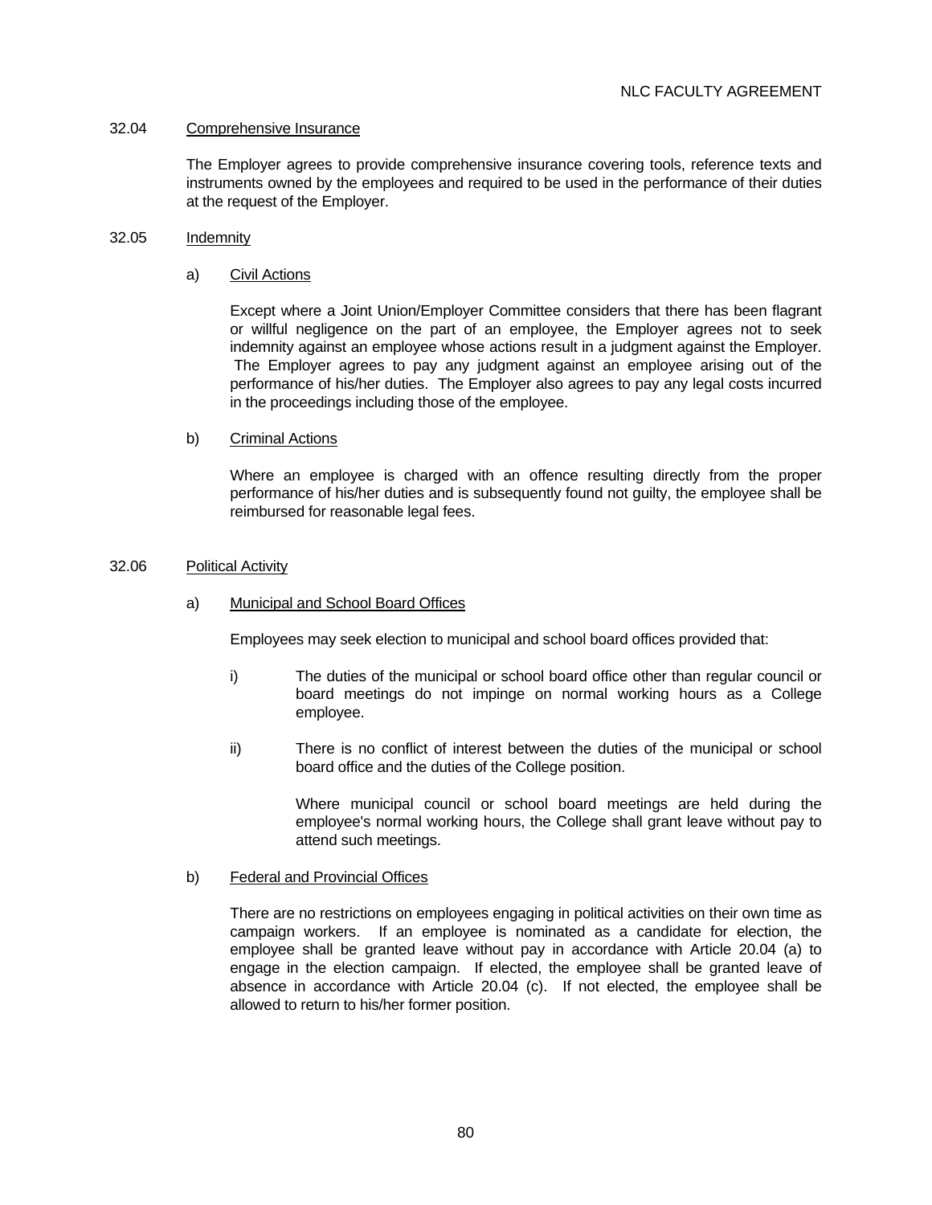32.04 Comprehensive Insurance

The Employer agrees to provide comprehensive insurance covering tools, reference texts and instruments owned by the employees and required to be used in the performance of their duties at the request of the Employer.

32.05 Indemnity

a) Civil Actions

Except where a Joint Union/Employer Committee considers that there has been flagrant or willful negligence on the part of an employee, the Employer agrees not to seek indemnity against an employee whose actions result in a judgment against the Employer. The Employer agrees to pay any judgment against an employee arising out of the performance of his/her duties. The Employer also agrees to pay any legal costs incurred in the proceedings including those of the employee.

b) Criminal Actions

Where an employee is charged with an offence resulting directly from the proper performance of his/her duties and is subsequently found not guilty, the employee shall be reimbursed for reasonable legal fees.

32.06 Political Activity

a) Municipal and School Board Offices

Employees may seek election to municipal and school board offices provided that:

i) The duties of the municipal or school board office other than regular council or board meetings do not impinge on normal working hours as a College employee.

ii) There is no conflict of interest between the duties of the municipal or school board office and the duties of the College position.

Where municipal council or school board meetings are held during the employee's normal working hours, the College shall grant leave without pay to attend such meetings.

b) Federal and Provincial Offices

There are no restrictions on employees engaging in political activities on their own time as campaign workers. If an employee is nominated as a candidate for election, the employee shall be granted leave without pay in accordance with Article 20.04 (a) to engage in the election campaign. If elected, the employee shall be granted leave of absence in accordance with Article 20.04 (c). If not elected, the employee shall be allowed to return to his/her former position.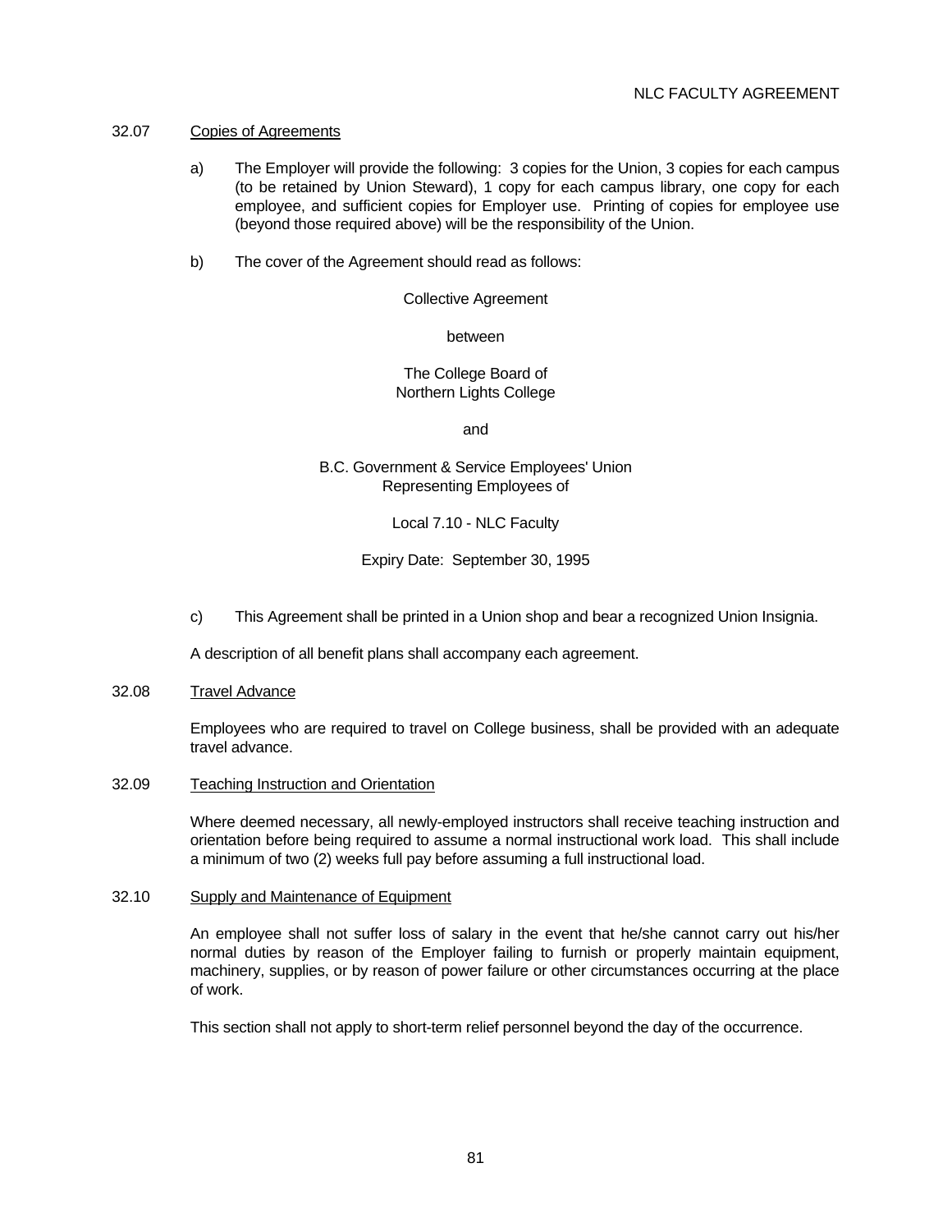32.07 Copies of Agreements

a) The Employer will provide the following: 3 copies for the Union, 3 copies for each campus (to be retained by Union Steward), 1 copy for each campus library, one copy for each employee, and sufficient copies for Employer use. Printing of copies for employee use (beyond those required above) will be the responsibility of the Union.

b) The cover of the Agreement should read as follows:

Collective Agreement

between

The College Board of
Northern Lights College

and

B.C. Government & Service Employees' Union
Representing Employees of

Local 7.10 - NLC Faculty

Expiry Date: September 30, 1995

c) This Agreement shall be printed in a Union shop and bear a recognized Union Insignia.

A description of all benefit plans shall accompany each agreement.

32.08 Travel Advance

Employees who are required to travel on College business, shall be provided with an adequate travel advance.

32.09 Teaching Instruction and Orientation

Where deemed necessary, all newly-employed instructors shall receive teaching instruction and orientation before being required to assume a normal instructional work load. This shall include a minimum of two (2) weeks full pay before assuming a full instructional load.

32.10 Supply and Maintenance of Equipment

An employee shall not suffer loss of salary in the event that he/she cannot carry out his/her normal duties by reason of the Employer failing to furnish or properly maintain equipment, machinery, supplies, or by reason of power failure or other circumstances occurring at the place of work.

This section shall not apply to short-term relief personnel beyond the day of the occurrence.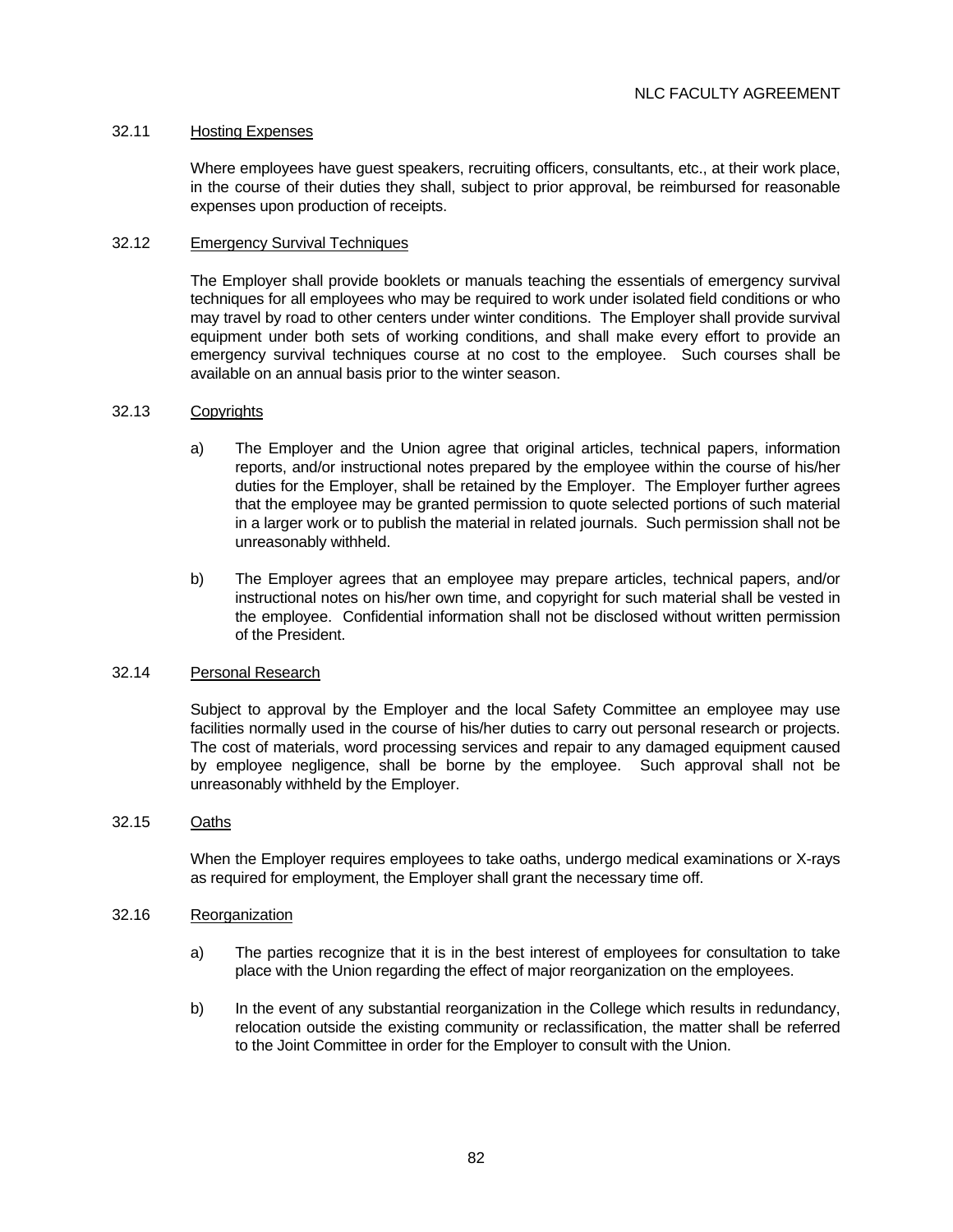### 32.11 Hosting Expenses

Where employees have guest speakers, recruiting officers, consultants, etc., at their work place, in the course of their duties they shall, subject to prior approval, be reimbursed for reasonable expenses upon production of receipts.

### 32.12 Emergency Survival Techniques

The Employer shall provide booklets or manuals teaching the essentials of emergency survival techniques for all employees who may be required to work under isolated field conditions or who may travel by road to other centers under winter conditions. The Employer shall provide survival equipment under both sets of working conditions, and shall make every effort to provide an emergency survival techniques course at no cost to the employee. Such courses shall be available on an annual basis prior to the winter season.

### 32.13 Copyrights

a) The Employer and the Union agree that original articles, technical papers, information reports, and/or instructional notes prepared by the employee within the course of his/her duties for the Employer, shall be retained by the Employer. The Employer further agrees that the employee may be granted permission to quote selected portions of such material in a larger work or to publish the material in related journals. Such permission shall not be unreasonably withheld.

b) The Employer agrees that an employee may prepare articles, technical papers, and/or instructional notes on his/her own time, and copyright for such material shall be vested in the employee. Confidential information shall not be disclosed without written permission of the President.

### 32.14 Personal Research

Subject to approval by the Employer and the local Safety Committee an employee may use facilities normally used in the course of his/her duties to carry out personal research or projects. The cost of materials, word processing services and repair to any damaged equipment caused by employee negligence, shall be borne by the employee. Such approval shall not be unreasonably withheld by the Employer.

### 32.15 Oaths

When the Employer requires employees to take oaths, undergo medical examinations or X-rays as required for employment, the Employer shall grant the necessary time off.

### 32.16 Reorganization

a) The parties recognize that it is in the best interest of employees for consultation to take place with the Union regarding the effect of major reorganization on the employees.

b) In the event of any substantial reorganization in the College which results in redundancy, relocation outside the existing community or reclassification, the matter shall be referred to the Joint Committee in order for the Employer to consult with the Union.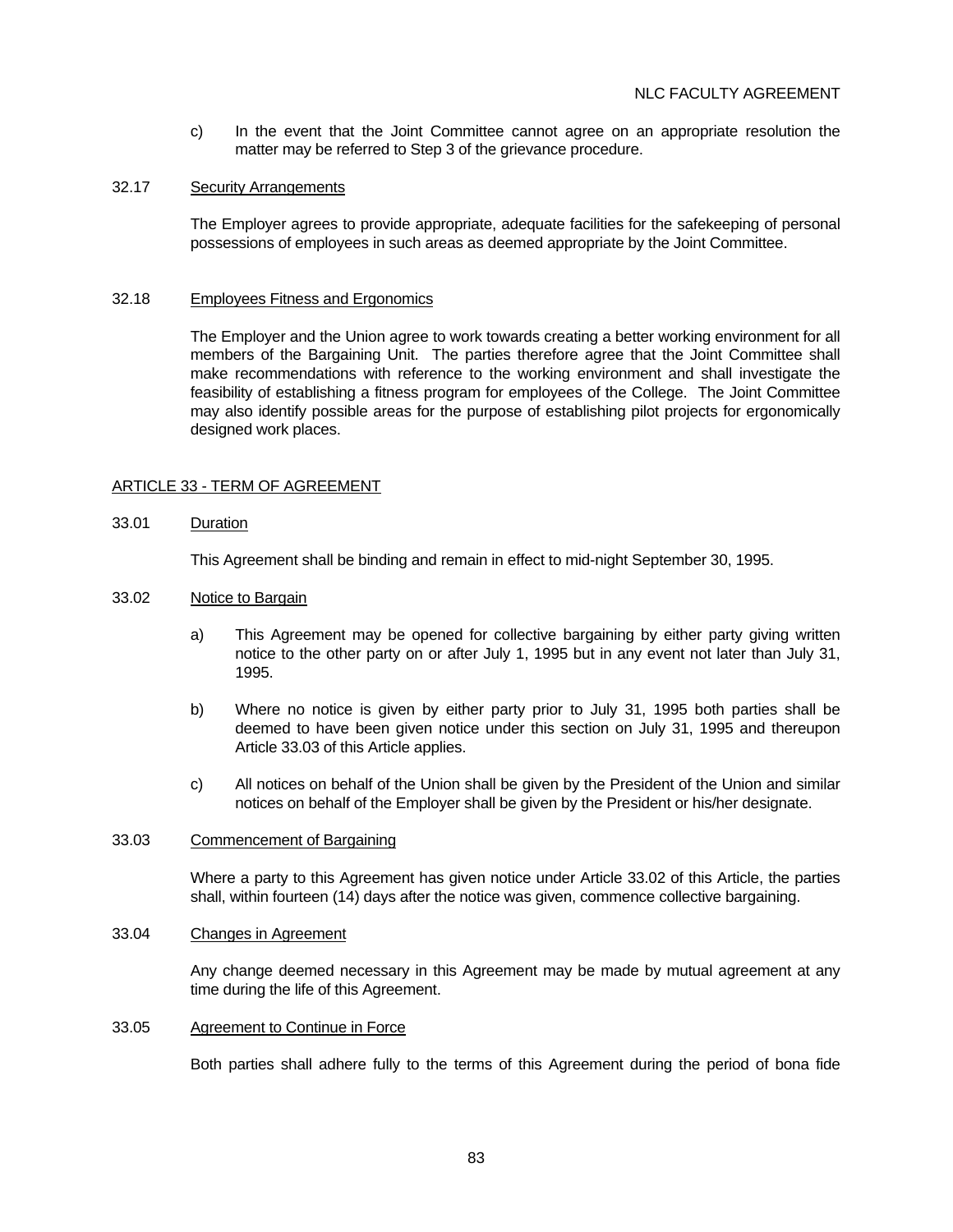c) In the event that the Joint Committee cannot agree on an appropriate resolution the matter may be referred to Step 3 of the grievance procedure.

32.17 Security Arrangements

The Employer agrees to provide appropriate, adequate facilities for the safekeeping of personal possessions of employees in such areas as deemed appropriate by the Joint Committee.

32.18 Employees Fitness and Ergonomics

The Employer and the Union agree to work towards creating a better working environment for all members of the Bargaining Unit. The parties therefore agree that the Joint Committee shall make recommendations with reference to the working environment and shall investigate the feasibility of establishing a fitness program for employees of the College. The Joint Committee may also identify possible areas for the purpose of establishing pilot projects for ergonomically designed work places.

## ARTICLE 33 - TERM OF AGREEMENT

33.01 Duration

This Agreement shall be binding and remain in effect to mid-night September 30, 1995.

33.02 Notice to Bargain

a) This Agreement may be opened for collective bargaining by either party giving written notice to the other party on or after July 1, 1995 but in any event not later than July 31, 1995.

b) Where no notice is given by either party prior to July 31, 1995 both parties shall be deemed to have been given notice under this section on July 31, 1995 and thereupon Article 33.03 of this Article applies.

c) All notices on behalf of the Union shall be given by the President of the Union and similar notices on behalf of the Employer shall be given by the President or his/her designate.

33.03 Commencement of Bargaining

Where a party to this Agreement has given notice under Article 33.02 of this Article, the parties shall, within fourteen (14) days after the notice was given, commence collective bargaining.

33.04 Changes in Agreement

Any change deemed necessary in this Agreement may be made by mutual agreement at any time during the life of this Agreement.

33.05 Agreement to Continue in Force

Both parties shall adhere fully to the terms of this Agreement during the period of bona fide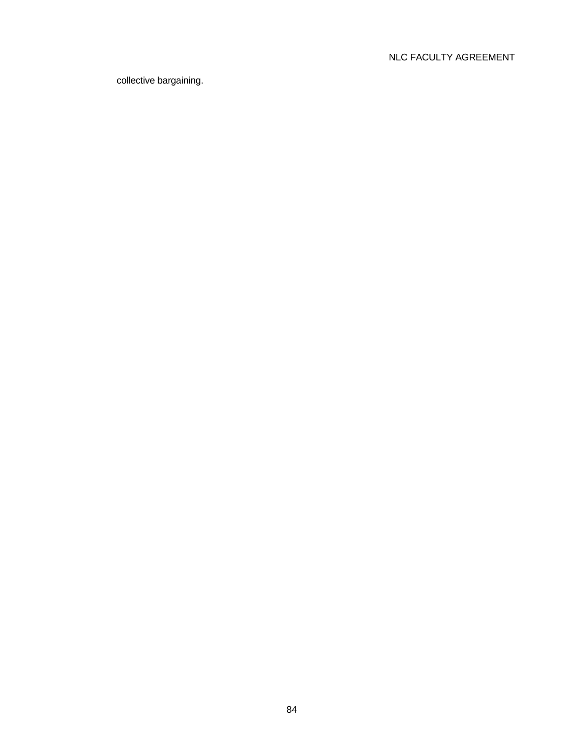collective bargaining.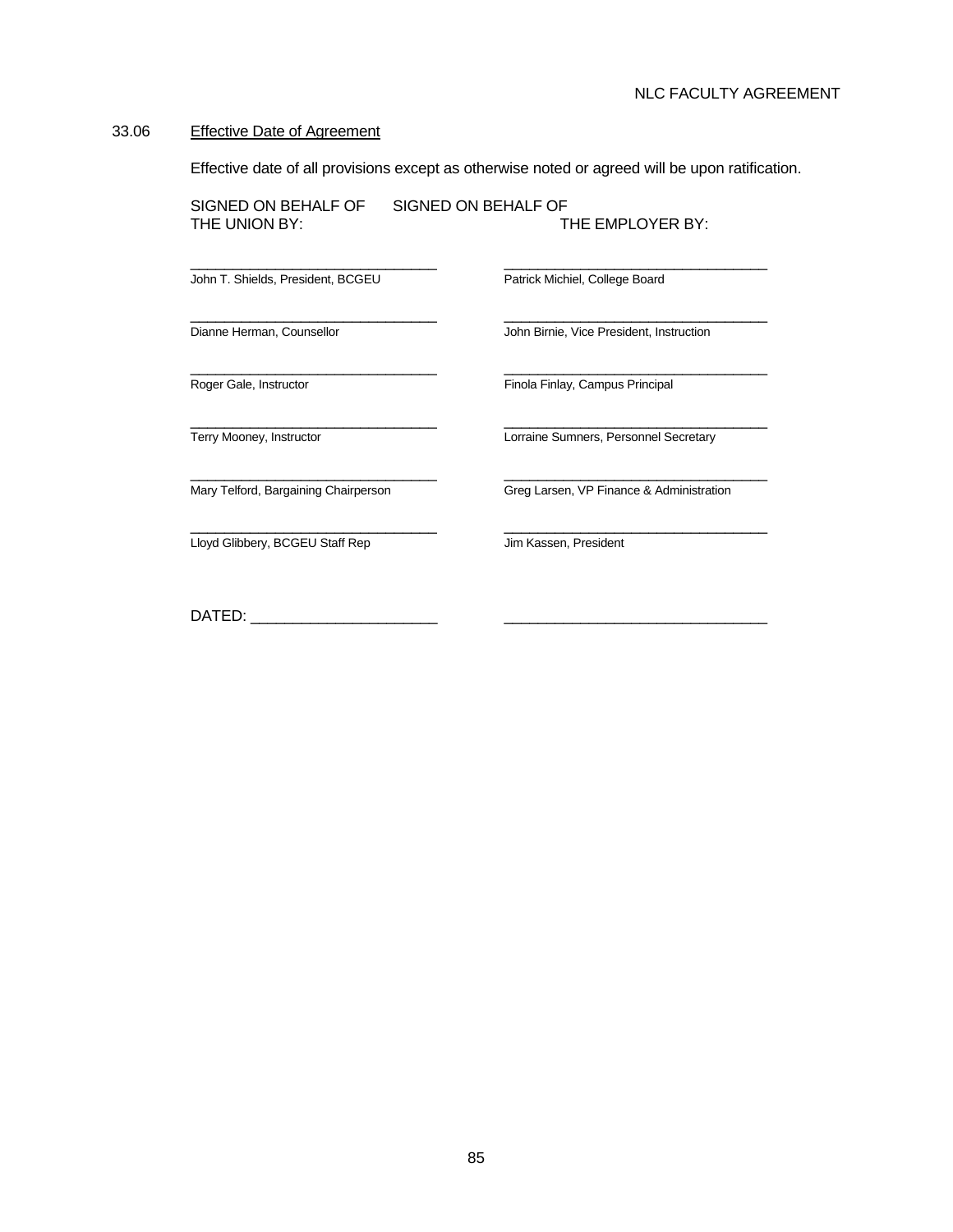### 33.06 Effective Date of Agreement

Effective date of all provisions except as otherwise noted or agreed will be upon ratification.

| SIGNED ON BEHALF OF THE UNION BY: | SIGNED ON BEHALF OF THE EMPLOYER BY: |
|---|---|
| John T. Shields, President, BCGEU | Patrick Michiel, College Board |
| Dianne Herman, Counsellor | John Birnie, Vice President, Instruction |
| Roger Gale, Instructor | Finola Finlay, Campus Principal |
| Terry Mooney, Instructor | Lorraine Sumners, Personnel Secretary |
| Mary Telford, Bargaining Chairperson | Greg Larsen, VP Finance & Administration |
| Lloyd Glibbery, BCGEU Staff Rep | Jim Kassen, President |

DATED: ______________________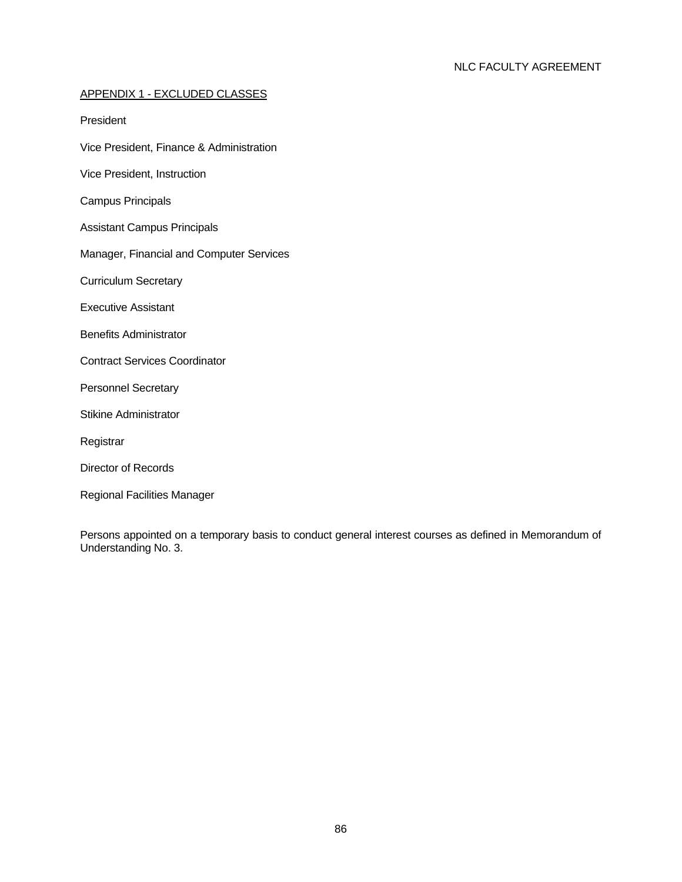## APPENDIX 1 - EXCLUDED CLASSES

President

Vice President, Finance & Administration

Vice President, Instruction

Campus Principals

Assistant Campus Principals

Manager, Financial and Computer Services

Curriculum Secretary

Executive Assistant

Benefits Administrator

Contract Services Coordinator

Personnel Secretary

Stikine Administrator

Registrar

Director of Records

Regional Facilities Manager

Persons appointed on a temporary basis to conduct general interest courses as defined in Memorandum of Understanding No. 3.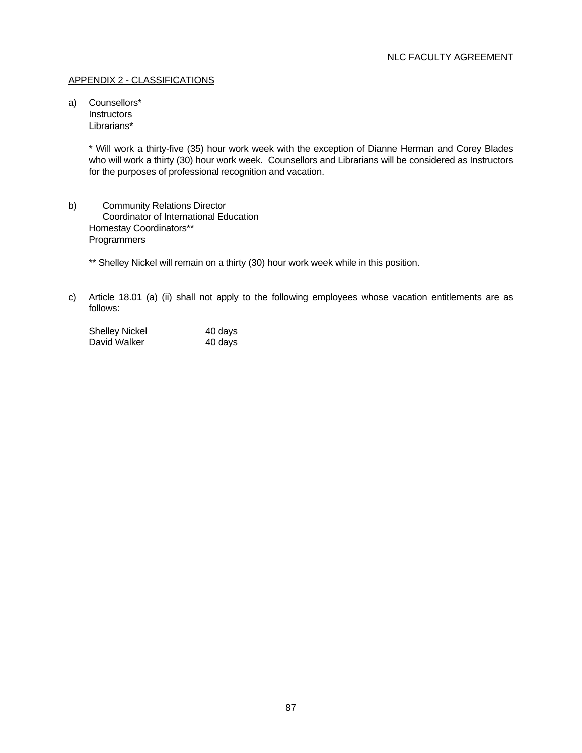APPENDIX 2 - CLASSIFICATIONS

a) Counsellors*
   Instructors
   Librarians*

   * Will work a thirty-five (35) hour work week with the exception of Dianne Herman and Corey Blades who will work a thirty (30) hour work week. Counsellors and Librarians will be considered as Instructors for the purposes of professional recognition and vacation.

b) Community Relations Director
   Coordinator of International Education
   Homestay Coordinators**
   Programmers

   ** Shelley Nickel will remain on a thirty (30) hour work week while in this position.

c) Article 18.01 (a) (ii) shall not apply to the following employees whose vacation entitlements are as follows:

| | |
|---|---|
| Shelley Nickel | 40 days |
| David Walker | 40 days |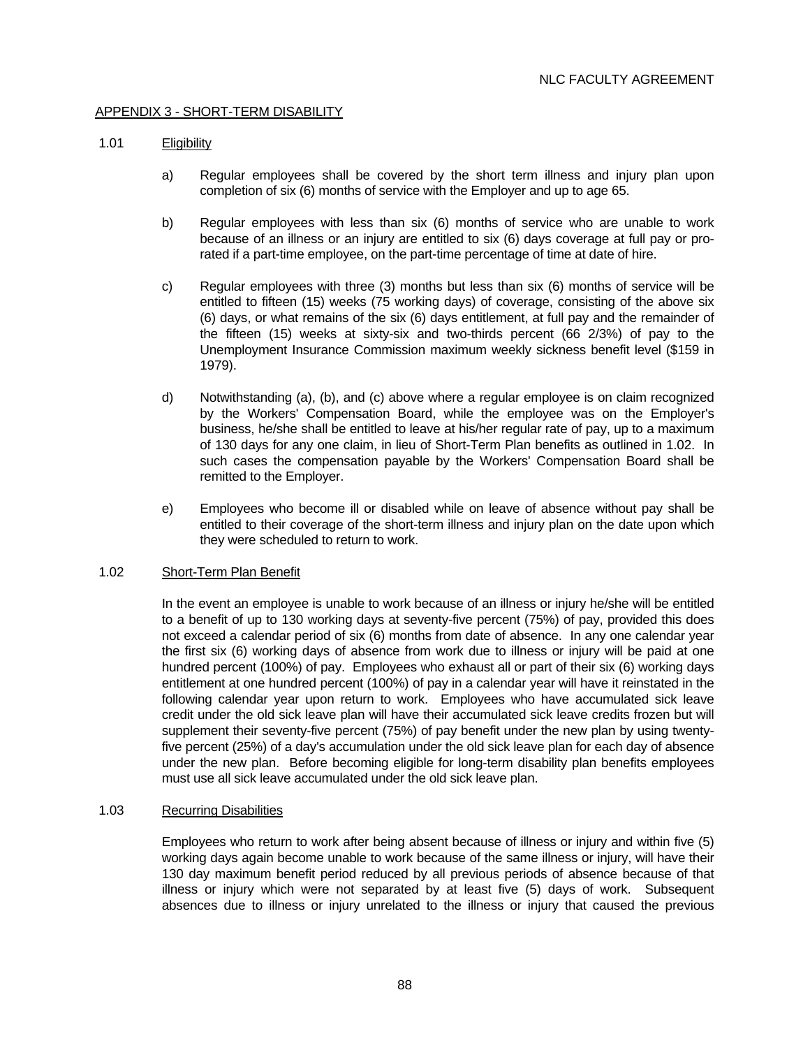## APPENDIX 3 - SHORT-TERM DISABILITY

### 1.01 Eligibility

a) Regular employees shall be covered by the short term illness and injury plan upon completion of six (6) months of service with the Employer and up to age 65.

b) Regular employees with less than six (6) months of service who are unable to work because of an illness or an injury are entitled to six (6) days coverage at full pay or pro-rated if a part-time employee, on the part-time percentage of time at date of hire.

c) Regular employees with three (3) months but less than six (6) months of service will be entitled to fifteen (15) weeks (75 working days) of coverage, consisting of the above six (6) days, or what remains of the six (6) days entitlement, at full pay and the remainder of the fifteen (15) weeks at sixty-six and two-thirds percent (66 2/3%) of pay to the Unemployment Insurance Commission maximum weekly sickness benefit level ($159 in 1979).

d) Notwithstanding (a), (b), and (c) above where a regular employee is on claim recognized by the Workers' Compensation Board, while the employee was on the Employer's business, he/she shall be entitled to leave at his/her regular rate of pay, up to a maximum of 130 days for any one claim, in lieu of Short-Term Plan benefits as outlined in 1.02. In such cases the compensation payable by the Workers' Compensation Board shall be remitted to the Employer.

e) Employees who become ill or disabled while on leave of absence without pay shall be entitled to their coverage of the short-term illness and injury plan on the date upon which they were scheduled to return to work.

### 1.02 Short-Term Plan Benefit

In the event an employee is unable to work because of an illness or injury he/she will be entitled to a benefit of up to 130 working days at seventy-five percent (75%) of pay, provided this does not exceed a calendar period of six (6) months from date of absence. In any one calendar year the first six (6) working days of absence from work due to illness or injury will be paid at one hundred percent (100%) of pay. Employees who exhaust all or part of their six (6) working days entitlement at one hundred percent (100%) of pay in a calendar year will have it reinstated in the following calendar year upon return to work. Employees who have accumulated sick leave credit under the old sick leave plan will have their accumulated sick leave credits frozen but will supplement their seventy-five percent (75%) of pay benefit under the new plan by using twenty-five percent (25%) of a day's accumulation under the old sick leave plan for each day of absence under the new plan. Before becoming eligible for long-term disability plan benefits employees must use all sick leave accumulated under the old sick leave plan.

### 1.03 Recurring Disabilities

Employees who return to work after being absent because of illness or injury and within five (5) working days again become unable to work because of the same illness or injury, will have their 130 day maximum benefit period reduced by all previous periods of absence because of that illness or injury which were not separated by at least five (5) days of work. Subsequent absences due to illness or injury unrelated to the illness or injury that caused the previous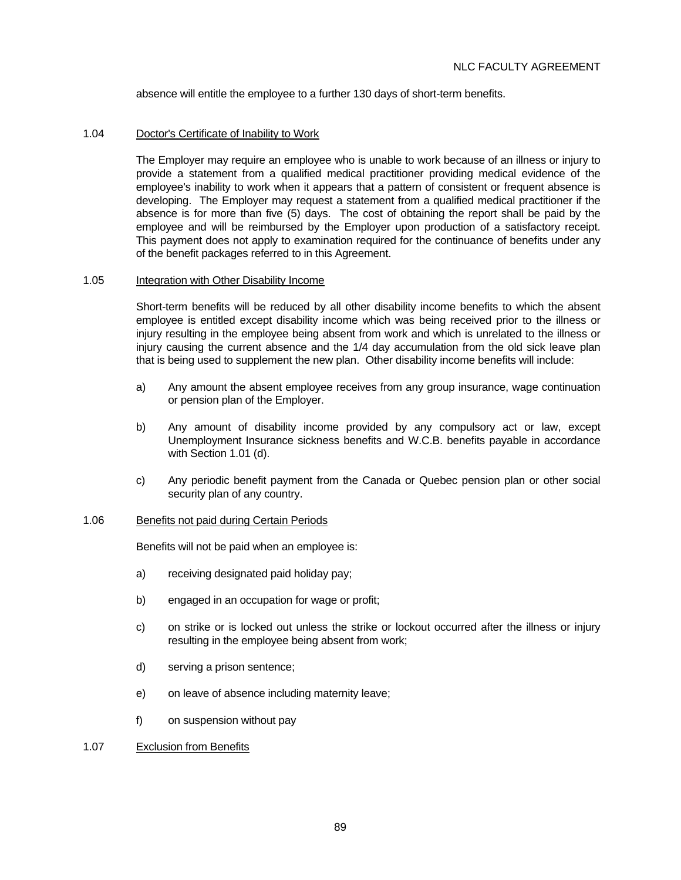absence will entitle the employee to a further 130 days of short-term benefits.

1.04 Doctor's Certificate of Inability to Work

The Employer may require an employee who is unable to work because of an illness or injury to provide a statement from a qualified medical practitioner providing medical evidence of the employee's inability to work when it appears that a pattern of consistent or frequent absence is developing. The Employer may request a statement from a qualified medical practitioner if the absence is for more than five (5) days. The cost of obtaining the report shall be paid by the employee and will be reimbursed by the Employer upon production of a satisfactory receipt. This payment does not apply to examination required for the continuance of benefits under any of the benefit packages referred to in this Agreement.

1.05 Integration with Other Disability Income

Short-term benefits will be reduced by all other disability income benefits to which the absent employee is entitled except disability income which was being received prior to the illness or injury resulting in the employee being absent from work and which is unrelated to the illness or injury causing the current absence and the 1/4 day accumulation from the old sick leave plan that is being used to supplement the new plan. Other disability income benefits will include:

a) Any amount the absent employee receives from any group insurance, wage continuation or pension plan of the Employer.

b) Any amount of disability income provided by any compulsory act or law, except Unemployment Insurance sickness benefits and W.C.B. benefits payable in accordance with Section 1.01 (d).

c) Any periodic benefit payment from the Canada or Quebec pension plan or other social security plan of any country.

1.06 Benefits not paid during Certain Periods

Benefits will not be paid when an employee is:

a) receiving designated paid holiday pay;

b) engaged in an occupation for wage or profit;

c) on strike or is locked out unless the strike or lockout occurred after the illness or injury resulting in the employee being absent from work;

d) serving a prison sentence;

e) on leave of absence including maternity leave;

f) on suspension without pay

1.07 Exclusion from Benefits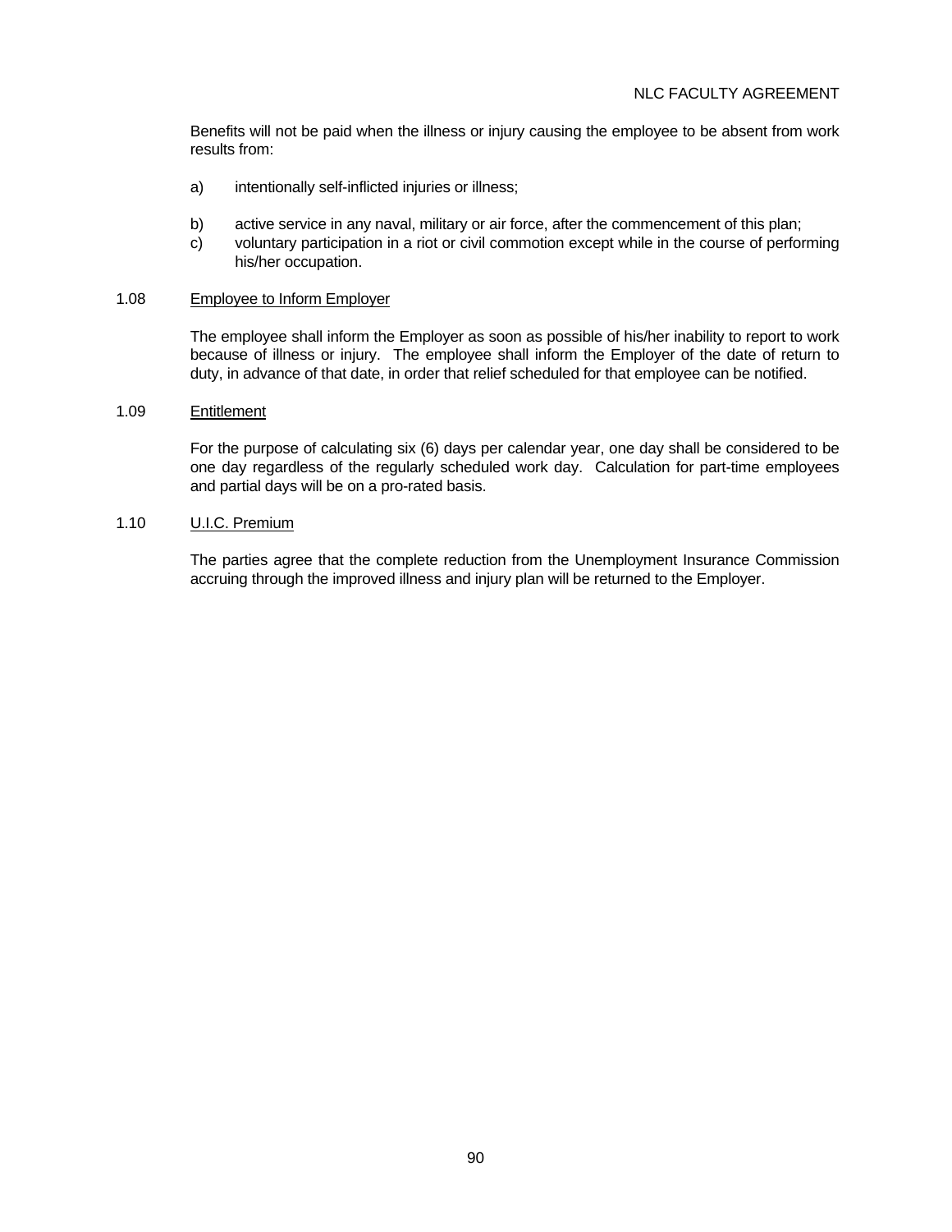Benefits will not be paid when the illness or injury causing the employee to be absent from work results from:

a) intentionally self-inflicted injuries or illness;

b) active service in any naval, military or air force, after the commencement of this plan;

c) voluntary participation in a riot or civil commotion except while in the course of performing his/her occupation.

1.08 Employee to Inform Employer

The employee shall inform the Employer as soon as possible of his/her inability to report to work because of illness or injury. The employee shall inform the Employer of the date of return to duty, in advance of that date, in order that relief scheduled for that employee can be notified.

1.09 Entitlement

For the purpose of calculating six (6) days per calendar year, one day shall be considered to be one day regardless of the regularly scheduled work day. Calculation for part-time employees and partial days will be on a pro-rated basis.

1.10 U.I.C. Premium

The parties agree that the complete reduction from the Unemployment Insurance Commission accruing through the improved illness and injury plan will be returned to the Employer.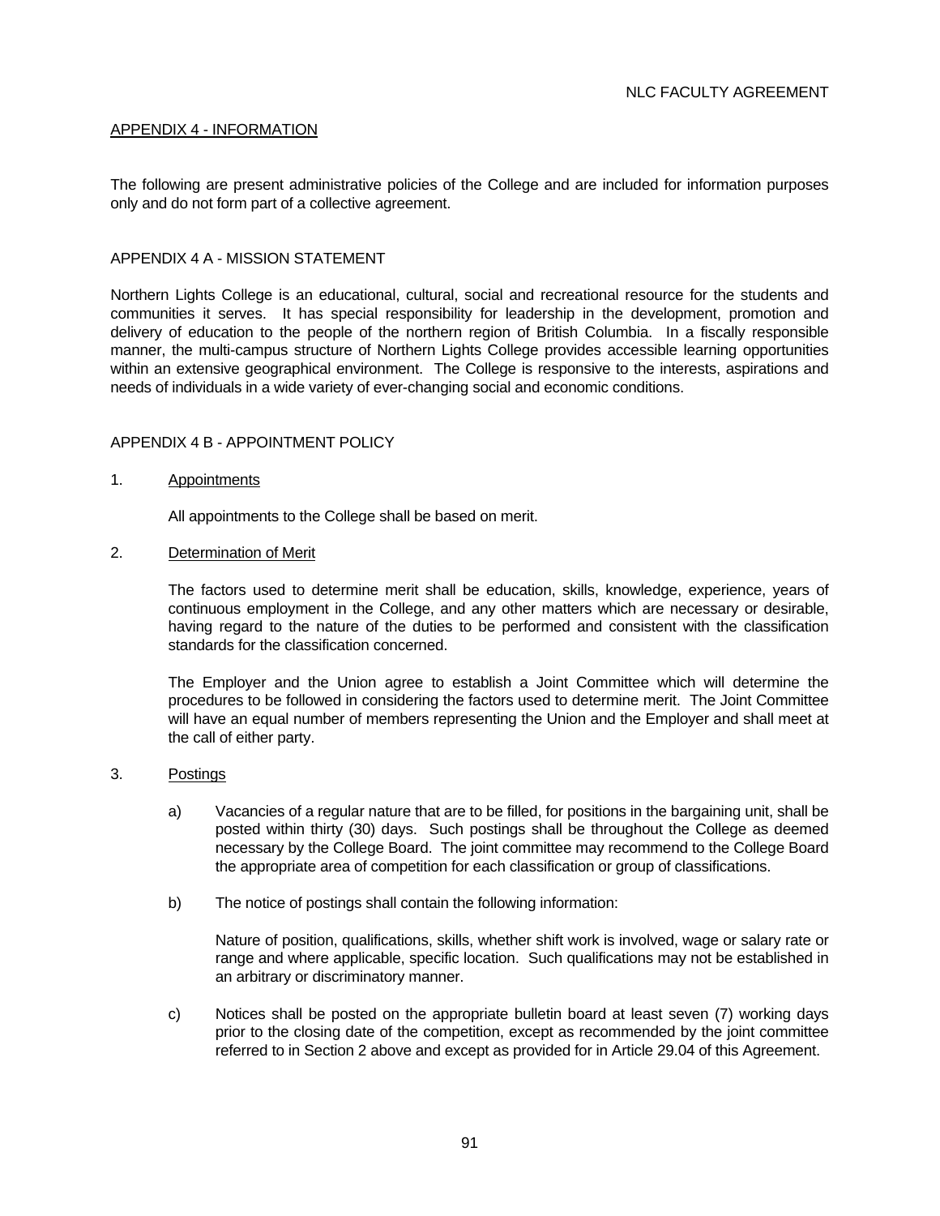## APPENDIX 4 - INFORMATION

The following are present administrative policies of the College and are included for information purposes only and do not form part of a collective agreement.

### APPENDIX 4 A - MISSION STATEMENT

Northern Lights College is an educational, cultural, social and recreational resource for the students and communities it serves. It has special responsibility for leadership in the development, promotion and delivery of education to the people of the northern region of British Columbia. In a fiscally responsible manner, the multi-campus structure of Northern Lights College provides accessible learning opportunities within an extensive geographical environment. The College is responsive to the interests, aspirations and needs of individuals in a wide variety of ever-changing social and economic conditions.

### APPENDIX 4 B - APPOINTMENT POLICY

1. Appointments

   All appointments to the College shall be based on merit.

2. Determination of Merit

   The factors used to determine merit shall be education, skills, knowledge, experience, years of continuous employment in the College, and any other matters which are necessary or desirable, having regard to the nature of the duties to be performed and consistent with the classification standards for the classification concerned.

   The Employer and the Union agree to establish a Joint Committee which will determine the procedures to be followed in considering the factors used to determine merit. The Joint Committee will have an equal number of members representing the Union and the Employer and shall meet at the call of either party.

3. Postings

   a) Vacancies of a regular nature that are to be filled, for positions in the bargaining unit, shall be posted within thirty (30) days. Such postings shall be throughout the College as deemed necessary by the College Board. The joint committee may recommend to the College Board the appropriate area of competition for each classification or group of classifications.

   b) The notice of postings shall contain the following information:

      Nature of position, qualifications, skills, whether shift work is involved, wage or salary rate or range and where applicable, specific location. Such qualifications may not be established in an arbitrary or discriminatory manner.

   c) Notices shall be posted on the appropriate bulletin board at least seven (7) working days prior to the closing date of the competition, except as recommended by the joint committee referred to in Section 2 above and except as provided for in Article 29.04 of this Agreement.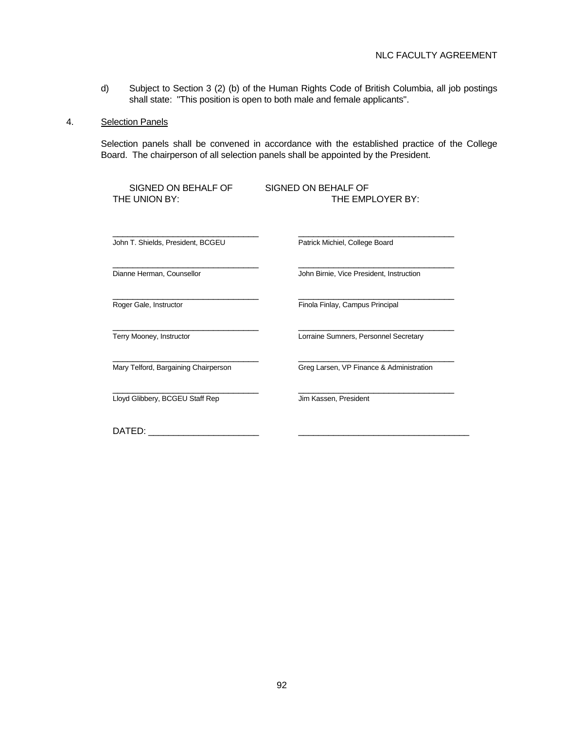d) Subject to Section 3 (2) (b) of the Human Rights Code of British Columbia, all job postings shall state: "This position is open to both male and female applicants".

4. Selection Panels

Selection panels shall be convened in accordance with the established practice of the College Board. The chairperson of all selection panels shall be appointed by the President.

| SIGNED ON BEHALF OF THE UNION BY: | SIGNED ON BEHALF OF THE EMPLOYER BY: |
|---|---|
| ______________________________ John T. Shields, President, BCGEU | ______________________________ Patrick Michiel, College Board |
| ______________________________ Dianne Herman, Counsellor | ______________________________ John Birnie, Vice President, Instruction |
| ______________________________ Roger Gale, Instructor | ______________________________ Finola Finlay, Campus Principal |
| ______________________________ Terry Mooney, Instructor | ______________________________ Lorraine Sumners, Personnel Secretary |
| ______________________________ Mary Telford, Bargaining Chairperson | ______________________________ Greg Larsen, VP Finance & Administration |
| ______________________________ Lloyd Glibbery, BCGEU Staff Rep | ______________________________ Jim Kassen, President |

DATED: ______________________ ______________________________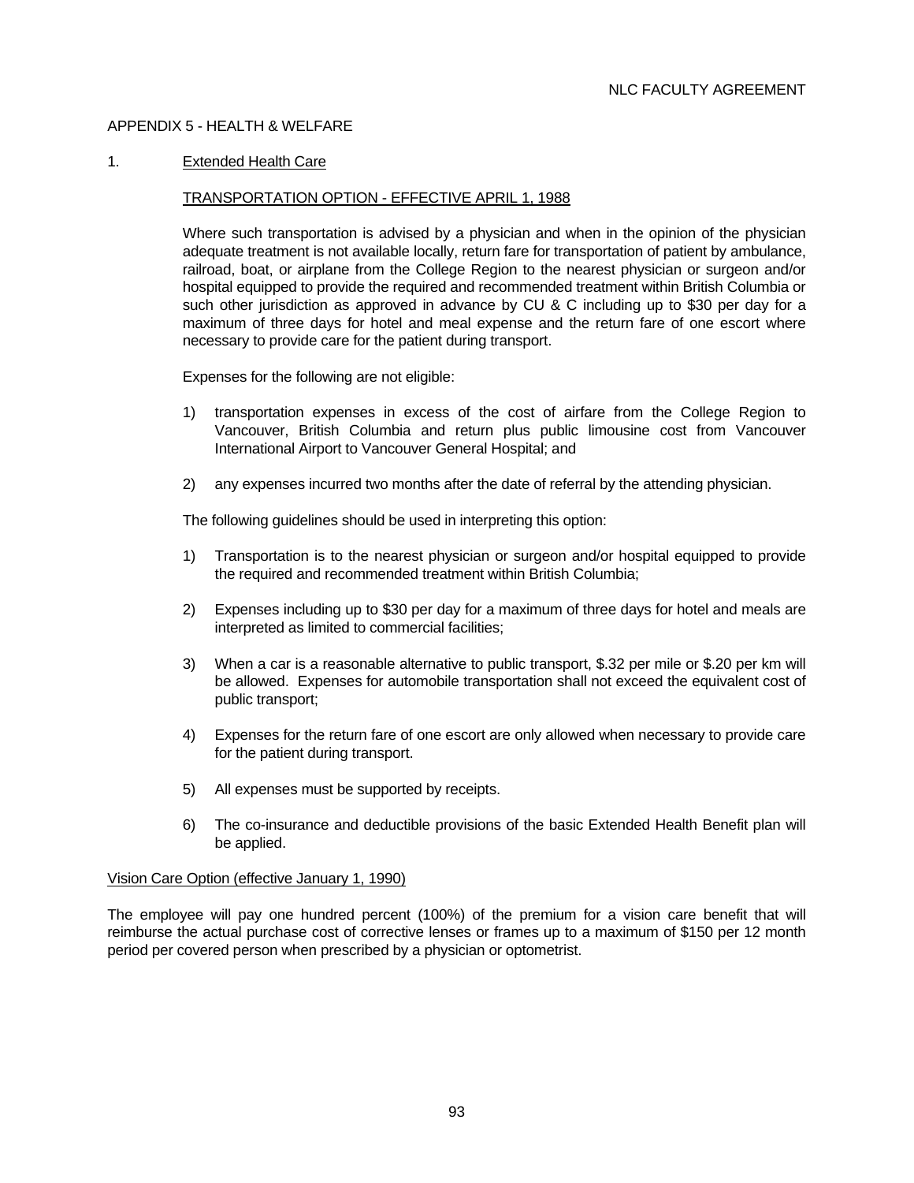## APPENDIX 5 - HEALTH & WELFARE

1. <u>Extended Health Care</u>

<u>TRANSPORTATION OPTION - EFFECTIVE APRIL 1, 1988</u>

Where such transportation is advised by a physician and when in the opinion of the physician adequate treatment is not available locally, return fare for transportation of patient by ambulance, railroad, boat, or airplane from the College Region to the nearest physician or surgeon and/or hospital equipped to provide the required and recommended treatment within British Columbia or such other jurisdiction as approved in advance by CU & C including up to $30 per day for a maximum of three days for hotel and meal expense and the return fare of one escort where necessary to provide care for the patient during transport.

Expenses for the following are not eligible:

1) transportation expenses in excess of the cost of airfare from the College Region to Vancouver, British Columbia and return plus public limousine cost from Vancouver International Airport to Vancouver General Hospital; and

2) any expenses incurred two months after the date of referral by the attending physician.

The following guidelines should be used in interpreting this option:

1) Transportation is to the nearest physician or surgeon and/or hospital equipped to provide the required and recommended treatment within British Columbia;

2) Expenses including up to $30 per day for a maximum of three days for hotel and meals are interpreted as limited to commercial facilities;

3) When a car is a reasonable alternative to public transport, $.32 per mile or $.20 per km will be allowed. Expenses for automobile transportation shall not exceed the equivalent cost of public transport;

4) Expenses for the return fare of one escort are only allowed when necessary to provide care for the patient during transport.

5) All expenses must be supported by receipts.

6) The co-insurance and deductible provisions of the basic Extended Health Benefit plan will be applied.

<u>Vision Care Option (effective January 1, 1990)</u>

The employee will pay one hundred percent (100%) of the premium for a vision care benefit that will reimburse the actual purchase cost of corrective lenses or frames up to a maximum of $150 per 12 month period per covered person when prescribed by a physician or optometrist.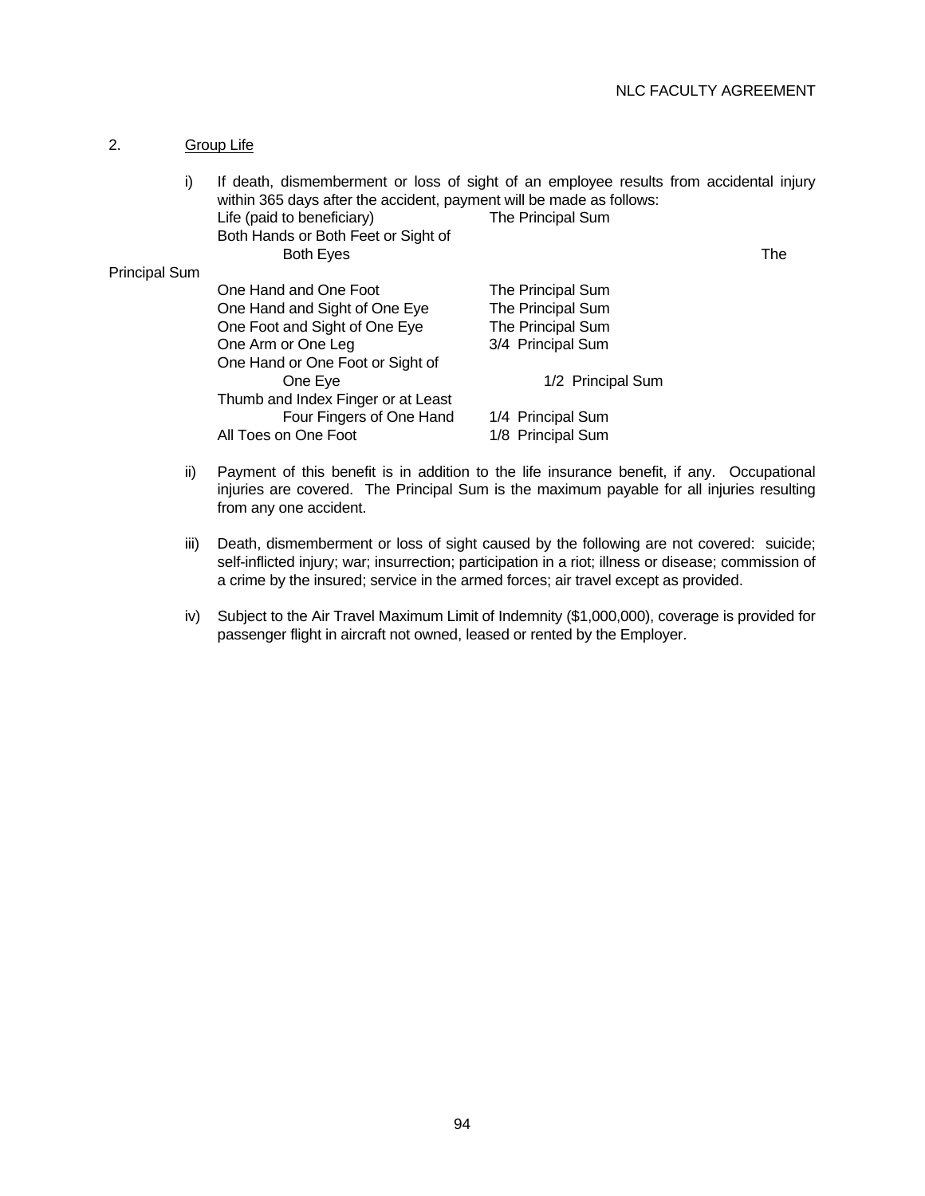2. Group Life

i) If death, dismemberment or loss of sight of an employee results from accidental injury within 365 days after the accident, payment will be made as follows:

| | |
|---|---|
| Life (paid to beneficiary) | The Principal Sum |
| Both Hands or Both Feet or Sight of Both Eyes | The Principal Sum |
| One Hand and One Foot | The Principal Sum |
| One Hand and Sight of One Eye | The Principal Sum |
| One Foot and Sight of One Eye | The Principal Sum |
| One Arm or One Leg | 3/4 Principal Sum |
| One Hand or One Foot or Sight of One Eye | 1/2 Principal Sum |
| Thumb and Index Finger or at Least Four Fingers of One Hand | 1/4 Principal Sum |
| All Toes on One Foot | 1/8 Principal Sum |

ii) Payment of this benefit is in addition to the life insurance benefit, if any. Occupational injuries are covered. The Principal Sum is the maximum payable for all injuries resulting from any one accident.

iii) Death, dismemberment or loss of sight caused by the following are not covered: suicide; self-inflicted injury; war; insurrection; participation in a riot; illness or disease; commission of a crime by the insured; service in the armed forces; air travel except as provided.

iv) Subject to the Air Travel Maximum Limit of Indemnity ($1,000,000), coverage is provided for passenger flight in aircraft not owned, leased or rented by the Employer.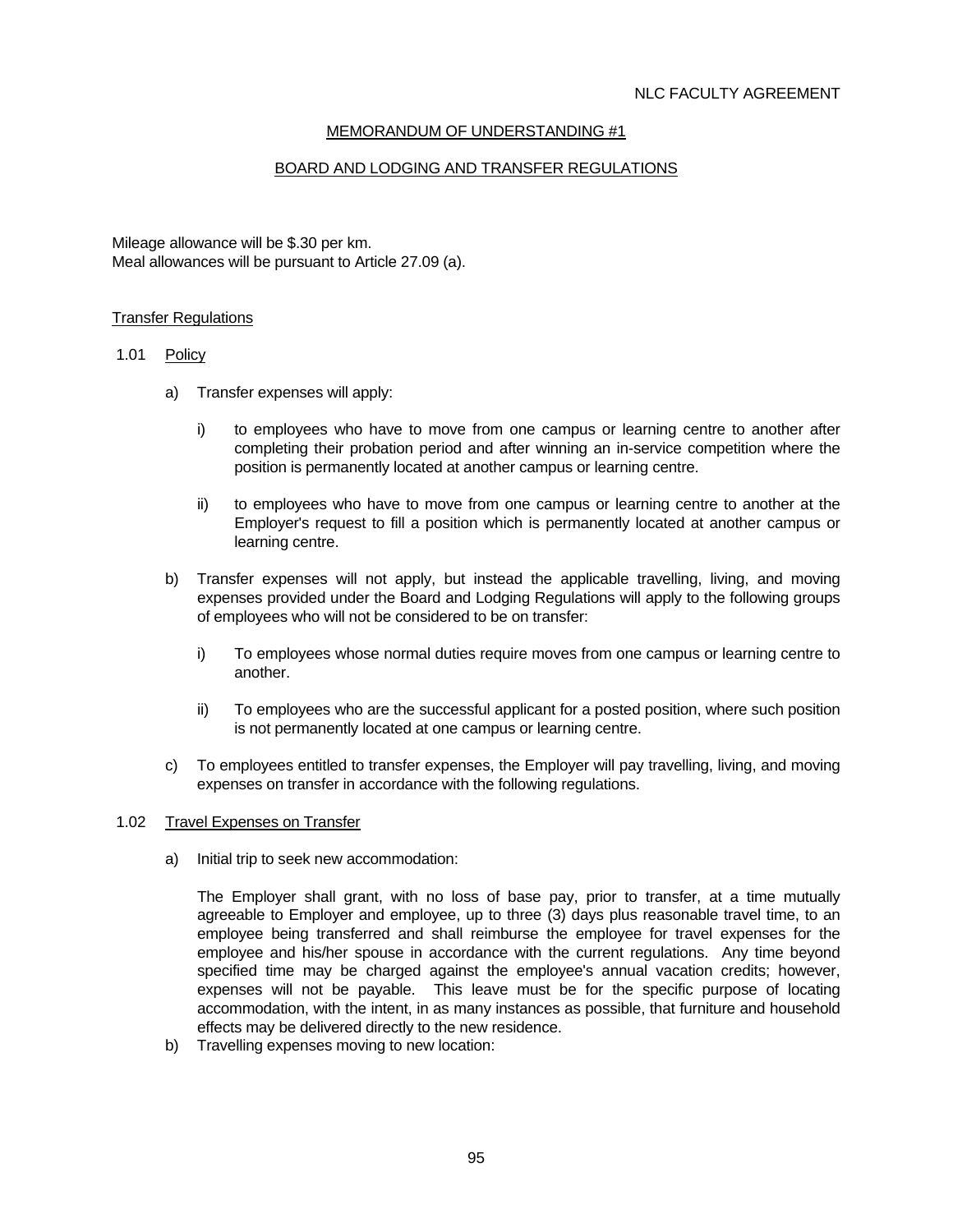## MEMORANDUM OF UNDERSTANDING #1

## BOARD AND LODGING AND TRANSFER REGULATIONS

Mileage allowance will be $.30 per km.
Meal allowances will be pursuant to Article 27.09 (a).

### Transfer Regulations

1.01 Policy

a) Transfer expenses will apply:

   i) to employees who have to move from one campus or learning centre to another after completing their probation period and after winning an in-service competition where the position is permanently located at another campus or learning centre.

   ii) to employees who have to move from one campus or learning centre to another at the Employer's request to fill a position which is permanently located at another campus or learning centre.

b) Transfer expenses will not apply, but instead the applicable travelling, living, and moving expenses provided under the Board and Lodging Regulations will apply to the following groups of employees who will not be considered to be on transfer:

   i) To employees whose normal duties require moves from one campus or learning centre to another.

   ii) To employees who are the successful applicant for a posted position, where such position is not permanently located at one campus or learning centre.

c) To employees entitled to transfer expenses, the Employer will pay travelling, living, and moving expenses on transfer in accordance with the following regulations.

1.02 Travel Expenses on Transfer

a) Initial trip to seek new accommodation:

   The Employer shall grant, with no loss of base pay, prior to transfer, at a time mutually agreeable to Employer and employee, up to three (3) days plus reasonable travel time, to an employee being transferred and shall reimburse the employee for travel expenses for the employee and his/her spouse in accordance with the current regulations. Any time beyond specified time may be charged against the employee's annual vacation credits; however, expenses will not be payable. This leave must be for the specific purpose of locating accommodation, with the intent, in as many instances as possible, that furniture and household effects may be delivered directly to the new residence.

b) Travelling expenses moving to new location: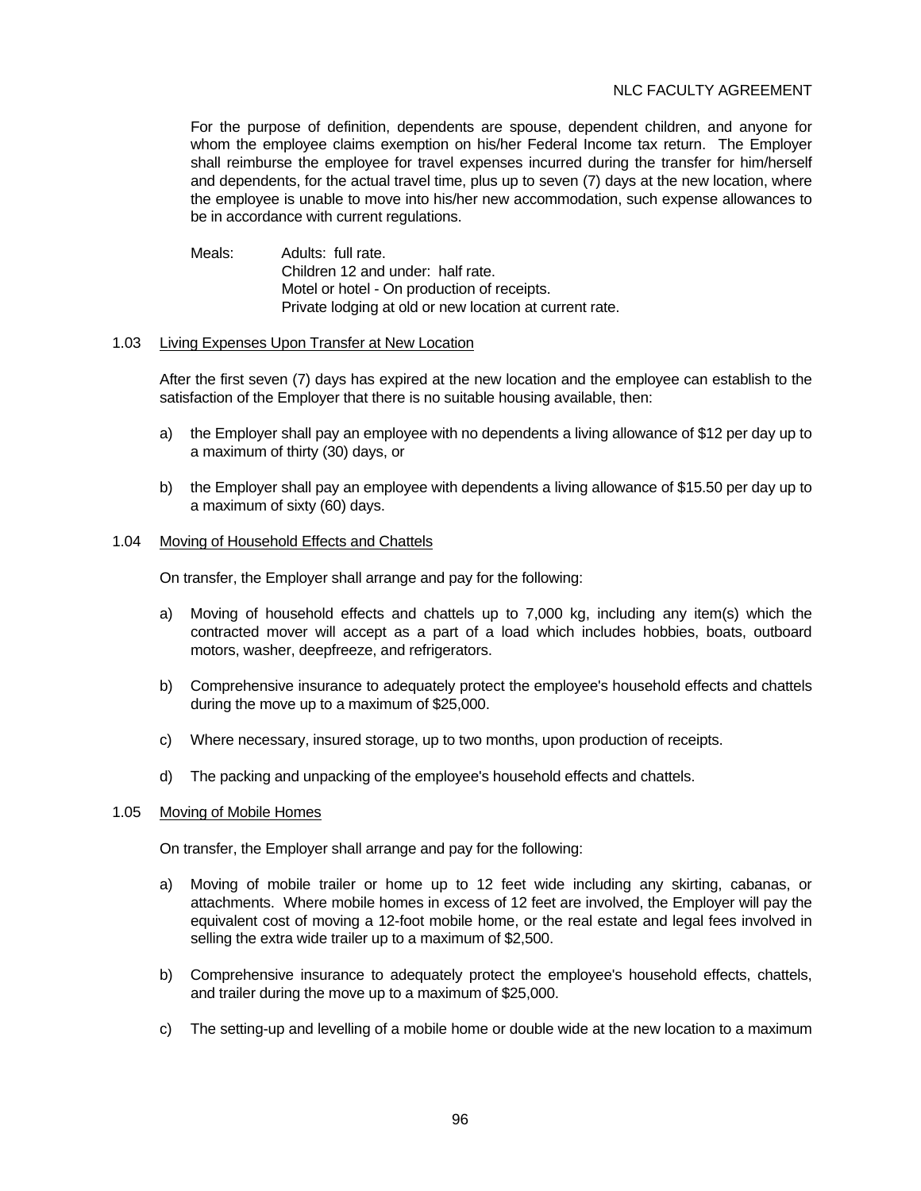For the purpose of definition, dependents are spouse, dependent children, and anyone for whom the employee claims exemption on his/her Federal Income tax return. The Employer shall reimburse the employee for travel expenses incurred during the transfer for him/herself and dependents, for the actual travel time, plus up to seven (7) days at the new location, where the employee is unable to move into his/her new accommodation, such expense allowances to be in accordance with current regulations.

Meals: Adults: full rate.
Children 12 and under: half rate.
Motel or hotel - On production of receipts.
Private lodging at old or new location at current rate.

1.03 Living Expenses Upon Transfer at New Location

After the first seven (7) days has expired at the new location and the employee can establish to the satisfaction of the Employer that there is no suitable housing available, then:

a) the Employer shall pay an employee with no dependents a living allowance of $12 per day up to a maximum of thirty (30) days, or

b) the Employer shall pay an employee with dependents a living allowance of $15.50 per day up to a maximum of sixty (60) days.

1.04 Moving of Household Effects and Chattels

On transfer, the Employer shall arrange and pay for the following:

a) Moving of household effects and chattels up to 7,000 kg, including any item(s) which the contracted mover will accept as a part of a load which includes hobbies, boats, outboard motors, washer, deepfreeze, and refrigerators.

b) Comprehensive insurance to adequately protect the employee's household effects and chattels during the move up to a maximum of $25,000.

c) Where necessary, insured storage, up to two months, upon production of receipts.

d) The packing and unpacking of the employee's household effects and chattels.

1.05 Moving of Mobile Homes

On transfer, the Employer shall arrange and pay for the following:

a) Moving of mobile trailer or home up to 12 feet wide including any skirting, cabanas, or attachments. Where mobile homes in excess of 12 feet are involved, the Employer will pay the equivalent cost of moving a 12-foot mobile home, or the real estate and legal fees involved in selling the extra wide trailer up to a maximum of $2,500.

b) Comprehensive insurance to adequately protect the employee's household effects, chattels, and trailer during the move up to a maximum of $25,000.

c) The setting-up and levelling of a mobile home or double wide at the new location to a maximum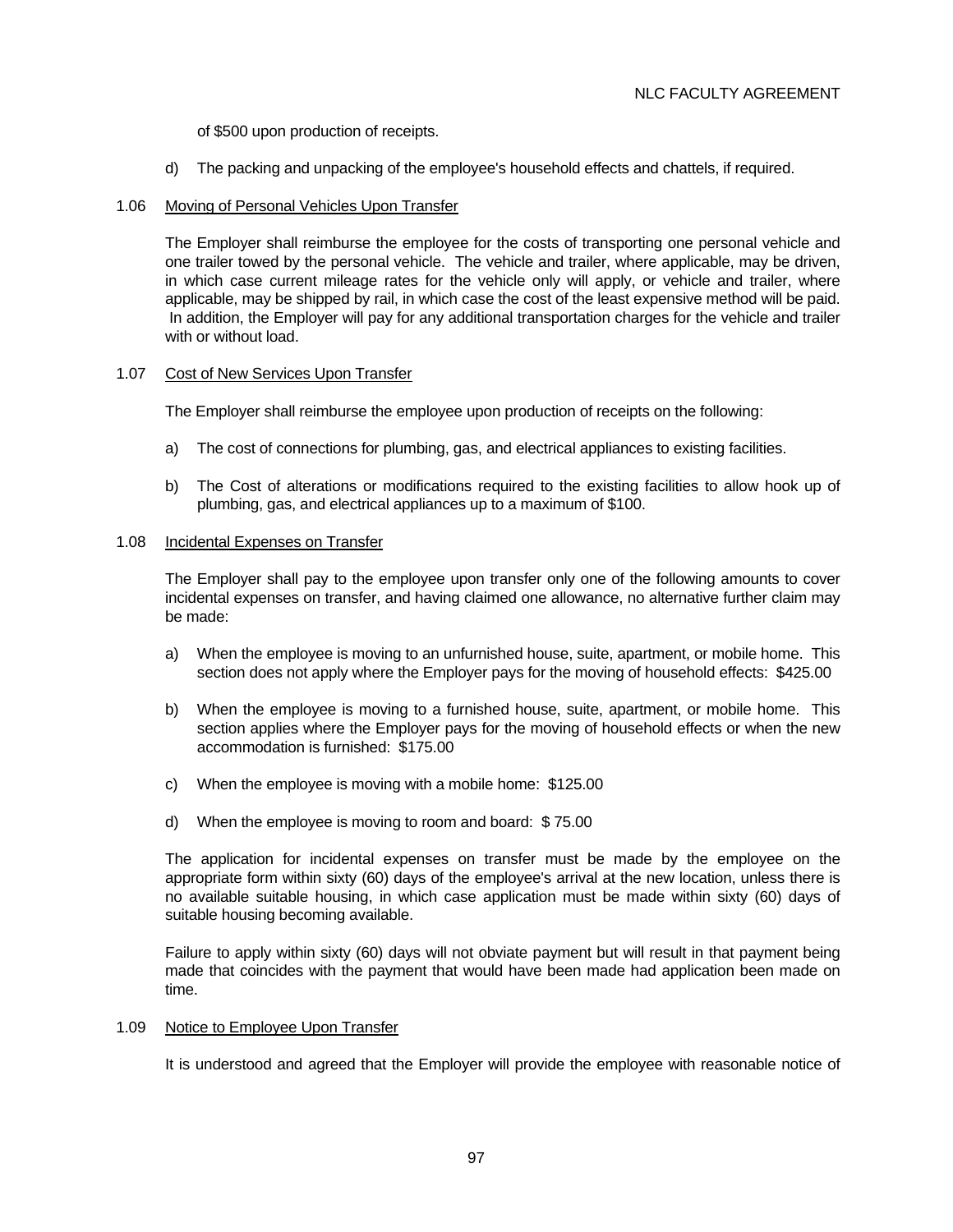of $500 upon production of receipts.

d) The packing and unpacking of the employee's household effects and chattels, if required.

1.06 Moving of Personal Vehicles Upon Transfer

The Employer shall reimburse the employee for the costs of transporting one personal vehicle and one trailer towed by the personal vehicle. The vehicle and trailer, where applicable, may be driven, in which case current mileage rates for the vehicle only will apply, or vehicle and trailer, where applicable, may be shipped by rail, in which case the cost of the least expensive method will be paid. In addition, the Employer will pay for any additional transportation charges for the vehicle and trailer with or without load.

1.07 Cost of New Services Upon Transfer

The Employer shall reimburse the employee upon production of receipts on the following:

a) The cost of connections for plumbing, gas, and electrical appliances to existing facilities.

b) The Cost of alterations or modifications required to the existing facilities to allow hook up of plumbing, gas, and electrical appliances up to a maximum of $100.

1.08 Incidental Expenses on Transfer

The Employer shall pay to the employee upon transfer only one of the following amounts to cover incidental expenses on transfer, and having claimed one allowance, no alternative further claim may be made:

a) When the employee is moving to an unfurnished house, suite, apartment, or mobile home. This section does not apply where the Employer pays for the moving of household effects: $425.00

b) When the employee is moving to a furnished house, suite, apartment, or mobile home. This section applies where the Employer pays for the moving of household effects or when the new accommodation is furnished: $175.00

c) When the employee is moving with a mobile home: $125.00

d) When the employee is moving to room and board: $ 75.00

The application for incidental expenses on transfer must be made by the employee on the appropriate form within sixty (60) days of the employee's arrival at the new location, unless there is no available suitable housing, in which case application must be made within sixty (60) days of suitable housing becoming available.

Failure to apply within sixty (60) days will not obviate payment but will result in that payment being made that coincides with the payment that would have been made had application been made on time.

1.09 Notice to Employee Upon Transfer

It is understood and agreed that the Employer will provide the employee with reasonable notice of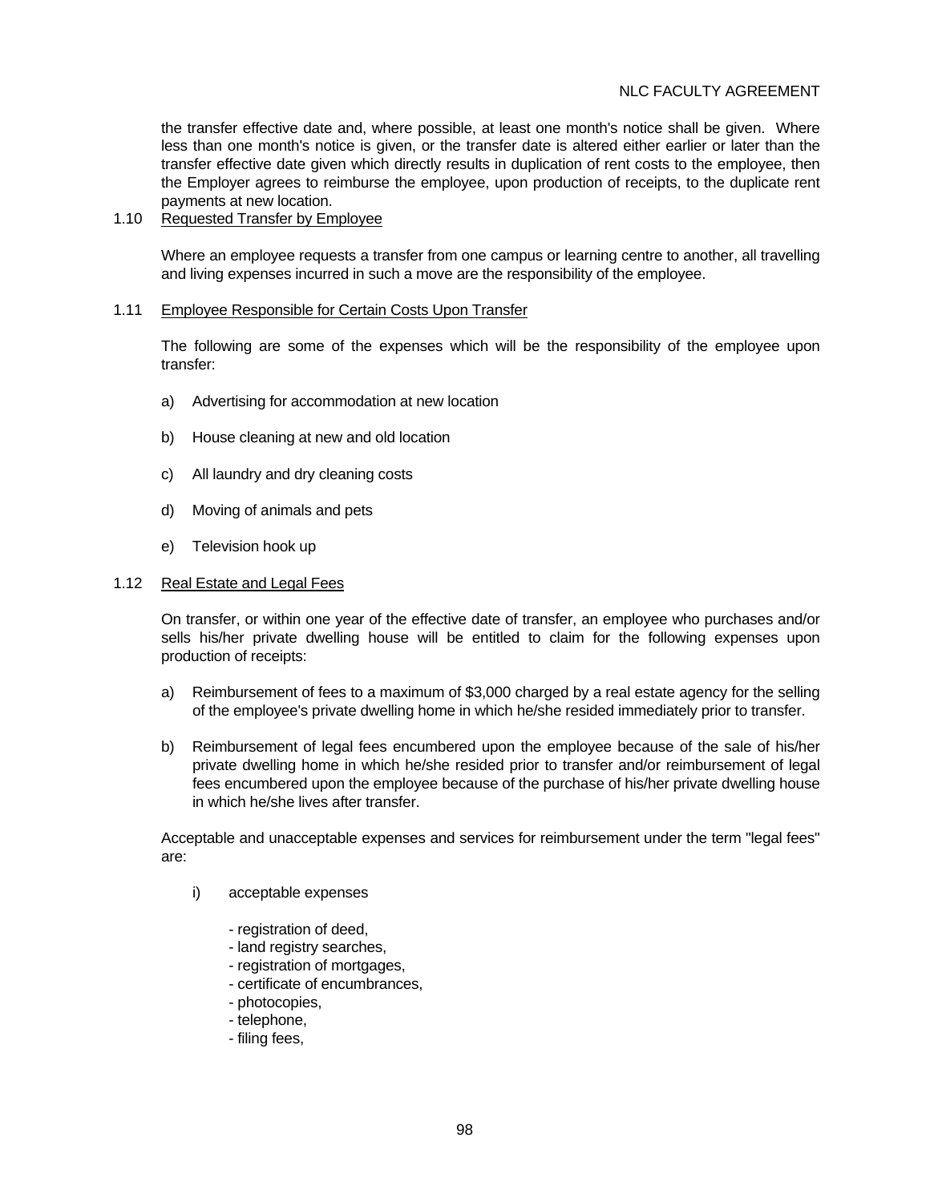the transfer effective date and, where possible, at least one month's notice shall be given. Where less than one month's notice is given, or the transfer date is altered either earlier or later than the transfer effective date given which directly results in duplication of rent costs to the employee, then the Employer agrees to reimburse the employee, upon production of receipts, to the duplicate rent payments at new location.

1.10 Requested Transfer by Employee

Where an employee requests a transfer from one campus or learning centre to another, all travelling and living expenses incurred in such a move are the responsibility of the employee.

1.11 Employee Responsible for Certain Costs Upon Transfer

The following are some of the expenses which will be the responsibility of the employee upon transfer:

a) Advertising for accommodation at new location

b) House cleaning at new and old location

c) All laundry and dry cleaning costs

d) Moving of animals and pets

e) Television hook up

1.12 Real Estate and Legal Fees

On transfer, or within one year of the effective date of transfer, an employee who purchases and/or sells his/her private dwelling house will be entitled to claim for the following expenses upon production of receipts:

a) Reimbursement of fees to a maximum of $3,000 charged by a real estate agency for the selling of the employee's private dwelling home in which he/she resided immediately prior to transfer.

b) Reimbursement of legal fees encumbered upon the employee because of the sale of his/her private dwelling home in which he/she resided prior to transfer and/or reimbursement of legal fees encumbered upon the employee because of the purchase of his/her private dwelling house in which he/she lives after transfer.

Acceptable and unacceptable expenses and services for reimbursement under the term "legal fees" are:

i) acceptable expenses

- registration of deed,
- land registry searches,
- registration of mortgages,
- certificate of encumbrances,
- photocopies,
- telephone,
- filing fees,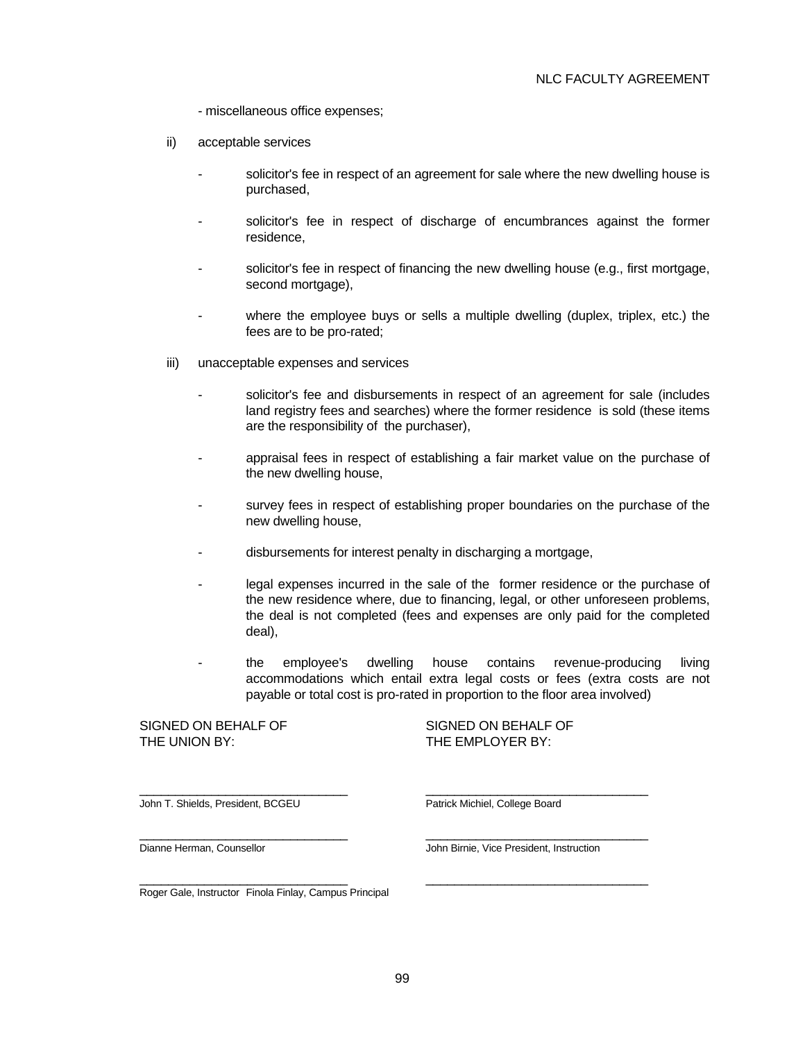- miscellaneous office expenses;

ii) acceptable services

- solicitor's fee in respect of an agreement for sale where the new dwelling house is purchased,
- solicitor's fee in respect of discharge of encumbrances against the former residence,
- solicitor's fee in respect of financing the new dwelling house (e.g., first mortgage, second mortgage),
- where the employee buys or sells a multiple dwelling (duplex, triplex, etc.) the fees are to be pro-rated;

iii) unacceptable expenses and services

- solicitor's fee and disbursements in respect of an agreement for sale (includes land registry fees and searches) where the former residence is sold (these items are the responsibility of the purchaser),
- appraisal fees in respect of establishing a fair market value on the purchase of the new dwelling house,
- survey fees in respect of establishing proper boundaries on the purchase of the new dwelling house,
- disbursements for interest penalty in discharging a mortgage,
- legal expenses incurred in the sale of the former residence or the purchase of the new residence where, due to financing, legal, or other unforeseen problems, the deal is not completed (fees and expenses are only paid for the completed deal),
- the employee's dwelling house contains revenue-producing living accommodations which entail extra legal costs or fees (extra costs are not payable or total cost is pro-rated in proportion to the floor area involved)

SIGNED ON BEHALF OF THE UNION BY:

______________________________
John T. Shields, President, BCGEU

______________________________
Dianne Herman, Counsellor

______________________________
Roger Gale, Instructor

SIGNED ON BEHALF OF THE EMPLOYER BY:

______________________________
Patrick Michiel, College Board

______________________________
John Birnie, Vice President, Instruction

______________________________
Finola Finlay, Campus Principal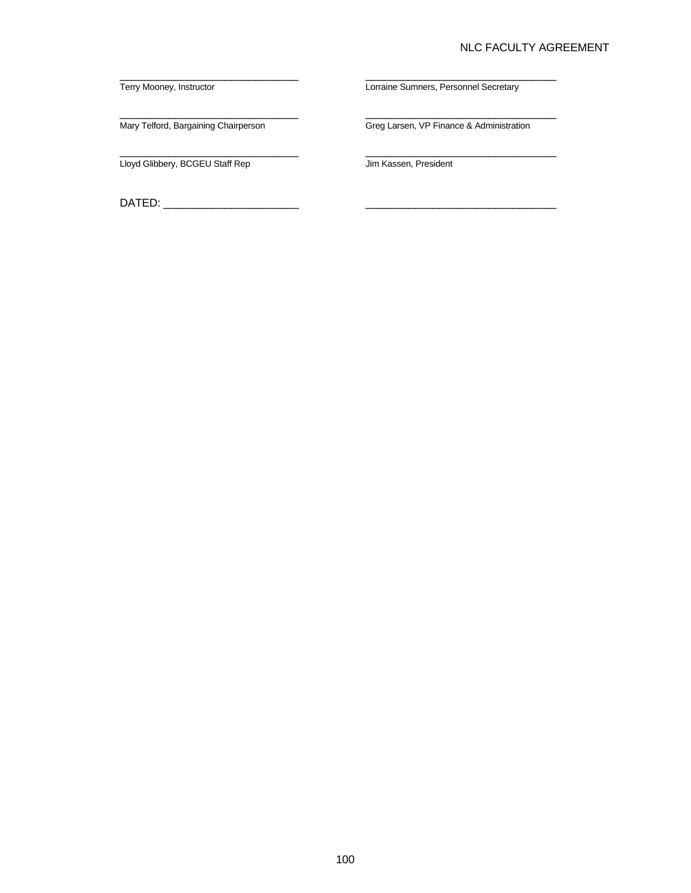| | |
|---|---|
| \_\_\_\_\_\_\_\_\_\_\_\_\_\_\_\_\_\_\_\_\_\_\_\_\_\_\_\_\_\_\_\_ | \_\_\_\_\_\_\_\_\_\_\_\_\_\_\_\_\_\_\_\_\_\_\_\_\_\_\_\_\_\_\_\_ |
| Terry Mooney, Instructor | Lorraine Sumners, Personnel Secretary |
| \_\_\_\_\_\_\_\_\_\_\_\_\_\_\_\_\_\_\_\_\_\_\_\_\_\_\_\_\_\_\_\_ | \_\_\_\_\_\_\_\_\_\_\_\_\_\_\_\_\_\_\_\_\_\_\_\_\_\_\_\_\_\_\_\_ |
| Mary Telford, Bargaining Chairperson | Greg Larsen, VP Finance & Administration |
| \_\_\_\_\_\_\_\_\_\_\_\_\_\_\_\_\_\_\_\_\_\_\_\_\_\_\_\_\_\_\_\_ | \_\_\_\_\_\_\_\_\_\_\_\_\_\_\_\_\_\_\_\_\_\_\_\_\_\_\_\_\_\_\_\_ |
| Lloyd Glibbery, BCGEU Staff Rep | Jim Kassen, President |
| DATED: \_\_\_\_\_\_\_\_\_\_\_\_\_\_\_\_\_\_\_\_\_\_ | \_\_\_\_\_\_\_\_\_\_\_\_\_\_\_\_\_\_\_\_\_\_\_\_\_\_\_\_\_\_\_\_ |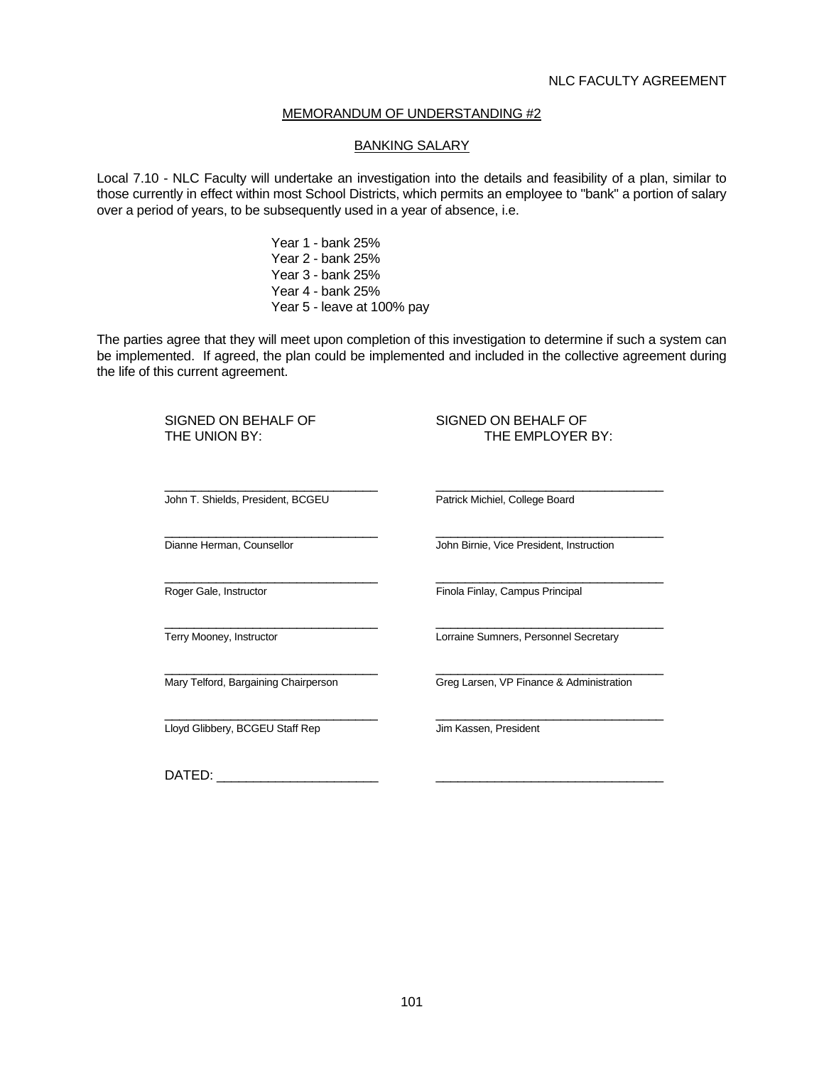## MEMORANDUM OF UNDERSTANDING #2

### BANKING SALARY

Local 7.10 - NLC Faculty will undertake an investigation into the details and feasibility of a plan, similar to those currently in effect within most School Districts, which permits an employee to "bank" a portion of salary over a period of years, to be subsequently used in a year of absence, i.e.

Year 1 - bank 25%
Year 2 - bank 25%
Year 3 - bank 25%
Year 4 - bank 25%
Year 5 - leave at 100% pay

The parties agree that they will meet upon completion of this investigation to determine if such a system can be implemented. If agreed, the plan could be implemented and included in the collective agreement during the life of this current agreement.

| SIGNED ON BEHALF OF THE UNION BY: | SIGNED ON BEHALF OF THE EMPLOYER BY: |
|---|---|
| John T. Shields, President, BCGEU | Patrick Michiel, College Board |
| Dianne Herman, Counsellor | John Birnie, Vice President, Instruction |
| Roger Gale, Instructor | Finola Finlay, Campus Principal |
| Terry Mooney, Instructor | Lorraine Sumners, Personnel Secretary |
| Mary Telford, Bargaining Chairperson | Greg Larsen, VP Finance & Administration |
| Lloyd Glibbery, BCGEU Staff Rep | Jim Kassen, President |
| DATED: ______________________ | ______________________ |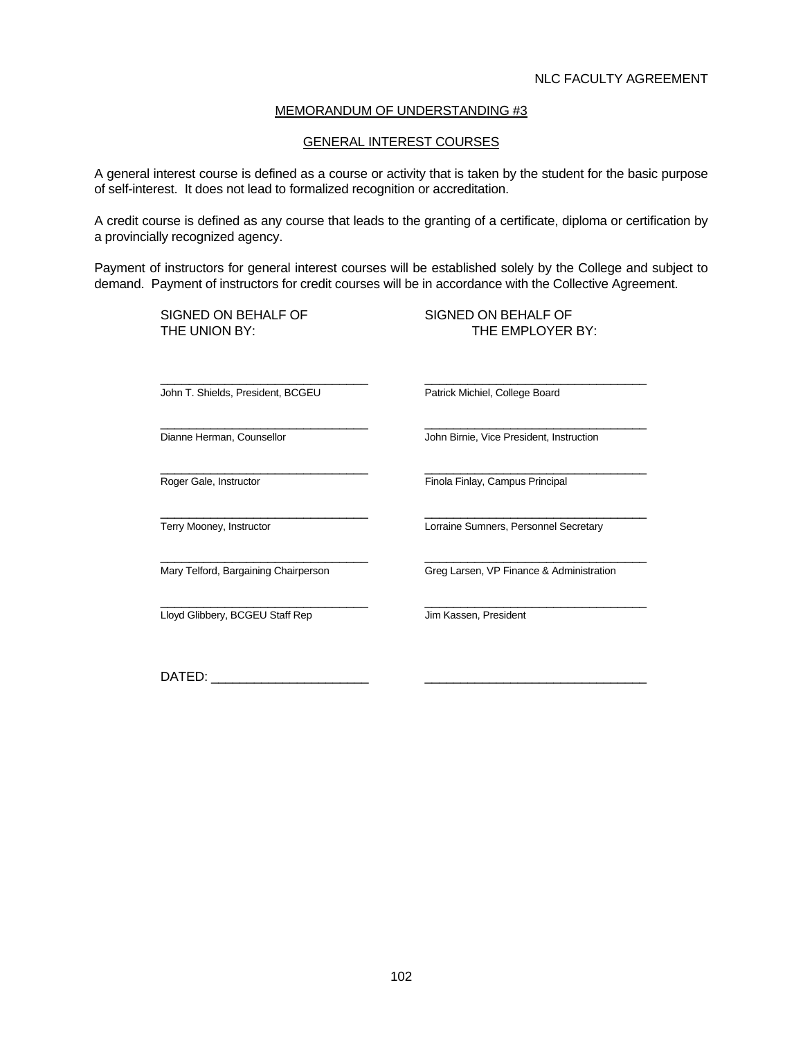## MEMORANDUM OF UNDERSTANDING #3

## GENERAL INTEREST COURSES

A general interest course is defined as a course or activity that is taken by the student for the basic purpose of self-interest. It does not lead to formalized recognition or accreditation.

A credit course is defined as any course that leads to the granting of a certificate, diploma or certification by a provincially recognized agency.

Payment of instructors for general interest courses will be established solely by the College and subject to demand. Payment of instructors for credit courses will be in accordance with the Collective Agreement.

| SIGNED ON BEHALF OF THE UNION BY: | SIGNED ON BEHALF OF THE EMPLOYER BY: |
|---|---|
| ______________________________ | ______________________________ |
| John T. Shields, President, BCGEU | Patrick Michiel, College Board |
| ______________________________ | ______________________________ |
| Dianne Herman, Counsellor | John Birnie, Vice President, Instruction |
| ______________________________ | ______________________________ |
| Roger Gale, Instructor | Finola Finlay, Campus Principal |
| ______________________________ | ______________________________ |
| Terry Mooney, Instructor | Lorraine Sumners, Personnel Secretary |
| ______________________________ | ______________________________ |
| Mary Telford, Bargaining Chairperson | Greg Larsen, VP Finance & Administration |
| ______________________________ | ______________________________ |
| Lloyd Glibbery, BCGEU Staff Rep | Jim Kassen, President |

DATED: ______________________ ______________________________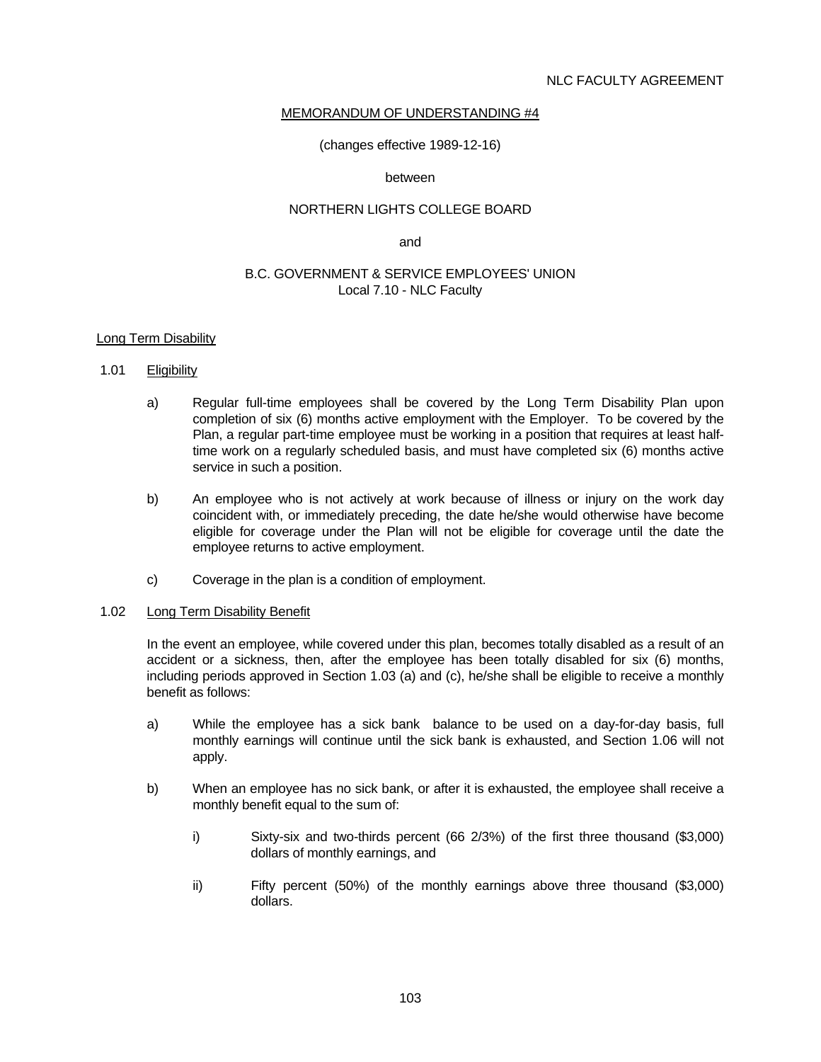MEMORANDUM OF UNDERSTANDING #4

(changes effective 1989-12-16)

between

NORTHERN LIGHTS COLLEGE BOARD

and

B.C. GOVERNMENT & SERVICE EMPLOYEES' UNION
Local 7.10 - NLC Faculty

## Long Term Disability

### 1.01 Eligibility

a) Regular full-time employees shall be covered by the Long Term Disability Plan upon completion of six (6) months active employment with the Employer. To be covered by the Plan, a regular part-time employee must be working in a position that requires at least half-time work on a regularly scheduled basis, and must have completed six (6) months active service in such a position.

b) An employee who is not actively at work because of illness or injury on the work day coincident with, or immediately preceding, the date he/she would otherwise have become eligible for coverage under the Plan will not be eligible for coverage until the date the employee returns to active employment.

c) Coverage in the plan is a condition of employment.

### 1.02 Long Term Disability Benefit

In the event an employee, while covered under this plan, becomes totally disabled as a result of an accident or a sickness, then, after the employee has been totally disabled for six (6) months, including periods approved in Section 1.03 (a) and (c), he/she shall be eligible to receive a monthly benefit as follows:

a) While the employee has a sick bank balance to be used on a day-for-day basis, full monthly earnings will continue until the sick bank is exhausted, and Section 1.06 will not apply.

b) When an employee has no sick bank, or after it is exhausted, the employee shall receive a monthly benefit equal to the sum of:

i) Sixty-six and two-thirds percent (66 2/3%) of the first three thousand ($3,000) dollars of monthly earnings, and

ii) Fifty percent (50%) of the monthly earnings above three thousand ($3,000) dollars.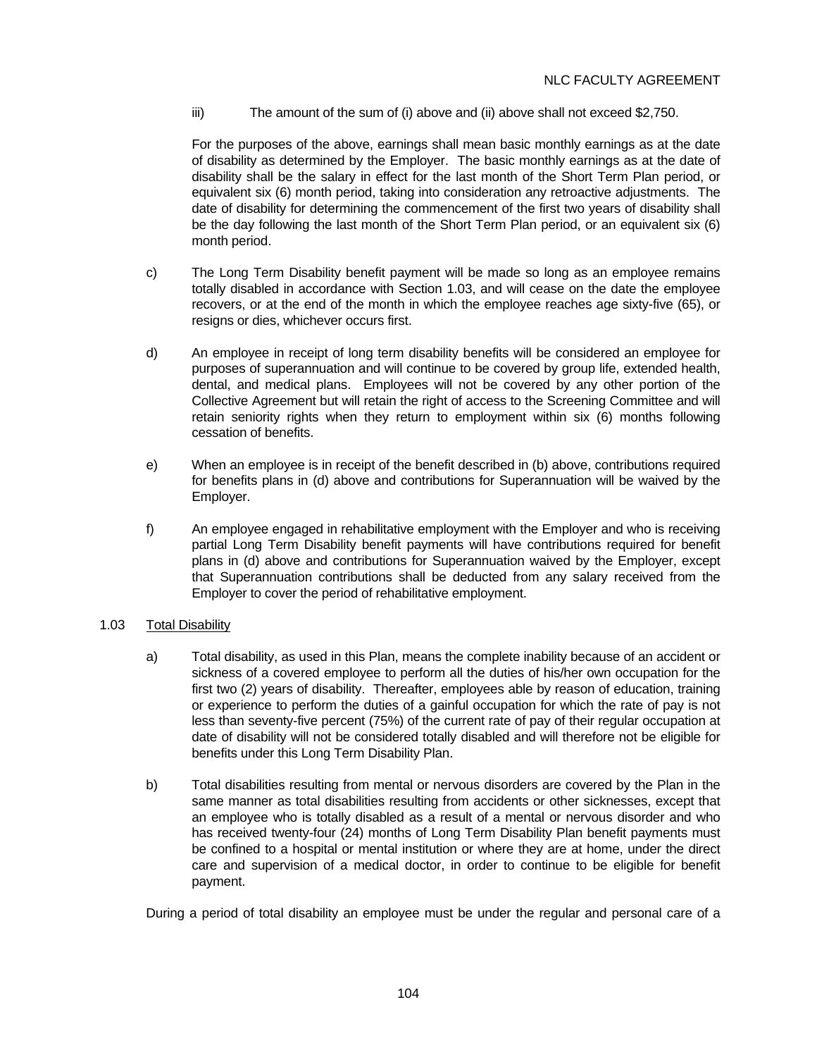iii) The amount of the sum of (i) above and (ii) above shall not exceed $2,750.

For the purposes of the above, earnings shall mean basic monthly earnings as at the date of disability as determined by the Employer. The basic monthly earnings as at the date of disability shall be the salary in effect for the last month of the Short Term Plan period, or equivalent six (6) month period, taking into consideration any retroactive adjustments. The date of disability for determining the commencement of the first two years of disability shall be the day following the last month of the Short Term Plan period, or an equivalent six (6) month period.

c) The Long Term Disability benefit payment will be made so long as an employee remains totally disabled in accordance with Section 1.03, and will cease on the date the employee recovers, or at the end of the month in which the employee reaches age sixty-five (65), or resigns or dies, whichever occurs first.

d) An employee in receipt of long term disability benefits will be considered an employee for purposes of superannuation and will continue to be covered by group life, extended health, dental, and medical plans. Employees will not be covered by any other portion of the Collective Agreement but will retain the right of access to the Screening Committee and will retain seniority rights when they return to employment within six (6) months following cessation of benefits.

e) When an employee is in receipt of the benefit described in (b) above, contributions required for benefits plans in (d) above and contributions for Superannuation will be waived by the Employer.

f) An employee engaged in rehabilitative employment with the Employer and who is receiving partial Long Term Disability benefit payments will have contributions required for benefit plans in (d) above and contributions for Superannuation waived by the Employer, except that Superannuation contributions shall be deducted from any salary received from the Employer to cover the period of rehabilitative employment.

1.03 Total Disability

a) Total disability, as used in this Plan, means the complete inability because of an accident or sickness of a covered employee to perform all the duties of his/her own occupation for the first two (2) years of disability. Thereafter, employees able by reason of education, training or experience to perform the duties of a gainful occupation for which the rate of pay is not less than seventy-five percent (75%) of the current rate of pay of their regular occupation at date of disability will not be considered totally disabled and will therefore not be eligible for benefits under this Long Term Disability Plan.

b) Total disabilities resulting from mental or nervous disorders are covered by the Plan in the same manner as total disabilities resulting from accidents or other sicknesses, except that an employee who is totally disabled as a result of a mental or nervous disorder and who has received twenty-four (24) months of Long Term Disability Plan benefit payments must be confined to a hospital or mental institution or where they are at home, under the direct care and supervision of a medical doctor, in order to continue to be eligible for benefit payment.

During a period of total disability an employee must be under the regular and personal care of a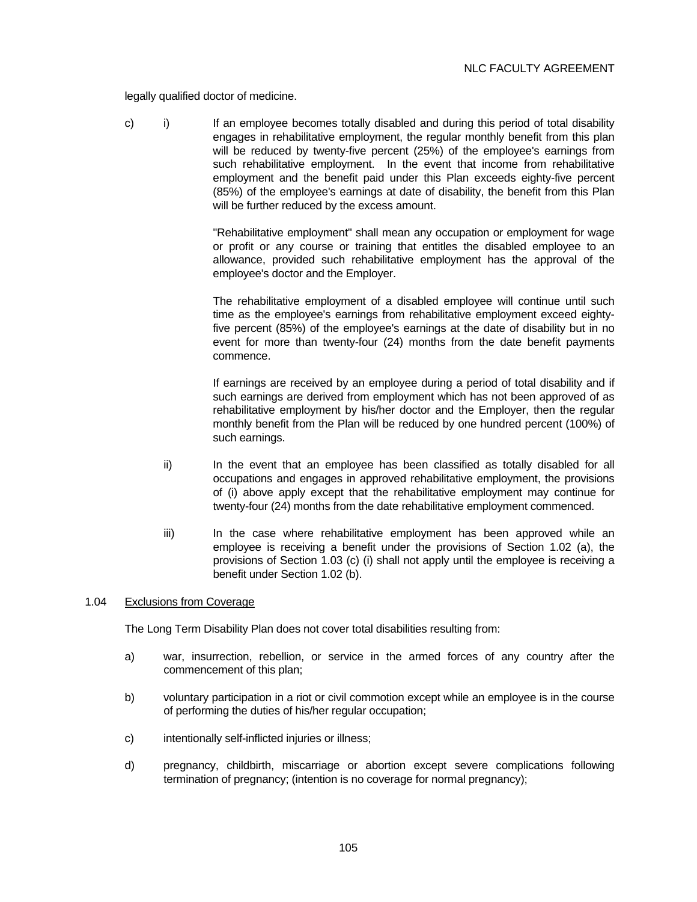legally qualified doctor of medicine.

c) i) If an employee becomes totally disabled and during this period of total disability engages in rehabilitative employment, the regular monthly benefit from this plan will be reduced by twenty-five percent (25%) of the employee's earnings from such rehabilitative employment. In the event that income from rehabilitative employment and the benefit paid under this Plan exceeds eighty-five percent (85%) of the employee's earnings at date of disability, the benefit from this Plan will be further reduced by the excess amount.

"Rehabilitative employment" shall mean any occupation or employment for wage or profit or any course or training that entitles the disabled employee to an allowance, provided such rehabilitative employment has the approval of the employee's doctor and the Employer.

The rehabilitative employment of a disabled employee will continue until such time as the employee's earnings from rehabilitative employment exceed eighty-five percent (85%) of the employee's earnings at the date of disability but in no event for more than twenty-four (24) months from the date benefit payments commence.

If earnings are received by an employee during a period of total disability and if such earnings are derived from employment which has not been approved of as rehabilitative employment by his/her doctor and the Employer, then the regular monthly benefit from the Plan will be reduced by one hundred percent (100%) of such earnings.

ii) In the event that an employee has been classified as totally disabled for all occupations and engages in approved rehabilitative employment, the provisions of (i) above apply except that the rehabilitative employment may continue for twenty-four (24) months from the date rehabilitative employment commenced.

iii) In the case where rehabilitative employment has been approved while an employee is receiving a benefit under the provisions of Section 1.02 (a), the provisions of Section 1.03 (c) (i) shall not apply until the employee is receiving a benefit under Section 1.02 (b).

1.04 Exclusions from Coverage

The Long Term Disability Plan does not cover total disabilities resulting from:

a) war, insurrection, rebellion, or service in the armed forces of any country after the commencement of this plan;

b) voluntary participation in a riot or civil commotion except while an employee is in the course of performing the duties of his/her regular occupation;

c) intentionally self-inflicted injuries or illness;

d) pregnancy, childbirth, miscarriage or abortion except severe complications following termination of pregnancy; (intention is no coverage for normal pregnancy);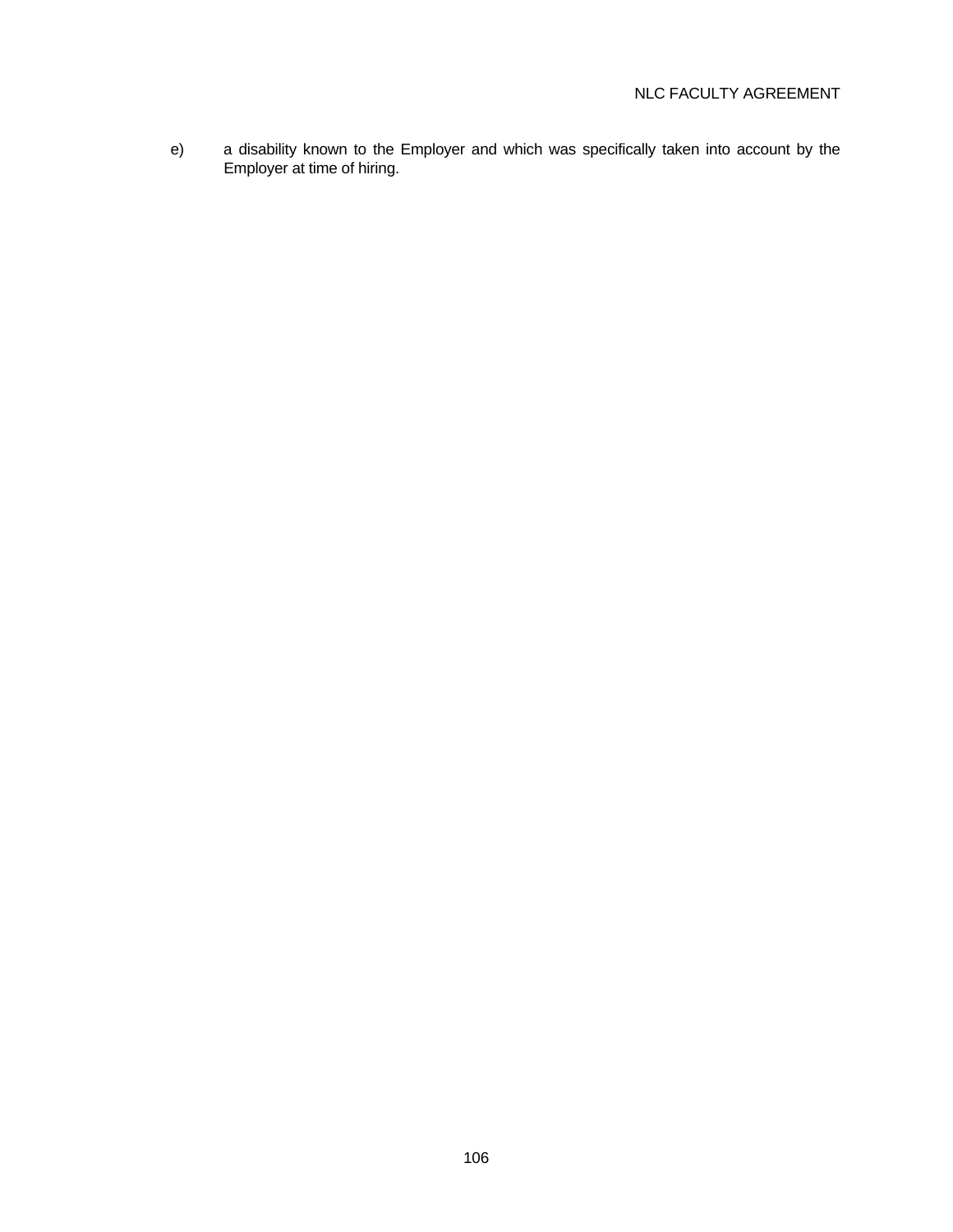e) a disability known to the Employer and which was specifically taken into account by the Employer at time of hiring.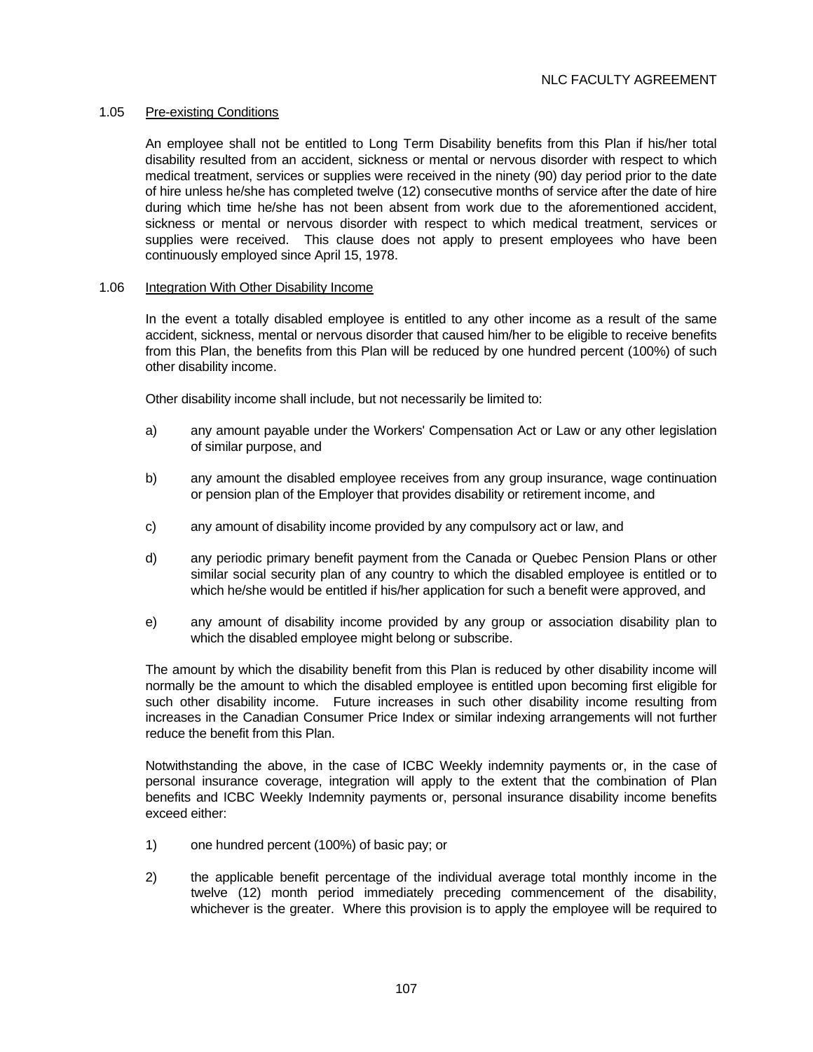### 1.05 Pre-existing Conditions

An employee shall not be entitled to Long Term Disability benefits from this Plan if his/her total disability resulted from an accident, sickness or mental or nervous disorder with respect to which medical treatment, services or supplies were received in the ninety (90) day period prior to the date of hire unless he/she has completed twelve (12) consecutive months of service after the date of hire during which time he/she has not been absent from work due to the aforementioned accident, sickness or mental or nervous disorder with respect to which medical treatment, services or supplies were received. This clause does not apply to present employees who have been continuously employed since April 15, 1978.

### 1.06 Integration With Other Disability Income

In the event a totally disabled employee is entitled to any other income as a result of the same accident, sickness, mental or nervous disorder that caused him/her to be eligible to receive benefits from this Plan, the benefits from this Plan will be reduced by one hundred percent (100%) of such other disability income.

Other disability income shall include, but not necessarily be limited to:

a) any amount payable under the Workers' Compensation Act or Law or any other legislation of similar purpose, and

b) any amount the disabled employee receives from any group insurance, wage continuation or pension plan of the Employer that provides disability or retirement income, and

c) any amount of disability income provided by any compulsory act or law, and

d) any periodic primary benefit payment from the Canada or Quebec Pension Plans or other similar social security plan of any country to which the disabled employee is entitled or to which he/she would be entitled if his/her application for such a benefit were approved, and

e) any amount of disability income provided by any group or association disability plan to which the disabled employee might belong or subscribe.

The amount by which the disability benefit from this Plan is reduced by other disability income will normally be the amount to which the disabled employee is entitled upon becoming first eligible for such other disability income. Future increases in such other disability income resulting from increases in the Canadian Consumer Price Index or similar indexing arrangements will not further reduce the benefit from this Plan.

Notwithstanding the above, in the case of ICBC Weekly indemnity payments or, in the case of personal insurance coverage, integration will apply to the extent that the combination of Plan benefits and ICBC Weekly Indemnity payments or, personal insurance disability income benefits exceed either:

1) one hundred percent (100%) of basic pay; or

2) the applicable benefit percentage of the individual average total monthly income in the twelve (12) month period immediately preceding commencement of the disability, whichever is the greater. Where this provision is to apply the employee will be required to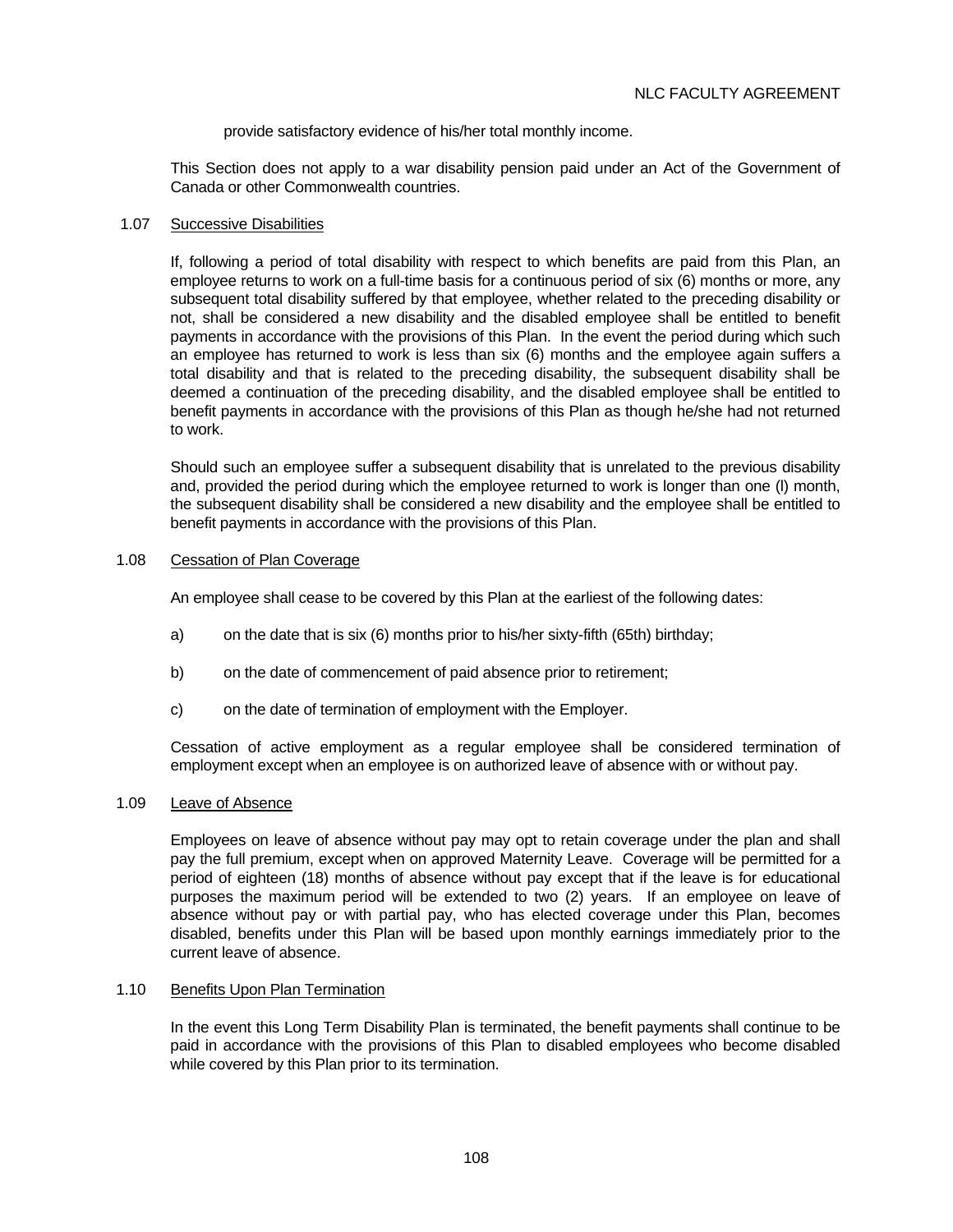provide satisfactory evidence of his/her total monthly income.

This Section does not apply to a war disability pension paid under an Act of the Government of Canada or other Commonwealth countries.

1.07 Successive Disabilities

If, following a period of total disability with respect to which benefits are paid from this Plan, an employee returns to work on a full-time basis for a continuous period of six (6) months or more, any subsequent total disability suffered by that employee, whether related to the preceding disability or not, shall be considered a new disability and the disabled employee shall be entitled to benefit payments in accordance with the provisions of this Plan. In the event the period during which such an employee has returned to work is less than six (6) months and the employee again suffers a total disability and that is related to the preceding disability, the subsequent disability shall be deemed a continuation of the preceding disability, and the disabled employee shall be entitled to benefit payments in accordance with the provisions of this Plan as though he/she had not returned to work.

Should such an employee suffer a subsequent disability that is unrelated to the previous disability and, provided the period during which the employee returned to work is longer than one (l) month, the subsequent disability shall be considered a new disability and the employee shall be entitled to benefit payments in accordance with the provisions of this Plan.

1.08 Cessation of Plan Coverage

An employee shall cease to be covered by this Plan at the earliest of the following dates:

a) on the date that is six (6) months prior to his/her sixty-fifth (65th) birthday;

b) on the date of commencement of paid absence prior to retirement;

c) on the date of termination of employment with the Employer.

Cessation of active employment as a regular employee shall be considered termination of employment except when an employee is on authorized leave of absence with or without pay.

1.09 Leave of Absence

Employees on leave of absence without pay may opt to retain coverage under the plan and shall pay the full premium, except when on approved Maternity Leave. Coverage will be permitted for a period of eighteen (18) months of absence without pay except that if the leave is for educational purposes the maximum period will be extended to two (2) years. If an employee on leave of absence without pay or with partial pay, who has elected coverage under this Plan, becomes disabled, benefits under this Plan will be based upon monthly earnings immediately prior to the current leave of absence.

1.10 Benefits Upon Plan Termination

In the event this Long Term Disability Plan is terminated, the benefit payments shall continue to be paid in accordance with the provisions of this Plan to disabled employees who become disabled while covered by this Plan prior to its termination.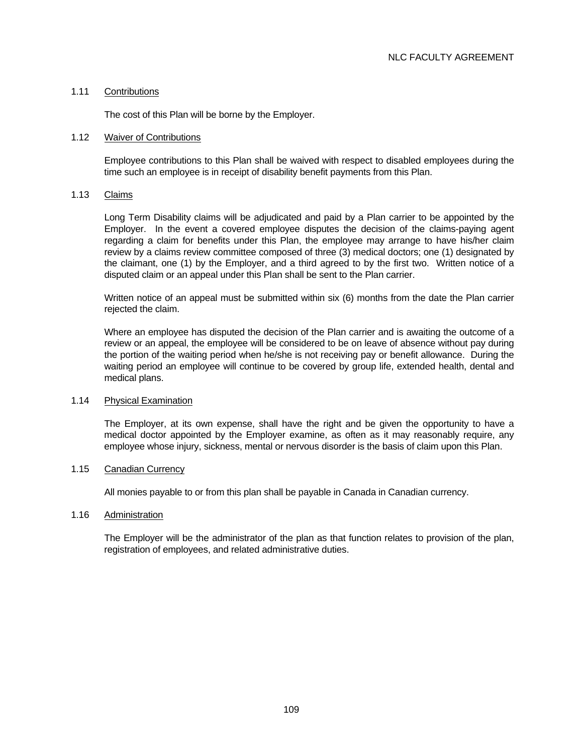1.11 Contributions

The cost of this Plan will be borne by the Employer.

1.12 Waiver of Contributions

Employee contributions to this Plan shall be waived with respect to disabled employees during the time such an employee is in receipt of disability benefit payments from this Plan.

1.13 Claims

Long Term Disability claims will be adjudicated and paid by a Plan carrier to be appointed by the Employer. In the event a covered employee disputes the decision of the claims-paying agent regarding a claim for benefits under this Plan, the employee may arrange to have his/her claim review by a claims review committee composed of three (3) medical doctors; one (1) designated by the claimant, one (1) by the Employer, and a third agreed to by the first two. Written notice of a disputed claim or an appeal under this Plan shall be sent to the Plan carrier.

Written notice of an appeal must be submitted within six (6) months from the date the Plan carrier rejected the claim.

Where an employee has disputed the decision of the Plan carrier and is awaiting the outcome of a review or an appeal, the employee will be considered to be on leave of absence without pay during the portion of the waiting period when he/she is not receiving pay or benefit allowance. During the waiting period an employee will continue to be covered by group life, extended health, dental and medical plans.

1.14 Physical Examination

The Employer, at its own expense, shall have the right and be given the opportunity to have a medical doctor appointed by the Employer examine, as often as it may reasonably require, any employee whose injury, sickness, mental or nervous disorder is the basis of claim upon this Plan.

1.15 Canadian Currency

All monies payable to or from this plan shall be payable in Canada in Canadian currency.

1.16 Administration

The Employer will be the administrator of the plan as that function relates to provision of the plan, registration of employees, and related administrative duties.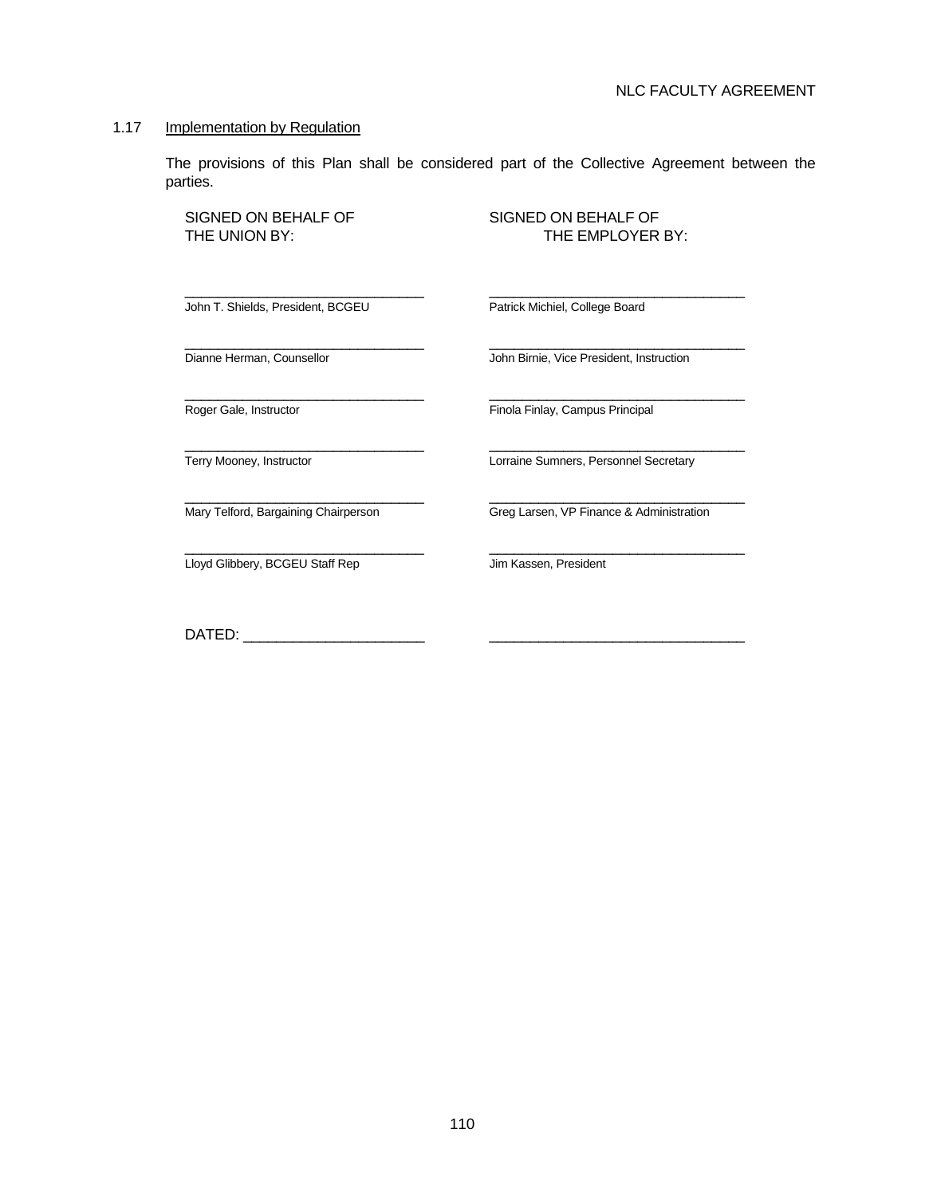### 1.17 Implementation by Regulation

The provisions of this Plan shall be considered part of the Collective Agreement between the parties.

| SIGNED ON BEHALF OF THE UNION BY: | SIGNED ON BEHALF OF THE EMPLOYER BY: |
|---|---|
| ______________________________ John T. Shields, President, BCGEU | ______________________________ Patrick Michiel, College Board |
| ______________________________ Dianne Herman, Counsellor | ______________________________ John Birnie, Vice President, Instruction |
| ______________________________ Roger Gale, Instructor | ______________________________ Finola Finlay, Campus Principal |
| ______________________________ Terry Mooney, Instructor | ______________________________ Lorraine Sumners, Personnel Secretary |
| ______________________________ Mary Telford, Bargaining Chairperson | ______________________________ Greg Larsen, VP Finance & Administration |
| ______________________________ Lloyd Glibbery, BCGEU Staff Rep | ______________________________ Jim Kassen, President |
| DATED: ______________________ | ______________________________ |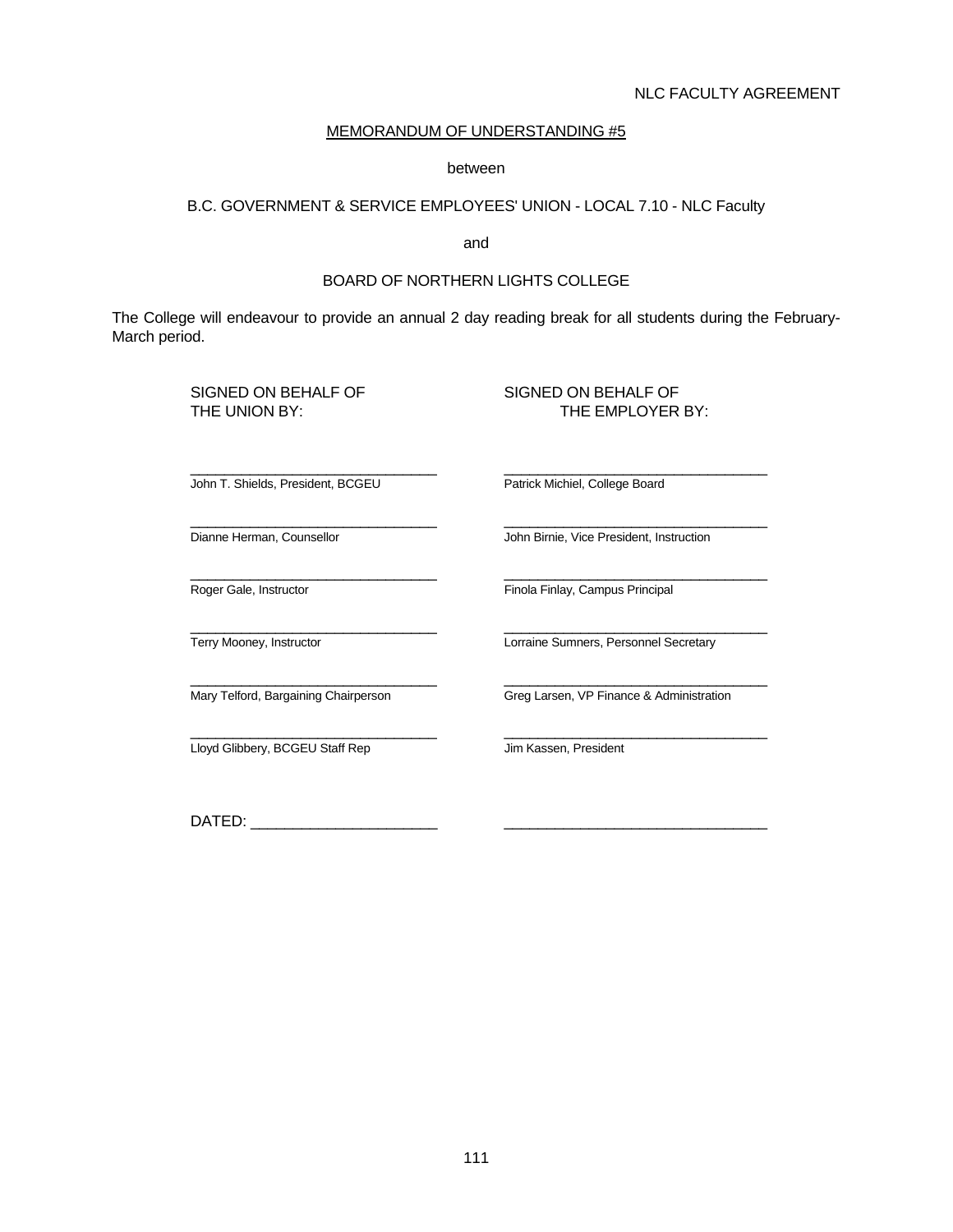## MEMORANDUM OF UNDERSTANDING #5

between

B.C. GOVERNMENT & SERVICE EMPLOYEES' UNION - LOCAL 7.10 - NLC Faculty

and

BOARD OF NORTHERN LIGHTS COLLEGE

The College will endeavour to provide an annual 2 day reading break for all students during the February-March period.

| SIGNED ON BEHALF OF THE UNION BY: | SIGNED ON BEHALF OF THE EMPLOYER BY: |
|---|---|
| John T. Shields, President, BCGEU | Patrick Michiel, College Board |
| Dianne Herman, Counsellor | John Birnie, Vice President, Instruction |
| Roger Gale, Instructor | Finola Finlay, Campus Principal |
| Terry Mooney, Instructor | Lorraine Sumners, Personnel Secretary |
| Mary Telford, Bargaining Chairperson | Greg Larsen, VP Finance & Administration |
| Lloyd Glibbery, BCGEU Staff Rep | Jim Kassen, President |

DATED: ______________________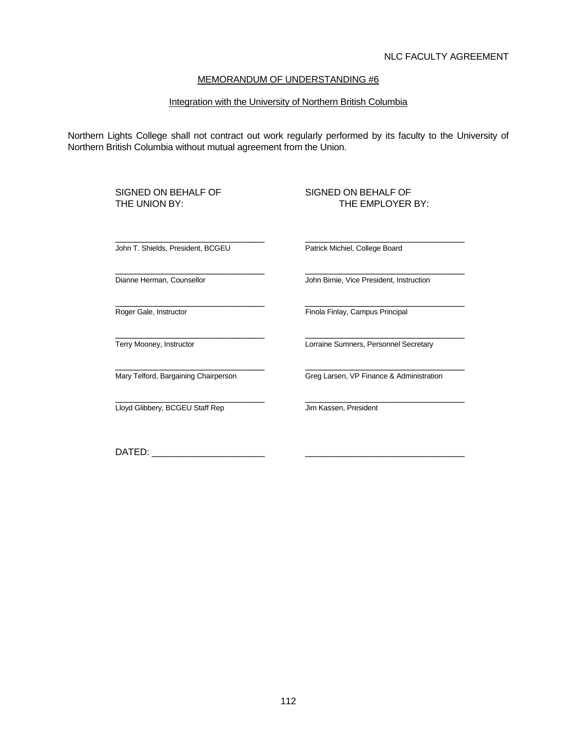## MEMORANDUM OF UNDERSTANDING #6

### Integration with the University of Northern British Columbia

Northern Lights College shall not contract out work regularly performed by its faculty to the University of Northern British Columbia without mutual agreement from the Union.

| SIGNED ON BEHALF OF THE UNION BY: | SIGNED ON BEHALF OF THE EMPLOYER BY: |
|---|---|
| ______________________________ | ______________________________ |
| John T. Shields, President, BCGEU | Patrick Michiel, College Board |
| ______________________________ | ______________________________ |
| Dianne Herman, Counsellor | John Birnie, Vice President, Instruction |
| ______________________________ | ______________________________ |
| Roger Gale, Instructor | Finola Finlay, Campus Principal |
| ______________________________ | ______________________________ |
| Terry Mooney, Instructor | Lorraine Sumners, Personnel Secretary |
| ______________________________ | ______________________________ |
| Mary Telford, Bargaining Chairperson | Greg Larsen, VP Finance & Administration |
| ______________________________ | ______________________________ |
| Lloyd Glibbery, BCGEU Staff Rep | Jim Kassen, President |

DATED: ______________________ ______________________________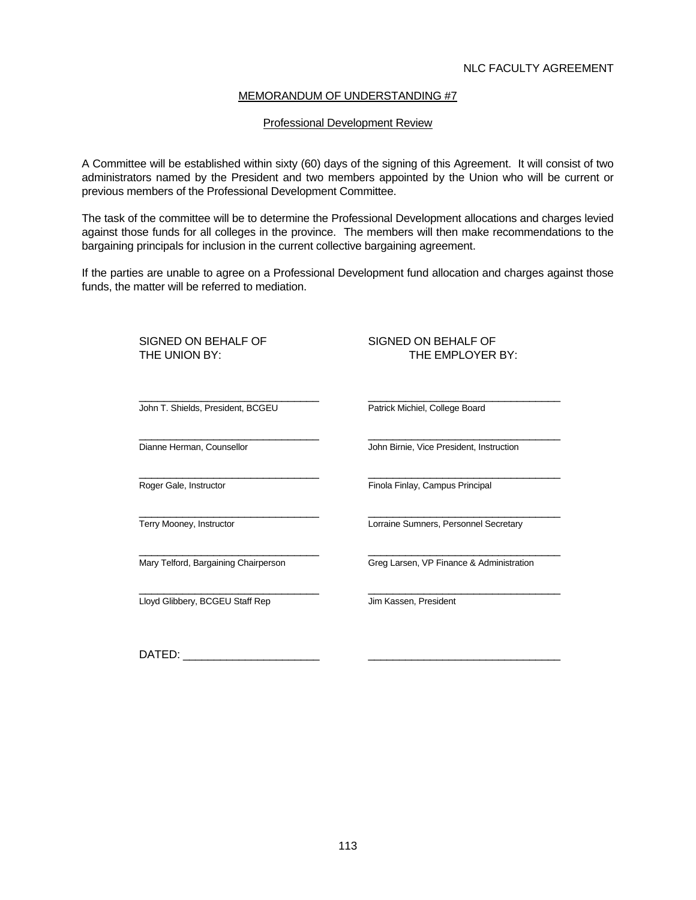## MEMORANDUM OF UNDERSTANDING #7

### Professional Development Review

A Committee will be established within sixty (60) days of the signing of this Agreement. It will consist of two administrators named by the President and two members appointed by the Union who will be current or previous members of the Professional Development Committee.

The task of the committee will be to determine the Professional Development allocations and charges levied against those funds for all colleges in the province. The members will then make recommendations to the bargaining principals for inclusion in the current collective bargaining agreement.

If the parties are unable to agree on a Professional Development fund allocation and charges against those funds, the matter will be referred to mediation.

| SIGNED ON BEHALF OF THE UNION BY: | SIGNED ON BEHALF OF THE EMPLOYER BY: |
|---|---|
| _______________________________ John T. Shields, President, BCGEU | _______________________________ Patrick Michiel, College Board |
| _______________________________ Dianne Herman, Counsellor | _______________________________ John Birnie, Vice President, Instruction |
| _______________________________ Roger Gale, Instructor | _______________________________ Finola Finlay, Campus Principal |
| _______________________________ Terry Mooney, Instructor | _______________________________ Lorraine Sumners, Personnel Secretary |
| _______________________________ Mary Telford, Bargaining Chairperson | _______________________________ Greg Larsen, VP Finance & Administration |
| _______________________________ Lloyd Glibbery, BCGEU Staff Rep | _______________________________ Jim Kassen, President |

DATED: ______________________ _______________________________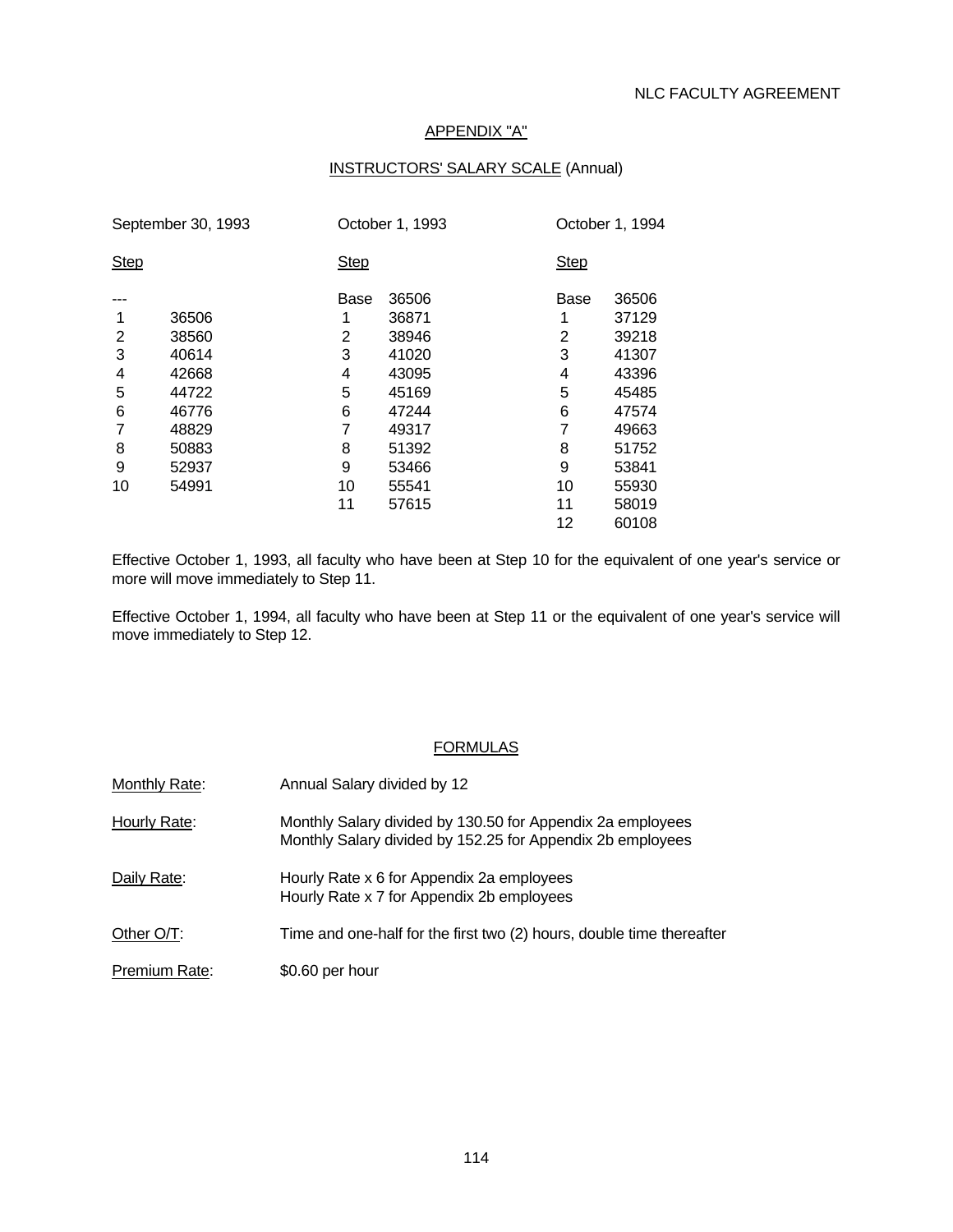NLC FACULTY AGREEMENT

## APPENDIX "A"

### INSTRUCTORS' SALARY SCALE (Annual)

| September 30, 1993 | | October 1, 1993 | | October 1, 1994 | |
|---|---|---|---|---|---|
| Step | | Step | | Step | |
| --- | | Base | 36506 | Base | 36506 |
| 1 | 36506 | 1 | 36871 | 1 | 37129 |
| 2 | 38560 | 2 | 38946 | 2 | 39218 |
| 3 | 40614 | 3 | 41020 | 3 | 41307 |
| 4 | 42668 | 4 | 43095 | 4 | 43396 |
| 5 | 44722 | 5 | 45169 | 5 | 45485 |
| 6 | 46776 | 6 | 47244 | 6 | 47574 |
| 7 | 48829 | 7 | 49317 | 7 | 49663 |
| 8 | 50883 | 8 | 51392 | 8 | 51752 |
| 9 | 52937 | 9 | 53466 | 9 | 53841 |
| 10 | 54991 | 10 | 55541 | 10 | 55930 |
| | | 11 | 57615 | 11 | 58019 |
| | | | | 12 | 60108 |

Effective October 1, 1993, all faculty who have been at Step 10 for the equivalent of one year's service or more will move immediately to Step 11.

Effective October 1, 1994, all faculty who have been at Step 11 or the equivalent of one year's service will move immediately to Step 12.

### FORMULAS

| | |
|---|---|
| Monthly Rate: | Annual Salary divided by 12 |
| Hourly Rate: | Monthly Salary divided by 130.50 for Appendix 2a employees<br>Monthly Salary divided by 152.25 for Appendix 2b employees |
| Daily Rate: | Hourly Rate x 6 for Appendix 2a employees<br>Hourly Rate x 7 for Appendix 2b employees |
| Other O/T: | Time and one-half for the first two (2) hours, double time thereafter |
| Premium Rate: | $0.60 per hour |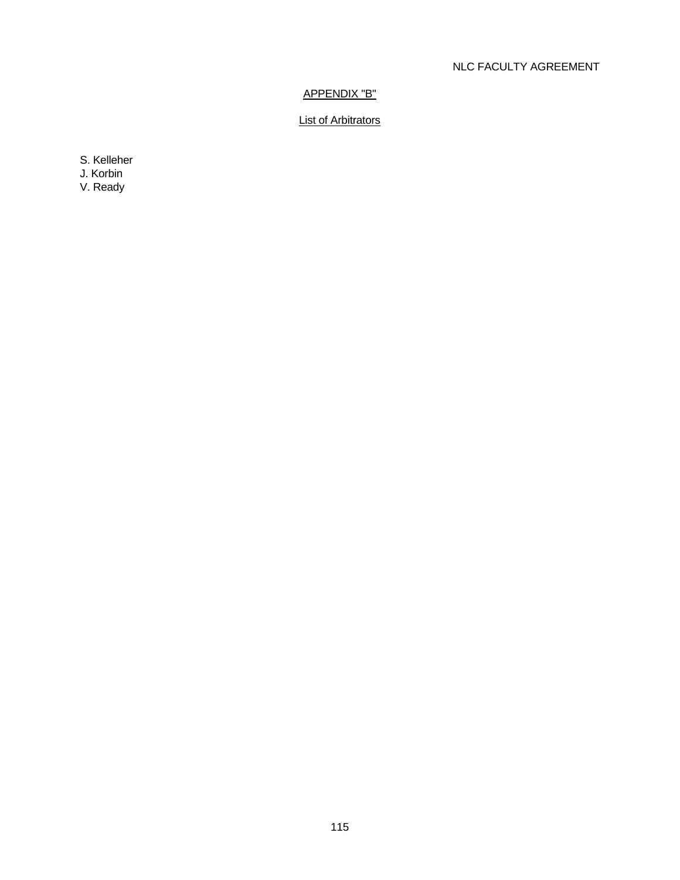## APPENDIX "B"

### List of Arbitrators

S. Kelleher
J. Korbin
V. Ready